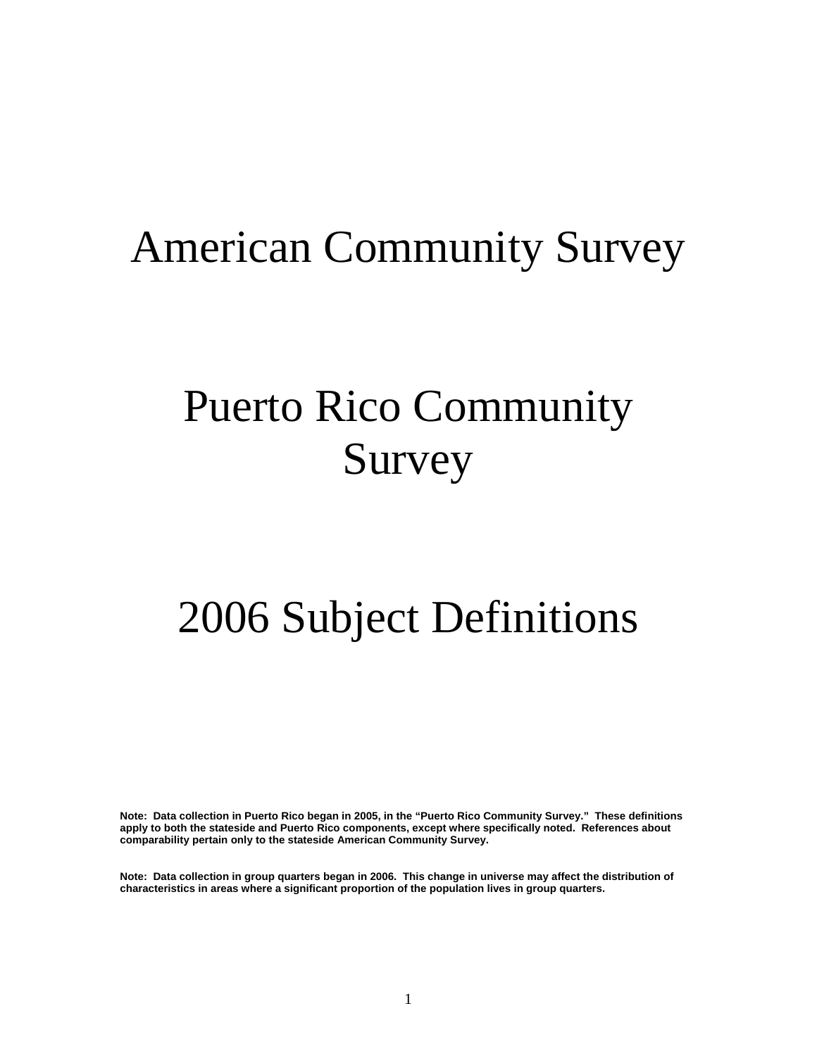# American Community Survey

# Puerto Rico Community Survey

# 2006 Subject Definitions

**Note: Data collection in Puerto Rico began in 2005, in the "Puerto Rico Community Survey." These definitions apply to both the stateside and Puerto Rico components, except where specifically noted. References about comparability pertain only to the stateside American Community Survey.**

**Note: Data collection in group quarters began in 2006. This change in universe may affect the distribution of characteristics in areas where a significant proportion of the population lives in group quarters.**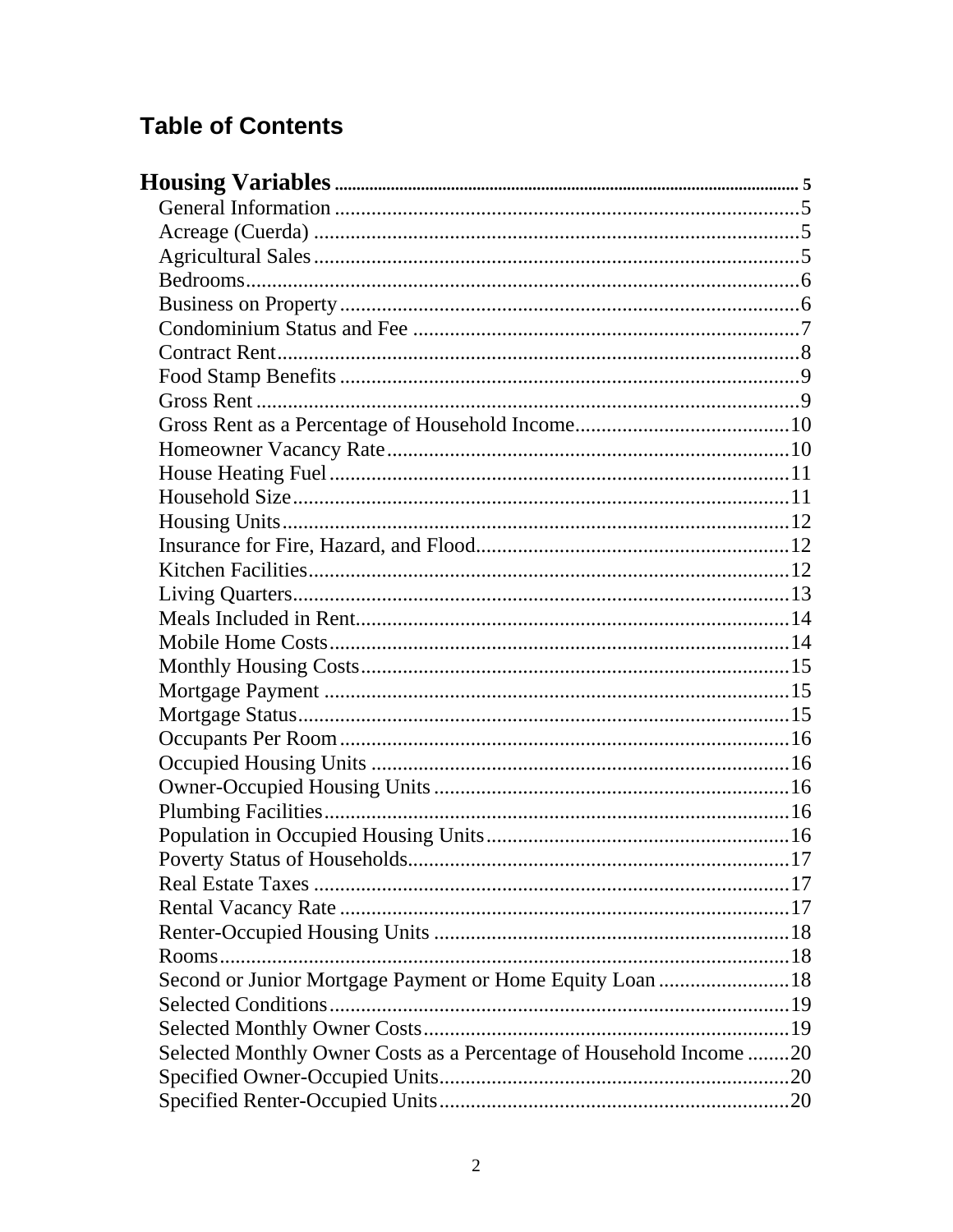# Table of Contents

**Housing Variables** ........................................................................................................ 5

- General Information ........................................................................................5
- Acreage (Cuerda) ............................................................................................5
- Agricultural Sales............................................................................................5
- Bedrooms.........................................................................................................6
- Business on Property.......................................................................................6
- Condominium Status and Fee .........................................................................7
- Contract Rent...................................................................................................8
- Food Stamp Benefits .......................................................................................9
- Gross Rent .......................................................................................................9
- Gross Rent as a Percentage of Household Income.........................................10
- Homeowner Vacancy Rate............................................................................10
- House Heating Fuel.......................................................................................11
- Household Size..............................................................................................11
- Housing Units................................................................................................12
- Insurance for Fire, Hazard, and Flood............................................................12
- Kitchen Facilities...........................................................................................12
- Living Quarters..............................................................................................13
- Meals Included in Rent..................................................................................14
- Mobile Home Costs.......................................................................................14
- Monthly Housing Costs.................................................................................15
- Mortgage Payment ........................................................................................15
- Mortgage Status.............................................................................................15
- Occupants Per Room.....................................................................................16
- Occupied Housing Units ...............................................................................16
- Owner-Occupied Housing Units ...................................................................16
- Plumbing Facilities........................................................................................16
- Population in Occupied Housing Units.........................................................16
- Poverty Status of Households........................................................................17
- Real Estate Taxes ..........................................................................................17
- Rental Vacancy Rate .....................................................................................17
- Renter-Occupied Housing Units ...................................................................18
- Rooms............................................................................................................18
- Second or Junior Mortgage Payment or Home Equity Loan .........................18
- Selected Conditions.......................................................................................19
- Selected Monthly Owner Costs.....................................................................19
- Selected Monthly Owner Costs as a Percentage of Household Income ........20
- Specified Owner-Occupied Units..................................................................20
- Specified Renter-Occupied Units..................................................................20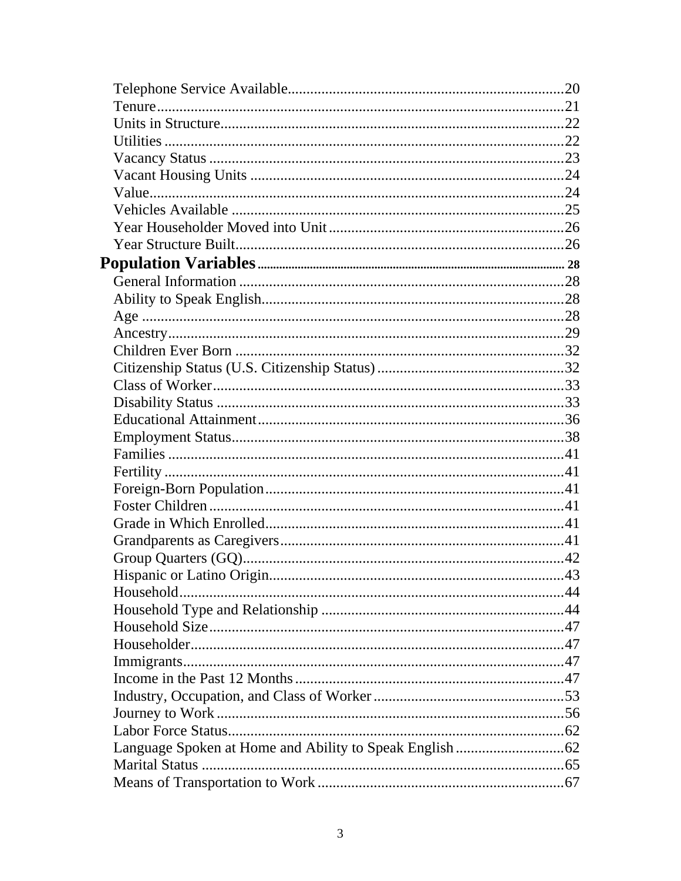Telephone Service Available........................................................................20
Tenure..........................................................................................................21
Units in Structure.........................................................................................22
Utilities .........................................................................................................22
Vacancy Status .............................................................................................23
Vacant Housing Units ..................................................................................24
Value.............................................................................................................24
Vehicles Available ........................................................................................25
Year Householder Moved into Unit..............................................................26
Year Structure Built......................................................................................26

**Population Variables** ........................................................................................ 28

General Information .....................................................................................28
Ability to Speak English...............................................................................28
Age ...............................................................................................................28
Ancestry........................................................................................................29
Children Ever Born ......................................................................................32
Citizenship Status (U.S. Citizenship Status) .................................................32
Class of Worker............................................................................................33
Disability Status ...........................................................................................33
Educational Attainment................................................................................36
Employment Status.......................................................................................38
Families ........................................................................................................41
Fertility .........................................................................................................41
Foreign-Born Population..............................................................................41
Foster Children .............................................................................................41
Grade in Which Enrolled..............................................................................41
Grandparents as Caregivers..........................................................................41
Group Quarters (GQ)....................................................................................42
Hispanic or Latino Origin.............................................................................43
Household.....................................................................................................44
Household Type and Relationship ...............................................................44
Household Size.............................................................................................47
Householder..................................................................................................47
Immigrants....................................................................................................47
Income in the Past 12 Months ......................................................................47
Industry, Occupation, and Class of Worker..................................................53
Journey to Work ...........................................................................................56
Labor Force Status........................................................................................62
Language Spoken at Home and Ability to Speak English............................62
Marital Status ...............................................................................................65
Means of Transportation to Work ................................................................67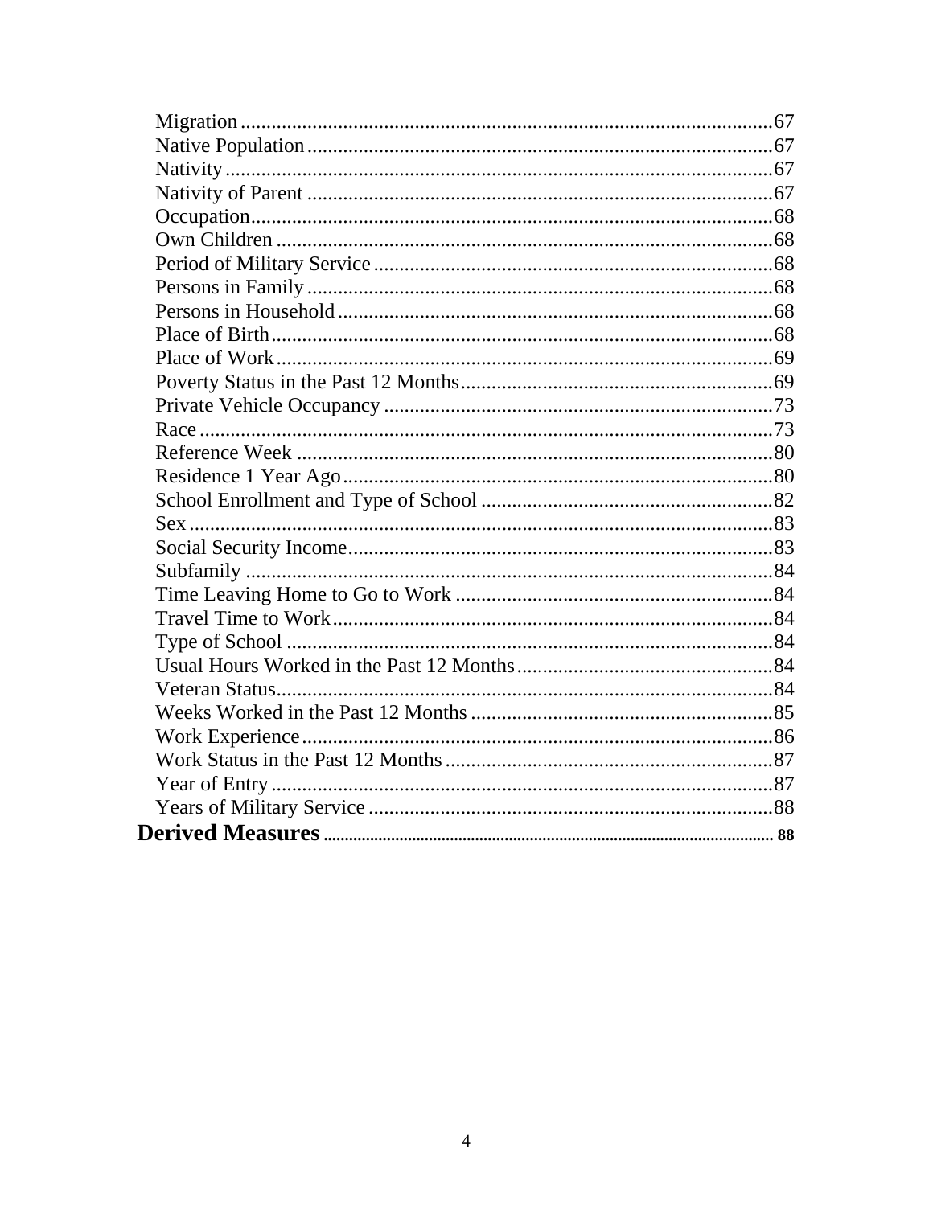Migration ........................................................................................................67
Native Population ............................................................................................67
Nativity ..........................................................................................................67
Nativity of Parent ...........................................................................................67
Occupation......................................................................................................68
Own Children ..................................................................................................68
Period of Military Service ...............................................................................68
Persons in Family ............................................................................................68
Persons in Household ......................................................................................68
Place of Birth...................................................................................................68
Place of Work ..................................................................................................69
Poverty Status in the Past 12 Months..............................................................69
Private Vehicle Occupancy .............................................................................73
Race .................................................................................................................73
Reference Week ..............................................................................................80
Residence 1 Year Ago.....................................................................................80
School Enrollment and Type of School ..........................................................82
Sex ...................................................................................................................83
Social Security Income....................................................................................83
Subfamily ........................................................................................................84
Time Leaving Home to Go to Work ...............................................................84
Travel Time to Work .......................................................................................84
Type of School ................................................................................................84
Usual Hours Worked in the Past 12 Months...................................................84
Veteran Status..................................................................................................84
Weeks Worked in the Past 12 Months ............................................................85
Work Experience .............................................................................................86
Work Status in the Past 12 Months .................................................................87
Year of Entry ...................................................................................................87
Years of Military Service ................................................................................88

**Derived Measures** ........................................................................................ **88**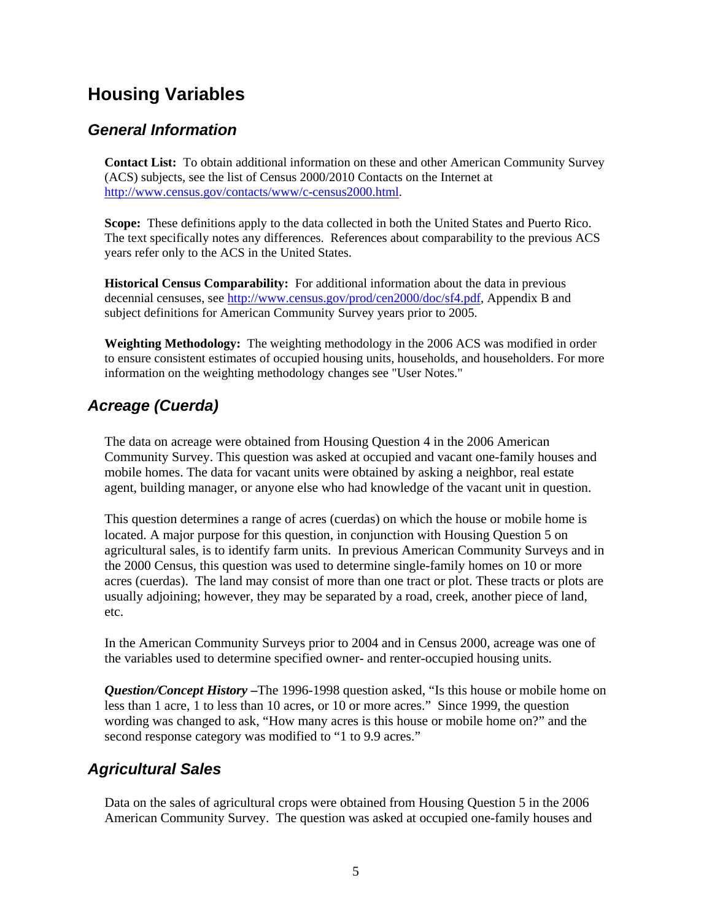# Housing Variables

## General Information

**Contact List:** To obtain additional information on these and other American Community Survey (ACS) subjects, see the list of Census 2000/2010 Contacts on the Internet at http://www.census.gov/contacts/www/c-census2000.html.

**Scope:** These definitions apply to the data collected in both the United States and Puerto Rico. The text specifically notes any differences. References about comparability to the previous ACS years refer only to the ACS in the United States.

**Historical Census Comparability:** For additional information about the data in previous decennial censuses, see http://www.census.gov/prod/cen2000/doc/sf4.pdf, Appendix B and subject definitions for American Community Survey years prior to 2005.

**Weighting Methodology:** The weighting methodology in the 2006 ACS was modified in order to ensure consistent estimates of occupied housing units, households, and householders. For more information on the weighting methodology changes see "User Notes."

## Acreage (Cuerda)

The data on acreage were obtained from Housing Question 4 in the 2006 American Community Survey. This question was asked at occupied and vacant one-family houses and mobile homes. The data for vacant units were obtained by asking a neighbor, real estate agent, building manager, or anyone else who had knowledge of the vacant unit in question.

This question determines a range of acres (cuerdas) on which the house or mobile home is located. A major purpose for this question, in conjunction with Housing Question 5 on agricultural sales, is to identify farm units. In previous American Community Surveys and in the 2000 Census, this question was used to determine single-family homes on 10 or more acres (cuerdas). The land may consist of more than one tract or plot. These tracts or plots are usually adjoining; however, they may be separated by a road, creek, another piece of land, etc.

In the American Community Surveys prior to 2004 and in Census 2000, acreage was one of the variables used to determine specified owner- and renter-occupied housing units.

***Question/Concept History*** **–**The 1996-1998 question asked, "Is this house or mobile home on less than 1 acre, 1 to less than 10 acres, or 10 or more acres." Since 1999, the question wording was changed to ask, "How many acres is this house or mobile home on?" and the second response category was modified to "1 to 9.9 acres."

## Agricultural Sales

Data on the sales of agricultural crops were obtained from Housing Question 5 in the 2006 American Community Survey. The question was asked at occupied one-family houses and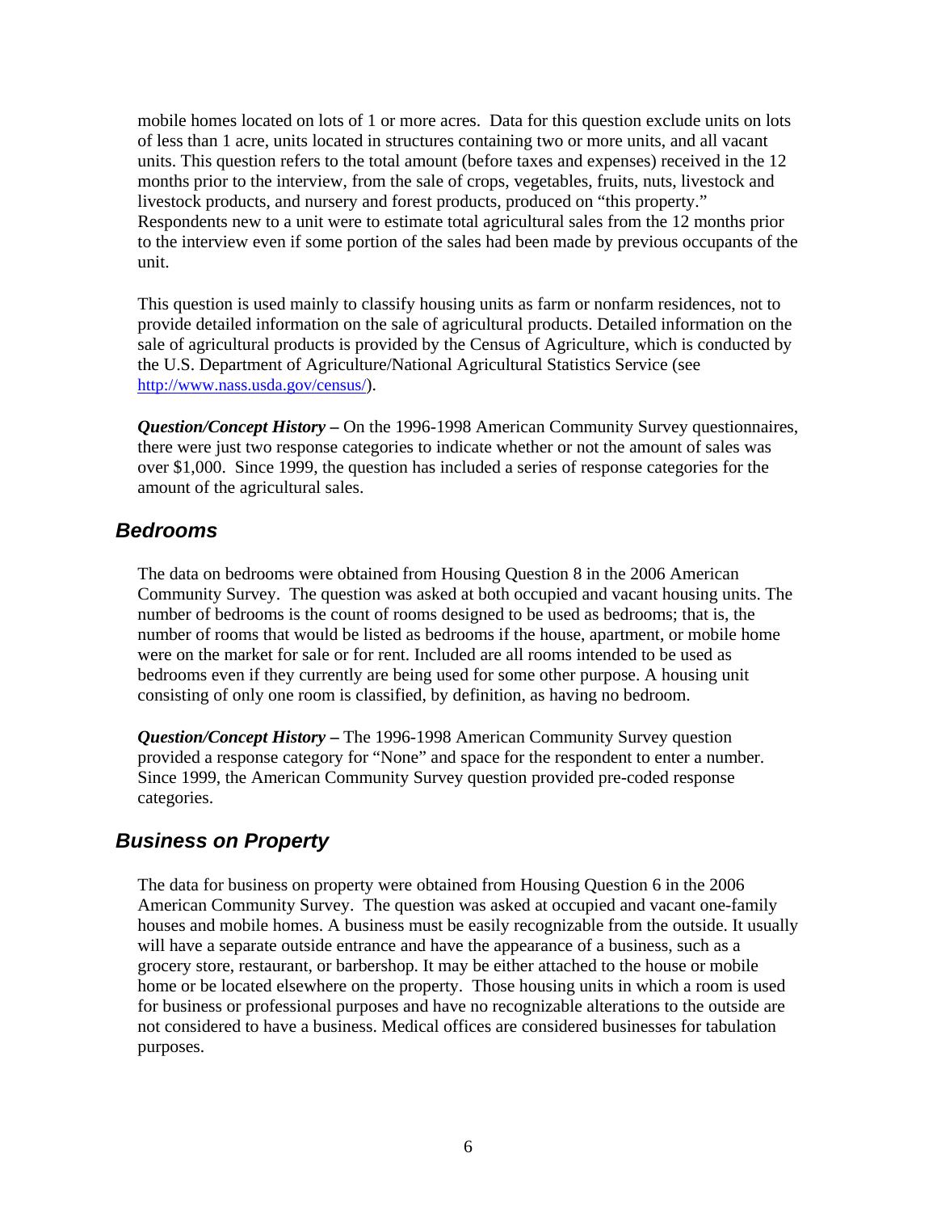mobile homes located on lots of 1 or more acres. Data for this question exclude units on lots of less than 1 acre, units located in structures containing two or more units, and all vacant units. This question refers to the total amount (before taxes and expenses) received in the 12 months prior to the interview, from the sale of crops, vegetables, fruits, nuts, livestock and livestock products, and nursery and forest products, produced on "this property." Respondents new to a unit were to estimate total agricultural sales from the 12 months prior to the interview even if some portion of the sales had been made by previous occupants of the unit.

This question is used mainly to classify housing units as farm or nonfarm residences, not to provide detailed information on the sale of agricultural products. Detailed information on the sale of agricultural products is provided by the Census of Agriculture, which is conducted by the U.S. Department of Agriculture/National Agricultural Statistics Service (see http://www.nass.usda.gov/census/).

***Question/Concept History –*** On the 1996-1998 American Community Survey questionnaires, there were just two response categories to indicate whether or not the amount of sales was over $1,000. Since 1999, the question has included a series of response categories for the amount of the agricultural sales.

## *Bedrooms*

The data on bedrooms were obtained from Housing Question 8 in the 2006 American Community Survey. The question was asked at both occupied and vacant housing units. The number of bedrooms is the count of rooms designed to be used as bedrooms; that is, the number of rooms that would be listed as bedrooms if the house, apartment, or mobile home were on the market for sale or for rent. Included are all rooms intended to be used as bedrooms even if they currently are being used for some other purpose. A housing unit consisting of only one room is classified, by definition, as having no bedroom.

***Question/Concept History –*** The 1996-1998 American Community Survey question provided a response category for "None" and space for the respondent to enter a number. Since 1999, the American Community Survey question provided pre-coded response categories.

## *Business on Property*

The data for business on property were obtained from Housing Question 6 in the 2006 American Community Survey. The question was asked at occupied and vacant one-family houses and mobile homes. A business must be easily recognizable from the outside. It usually will have a separate outside entrance and have the appearance of a business, such as a grocery store, restaurant, or barbershop. It may be either attached to the house or mobile home or be located elsewhere on the property. Those housing units in which a room is used for business or professional purposes and have no recognizable alterations to the outside are not considered to have a business. Medical offices are considered businesses for tabulation purposes.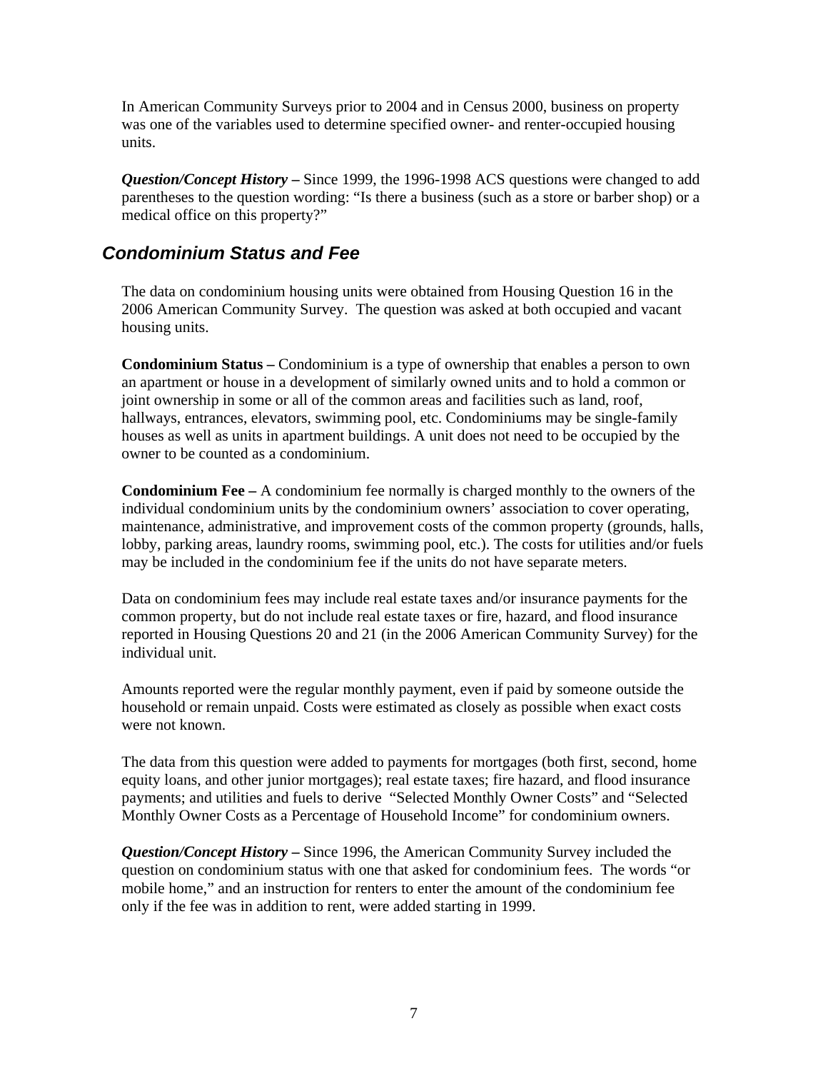In American Community Surveys prior to 2004 and in Census 2000, business on property was one of the variables used to determine specified owner- and renter-occupied housing units.

***Question/Concept History –*** Since 1999, the 1996-1998 ACS questions were changed to add parentheses to the question wording: "Is there a business (such as a store or barber shop) or a medical office on this property?"

## *Condominium Status and Fee*

The data on condominium housing units were obtained from Housing Question 16 in the 2006 American Community Survey. The question was asked at both occupied and vacant housing units.

**Condominium Status –** Condominium is a type of ownership that enables a person to own an apartment or house in a development of similarly owned units and to hold a common or joint ownership in some or all of the common areas and facilities such as land, roof, hallways, entrances, elevators, swimming pool, etc. Condominiums may be single-family houses as well as units in apartment buildings. A unit does not need to be occupied by the owner to be counted as a condominium.

**Condominium Fee –** A condominium fee normally is charged monthly to the owners of the individual condominium units by the condominium owners' association to cover operating, maintenance, administrative, and improvement costs of the common property (grounds, halls, lobby, parking areas, laundry rooms, swimming pool, etc.). The costs for utilities and/or fuels may be included in the condominium fee if the units do not have separate meters.

Data on condominium fees may include real estate taxes and/or insurance payments for the common property, but do not include real estate taxes or fire, hazard, and flood insurance reported in Housing Questions 20 and 21 (in the 2006 American Community Survey) for the individual unit.

Amounts reported were the regular monthly payment, even if paid by someone outside the household or remain unpaid. Costs were estimated as closely as possible when exact costs were not known.

The data from this question were added to payments for mortgages (both first, second, home equity loans, and other junior mortgages); real estate taxes; fire hazard, and flood insurance payments; and utilities and fuels to derive "Selected Monthly Owner Costs" and "Selected Monthly Owner Costs as a Percentage of Household Income" for condominium owners.

***Question/Concept History –*** Since 1996, the American Community Survey included the question on condominium status with one that asked for condominium fees. The words "or mobile home," and an instruction for renters to enter the amount of the condominium fee only if the fee was in addition to rent, were added starting in 1999.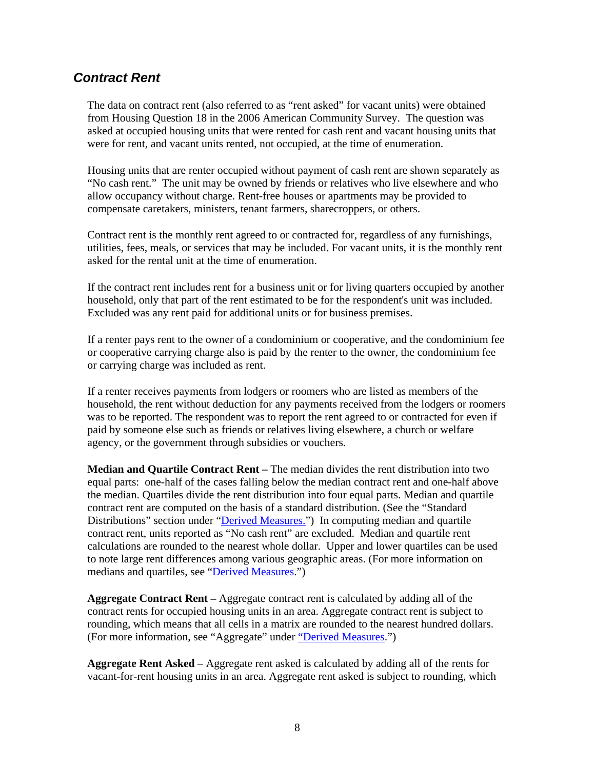### *Contract Rent*

The data on contract rent (also referred to as "rent asked" for vacant units) were obtained from Housing Question 18 in the 2006 American Community Survey. The question was asked at occupied housing units that were rented for cash rent and vacant housing units that were for rent, and vacant units rented, not occupied, at the time of enumeration.

Housing units that are renter occupied without payment of cash rent are shown separately as "No cash rent." The unit may be owned by friends or relatives who live elsewhere and who allow occupancy without charge. Rent-free houses or apartments may be provided to compensate caretakers, ministers, tenant farmers, sharecroppers, or others.

Contract rent is the monthly rent agreed to or contracted for, regardless of any furnishings, utilities, fees, meals, or services that may be included. For vacant units, it is the monthly rent asked for the rental unit at the time of enumeration.

If the contract rent includes rent for a business unit or for living quarters occupied by another household, only that part of the rent estimated to be for the respondent's unit was included. Excluded was any rent paid for additional units or for business premises.

If a renter pays rent to the owner of a condominium or cooperative, and the condominium fee or cooperative carrying charge also is paid by the renter to the owner, the condominium fee or carrying charge was included as rent.

If a renter receives payments from lodgers or roomers who are listed as members of the household, the rent without deduction for any payments received from the lodgers or roomers was to be reported. The respondent was to report the rent agreed to or contracted for even if paid by someone else such as friends or relatives living elsewhere, a church or welfare agency, or the government through subsidies or vouchers.

**Median and Quartile Contract Rent –** The median divides the rent distribution into two equal parts: one-half of the cases falling below the median contract rent and one-half above the median. Quartiles divide the rent distribution into four equal parts. Median and quartile contract rent are computed on the basis of a standard distribution. (See the "Standard Distributions" section under "Derived Measures.") In computing median and quartile contract rent, units reported as "No cash rent" are excluded. Median and quartile rent calculations are rounded to the nearest whole dollar. Upper and lower quartiles can be used to note large rent differences among various geographic areas. (For more information on medians and quartiles, see "Derived Measures.")

**Aggregate Contract Rent –** Aggregate contract rent is calculated by adding all of the contract rents for occupied housing units in an area. Aggregate contract rent is subject to rounding, which means that all cells in a matrix are rounded to the nearest hundred dollars. (For more information, see "Aggregate" under "Derived Measures.")

**Aggregate Rent Asked** – Aggregate rent asked is calculated by adding all of the rents for vacant-for-rent housing units in an area. Aggregate rent asked is subject to rounding, which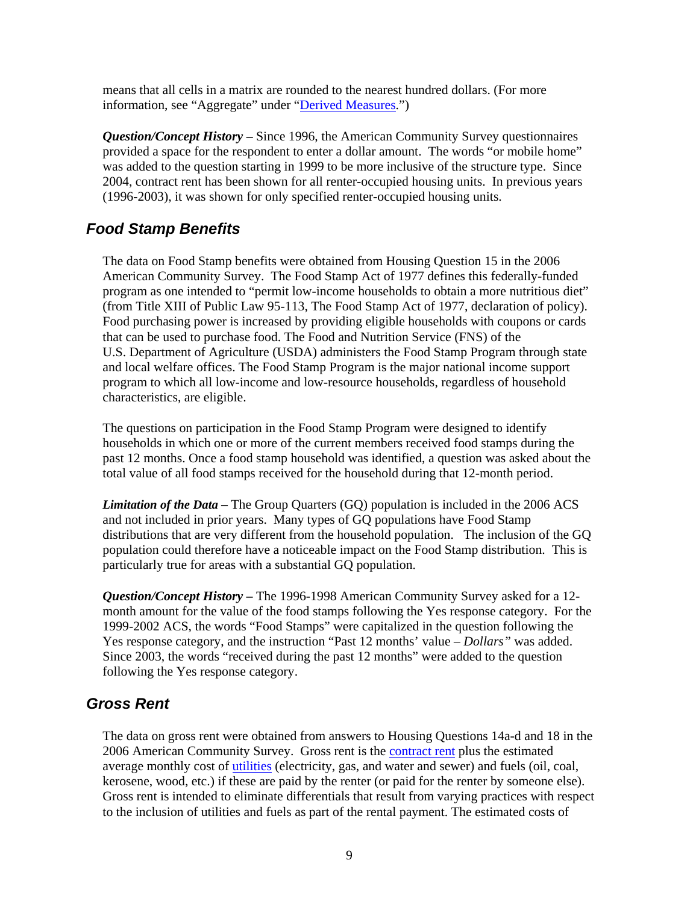means that all cells in a matrix are rounded to the nearest hundred dollars. (For more information, see "Aggregate" under "Derived Measures.")

***Question/Concept History –*** Since 1996, the American Community Survey questionnaires provided a space for the respondent to enter a dollar amount. The words "or mobile home" was added to the question starting in 1999 to be more inclusive of the structure type. Since 2004, contract rent has been shown for all renter-occupied housing units. In previous years (1996-2003), it was shown for only specified renter-occupied housing units.

## *Food Stamp Benefits*

The data on Food Stamp benefits were obtained from Housing Question 15 in the 2006 American Community Survey. The Food Stamp Act of 1977 defines this federally-funded program as one intended to "permit low-income households to obtain a more nutritious diet" (from Title XIII of Public Law 95-113, The Food Stamp Act of 1977, declaration of policy). Food purchasing power is increased by providing eligible households with coupons or cards that can be used to purchase food. The Food and Nutrition Service (FNS) of the U.S. Department of Agriculture (USDA) administers the Food Stamp Program through state and local welfare offices. The Food Stamp Program is the major national income support program to which all low-income and low-resource households, regardless of household characteristics, are eligible.

The questions on participation in the Food Stamp Program were designed to identify households in which one or more of the current members received food stamps during the past 12 months. Once a food stamp household was identified, a question was asked about the total value of all food stamps received for the household during that 12-month period.

***Limitation of the Data –*** The Group Quarters (GQ) population is included in the 2006 ACS and not included in prior years. Many types of GQ populations have Food Stamp distributions that are very different from the household population. The inclusion of the GQ population could therefore have a noticeable impact on the Food Stamp distribution. This is particularly true for areas with a substantial GQ population.

***Question/Concept History –*** The 1996-1998 American Community Survey asked for a 12-month amount for the value of the food stamps following the Yes response category. For the 1999-2002 ACS, the words "Food Stamps" were capitalized in the question following the Yes response category, and the instruction "Past 12 months' value – *Dollars"* was added. Since 2003, the words "received during the past 12 months" were added to the question following the Yes response category.

## *Gross Rent*

The data on gross rent were obtained from answers to Housing Questions 14a-d and 18 in the 2006 American Community Survey. Gross rent is the contract rent plus the estimated average monthly cost of utilities (electricity, gas, and water and sewer) and fuels (oil, coal, kerosene, wood, etc.) if these are paid by the renter (or paid for the renter by someone else). Gross rent is intended to eliminate differentials that result from varying practices with respect to the inclusion of utilities and fuels as part of the rental payment. The estimated costs of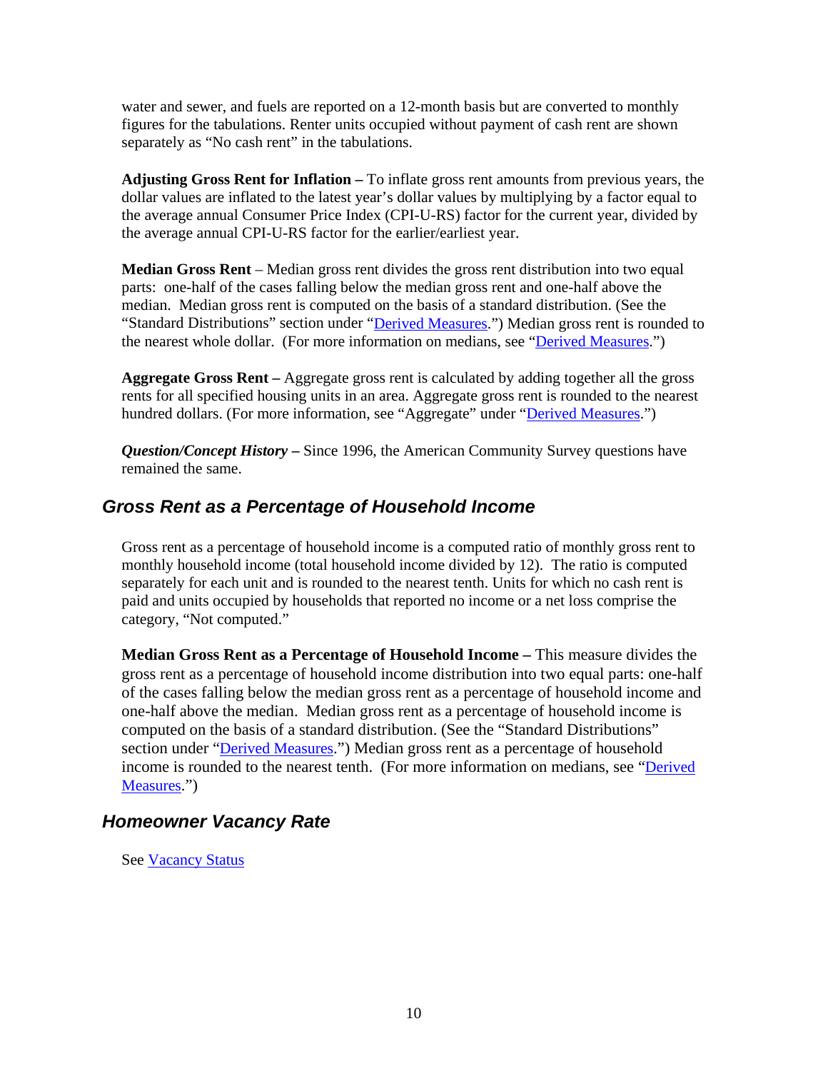water and sewer, and fuels are reported on a 12-month basis but are converted to monthly figures for the tabulations. Renter units occupied without payment of cash rent are shown separately as "No cash rent" in the tabulations.

**Adjusting Gross Rent for Inflation –** To inflate gross rent amounts from previous years, the dollar values are inflated to the latest year's dollar values by multiplying by a factor equal to the average annual Consumer Price Index (CPI-U-RS) factor for the current year, divided by the average annual CPI-U-RS factor for the earlier/earliest year.

**Median Gross Rent** – Median gross rent divides the gross rent distribution into two equal parts: one-half of the cases falling below the median gross rent and one-half above the median. Median gross rent is computed on the basis of a standard distribution. (See the "Standard Distributions" section under "Derived Measures.") Median gross rent is rounded to the nearest whole dollar. (For more information on medians, see "Derived Measures.")

**Aggregate Gross Rent –** Aggregate gross rent is calculated by adding together all the gross rents for all specified housing units in an area. Aggregate gross rent is rounded to the nearest hundred dollars. (For more information, see "Aggregate" under "Derived Measures.")

***Question/Concept History* –** Since 1996, the American Community Survey questions have remained the same.

## *Gross Rent as a Percentage of Household Income*

Gross rent as a percentage of household income is a computed ratio of monthly gross rent to monthly household income (total household income divided by 12). The ratio is computed separately for each unit and is rounded to the nearest tenth. Units for which no cash rent is paid and units occupied by households that reported no income or a net loss comprise the category, "Not computed."

**Median Gross Rent as a Percentage of Household Income –** This measure divides the gross rent as a percentage of household income distribution into two equal parts: one-half of the cases falling below the median gross rent as a percentage of household income and one-half above the median. Median gross rent as a percentage of household income is computed on the basis of a standard distribution. (See the "Standard Distributions" section under "Derived Measures.") Median gross rent as a percentage of household income is rounded to the nearest tenth. (For more information on medians, see "Derived Measures.")

## *Homeowner Vacancy Rate*

See Vacancy Status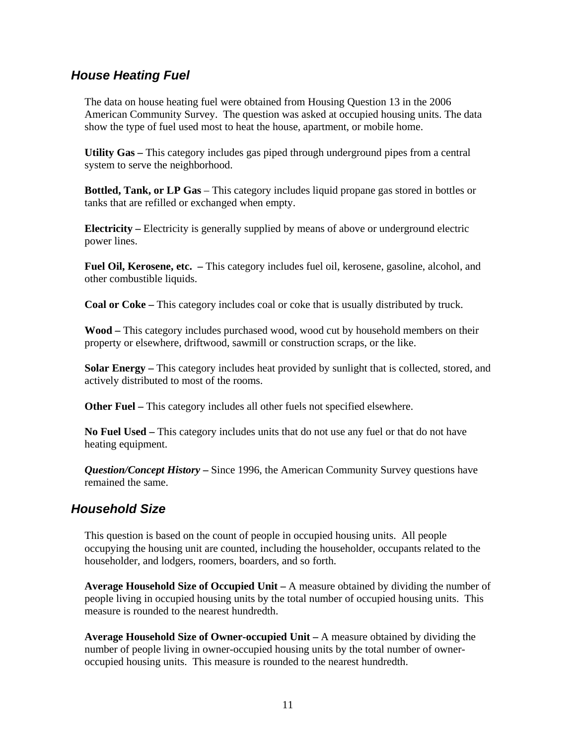## *House Heating Fuel*

The data on house heating fuel were obtained from Housing Question 13 in the 2006 American Community Survey. The question was asked at occupied housing units. The data show the type of fuel used most to heat the house, apartment, or mobile home.

**Utility Gas –** This category includes gas piped through underground pipes from a central system to serve the neighborhood.

**Bottled, Tank, or LP Gas** – This category includes liquid propane gas stored in bottles or tanks that are refilled or exchanged when empty.

**Electricity –** Electricity is generally supplied by means of above or underground electric power lines.

**Fuel Oil, Kerosene, etc. –** This category includes fuel oil, kerosene, gasoline, alcohol, and other combustible liquids.

**Coal or Coke –** This category includes coal or coke that is usually distributed by truck.

**Wood –** This category includes purchased wood, wood cut by household members on their property or elsewhere, driftwood, sawmill or construction scraps, or the like.

**Solar Energy –** This category includes heat provided by sunlight that is collected, stored, and actively distributed to most of the rooms.

**Other Fuel –** This category includes all other fuels not specified elsewhere.

**No Fuel Used –** This category includes units that do not use any fuel or that do not have heating equipment.

***Question/Concept History* –** Since 1996, the American Community Survey questions have remained the same.

## *Household Size*

This question is based on the count of people in occupied housing units. All people occupying the housing unit are counted, including the householder, occupants related to the householder, and lodgers, roomers, boarders, and so forth.

**Average Household Size of Occupied Unit –** A measure obtained by dividing the number of people living in occupied housing units by the total number of occupied housing units. This measure is rounded to the nearest hundredth.

**Average Household Size of Owner-occupied Unit –** A measure obtained by dividing the number of people living in owner-occupied housing units by the total number of owner-occupied housing units. This measure is rounded to the nearest hundredth.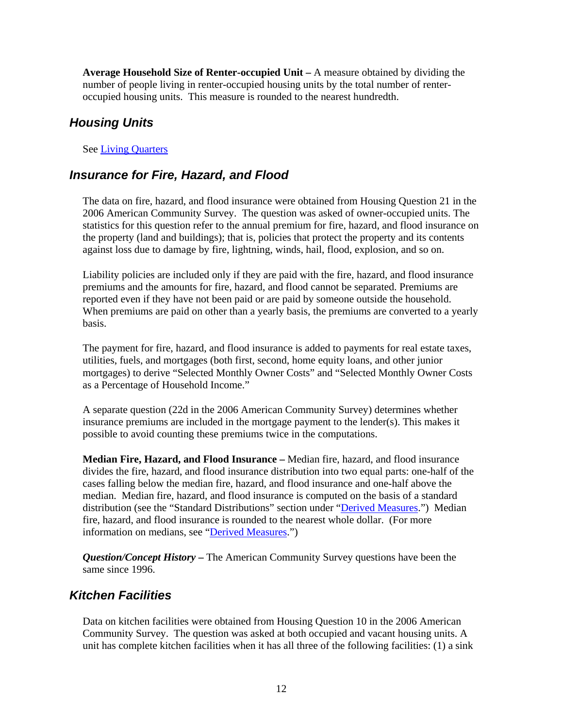**Average Household Size of Renter-occupied Unit –** A measure obtained by dividing the number of people living in renter-occupied housing units by the total number of renter-occupied housing units. This measure is rounded to the nearest hundredth.

## *Housing Units*

See Living Quarters

## *Insurance for Fire, Hazard, and Flood*

The data on fire, hazard, and flood insurance were obtained from Housing Question 21 in the 2006 American Community Survey. The question was asked of owner-occupied units. The statistics for this question refer to the annual premium for fire, hazard, and flood insurance on the property (land and buildings); that is, policies that protect the property and its contents against loss due to damage by fire, lightning, winds, hail, flood, explosion, and so on.

Liability policies are included only if they are paid with the fire, hazard, and flood insurance premiums and the amounts for fire, hazard, and flood cannot be separated. Premiums are reported even if they have not been paid or are paid by someone outside the household. When premiums are paid on other than a yearly basis, the premiums are converted to a yearly basis.

The payment for fire, hazard, and flood insurance is added to payments for real estate taxes, utilities, fuels, and mortgages (both first, second, home equity loans, and other junior mortgages) to derive "Selected Monthly Owner Costs" and "Selected Monthly Owner Costs as a Percentage of Household Income."

A separate question (22d in the 2006 American Community Survey) determines whether insurance premiums are included in the mortgage payment to the lender(s). This makes it possible to avoid counting these premiums twice in the computations.

**Median Fire, Hazard, and Flood Insurance –** Median fire, hazard, and flood insurance divides the fire, hazard, and flood insurance distribution into two equal parts: one-half of the cases falling below the median fire, hazard, and flood insurance and one-half above the median. Median fire, hazard, and flood insurance is computed on the basis of a standard distribution (see the "Standard Distributions" section under "Derived Measures.") Median fire, hazard, and flood insurance is rounded to the nearest whole dollar. (For more information on medians, see "Derived Measures.")

***Question/Concept History –*** The American Community Survey questions have been the same since 1996.

## *Kitchen Facilities*

Data on kitchen facilities were obtained from Housing Question 10 in the 2006 American Community Survey. The question was asked at both occupied and vacant housing units. A unit has complete kitchen facilities when it has all three of the following facilities: (1) a sink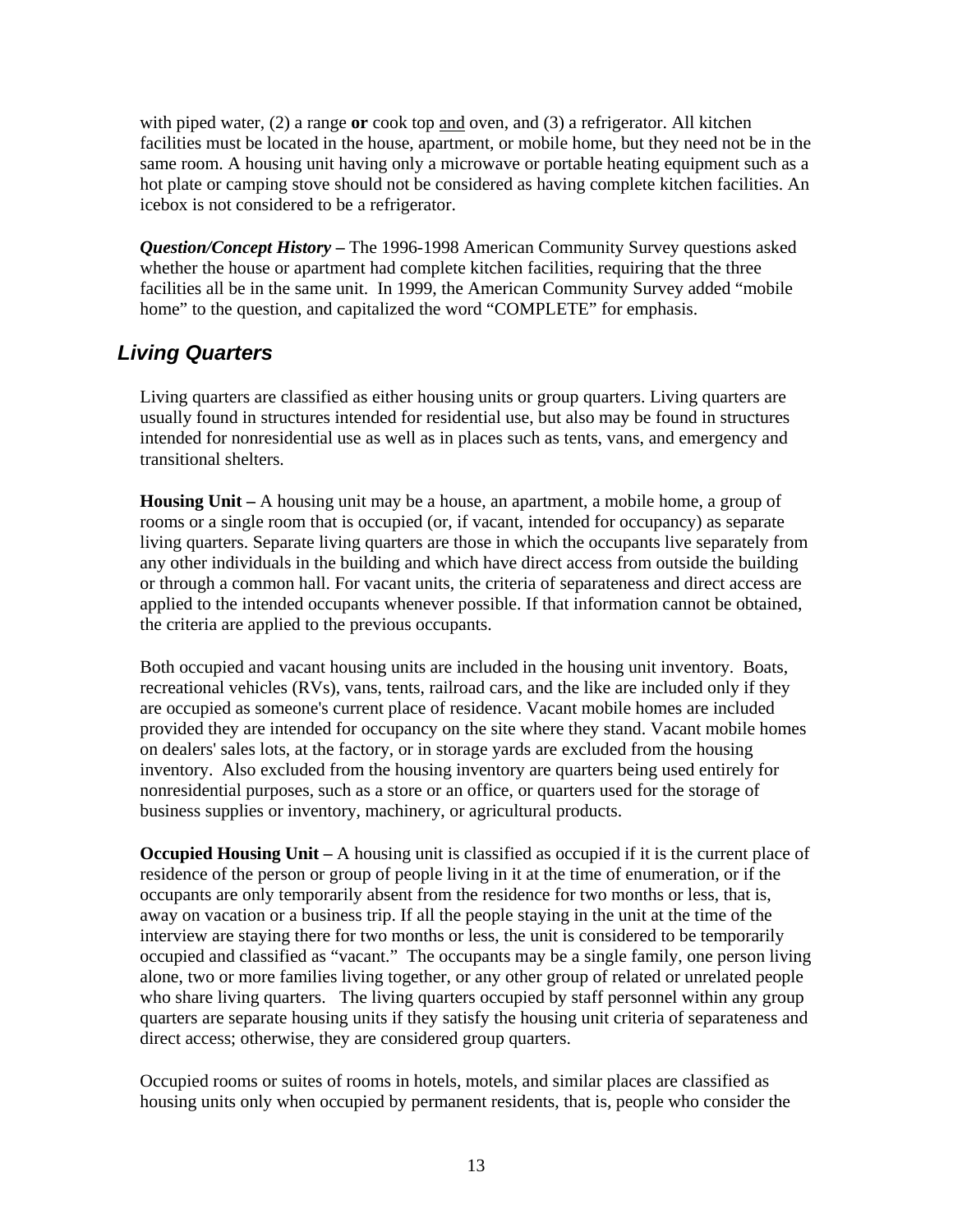with piped water, (2) a range **or** cook top <u>and</u> oven, and (3) a refrigerator. All kitchen facilities must be located in the house, apartment, or mobile home, but they need not be in the same room. A housing unit having only a microwave or portable heating equipment such as a hot plate or camping stove should not be considered as having complete kitchen facilities. An icebox is not considered to be a refrigerator.

***Question/Concept History –*** The 1996-1998 American Community Survey questions asked whether the house or apartment had complete kitchen facilities, requiring that the three facilities all be in the same unit. In 1999, the American Community Survey added "mobile home" to the question, and capitalized the word "COMPLETE" for emphasis.

## *Living Quarters*

Living quarters are classified as either housing units or group quarters. Living quarters are usually found in structures intended for residential use, but also may be found in structures intended for nonresidential use as well as in places such as tents, vans, and emergency and transitional shelters.

**Housing Unit –** A housing unit may be a house, an apartment, a mobile home, a group of rooms or a single room that is occupied (or, if vacant, intended for occupancy) as separate living quarters. Separate living quarters are those in which the occupants live separately from any other individuals in the building and which have direct access from outside the building or through a common hall. For vacant units, the criteria of separateness and direct access are applied to the intended occupants whenever possible. If that information cannot be obtained, the criteria are applied to the previous occupants.

Both occupied and vacant housing units are included in the housing unit inventory. Boats, recreational vehicles (RVs), vans, tents, railroad cars, and the like are included only if they are occupied as someone's current place of residence. Vacant mobile homes are included provided they are intended for occupancy on the site where they stand. Vacant mobile homes on dealers' sales lots, at the factory, or in storage yards are excluded from the housing inventory. Also excluded from the housing inventory are quarters being used entirely for nonresidential purposes, such as a store or an office, or quarters used for the storage of business supplies or inventory, machinery, or agricultural products.

**Occupied Housing Unit –** A housing unit is classified as occupied if it is the current place of residence of the person or group of people living in it at the time of enumeration, or if the occupants are only temporarily absent from the residence for two months or less, that is, away on vacation or a business trip. If all the people staying in the unit at the time of the interview are staying there for two months or less, the unit is considered to be temporarily occupied and classified as "vacant." The occupants may be a single family, one person living alone, two or more families living together, or any other group of related or unrelated people who share living quarters. The living quarters occupied by staff personnel within any group quarters are separate housing units if they satisfy the housing unit criteria of separateness and direct access; otherwise, they are considered group quarters.

Occupied rooms or suites of rooms in hotels, motels, and similar places are classified as housing units only when occupied by permanent residents, that is, people who consider the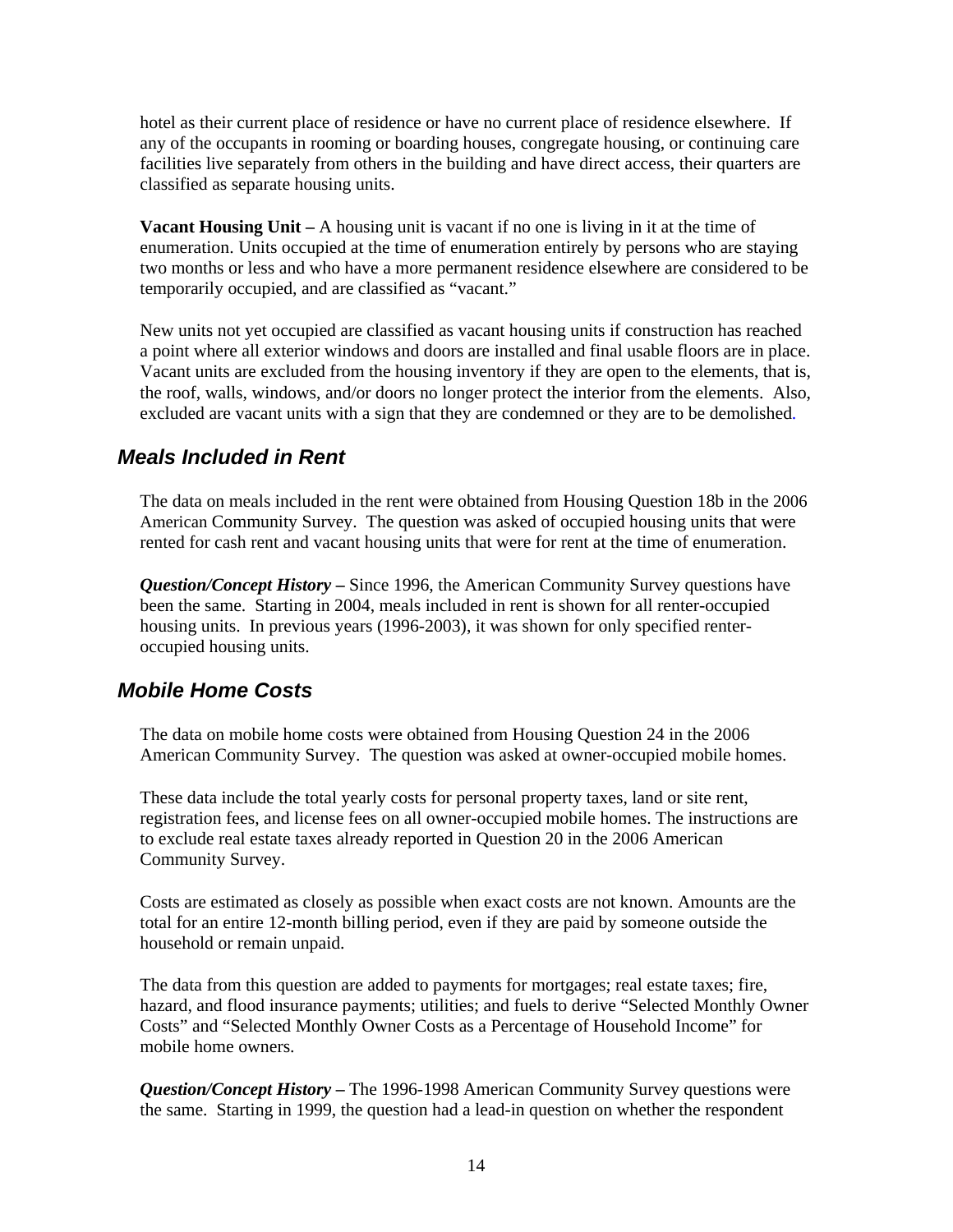hotel as their current place of residence or have no current place of residence elsewhere. If any of the occupants in rooming or boarding houses, congregate housing, or continuing care facilities live separately from others in the building and have direct access, their quarters are classified as separate housing units.

**Vacant Housing Unit –** A housing unit is vacant if no one is living in it at the time of enumeration. Units occupied at the time of enumeration entirely by persons who are staying two months or less and who have a more permanent residence elsewhere are considered to be temporarily occupied, and are classified as "vacant."

New units not yet occupied are classified as vacant housing units if construction has reached a point where all exterior windows and doors are installed and final usable floors are in place. Vacant units are excluded from the housing inventory if they are open to the elements, that is, the roof, walls, windows, and/or doors no longer protect the interior from the elements. Also, excluded are vacant units with a sign that they are condemned or they are to be demolished.

## *Meals Included in Rent*

The data on meals included in the rent were obtained from Housing Question 18b in the 2006 American Community Survey. The question was asked of occupied housing units that were rented for cash rent and vacant housing units that were for rent at the time of enumeration.

***Question/Concept History –*** Since 1996, the American Community Survey questions have been the same. Starting in 2004, meals included in rent is shown for all renter-occupied housing units. In previous years (1996-2003), it was shown for only specified renter-occupied housing units.

## *Mobile Home Costs*

The data on mobile home costs were obtained from Housing Question 24 in the 2006 American Community Survey. The question was asked at owner-occupied mobile homes.

These data include the total yearly costs for personal property taxes, land or site rent, registration fees, and license fees on all owner-occupied mobile homes. The instructions are to exclude real estate taxes already reported in Question 20 in the 2006 American Community Survey.

Costs are estimated as closely as possible when exact costs are not known. Amounts are the total for an entire 12-month billing period, even if they are paid by someone outside the household or remain unpaid.

The data from this question are added to payments for mortgages; real estate taxes; fire, hazard, and flood insurance payments; utilities; and fuels to derive "Selected Monthly Owner Costs" and "Selected Monthly Owner Costs as a Percentage of Household Income" for mobile home owners.

***Question/Concept History –*** The 1996-1998 American Community Survey questions were the same. Starting in 1999, the question had a lead-in question on whether the respondent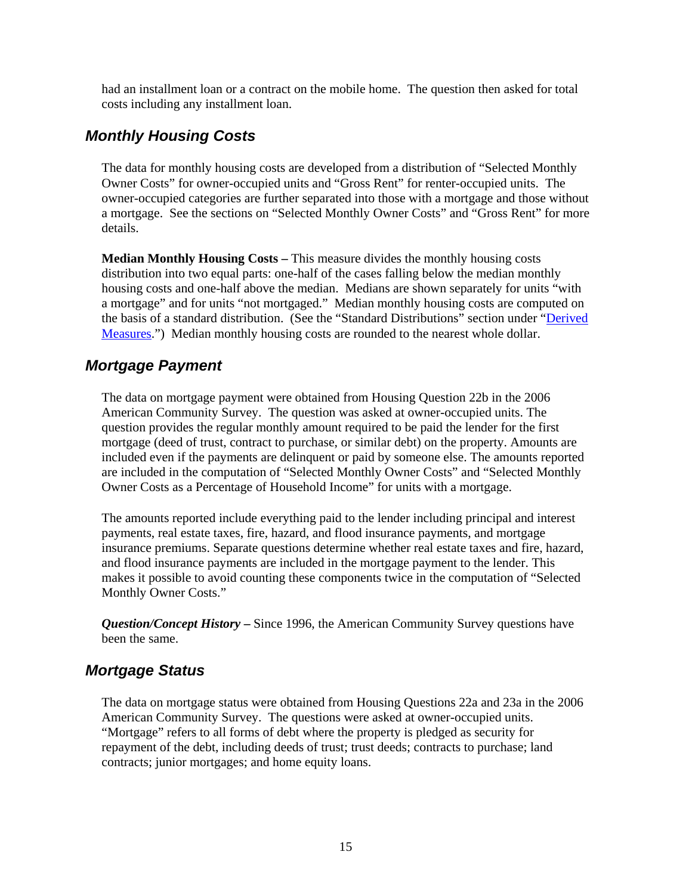had an installment loan or a contract on the mobile home. The question then asked for total costs including any installment loan.

## *Monthly Housing Costs*

The data for monthly housing costs are developed from a distribution of "Selected Monthly Owner Costs" for owner-occupied units and "Gross Rent" for renter-occupied units. The owner-occupied categories are further separated into those with a mortgage and those without a mortgage. See the sections on "Selected Monthly Owner Costs" and "Gross Rent" for more details.

**Median Monthly Housing Costs –** This measure divides the monthly housing costs distribution into two equal parts: one-half of the cases falling below the median monthly housing costs and one-half above the median. Medians are shown separately for units "with a mortgage" and for units "not mortgaged." Median monthly housing costs are computed on the basis of a standard distribution. (See the "Standard Distributions" section under "Derived Measures.") Median monthly housing costs are rounded to the nearest whole dollar.

## *Mortgage Payment*

The data on mortgage payment were obtained from Housing Question 22b in the 2006 American Community Survey. The question was asked at owner-occupied units. The question provides the regular monthly amount required to be paid the lender for the first mortgage (deed of trust, contract to purchase, or similar debt) on the property. Amounts are included even if the payments are delinquent or paid by someone else. The amounts reported are included in the computation of "Selected Monthly Owner Costs" and "Selected Monthly Owner Costs as a Percentage of Household Income" for units with a mortgage.

The amounts reported include everything paid to the lender including principal and interest payments, real estate taxes, fire, hazard, and flood insurance payments, and mortgage insurance premiums. Separate questions determine whether real estate taxes and fire, hazard, and flood insurance payments are included in the mortgage payment to the lender. This makes it possible to avoid counting these components twice in the computation of "Selected Monthly Owner Costs."

***Question/Concept History –*** Since 1996, the American Community Survey questions have been the same.

## *Mortgage Status*

The data on mortgage status were obtained from Housing Questions 22a and 23a in the 2006 American Community Survey. The questions were asked at owner-occupied units. "Mortgage" refers to all forms of debt where the property is pledged as security for repayment of the debt, including deeds of trust; trust deeds; contracts to purchase; land contracts; junior mortgages; and home equity loans.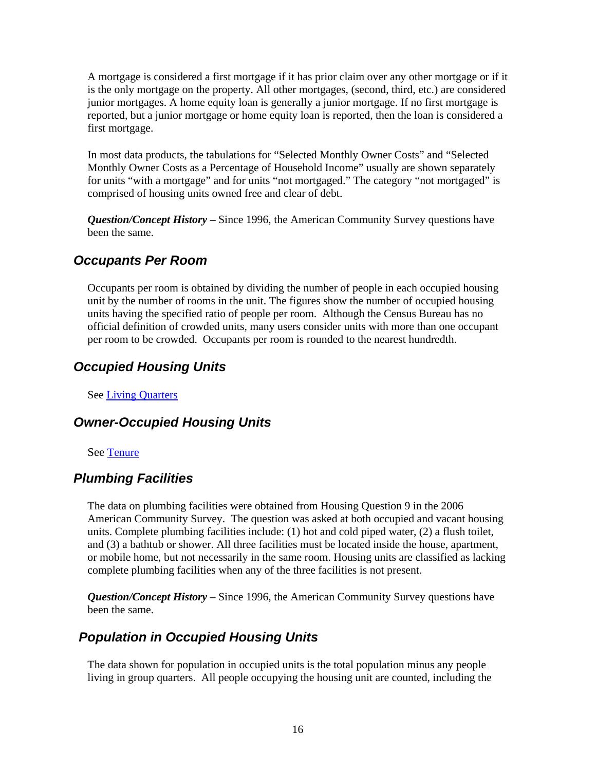A mortgage is considered a first mortgage if it has prior claim over any other mortgage or if it is the only mortgage on the property. All other mortgages, (second, third, etc.) are considered junior mortgages. A home equity loan is generally a junior mortgage. If no first mortgage is reported, but a junior mortgage or home equity loan is reported, then the loan is considered a first mortgage.

In most data products, the tabulations for “Selected Monthly Owner Costs” and “Selected Monthly Owner Costs as a Percentage of Household Income” usually are shown separately for units “with a mortgage” and for units “not mortgaged.” The category “not mortgaged” is comprised of housing units owned free and clear of debt.

***Question/Concept History –*** Since 1996, the American Community Survey questions have been the same.

## *Occupants Per Room*

Occupants per room is obtained by dividing the number of people in each occupied housing unit by the number of rooms in the unit. The figures show the number of occupied housing units having the specified ratio of people per room. Although the Census Bureau has no official definition of crowded units, many users consider units with more than one occupant per room to be crowded. Occupants per room is rounded to the nearest hundredth.

## *Occupied Housing Units*

See Living Quarters

## *Owner-Occupied Housing Units*

See Tenure

## *Plumbing Facilities*

The data on plumbing facilities were obtained from Housing Question 9 in the 2006 American Community Survey. The question was asked at both occupied and vacant housing units. Complete plumbing facilities include: (1) hot and cold piped water, (2) a flush toilet, and (3) a bathtub or shower. All three facilities must be located inside the house, apartment, or mobile home, but not necessarily in the same room. Housing units are classified as lacking complete plumbing facilities when any of the three facilities is not present.

***Question/Concept History –*** Since 1996, the American Community Survey questions have been the same.

## *Population in Occupied Housing Units*

The data shown for population in occupied units is the total population minus any people living in group quarters. All people occupying the housing unit are counted, including the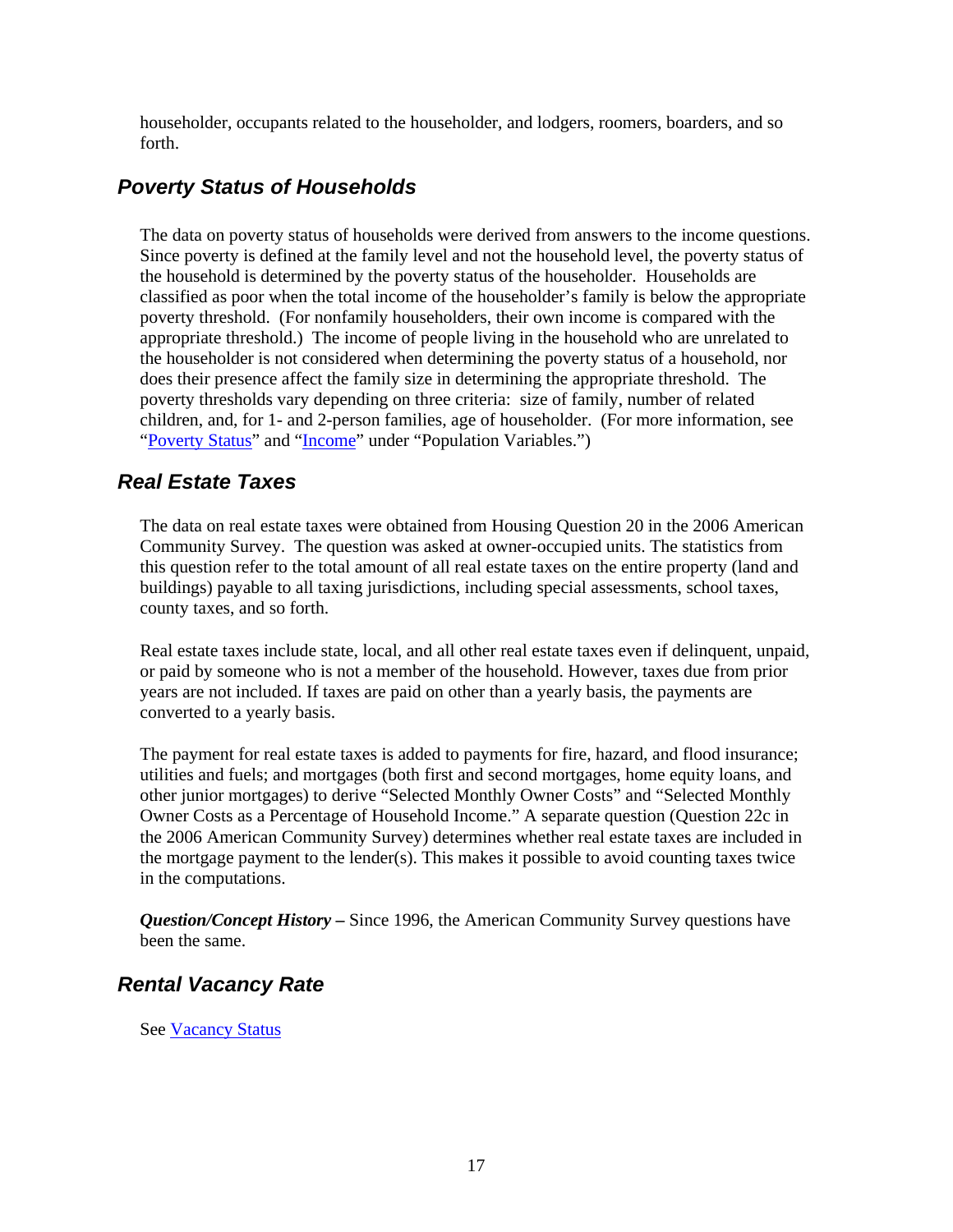householder, occupants related to the householder, and lodgers, roomers, boarders, and so forth.

## Poverty Status of Households

The data on poverty status of households were derived from answers to the income questions. Since poverty is defined at the family level and not the household level, the poverty status of the household is determined by the poverty status of the householder. Households are classified as poor when the total income of the householder's family is below the appropriate poverty threshold. (For nonfamily householders, their own income is compared with the appropriate threshold.) The income of people living in the household who are unrelated to the householder is not considered when determining the poverty status of a household, nor does their presence affect the family size in determining the appropriate threshold. The poverty thresholds vary depending on three criteria: size of family, number of related children, and, for 1- and 2-person families, age of householder. (For more information, see "Poverty Status" and "Income" under "Population Variables.")

## Real Estate Taxes

The data on real estate taxes were obtained from Housing Question 20 in the 2006 American Community Survey. The question was asked at owner-occupied units. The statistics from this question refer to the total amount of all real estate taxes on the entire property (land and buildings) payable to all taxing jurisdictions, including special assessments, school taxes, county taxes, and so forth.

Real estate taxes include state, local, and all other real estate taxes even if delinquent, unpaid, or paid by someone who is not a member of the household. However, taxes due from prior years are not included. If taxes are paid on other than a yearly basis, the payments are converted to a yearly basis.

The payment for real estate taxes is added to payments for fire, hazard, and flood insurance; utilities and fuels; and mortgages (both first and second mortgages, home equity loans, and other junior mortgages) to derive "Selected Monthly Owner Costs" and "Selected Monthly Owner Costs as a Percentage of Household Income." A separate question (Question 22c in the 2006 American Community Survey) determines whether real estate taxes are included in the mortgage payment to the lender(s). This makes it possible to avoid counting taxes twice in the computations.

***Question/Concept History –*** Since 1996, the American Community Survey questions have been the same.

## Rental Vacancy Rate

See Vacancy Status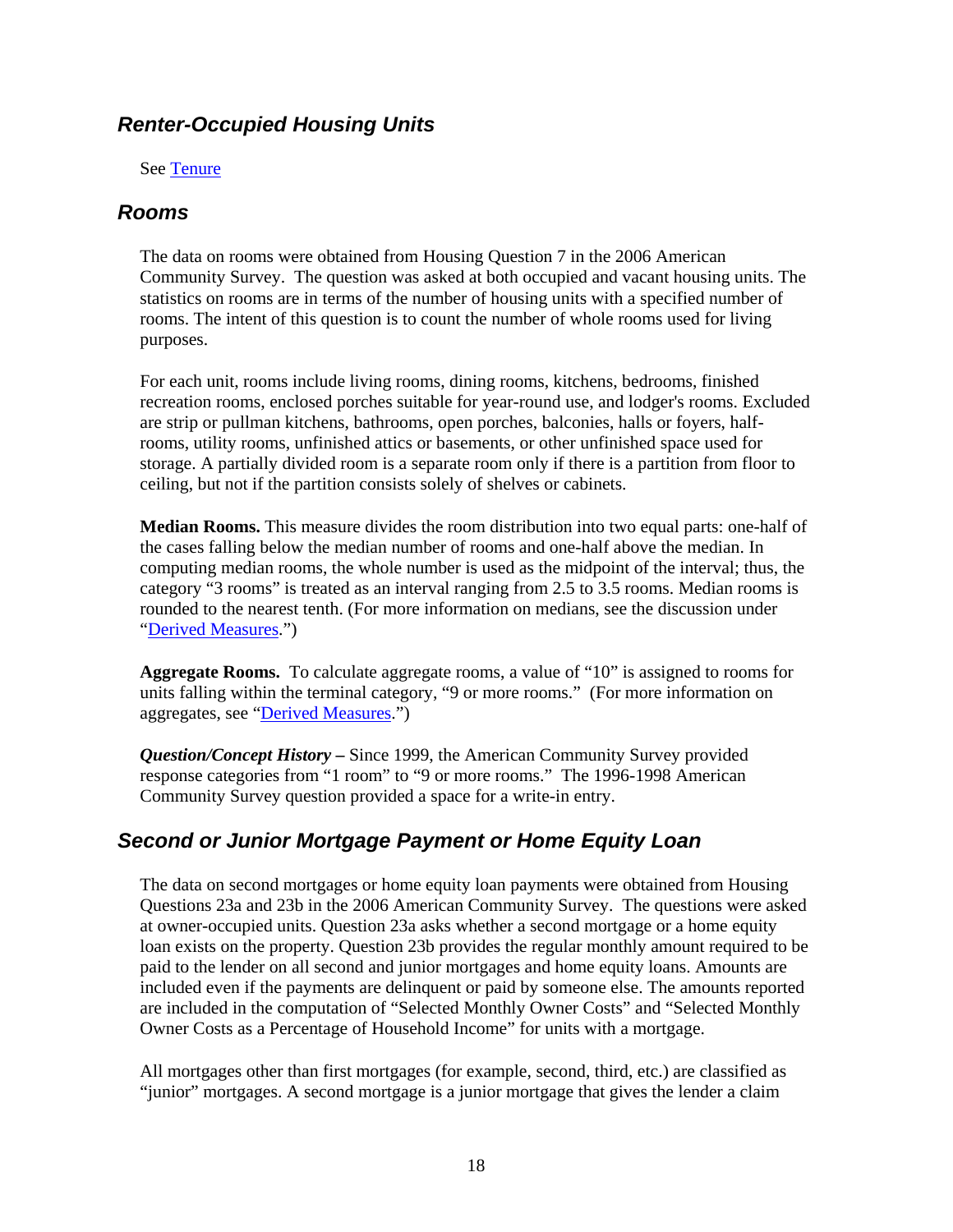## *Renter-Occupied Housing Units*

See Tenure

## *Rooms*

The data on rooms were obtained from Housing Question 7 in the 2006 American Community Survey. The question was asked at both occupied and vacant housing units. The statistics on rooms are in terms of the number of housing units with a specified number of rooms. The intent of this question is to count the number of whole rooms used for living purposes.

For each unit, rooms include living rooms, dining rooms, kitchens, bedrooms, finished recreation rooms, enclosed porches suitable for year-round use, and lodger's rooms. Excluded are strip or pullman kitchens, bathrooms, open porches, balconies, halls or foyers, half-rooms, utility rooms, unfinished attics or basements, or other unfinished space used for storage. A partially divided room is a separate room only if there is a partition from floor to ceiling, but not if the partition consists solely of shelves or cabinets.

**Median Rooms.** This measure divides the room distribution into two equal parts: one-half of the cases falling below the median number of rooms and one-half above the median. In computing median rooms, the whole number is used as the midpoint of the interval; thus, the category "3 rooms" is treated as an interval ranging from 2.5 to 3.5 rooms. Median rooms is rounded to the nearest tenth. (For more information on medians, see the discussion under "Derived Measures.")

**Aggregate Rooms.** To calculate aggregate rooms, a value of "10" is assigned to rooms for units falling within the terminal category, "9 or more rooms." (For more information on aggregates, see "Derived Measures.")

***Question/Concept History –*** Since 1999, the American Community Survey provided response categories from "1 room" to "9 or more rooms." The 1996-1998 American Community Survey question provided a space for a write-in entry.

## *Second or Junior Mortgage Payment or Home Equity Loan*

The data on second mortgages or home equity loan payments were obtained from Housing Questions 23a and 23b in the 2006 American Community Survey. The questions were asked at owner-occupied units. Question 23a asks whether a second mortgage or a home equity loan exists on the property. Question 23b provides the regular monthly amount required to be paid to the lender on all second and junior mortgages and home equity loans. Amounts are included even if the payments are delinquent or paid by someone else. The amounts reported are included in the computation of "Selected Monthly Owner Costs" and "Selected Monthly Owner Costs as a Percentage of Household Income" for units with a mortgage.

All mortgages other than first mortgages (for example, second, third, etc.) are classified as "junior" mortgages. A second mortgage is a junior mortgage that gives the lender a claim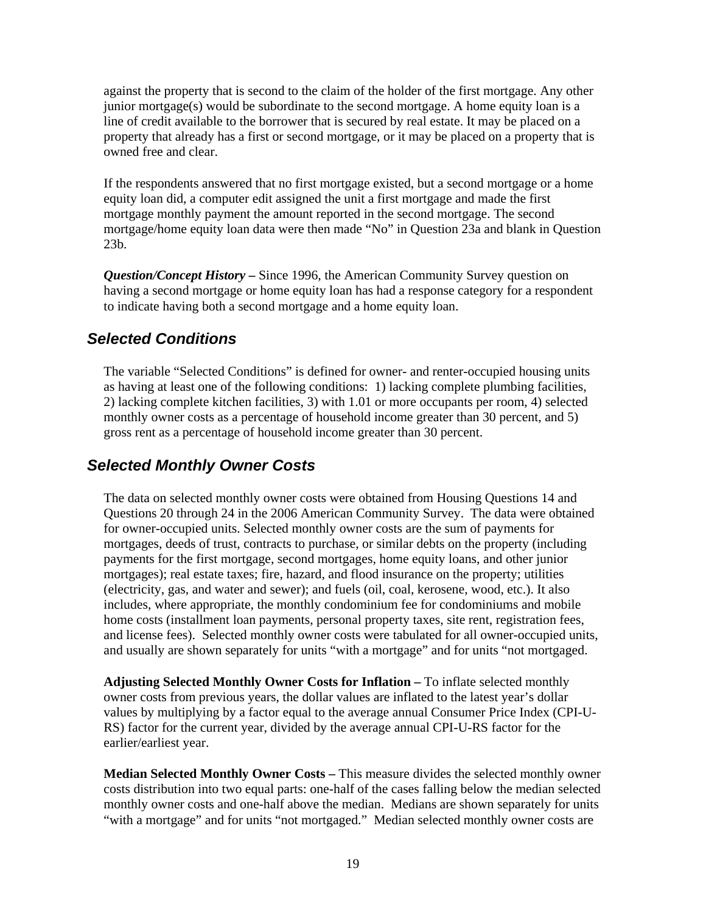against the property that is second to the claim of the holder of the first mortgage. Any other junior mortgage(s) would be subordinate to the second mortgage. A home equity loan is a line of credit available to the borrower that is secured by real estate. It may be placed on a property that already has a first or second mortgage, or it may be placed on a property that is owned free and clear.

If the respondents answered that no first mortgage existed, but a second mortgage or a home equity loan did, a computer edit assigned the unit a first mortgage and made the first mortgage monthly payment the amount reported in the second mortgage. The second mortgage/home equity loan data were then made "No" in Question 23a and blank in Question 23b.

***Question/Concept History –*** Since 1996, the American Community Survey question on having a second mortgage or home equity loan has had a response category for a respondent to indicate having both a second mortgage and a home equity loan.

## *Selected Conditions*

The variable "Selected Conditions" is defined for owner- and renter-occupied housing units as having at least one of the following conditions: 1) lacking complete plumbing facilities, 2) lacking complete kitchen facilities, 3) with 1.01 or more occupants per room, 4) selected monthly owner costs as a percentage of household income greater than 30 percent, and 5) gross rent as a percentage of household income greater than 30 percent.

## *Selected Monthly Owner Costs*

The data on selected monthly owner costs were obtained from Housing Questions 14 and Questions 20 through 24 in the 2006 American Community Survey. The data were obtained for owner-occupied units. Selected monthly owner costs are the sum of payments for mortgages, deeds of trust, contracts to purchase, or similar debts on the property (including payments for the first mortgage, second mortgages, home equity loans, and other junior mortgages); real estate taxes; fire, hazard, and flood insurance on the property; utilities (electricity, gas, and water and sewer); and fuels (oil, coal, kerosene, wood, etc.). It also includes, where appropriate, the monthly condominium fee for condominiums and mobile home costs (installment loan payments, personal property taxes, site rent, registration fees, and license fees). Selected monthly owner costs were tabulated for all owner-occupied units, and usually are shown separately for units "with a mortgage" and for units "not mortgaged.

**Adjusting Selected Monthly Owner Costs for Inflation –** To inflate selected monthly owner costs from previous years, the dollar values are inflated to the latest year's dollar values by multiplying by a factor equal to the average annual Consumer Price Index (CPI-U-RS) factor for the current year, divided by the average annual CPI-U-RS factor for the earlier/earliest year.

**Median Selected Monthly Owner Costs –** This measure divides the selected monthly owner costs distribution into two equal parts: one-half of the cases falling below the median selected monthly owner costs and one-half above the median. Medians are shown separately for units "with a mortgage" and for units "not mortgaged." Median selected monthly owner costs are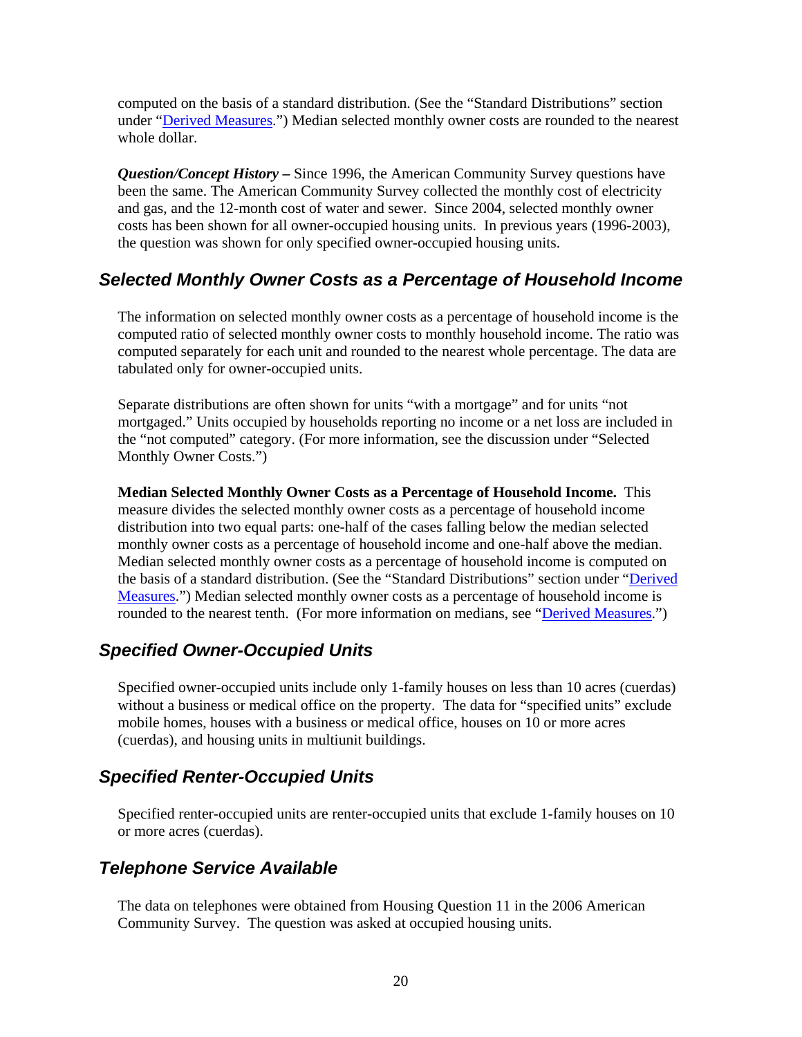computed on the basis of a standard distribution. (See the "Standard Distributions" section under "Derived Measures.") Median selected monthly owner costs are rounded to the nearest whole dollar.

***Question/Concept History –*** Since 1996, the American Community Survey questions have been the same. The American Community Survey collected the monthly cost of electricity and gas, and the 12-month cost of water and sewer. Since 2004, selected monthly owner costs has been shown for all owner-occupied housing units. In previous years (1996-2003), the question was shown for only specified owner-occupied housing units.

## *Selected Monthly Owner Costs as a Percentage of Household Income*

The information on selected monthly owner costs as a percentage of household income is the computed ratio of selected monthly owner costs to monthly household income. The ratio was computed separately for each unit and rounded to the nearest whole percentage. The data are tabulated only for owner-occupied units.

Separate distributions are often shown for units "with a mortgage" and for units "not mortgaged." Units occupied by households reporting no income or a net loss are included in the "not computed" category. (For more information, see the discussion under "Selected Monthly Owner Costs.")

**Median Selected Monthly Owner Costs as a Percentage of Household Income.** This measure divides the selected monthly owner costs as a percentage of household income distribution into two equal parts: one-half of the cases falling below the median selected monthly owner costs as a percentage of household income and one-half above the median. Median selected monthly owner costs as a percentage of household income is computed on the basis of a standard distribution. (See the "Standard Distributions" section under "Derived Measures.") Median selected monthly owner costs as a percentage of household income is rounded to the nearest tenth. (For more information on medians, see "Derived Measures.")

## *Specified Owner-Occupied Units*

Specified owner-occupied units include only 1-family houses on less than 10 acres (cuerdas) without a business or medical office on the property. The data for "specified units" exclude mobile homes, houses with a business or medical office, houses on 10 or more acres (cuerdas), and housing units in multiunit buildings.

## *Specified Renter-Occupied Units*

Specified renter-occupied units are renter-occupied units that exclude 1-family houses on 10 or more acres (cuerdas).

## *Telephone Service Available*

The data on telephones were obtained from Housing Question 11 in the 2006 American Community Survey. The question was asked at occupied housing units.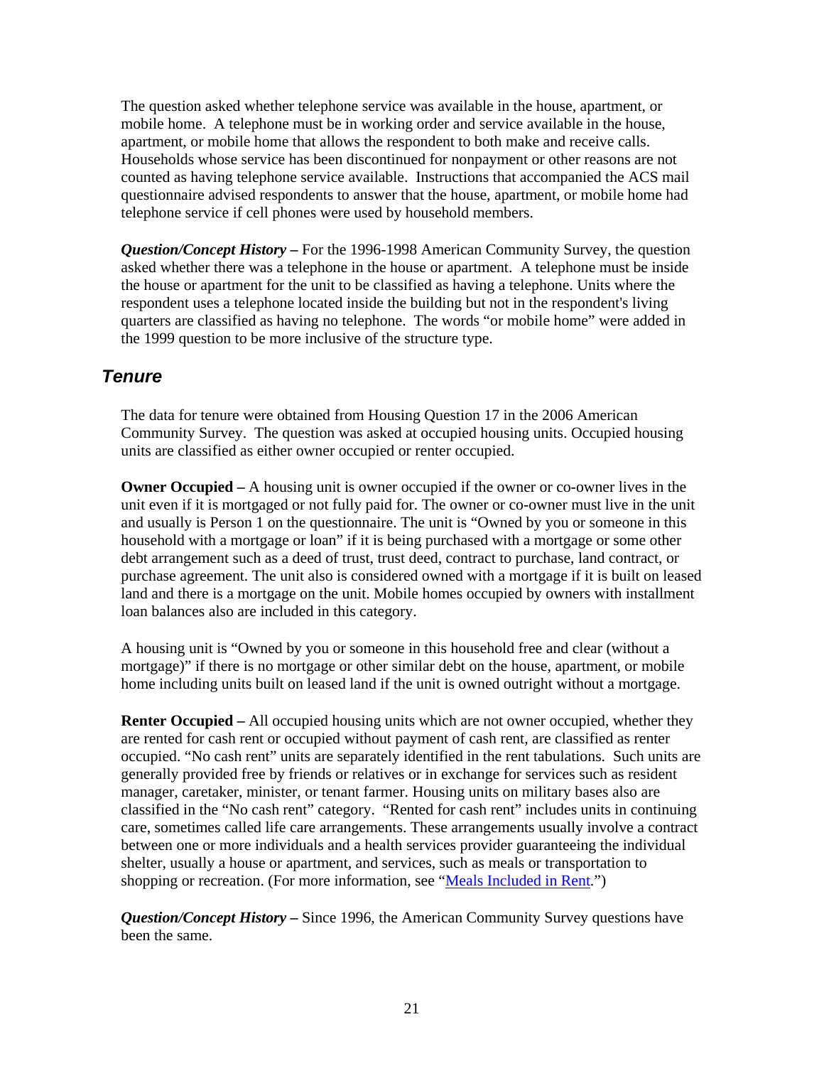The question asked whether telephone service was available in the house, apartment, or mobile home. A telephone must be in working order and service available in the house, apartment, or mobile home that allows the respondent to both make and receive calls. Households whose service has been discontinued for nonpayment or other reasons are not counted as having telephone service available. Instructions that accompanied the ACS mail questionnaire advised respondents to answer that the house, apartment, or mobile home had telephone service if cell phones were used by household members.

***Question/Concept History –*** For the 1996-1998 American Community Survey, the question asked whether there was a telephone in the house or apartment. A telephone must be inside the house or apartment for the unit to be classified as having a telephone. Units where the respondent uses a telephone located inside the building but not in the respondent's living quarters are classified as having no telephone. The words "or mobile home" were added in the 1999 question to be more inclusive of the structure type.

## *Tenure*

The data for tenure were obtained from Housing Question 17 in the 2006 American Community Survey. The question was asked at occupied housing units. Occupied housing units are classified as either owner occupied or renter occupied.

**Owner Occupied –** A housing unit is owner occupied if the owner or co-owner lives in the unit even if it is mortgaged or not fully paid for. The owner or co-owner must live in the unit and usually is Person 1 on the questionnaire. The unit is "Owned by you or someone in this household with a mortgage or loan" if it is being purchased with a mortgage or some other debt arrangement such as a deed of trust, trust deed, contract to purchase, land contract, or purchase agreement. The unit also is considered owned with a mortgage if it is built on leased land and there is a mortgage on the unit. Mobile homes occupied by owners with installment loan balances also are included in this category.

A housing unit is "Owned by you or someone in this household free and clear (without a mortgage)" if there is no mortgage or other similar debt on the house, apartment, or mobile home including units built on leased land if the unit is owned outright without a mortgage.

**Renter Occupied –** All occupied housing units which are not owner occupied, whether they are rented for cash rent or occupied without payment of cash rent, are classified as renter occupied. "No cash rent" units are separately identified in the rent tabulations. Such units are generally provided free by friends or relatives or in exchange for services such as resident manager, caretaker, minister, or tenant farmer. Housing units on military bases also are classified in the "No cash rent" category. "Rented for cash rent" includes units in continuing care, sometimes called life care arrangements. These arrangements usually involve a contract between one or more individuals and a health services provider guaranteeing the individual shelter, usually a house or apartment, and services, such as meals or transportation to shopping or recreation. (For more information, see "Meals Included in Rent.")

***Question/Concept History –*** Since 1996, the American Community Survey questions have been the same.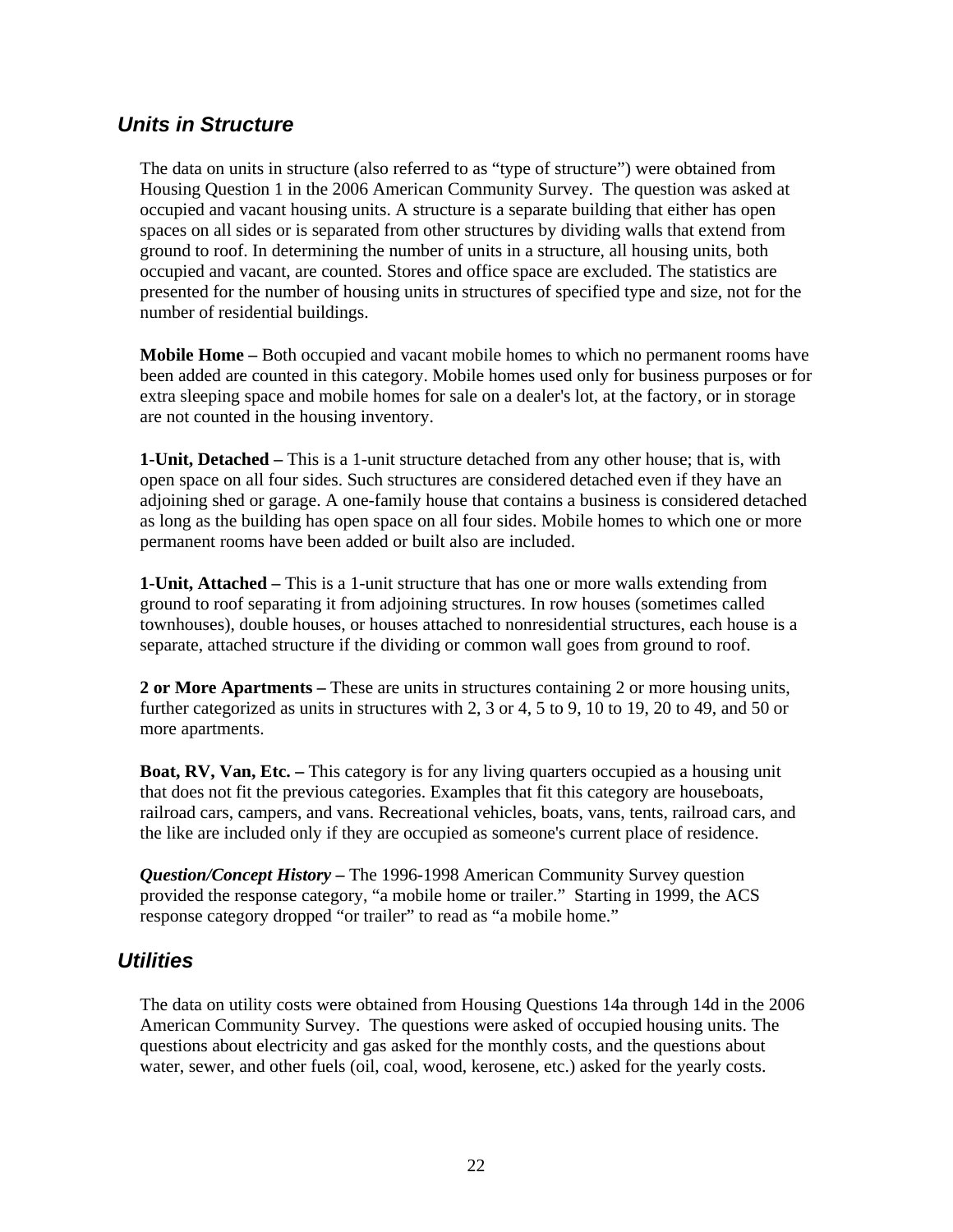## *Units in Structure*

The data on units in structure (also referred to as "type of structure") were obtained from Housing Question 1 in the 2006 American Community Survey. The question was asked at occupied and vacant housing units. A structure is a separate building that either has open spaces on all sides or is separated from other structures by dividing walls that extend from ground to roof. In determining the number of units in a structure, all housing units, both occupied and vacant, are counted. Stores and office space are excluded. The statistics are presented for the number of housing units in structures of specified type and size, not for the number of residential buildings.

**Mobile Home –** Both occupied and vacant mobile homes to which no permanent rooms have been added are counted in this category. Mobile homes used only for business purposes or for extra sleeping space and mobile homes for sale on a dealer's lot, at the factory, or in storage are not counted in the housing inventory.

**1-Unit, Detached –** This is a 1-unit structure detached from any other house; that is, with open space on all four sides. Such structures are considered detached even if they have an adjoining shed or garage. A one-family house that contains a business is considered detached as long as the building has open space on all four sides. Mobile homes to which one or more permanent rooms have been added or built also are included.

**1-Unit, Attached –** This is a 1-unit structure that has one or more walls extending from ground to roof separating it from adjoining structures. In row houses (sometimes called townhouses), double houses, or houses attached to nonresidential structures, each house is a separate, attached structure if the dividing or common wall goes from ground to roof.

**2 or More Apartments –** These are units in structures containing 2 or more housing units, further categorized as units in structures with 2, 3 or 4, 5 to 9, 10 to 19, 20 to 49, and 50 or more apartments.

**Boat, RV, Van, Etc. –** This category is for any living quarters occupied as a housing unit that does not fit the previous categories. Examples that fit this category are houseboats, railroad cars, campers, and vans. Recreational vehicles, boats, vans, tents, railroad cars, and the like are included only if they are occupied as someone's current place of residence.

***Question/Concept History* –** The 1996-1998 American Community Survey question provided the response category, "a mobile home or trailer." Starting in 1999, the ACS response category dropped "or trailer" to read as "a mobile home."

## *Utilities*

The data on utility costs were obtained from Housing Questions 14a through 14d in the 2006 American Community Survey. The questions were asked of occupied housing units. The questions about electricity and gas asked for the monthly costs, and the questions about water, sewer, and other fuels (oil, coal, wood, kerosene, etc.) asked for the yearly costs.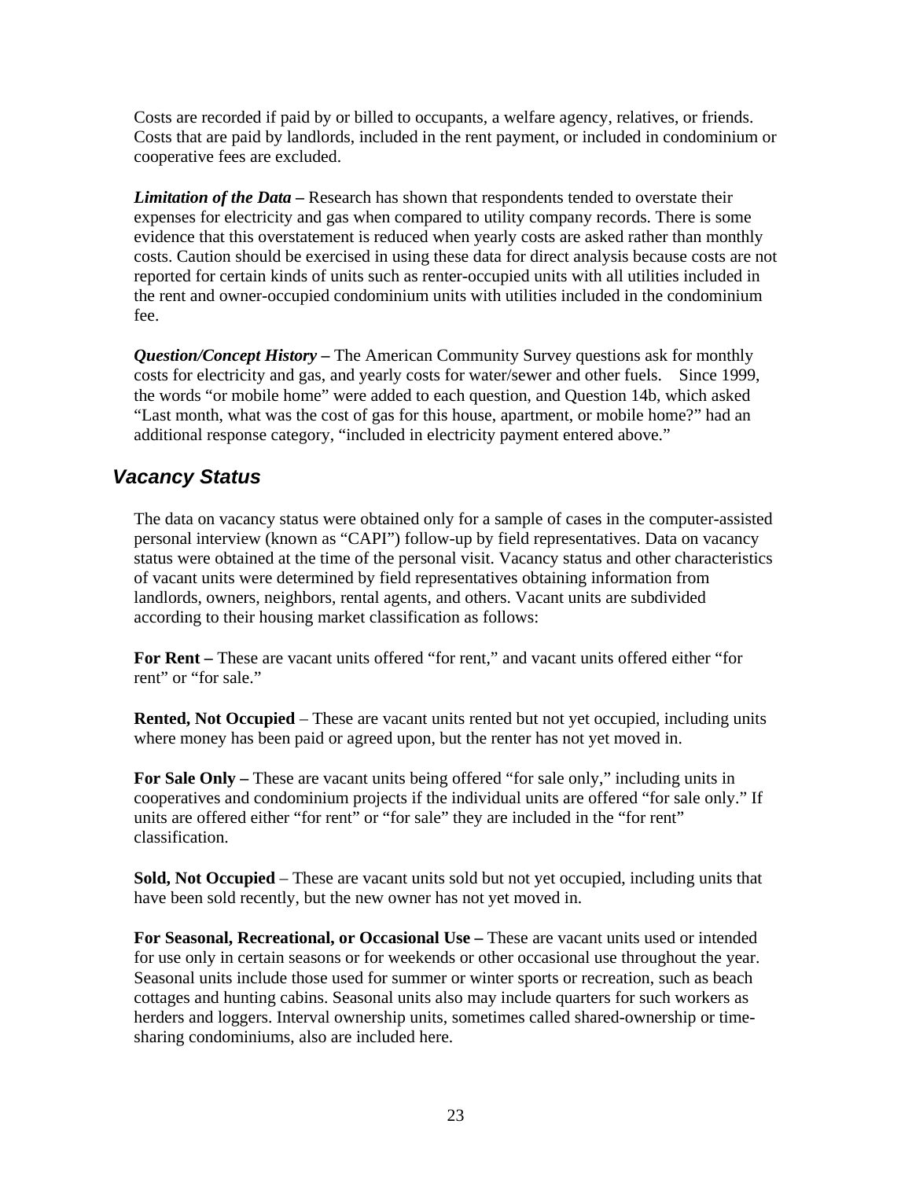Costs are recorded if paid by or billed to occupants, a welfare agency, relatives, or friends. Costs that are paid by landlords, included in the rent payment, or included in condominium or cooperative fees are excluded.

***Limitation of the Data –*** Research has shown that respondents tended to overstate their expenses for electricity and gas when compared to utility company records. There is some evidence that this overstatement is reduced when yearly costs are asked rather than monthly costs. Caution should be exercised in using these data for direct analysis because costs are not reported for certain kinds of units such as renter-occupied units with all utilities included in the rent and owner-occupied condominium units with utilities included in the condominium fee.

***Question/Concept History –*** The American Community Survey questions ask for monthly costs for electricity and gas, and yearly costs for water/sewer and other fuels. Since 1999, the words "or mobile home" were added to each question, and Question 14b, which asked "Last month, what was the cost of gas for this house, apartment, or mobile home?" had an additional response category, "included in electricity payment entered above."

## *Vacancy Status*

The data on vacancy status were obtained only for a sample of cases in the computer-assisted personal interview (known as "CAPI") follow-up by field representatives. Data on vacancy status were obtained at the time of the personal visit. Vacancy status and other characteristics of vacant units were determined by field representatives obtaining information from landlords, owners, neighbors, rental agents, and others. Vacant units are subdivided according to their housing market classification as follows:

**For Rent –** These are vacant units offered "for rent," and vacant units offered either "for rent" or "for sale."

**Rented, Not Occupied** – These are vacant units rented but not yet occupied, including units where money has been paid or agreed upon, but the renter has not yet moved in.

**For Sale Only –** These are vacant units being offered "for sale only," including units in cooperatives and condominium projects if the individual units are offered "for sale only." If units are offered either "for rent" or "for sale" they are included in the "for rent" classification.

**Sold, Not Occupied** – These are vacant units sold but not yet occupied, including units that have been sold recently, but the new owner has not yet moved in.

**For Seasonal, Recreational, or Occasional Use –** These are vacant units used or intended for use only in certain seasons or for weekends or other occasional use throughout the year. Seasonal units include those used for summer or winter sports or recreation, such as beach cottages and hunting cabins. Seasonal units also may include quarters for such workers as herders and loggers. Interval ownership units, sometimes called shared-ownership or time-sharing condominiums, also are included here.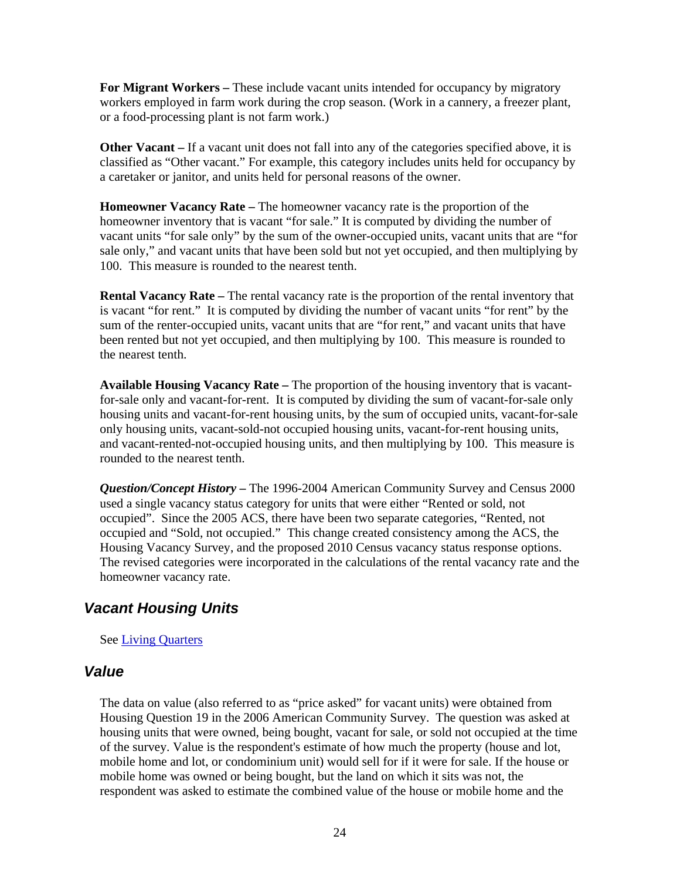**For Migrant Workers –** These include vacant units intended for occupancy by migratory workers employed in farm work during the crop season. (Work in a cannery, a freezer plant, or a food-processing plant is not farm work.)

**Other Vacant –** If a vacant unit does not fall into any of the categories specified above, it is classified as "Other vacant." For example, this category includes units held for occupancy by a caretaker or janitor, and units held for personal reasons of the owner.

**Homeowner Vacancy Rate –** The homeowner vacancy rate is the proportion of the homeowner inventory that is vacant "for sale." It is computed by dividing the number of vacant units "for sale only" by the sum of the owner-occupied units, vacant units that are "for sale only," and vacant units that have been sold but not yet occupied, and then multiplying by 100. This measure is rounded to the nearest tenth.

**Rental Vacancy Rate –** The rental vacancy rate is the proportion of the rental inventory that is vacant "for rent." It is computed by dividing the number of vacant units "for rent" by the sum of the renter-occupied units, vacant units that are "for rent," and vacant units that have been rented but not yet occupied, and then multiplying by 100. This measure is rounded to the nearest tenth.

**Available Housing Vacancy Rate –** The proportion of the housing inventory that is vacant-for-sale only and vacant-for-rent. It is computed by dividing the sum of vacant-for-sale only housing units and vacant-for-rent housing units, by the sum of occupied units, vacant-for-sale only housing units, vacant-sold-not occupied housing units, vacant-for-rent housing units, and vacant-rented-not-occupied housing units, and then multiplying by 100. This measure is rounded to the nearest tenth.

***Question/Concept History* –** The 1996-2004 American Community Survey and Census 2000 used a single vacancy status category for units that were either "Rented or sold, not occupied". Since the 2005 ACS, there have been two separate categories, "Rented, not occupied and "Sold, not occupied." This change created consistency among the ACS, the Housing Vacancy Survey, and the proposed 2010 Census vacancy status response options. The revised categories were incorporated in the calculations of the rental vacancy rate and the homeowner vacancy rate.

## *Vacant Housing Units*

See Living Quarters

## *Value*

The data on value (also referred to as "price asked" for vacant units) were obtained from Housing Question 19 in the 2006 American Community Survey. The question was asked at housing units that were owned, being bought, vacant for sale, or sold not occupied at the time of the survey. Value is the respondent's estimate of how much the property (house and lot, mobile home and lot, or condominium unit) would sell for if it were for sale. If the house or mobile home was owned or being bought, but the land on which it sits was not, the respondent was asked to estimate the combined value of the house or mobile home and the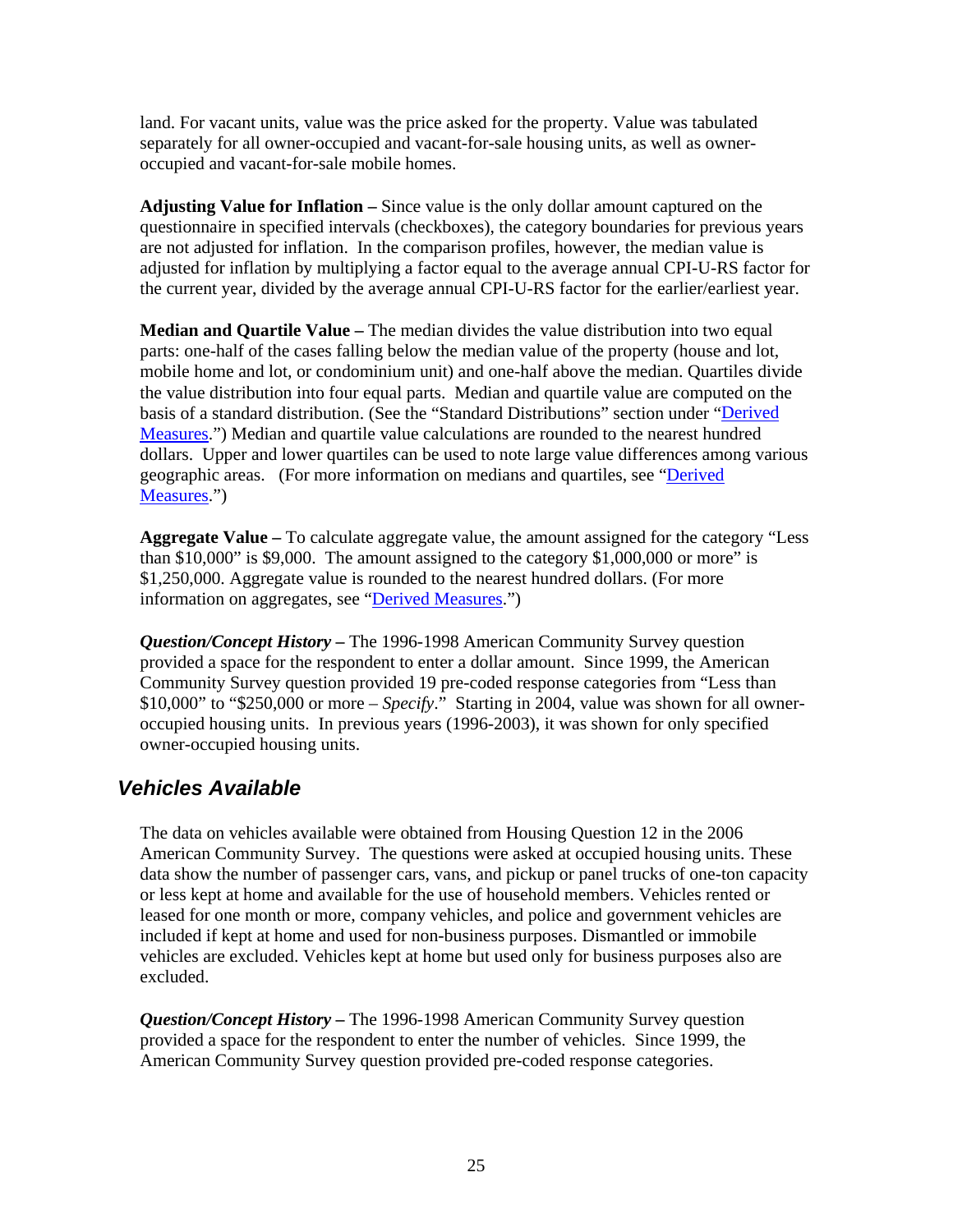land. For vacant units, value was the price asked for the property. Value was tabulated separately for all owner-occupied and vacant-for-sale housing units, as well as owner-occupied and vacant-for-sale mobile homes.

**Adjusting Value for Inflation –** Since value is the only dollar amount captured on the questionnaire in specified intervals (checkboxes), the category boundaries for previous years are not adjusted for inflation. In the comparison profiles, however, the median value is adjusted for inflation by multiplying a factor equal to the average annual CPI-U-RS factor for the current year, divided by the average annual CPI-U-RS factor for the earlier/earliest year.

**Median and Quartile Value –** The median divides the value distribution into two equal parts: one-half of the cases falling below the median value of the property (house and lot, mobile home and lot, or condominium unit) and one-half above the median. Quartiles divide the value distribution into four equal parts. Median and quartile value are computed on the basis of a standard distribution. (See the "Standard Distributions" section under "Derived Measures.") Median and quartile value calculations are rounded to the nearest hundred dollars. Upper and lower quartiles can be used to note large value differences among various geographic areas. (For more information on medians and quartiles, see "Derived Measures.")

**Aggregate Value –** To calculate aggregate value, the amount assigned for the category "Less than $10,000" is $9,000. The amount assigned to the category $1,000,000 or more" is $1,250,000. Aggregate value is rounded to the nearest hundred dollars. (For more information on aggregates, see "Derived Measures.")

***Question/Concept History –*** The 1996-1998 American Community Survey question provided a space for the respondent to enter a dollar amount. Since 1999, the American Community Survey question provided 19 pre-coded response categories from "Less than $10,000" to "$250,000 or more – *Specify*." Starting in 2004, value was shown for all owner-occupied housing units. In previous years (1996-2003), it was shown for only specified owner-occupied housing units.

## *Vehicles Available*

The data on vehicles available were obtained from Housing Question 12 in the 2006 American Community Survey. The questions were asked at occupied housing units. These data show the number of passenger cars, vans, and pickup or panel trucks of one-ton capacity or less kept at home and available for the use of household members. Vehicles rented or leased for one month or more, company vehicles, and police and government vehicles are included if kept at home and used for non-business purposes. Dismantled or immobile vehicles are excluded. Vehicles kept at home but used only for business purposes also are excluded.

***Question/Concept History –*** The 1996-1998 American Community Survey question provided a space for the respondent to enter the number of vehicles. Since 1999, the American Community Survey question provided pre-coded response categories.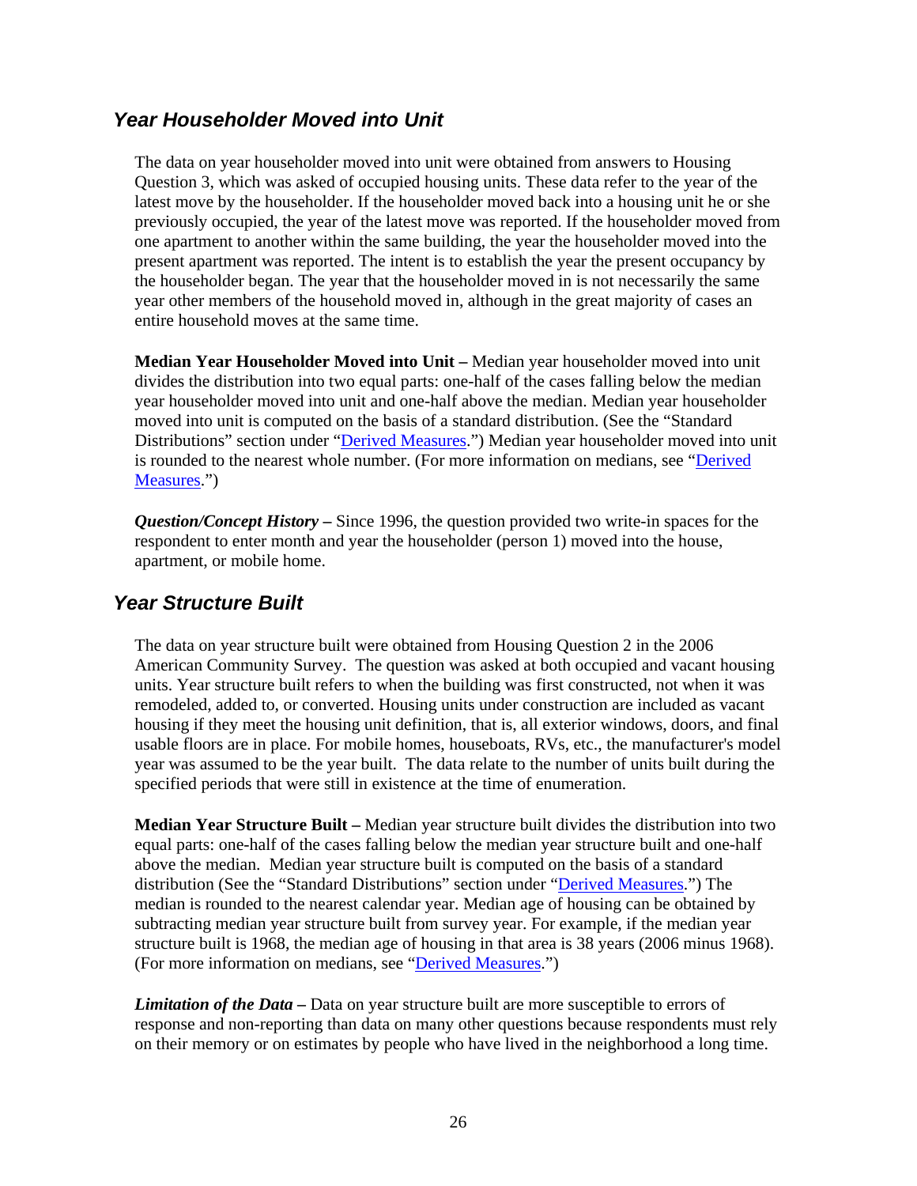## *Year Householder Moved into Unit*

The data on year householder moved into unit were obtained from answers to Housing Question 3, which was asked of occupied housing units. These data refer to the year of the latest move by the householder. If the householder moved back into a housing unit he or she previously occupied, the year of the latest move was reported. If the householder moved from one apartment to another within the same building, the year the householder moved into the present apartment was reported. The intent is to establish the year the present occupancy by the householder began. The year that the householder moved in is not necessarily the same year other members of the household moved in, although in the great majority of cases an entire household moves at the same time.

**Median Year Householder Moved into Unit –** Median year householder moved into unit divides the distribution into two equal parts: one-half of the cases falling below the median year householder moved into unit and one-half above the median. Median year householder moved into unit is computed on the basis of a standard distribution. (See the "Standard Distributions" section under "Derived Measures.") Median year householder moved into unit is rounded to the nearest whole number. (For more information on medians, see "Derived Measures.")

***Question/Concept History –*** Since 1996, the question provided two write-in spaces for the respondent to enter month and year the householder (person 1) moved into the house, apartment, or mobile home.

## *Year Structure Built*

The data on year structure built were obtained from Housing Question 2 in the 2006 American Community Survey. The question was asked at both occupied and vacant housing units. Year structure built refers to when the building was first constructed, not when it was remodeled, added to, or converted. Housing units under construction are included as vacant housing if they meet the housing unit definition, that is, all exterior windows, doors, and final usable floors are in place. For mobile homes, houseboats, RVs, etc., the manufacturer's model year was assumed to be the year built. The data relate to the number of units built during the specified periods that were still in existence at the time of enumeration.

**Median Year Structure Built –** Median year structure built divides the distribution into two equal parts: one-half of the cases falling below the median year structure built and one-half above the median. Median year structure built is computed on the basis of a standard distribution (See the "Standard Distributions" section under "Derived Measures.") The median is rounded to the nearest calendar year. Median age of housing can be obtained by subtracting median year structure built from survey year. For example, if the median year structure built is 1968, the median age of housing in that area is 38 years (2006 minus 1968). (For more information on medians, see "Derived Measures.")

***Limitation of the Data –*** Data on year structure built are more susceptible to errors of response and non-reporting than data on many other questions because respondents must rely on their memory or on estimates by people who have lived in the neighborhood a long time.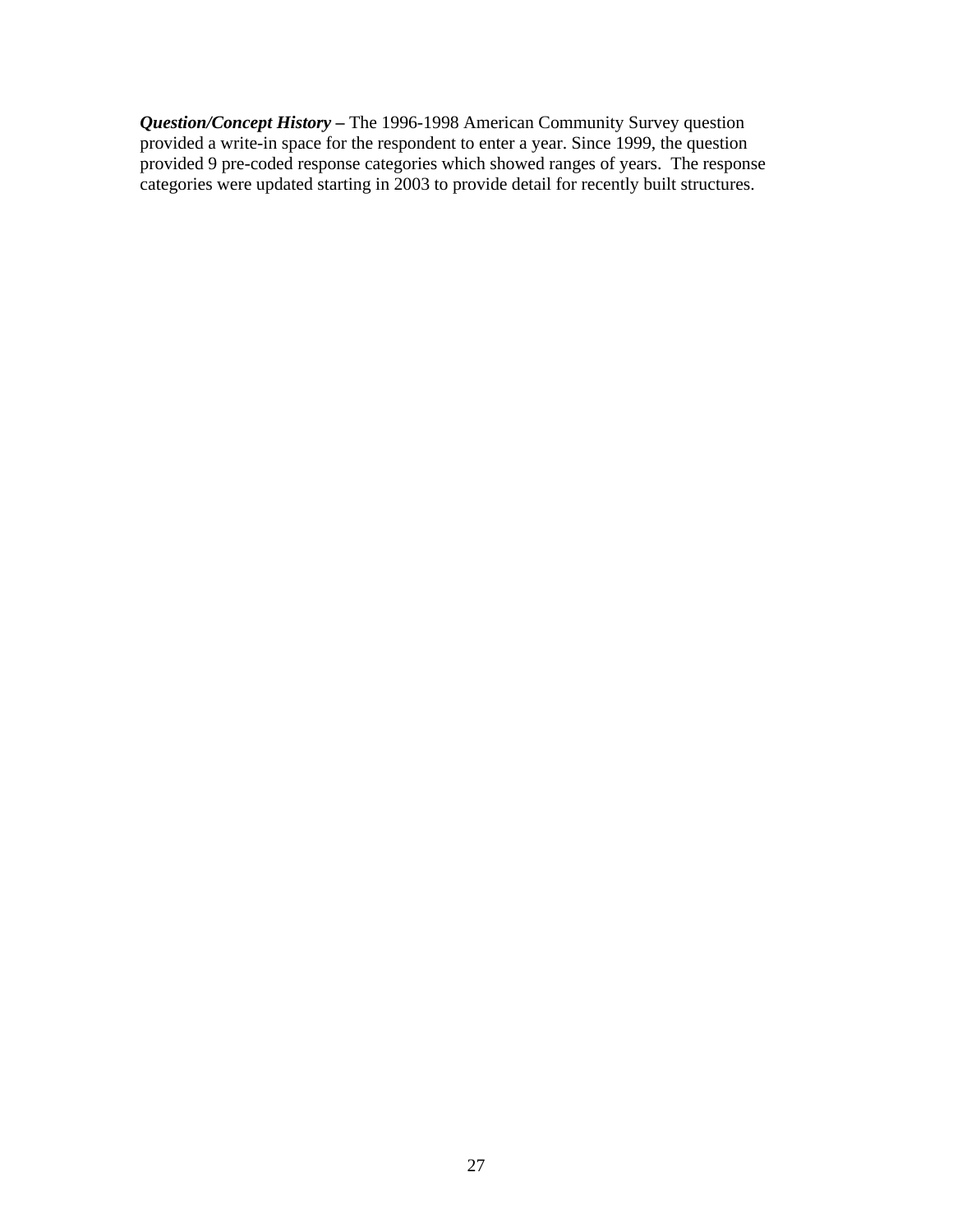***Question/Concept History –*** The 1996-1998 American Community Survey question provided a write-in space for the respondent to enter a year. Since 1999, the question provided 9 pre-coded response categories which showed ranges of years. The response categories were updated starting in 2003 to provide detail for recently built structures.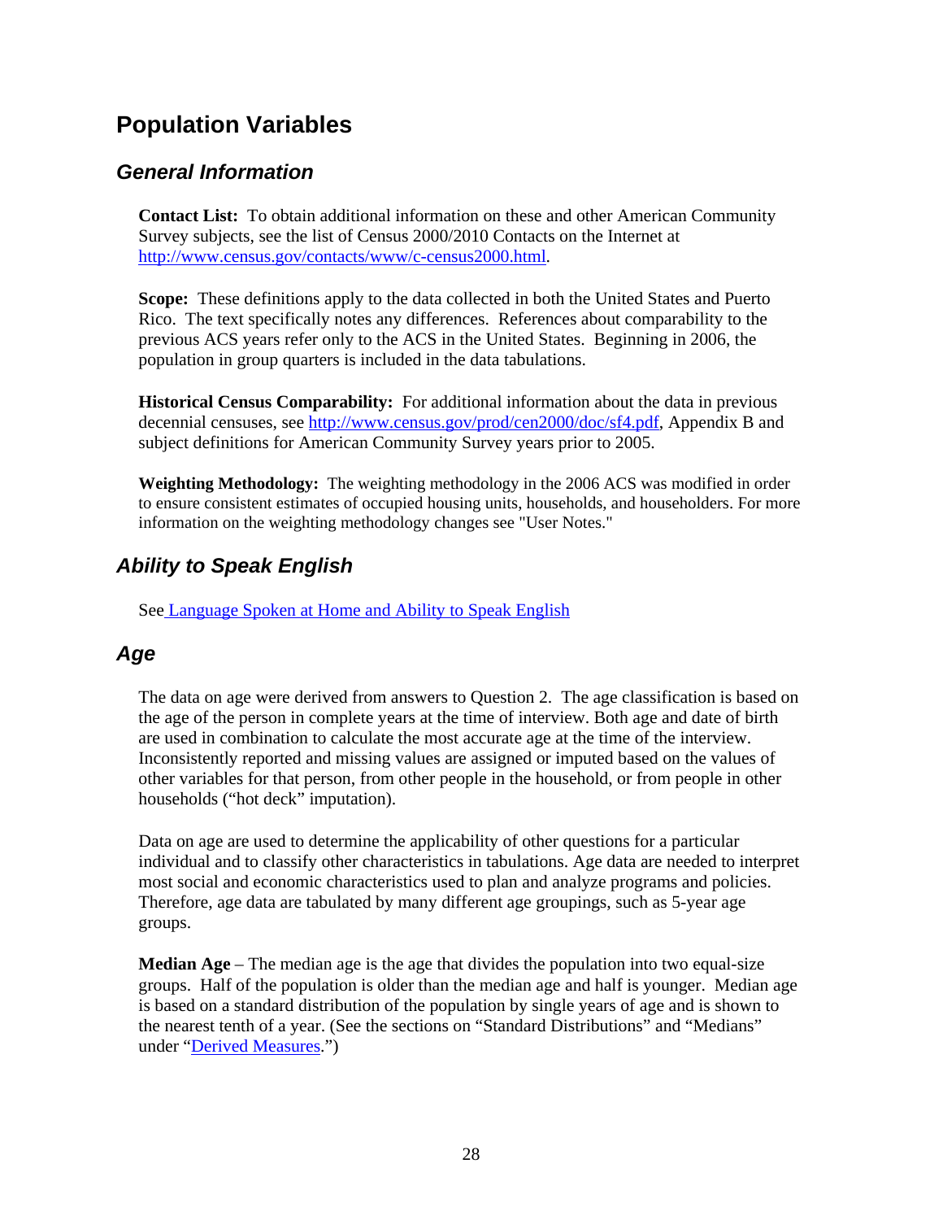# Population Variables

## General Information

**Contact List:** To obtain additional information on these and other American Community Survey subjects, see the list of Census 2000/2010 Contacts on the Internet at http://www.census.gov/contacts/www/c-census2000.html.

**Scope:** These definitions apply to the data collected in both the United States and Puerto Rico. The text specifically notes any differences. References about comparability to the previous ACS years refer only to the ACS in the United States. Beginning in 2006, the population in group quarters is included in the data tabulations.

**Historical Census Comparability:** For additional information about the data in previous decennial censuses, see http://www.census.gov/prod/cen2000/doc/sf4.pdf, Appendix B and subject definitions for American Community Survey years prior to 2005.

**Weighting Methodology:** The weighting methodology in the 2006 ACS was modified in order to ensure consistent estimates of occupied housing units, households, and householders. For more information on the weighting methodology changes see "User Notes."

## Ability to Speak English

See Language Spoken at Home and Ability to Speak English

## Age

The data on age were derived from answers to Question 2. The age classification is based on the age of the person in complete years at the time of interview. Both age and date of birth are used in combination to calculate the most accurate age at the time of the interview. Inconsistently reported and missing values are assigned or imputed based on the values of other variables for that person, from other people in the household, or from people in other households ("hot deck" imputation).

Data on age are used to determine the applicability of other questions for a particular individual and to classify other characteristics in tabulations. Age data are needed to interpret most social and economic characteristics used to plan and analyze programs and policies. Therefore, age data are tabulated by many different age groupings, such as 5-year age groups.

**Median Age** – The median age is the age that divides the population into two equal-size groups. Half of the population is older than the median age and half is younger. Median age is based on a standard distribution of the population by single years of age and is shown to the nearest tenth of a year. (See the sections on "Standard Distributions" and "Medians" under "Derived Measures.")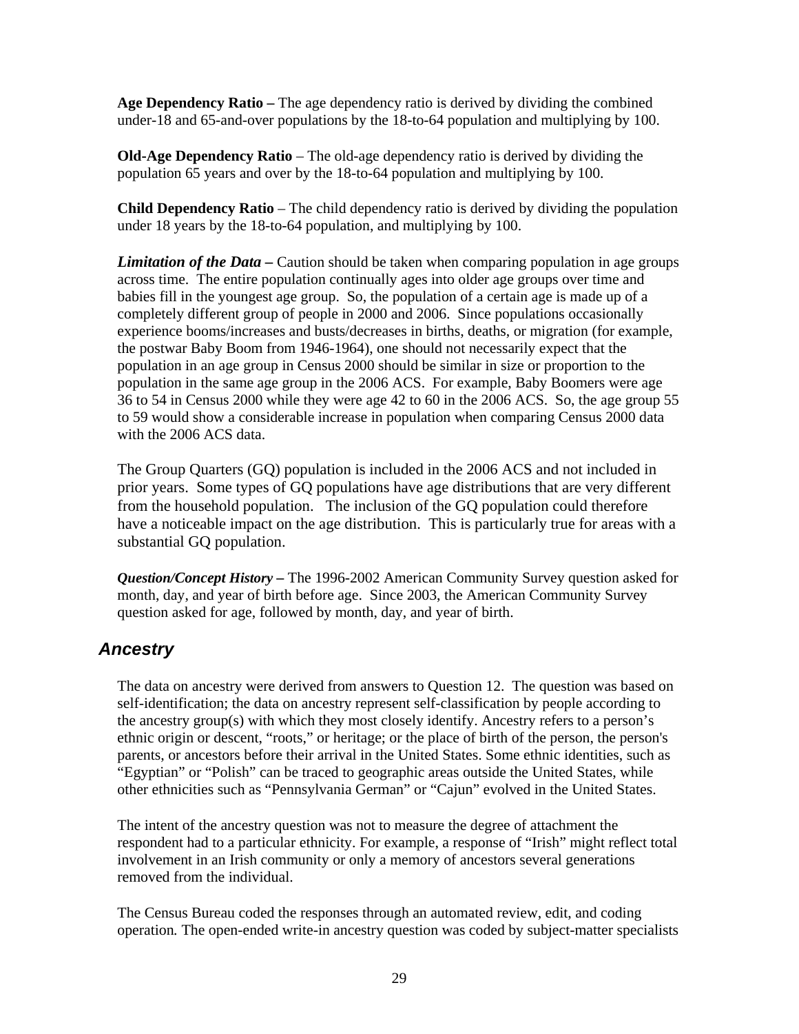**Age Dependency Ratio –** The age dependency ratio is derived by dividing the combined under-18 and 65-and-over populations by the 18-to-64 population and multiplying by 100.

**Old-Age Dependency Ratio** – The old-age dependency ratio is derived by dividing the population 65 years and over by the 18-to-64 population and multiplying by 100.

**Child Dependency Ratio** – The child dependency ratio is derived by dividing the population under 18 years by the 18-to-64 population, and multiplying by 100.

***Limitation of the Data –*** Caution should be taken when comparing population in age groups across time. The entire population continually ages into older age groups over time and babies fill in the youngest age group. So, the population of a certain age is made up of a completely different group of people in 2000 and 2006. Since populations occasionally experience booms/increases and busts/decreases in births, deaths, or migration (for example, the postwar Baby Boom from 1946-1964), one should not necessarily expect that the population in an age group in Census 2000 should be similar in size or proportion to the population in the same age group in the 2006 ACS. For example, Baby Boomers were age 36 to 54 in Census 2000 while they were age 42 to 60 in the 2006 ACS. So, the age group 55 to 59 would show a considerable increase in population when comparing Census 2000 data with the 2006 ACS data.

The Group Quarters (GQ) population is included in the 2006 ACS and not included in prior years. Some types of GQ populations have age distributions that are very different from the household population. The inclusion of the GQ population could therefore have a noticeable impact on the age distribution. This is particularly true for areas with a substantial GQ population.

***Question/Concept History –*** The 1996-2002 American Community Survey question asked for month, day, and year of birth before age. Since 2003, the American Community Survey question asked for age, followed by month, day, and year of birth.

## *Ancestry*

The data on ancestry were derived from answers to Question 12. The question was based on self-identification; the data on ancestry represent self-classification by people according to the ancestry group(s) with which they most closely identify. Ancestry refers to a person's ethnic origin or descent, "roots," or heritage; or the place of birth of the person, the person's parents, or ancestors before their arrival in the United States. Some ethnic identities, such as "Egyptian" or "Polish" can be traced to geographic areas outside the United States, while other ethnicities such as "Pennsylvania German" or "Cajun" evolved in the United States.

The intent of the ancestry question was not to measure the degree of attachment the respondent had to a particular ethnicity. For example, a response of "Irish" might reflect total involvement in an Irish community or only a memory of ancestors several generations removed from the individual.

The Census Bureau coded the responses through an automated review, edit, and coding operation. The open-ended write-in ancestry question was coded by subject-matter specialists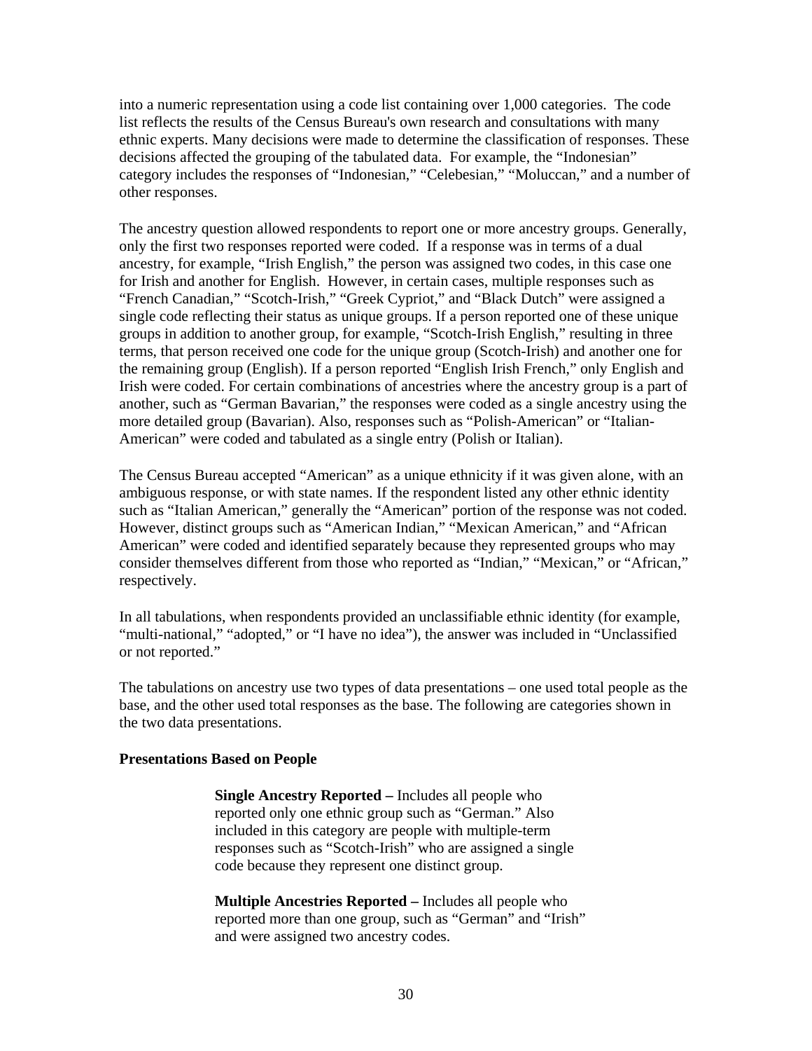into a numeric representation using a code list containing over 1,000 categories. The code list reflects the results of the Census Bureau's own research and consultations with many ethnic experts. Many decisions were made to determine the classification of responses. These decisions affected the grouping of the tabulated data. For example, the "Indonesian" category includes the responses of "Indonesian," "Celebesian," "Moluccan," and a number of other responses.

The ancestry question allowed respondents to report one or more ancestry groups. Generally, only the first two responses reported were coded. If a response was in terms of a dual ancestry, for example, "Irish English," the person was assigned two codes, in this case one for Irish and another for English. However, in certain cases, multiple responses such as "French Canadian," "Scotch-Irish," "Greek Cypriot," and "Black Dutch" were assigned a single code reflecting their status as unique groups. If a person reported one of these unique groups in addition to another group, for example, "Scotch-Irish English," resulting in three terms, that person received one code for the unique group (Scotch-Irish) and another one for the remaining group (English). If a person reported "English Irish French," only English and Irish were coded. For certain combinations of ancestries where the ancestry group is a part of another, such as "German Bavarian," the responses were coded as a single ancestry using the more detailed group (Bavarian). Also, responses such as "Polish-American" or "Italian-American" were coded and tabulated as a single entry (Polish or Italian).

The Census Bureau accepted "American" as a unique ethnicity if it was given alone, with an ambiguous response, or with state names. If the respondent listed any other ethnic identity such as "Italian American," generally the "American" portion of the response was not coded. However, distinct groups such as "American Indian," "Mexican American," and "African American" were coded and identified separately because they represented groups who may consider themselves different from those who reported as "Indian," "Mexican," or "African," respectively.

In all tabulations, when respondents provided an unclassifiable ethnic identity (for example, "multi-national," "adopted," or "I have no idea"), the answer was included in "Unclassified or not reported."

The tabulations on ancestry use two types of data presentations – one used total people as the base, and the other used total responses as the base. The following are categories shown in the two data presentations.

**Presentations Based on People**

**Single Ancestry Reported –** Includes all people who reported only one ethnic group such as "German." Also included in this category are people with multiple-term responses such as "Scotch-Irish" who are assigned a single code because they represent one distinct group.

**Multiple Ancestries Reported –** Includes all people who reported more than one group, such as "German" and "Irish" and were assigned two ancestry codes.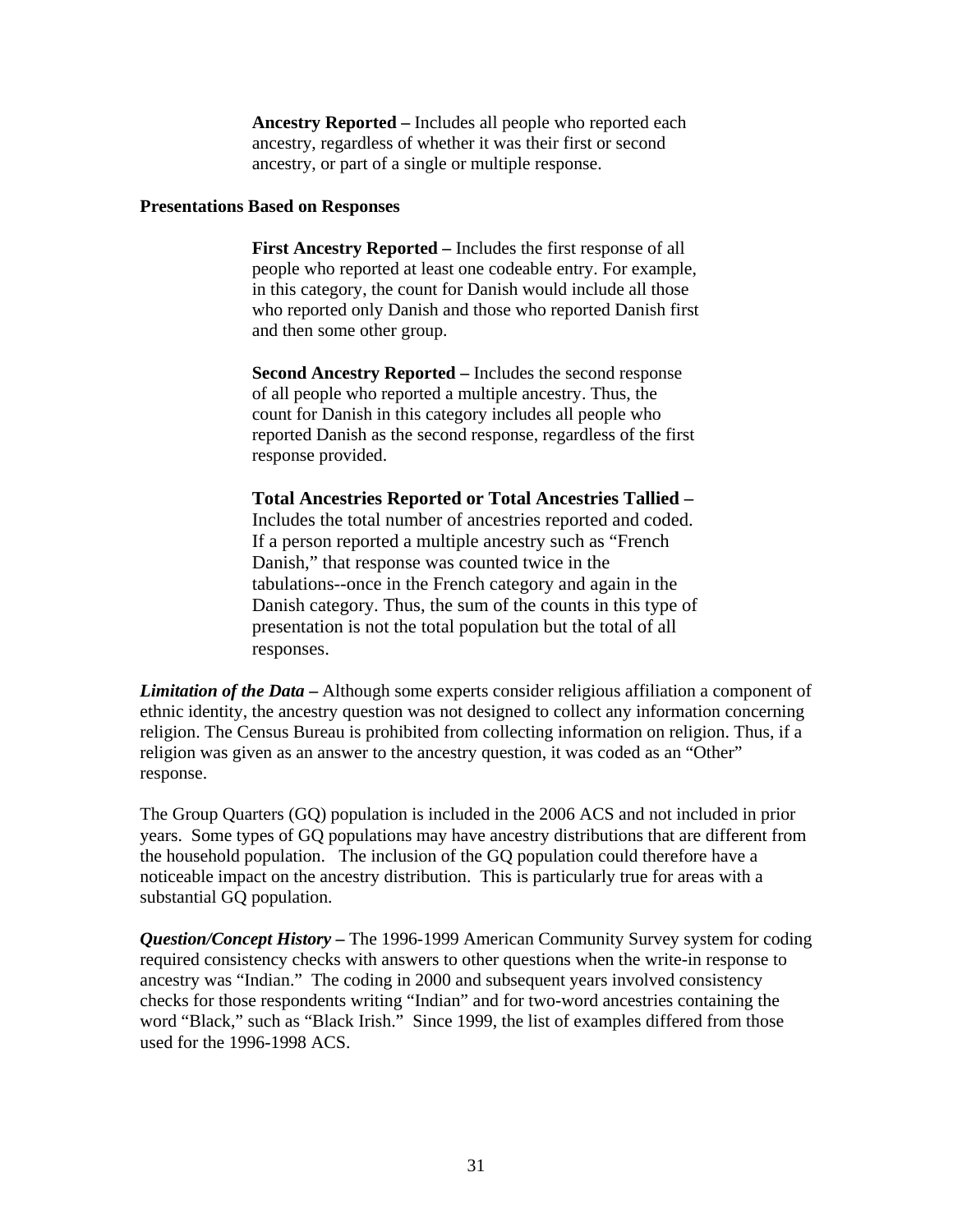**Ancestry Reported –** Includes all people who reported each ancestry, regardless of whether it was their first or second ancestry, or part of a single or multiple response.

**Presentations Based on Responses**

**First Ancestry Reported –** Includes the first response of all people who reported at least one codeable entry. For example, in this category, the count for Danish would include all those who reported only Danish and those who reported Danish first and then some other group.

**Second Ancestry Reported –** Includes the second response of all people who reported a multiple ancestry. Thus, the count for Danish in this category includes all people who reported Danish as the second response, regardless of the first response provided.

**Total Ancestries Reported or Total Ancestries Tallied –** Includes the total number of ancestries reported and coded. If a person reported a multiple ancestry such as "French Danish," that response was counted twice in the tabulations--once in the French category and again in the Danish category. Thus, the sum of the counts in this type of presentation is not the total population but the total of all responses.

***Limitation of the Data* –** Although some experts consider religious affiliation a component of ethnic identity, the ancestry question was not designed to collect any information concerning religion. The Census Bureau is prohibited from collecting information on religion. Thus, if a religion was given as an answer to the ancestry question, it was coded as an "Other" response.

The Group Quarters (GQ) population is included in the 2006 ACS and not included in prior years. Some types of GQ populations may have ancestry distributions that are different from the household population. The inclusion of the GQ population could therefore have a noticeable impact on the ancestry distribution. This is particularly true for areas with a substantial GQ population.

***Question/Concept History* –** The 1996-1999 American Community Survey system for coding required consistency checks with answers to other questions when the write-in response to ancestry was "Indian." The coding in 2000 and subsequent years involved consistency checks for those respondents writing "Indian" and for two-word ancestries containing the word "Black," such as "Black Irish." Since 1999, the list of examples differed from those used for the 1996-1998 ACS.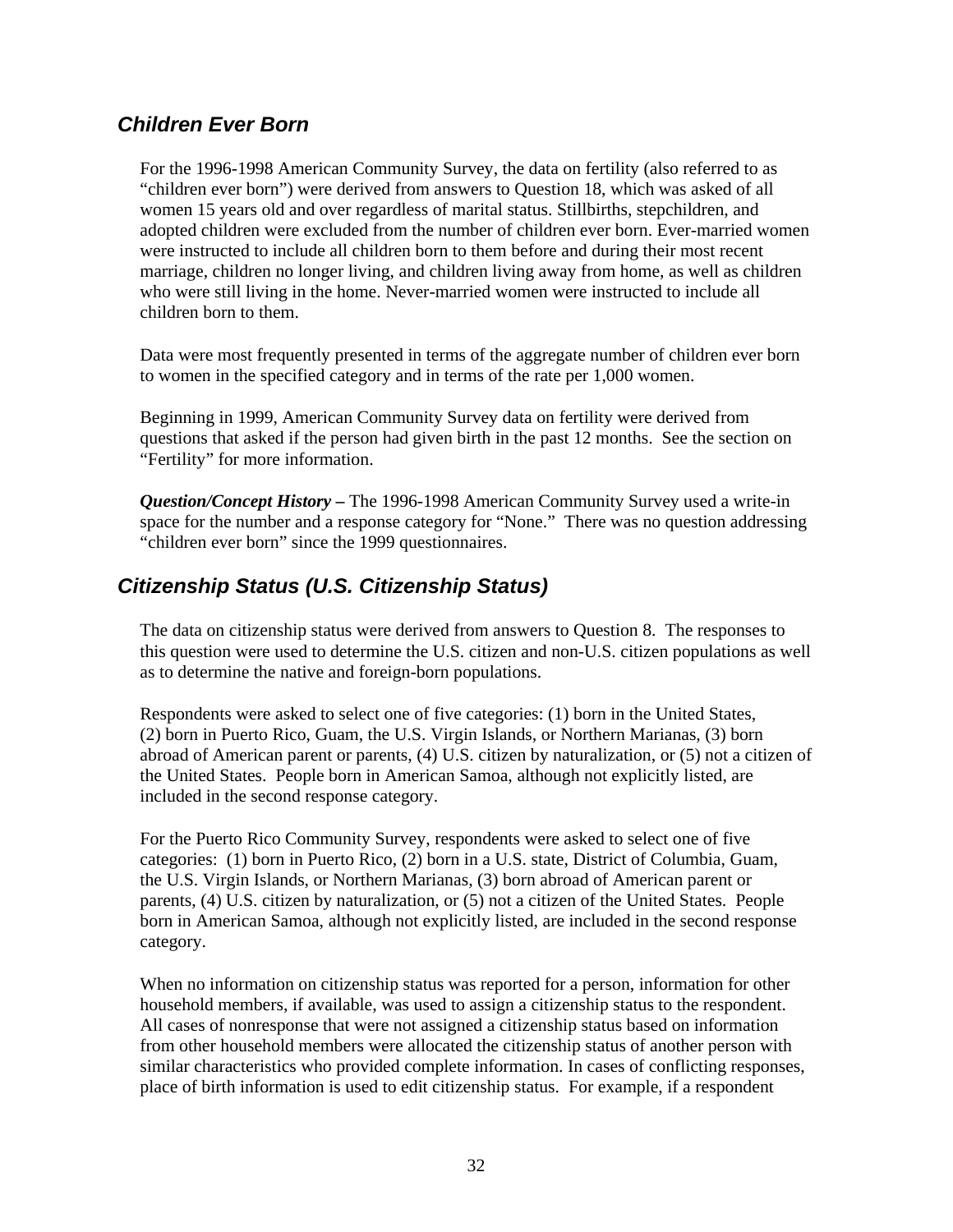## *Children Ever Born*

For the 1996-1998 American Community Survey, the data on fertility (also referred to as "children ever born") were derived from answers to Question 18, which was asked of all women 15 years old and over regardless of marital status. Stillbirths, stepchildren, and adopted children were excluded from the number of children ever born. Ever-married women were instructed to include all children born to them before and during their most recent marriage, children no longer living, and children living away from home, as well as children who were still living in the home. Never-married women were instructed to include all children born to them.

Data were most frequently presented in terms of the aggregate number of children ever born to women in the specified category and in terms of the rate per 1,000 women.

Beginning in 1999, American Community Survey data on fertility were derived from questions that asked if the person had given birth in the past 12 months. See the section on "Fertility" for more information.

***Question/Concept History –*** The 1996-1998 American Community Survey used a write-in space for the number and a response category for "None." There was no question addressing "children ever born" since the 1999 questionnaires.

## *Citizenship Status (U.S. Citizenship Status)*

The data on citizenship status were derived from answers to Question 8. The responses to this question were used to determine the U.S. citizen and non-U.S. citizen populations as well as to determine the native and foreign-born populations.

Respondents were asked to select one of five categories: (1) born in the United States, (2) born in Puerto Rico, Guam, the U.S. Virgin Islands, or Northern Marianas, (3) born abroad of American parent or parents, (4) U.S. citizen by naturalization, or (5) not a citizen of the United States. People born in American Samoa, although not explicitly listed, are included in the second response category.

For the Puerto Rico Community Survey, respondents were asked to select one of five categories: (1) born in Puerto Rico, (2) born in a U.S. state, District of Columbia, Guam, the U.S. Virgin Islands, or Northern Marianas, (3) born abroad of American parent or parents, (4) U.S. citizen by naturalization, or (5) not a citizen of the United States. People born in American Samoa, although not explicitly listed, are included in the second response category.

When no information on citizenship status was reported for a person, information for other household members, if available, was used to assign a citizenship status to the respondent. All cases of nonresponse that were not assigned a citizenship status based on information from other household members were allocated the citizenship status of another person with similar characteristics who provided complete information. In cases of conflicting responses, place of birth information is used to edit citizenship status. For example, if a respondent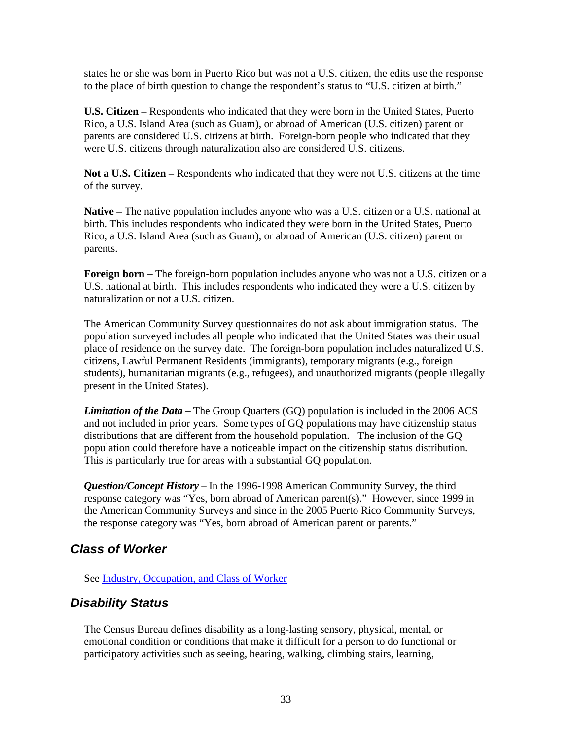states he or she was born in Puerto Rico but was not a U.S. citizen, the edits use the response to the place of birth question to change the respondent's status to "U.S. citizen at birth."

**U.S. Citizen –** Respondents who indicated that they were born in the United States, Puerto Rico, a U.S. Island Area (such as Guam), or abroad of American (U.S. citizen) parent or parents are considered U.S. citizens at birth. Foreign-born people who indicated that they were U.S. citizens through naturalization also are considered U.S. citizens.

**Not a U.S. Citizen –** Respondents who indicated that they were not U.S. citizens at the time of the survey.

**Native –** The native population includes anyone who was a U.S. citizen or a U.S. national at birth. This includes respondents who indicated they were born in the United States, Puerto Rico, a U.S. Island Area (such as Guam), or abroad of American (U.S. citizen) parent or parents.

**Foreign born –** The foreign-born population includes anyone who was not a U.S. citizen or a U.S. national at birth. This includes respondents who indicated they were a U.S. citizen by naturalization or not a U.S. citizen.

The American Community Survey questionnaires do not ask about immigration status. The population surveyed includes all people who indicated that the United States was their usual place of residence on the survey date. The foreign-born population includes naturalized U.S. citizens, Lawful Permanent Residents (immigrants), temporary migrants (e.g., foreign students), humanitarian migrants (e.g., refugees), and unauthorized migrants (people illegally present in the United States).

***Limitation of the Data* –** The Group Quarters (GQ) population is included in the 2006 ACS and not included in prior years. Some types of GQ populations may have citizenship status distributions that are different from the household population. The inclusion of the GQ population could therefore have a noticeable impact on the citizenship status distribution. This is particularly true for areas with a substantial GQ population.

***Question/Concept History* –** In the 1996-1998 American Community Survey, the third response category was "Yes, born abroad of American parent(s)." However, since 1999 in the American Community Surveys and since in the 2005 Puerto Rico Community Surveys, the response category was "Yes, born abroad of American parent or parents."

## *Class of Worker*

See Industry, Occupation, and Class of Worker

## *Disability Status*

The Census Bureau defines disability as a long-lasting sensory, physical, mental, or emotional condition or conditions that make it difficult for a person to do functional or participatory activities such as seeing, hearing, walking, climbing stairs, learning,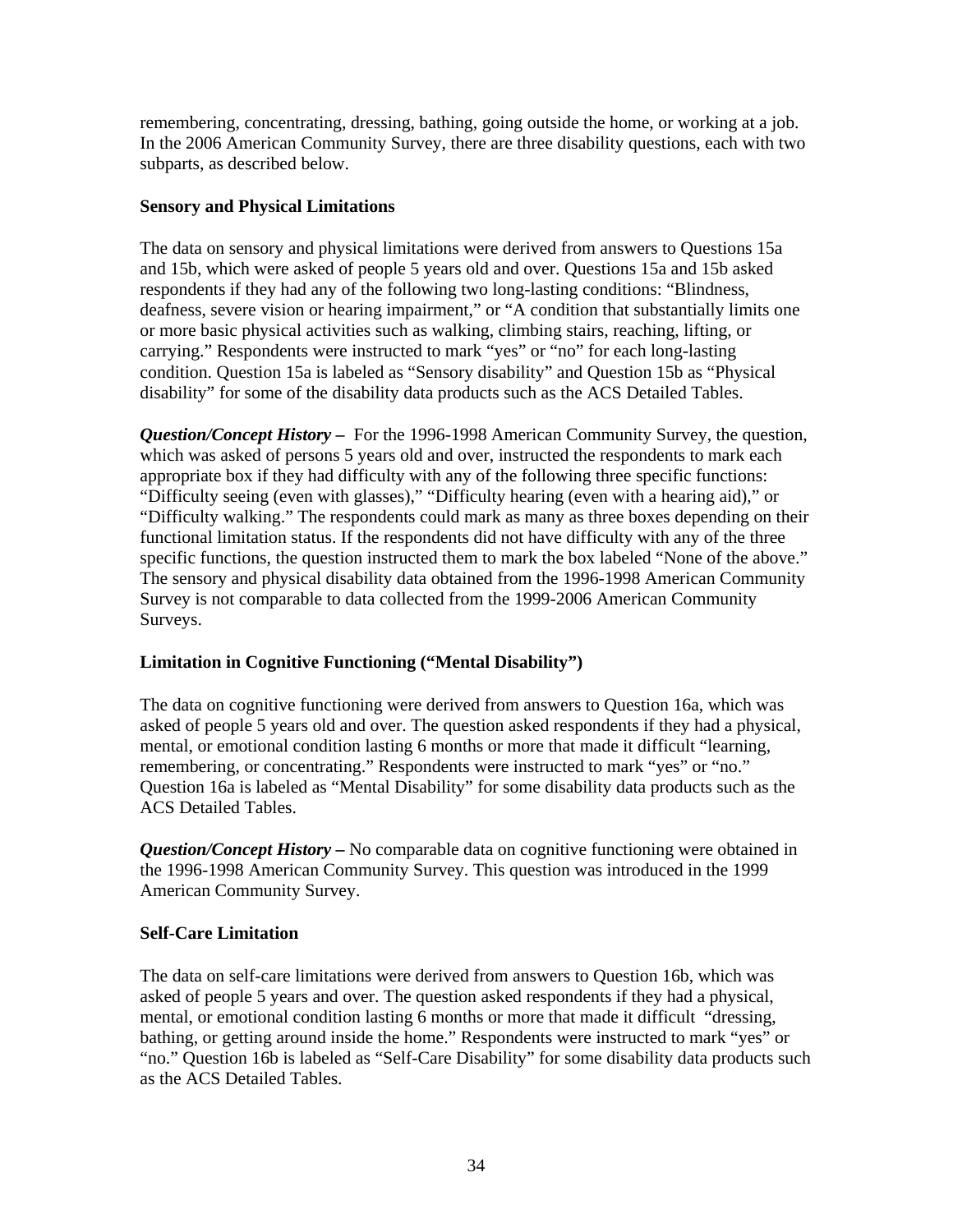remembering, concentrating, dressing, bathing, going outside the home, or working at a job. In the 2006 American Community Survey, there are three disability questions, each with two subparts, as described below.

**Sensory and Physical Limitations**

The data on sensory and physical limitations were derived from answers to Questions 15a and 15b, which were asked of people 5 years old and over. Questions 15a and 15b asked respondents if they had any of the following two long-lasting conditions: "Blindness, deafness, severe vision or hearing impairment," or "A condition that substantially limits one or more basic physical activities such as walking, climbing stairs, reaching, lifting, or carrying." Respondents were instructed to mark "yes" or "no" for each long-lasting condition. Question 15a is labeled as "Sensory disability" and Question 15b as "Physical disability" for some of the disability data products such as the ACS Detailed Tables.

***Question/Concept History –*** For the 1996-1998 American Community Survey, the question, which was asked of persons 5 years old and over, instructed the respondents to mark each appropriate box if they had difficulty with any of the following three specific functions: "Difficulty seeing (even with glasses)," "Difficulty hearing (even with a hearing aid)," or "Difficulty walking." The respondents could mark as many as three boxes depending on their functional limitation status. If the respondents did not have difficulty with any of the three specific functions, the question instructed them to mark the box labeled "None of the above." The sensory and physical disability data obtained from the 1996-1998 American Community Survey is not comparable to data collected from the 1999-2006 American Community Surveys.

**Limitation in Cognitive Functioning ("Mental Disability")**

The data on cognitive functioning were derived from answers to Question 16a, which was asked of people 5 years old and over. The question asked respondents if they had a physical, mental, or emotional condition lasting 6 months or more that made it difficult "learning, remembering, or concentrating." Respondents were instructed to mark "yes" or "no." Question 16a is labeled as "Mental Disability" for some disability data products such as the ACS Detailed Tables.

***Question/Concept History –*** No comparable data on cognitive functioning were obtained in the 1996-1998 American Community Survey. This question was introduced in the 1999 American Community Survey.

**Self-Care Limitation**

The data on self-care limitations were derived from answers to Question 16b, which was asked of people 5 years and over. The question asked respondents if they had a physical, mental, or emotional condition lasting 6 months or more that made it difficult "dressing, bathing, or getting around inside the home." Respondents were instructed to mark "yes" or "no." Question 16b is labeled as "Self-Care Disability" for some disability data products such as the ACS Detailed Tables.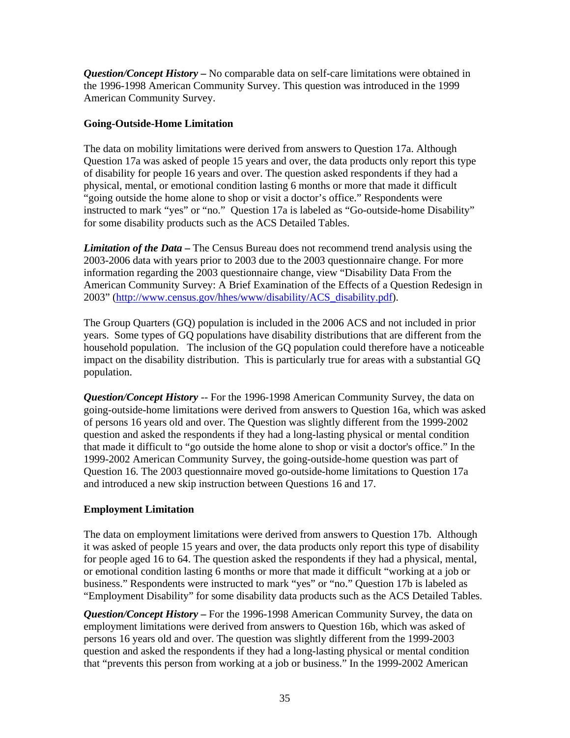***Question/Concept History –*** No comparable data on self-care limitations were obtained in the 1996-1998 American Community Survey. This question was introduced in the 1999 American Community Survey.

**Going-Outside-Home Limitation**

The data on mobility limitations were derived from answers to Question 17a. Although Question 17a was asked of people 15 years and over, the data products only report this type of disability for people 16 years and over. The question asked respondents if they had a physical, mental, or emotional condition lasting 6 months or more that made it difficult "going outside the home alone to shop or visit a doctor's office." Respondents were instructed to mark "yes" or "no." Question 17a is labeled as "Go-outside-home Disability" for some disability products such as the ACS Detailed Tables.

***Limitation of the Data –*** The Census Bureau does not recommend trend analysis using the 2003-2006 data with years prior to 2003 due to the 2003 questionnaire change. For more information regarding the 2003 questionnaire change, view "Disability Data From the American Community Survey: A Brief Examination of the Effects of a Question Redesign in 2003" (http://www.census.gov/hhes/www/disability/ACS_disability.pdf).

The Group Quarters (GQ) population is included in the 2006 ACS and not included in prior years. Some types of GQ populations have disability distributions that are different from the household population. The inclusion of the GQ population could therefore have a noticeable impact on the disability distribution. This is particularly true for areas with a substantial GQ population.

***Question/Concept History*** -- For the 1996-1998 American Community Survey, the data on going-outside-home limitations were derived from answers to Question 16a, which was asked of persons 16 years old and over. The Question was slightly different from the 1999-2002 question and asked the respondents if they had a long-lasting physical or mental condition that made it difficult to "go outside the home alone to shop or visit a doctor's office." In the 1999-2002 American Community Survey, the going-outside-home question was part of Question 16. The 2003 questionnaire moved go-outside-home limitations to Question 17a and introduced a new skip instruction between Questions 16 and 17.

**Employment Limitation**

The data on employment limitations were derived from answers to Question 17b. Although it was asked of people 15 years and over, the data products only report this type of disability for people aged 16 to 64. The question asked the respondents if they had a physical, mental, or emotional condition lasting 6 months or more that made it difficult "working at a job or business." Respondents were instructed to mark "yes" or "no." Question 17b is labeled as "Employment Disability" for some disability data products such as the ACS Detailed Tables.

***Question/Concept History –*** For the 1996-1998 American Community Survey, the data on employment limitations were derived from answers to Question 16b, which was asked of persons 16 years old and over. The question was slightly different from the 1999-2003 question and asked the respondents if they had a long-lasting physical or mental condition that "prevents this person from working at a job or business." In the 1999-2002 American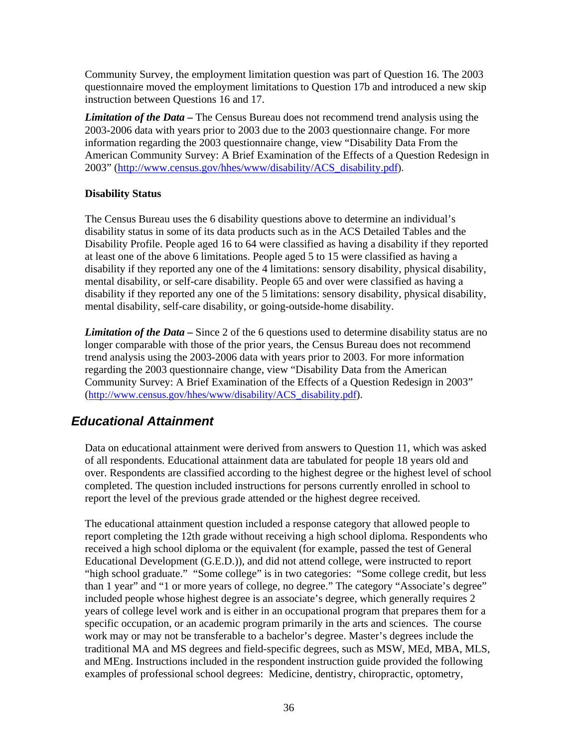Community Survey, the employment limitation question was part of Question 16. The 2003 questionnaire moved the employment limitations to Question 17b and introduced a new skip instruction between Questions 16 and 17.

***Limitation of the Data –*** The Census Bureau does not recommend trend analysis using the 2003-2006 data with years prior to 2003 due to the 2003 questionnaire change. For more information regarding the 2003 questionnaire change, view "Disability Data From the American Community Survey: A Brief Examination of the Effects of a Question Redesign in 2003" (http://www.census.gov/hhes/www/disability/ACS_disability.pdf).

**Disability Status**

The Census Bureau uses the 6 disability questions above to determine an individual's disability status in some of its data products such as in the ACS Detailed Tables and the Disability Profile. People aged 16 to 64 were classified as having a disability if they reported at least one of the above 6 limitations. People aged 5 to 15 were classified as having a disability if they reported any one of the 4 limitations: sensory disability, physical disability, mental disability, or self-care disability. People 65 and over were classified as having a disability if they reported any one of the 5 limitations: sensory disability, physical disability, mental disability, self-care disability, or going-outside-home disability.

***Limitation of the Data –*** Since 2 of the 6 questions used to determine disability status are no longer comparable with those of the prior years, the Census Bureau does not recommend trend analysis using the 2003-2006 data with years prior to 2003. For more information regarding the 2003 questionnaire change, view "Disability Data from the American Community Survey: A Brief Examination of the Effects of a Question Redesign in 2003" (http://www.census.gov/hhes/www/disability/ACS_disability.pdf).

## *Educational Attainment*

Data on educational attainment were derived from answers to Question 11, which was asked of all respondents. Educational attainment data are tabulated for people 18 years old and over. Respondents are classified according to the highest degree or the highest level of school completed. The question included instructions for persons currently enrolled in school to report the level of the previous grade attended or the highest degree received.

The educational attainment question included a response category that allowed people to report completing the 12th grade without receiving a high school diploma. Respondents who received a high school diploma or the equivalent (for example, passed the test of General Educational Development (G.E.D.)), and did not attend college, were instructed to report "high school graduate." "Some college" is in two categories: "Some college credit, but less than 1 year" and "1 or more years of college, no degree." The category "Associate's degree" included people whose highest degree is an associate's degree, which generally requires 2 years of college level work and is either in an occupational program that prepares them for a specific occupation, or an academic program primarily in the arts and sciences. The course work may or may not be transferable to a bachelor's degree. Master's degrees include the traditional MA and MS degrees and field-specific degrees, such as MSW, MEd, MBA, MLS, and MEng. Instructions included in the respondent instruction guide provided the following examples of professional school degrees: Medicine, dentistry, chiropractic, optometry,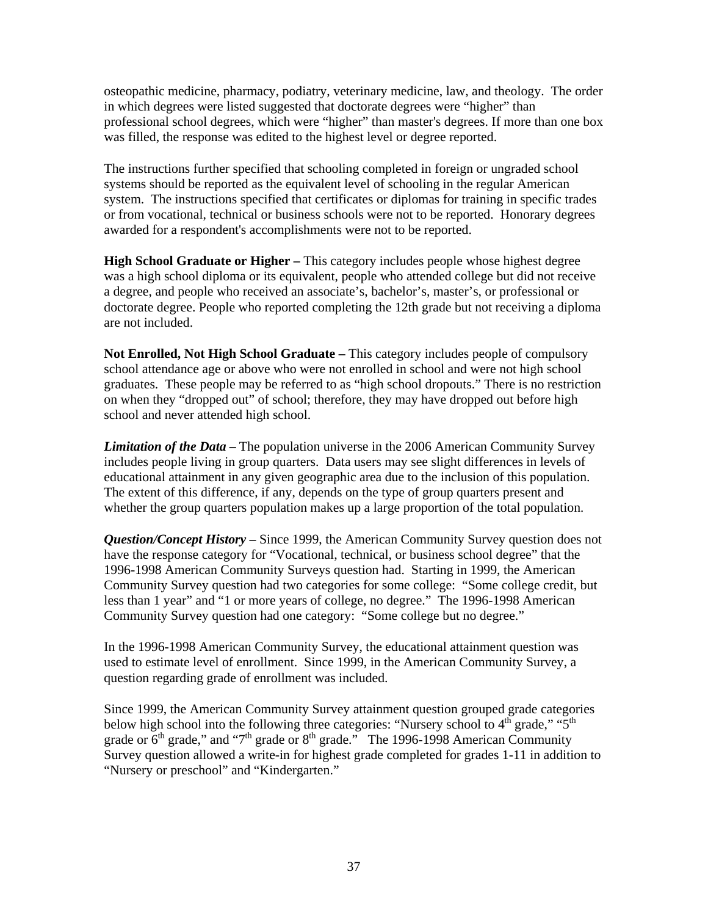osteopathic medicine, pharmacy, podiatry, veterinary medicine, law, and theology. The order in which degrees were listed suggested that doctorate degrees were "higher" than professional school degrees, which were "higher" than master's degrees. If more than one box was filled, the response was edited to the highest level or degree reported.

The instructions further specified that schooling completed in foreign or ungraded school systems should be reported as the equivalent level of schooling in the regular American system. The instructions specified that certificates or diplomas for training in specific trades or from vocational, technical or business schools were not to be reported. Honorary degrees awarded for a respondent's accomplishments were not to be reported.

**High School Graduate or Higher –** This category includes people whose highest degree was a high school diploma or its equivalent, people who attended college but did not receive a degree, and people who received an associate's, bachelor's, master's, or professional or doctorate degree. People who reported completing the 12th grade but not receiving a diploma are not included.

**Not Enrolled, Not High School Graduate –** This category includes people of compulsory school attendance age or above who were not enrolled in school and were not high school graduates. These people may be referred to as "high school dropouts." There is no restriction on when they "dropped out" of school; therefore, they may have dropped out before high school and never attended high school.

***Limitation of the Data* –** The population universe in the 2006 American Community Survey includes people living in group quarters. Data users may see slight differences in levels of educational attainment in any given geographic area due to the inclusion of this population. The extent of this difference, if any, depends on the type of group quarters present and whether the group quarters population makes up a large proportion of the total population.

***Question/Concept History* –** Since 1999, the American Community Survey question does not have the response category for "Vocational, technical, or business school degree" that the 1996-1998 American Community Surveys question had. Starting in 1999, the American Community Survey question had two categories for some college: "Some college credit, but less than 1 year" and "1 or more years of college, no degree." The 1996-1998 American Community Survey question had one category: "Some college but no degree."

In the 1996-1998 American Community Survey, the educational attainment question was used to estimate level of enrollment. Since 1999, in the American Community Survey, a question regarding grade of enrollment was included.

Since 1999, the American Community Survey attainment question grouped grade categories below high school into the following three categories: "Nursery school to 4th grade," "5th grade or 6th grade," and "7th grade or 8th grade." The 1996-1998 American Community Survey question allowed a write-in for highest grade completed for grades 1-11 in addition to "Nursery or preschool" and "Kindergarten."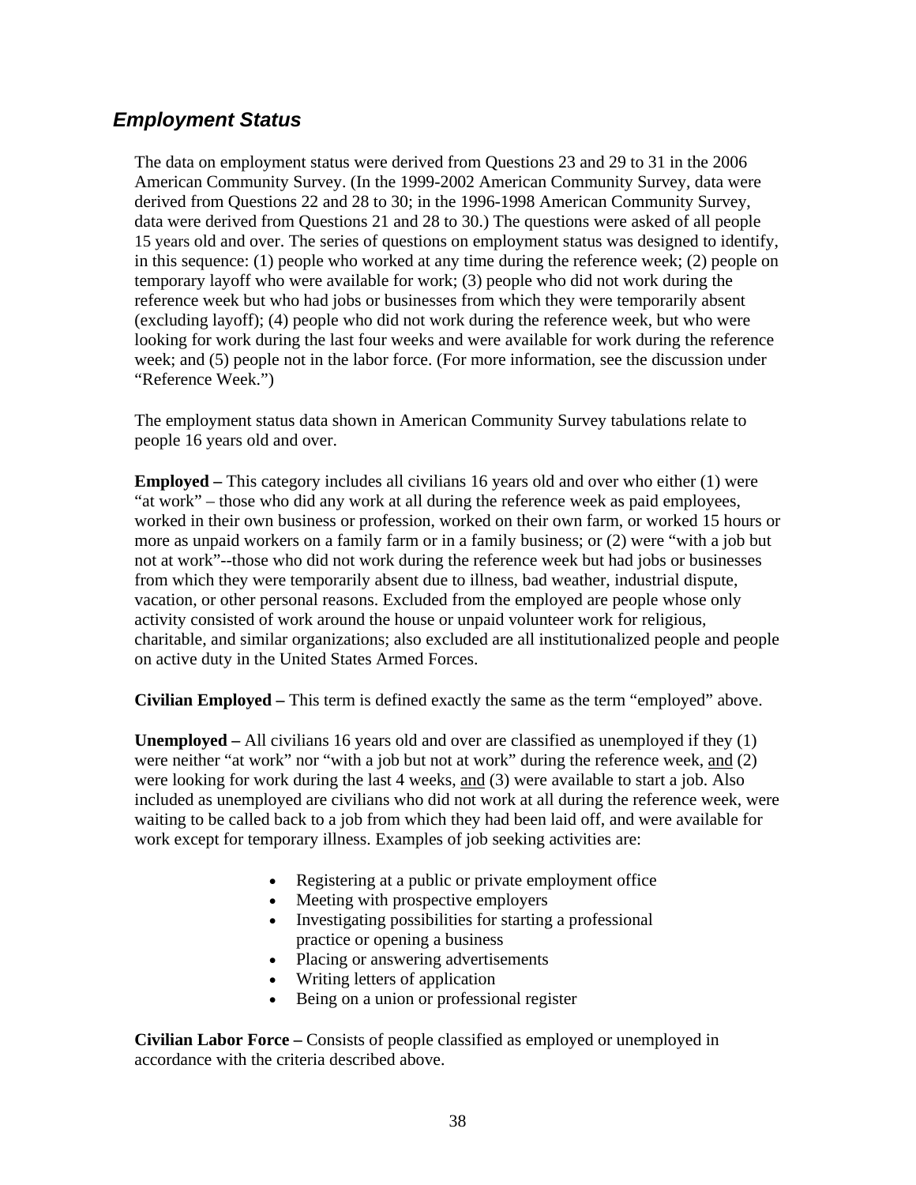## *Employment Status*

The data on employment status were derived from Questions 23 and 29 to 31 in the 2006 American Community Survey. (In the 1999-2002 American Community Survey, data were derived from Questions 22 and 28 to 30; in the 1996-1998 American Community Survey, data were derived from Questions 21 and 28 to 30.) The questions were asked of all people 15 years old and over. The series of questions on employment status was designed to identify, in this sequence: (1) people who worked at any time during the reference week; (2) people on temporary layoff who were available for work; (3) people who did not work during the reference week but who had jobs or businesses from which they were temporarily absent (excluding layoff); (4) people who did not work during the reference week, but who were looking for work during the last four weeks and were available for work during the reference week; and (5) people not in the labor force. (For more information, see the discussion under "Reference Week.")

The employment status data shown in American Community Survey tabulations relate to people 16 years old and over.

**Employed –** This category includes all civilians 16 years old and over who either (1) were "at work" – those who did any work at all during the reference week as paid employees, worked in their own business or profession, worked on their own farm, or worked 15 hours or more as unpaid workers on a family farm or in a family business; or (2) were "with a job but not at work"--those who did not work during the reference week but had jobs or businesses from which they were temporarily absent due to illness, bad weather, industrial dispute, vacation, or other personal reasons. Excluded from the employed are people whose only activity consisted of work around the house or unpaid volunteer work for religious, charitable, and similar organizations; also excluded are all institutionalized people and people on active duty in the United States Armed Forces.

**Civilian Employed –** This term is defined exactly the same as the term "employed" above.

**Unemployed –** All civilians 16 years old and over are classified as unemployed if they (1) were neither "at work" nor "with a job but not at work" during the reference week, and (2) were looking for work during the last 4 weeks, and (3) were available to start a job. Also included as unemployed are civilians who did not work at all during the reference week, were waiting to be called back to a job from which they had been laid off, and were available for work except for temporary illness. Examples of job seeking activities are:

- Registering at a public or private employment office
- Meeting with prospective employers
- Investigating possibilities for starting a professional practice or opening a business
- Placing or answering advertisements
- Writing letters of application
- Being on a union or professional register

**Civilian Labor Force –** Consists of people classified as employed or unemployed in accordance with the criteria described above.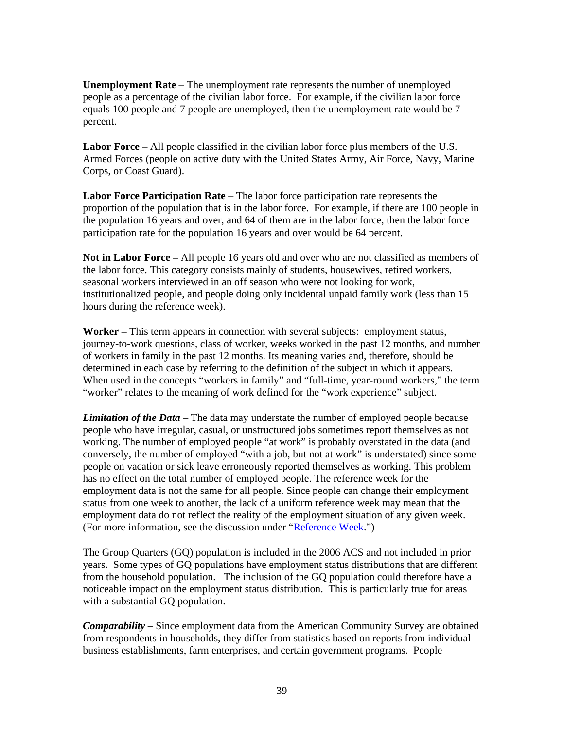**Unemployment Rate** – The unemployment rate represents the number of unemployed people as a percentage of the civilian labor force. For example, if the civilian labor force equals 100 people and 7 people are unemployed, then the unemployment rate would be 7 percent.

**Labor Force –** All people classified in the civilian labor force plus members of the U.S. Armed Forces (people on active duty with the United States Army, Air Force, Navy, Marine Corps, or Coast Guard).

**Labor Force Participation Rate** – The labor force participation rate represents the proportion of the population that is in the labor force. For example, if there are 100 people in the population 16 years and over, and 64 of them are in the labor force, then the labor force participation rate for the population 16 years and over would be 64 percent.

**Not in Labor Force –** All people 16 years old and over who are not classified as members of the labor force. This category consists mainly of students, housewives, retired workers, seasonal workers interviewed in an off season who were not looking for work, institutionalized people, and people doing only incidental unpaid family work (less than 15 hours during the reference week).

**Worker –** This term appears in connection with several subjects: employment status, journey-to-work questions, class of worker, weeks worked in the past 12 months, and number of workers in family in the past 12 months. Its meaning varies and, therefore, should be determined in each case by referring to the definition of the subject in which it appears. When used in the concepts "workers in family" and "full-time, year-round workers," the term "worker" relates to the meaning of work defined for the "work experience" subject.

***Limitation of the Data* –** The data may understate the number of employed people because people who have irregular, casual, or unstructured jobs sometimes report themselves as not working. The number of employed people "at work" is probably overstated in the data (and conversely, the number of employed "with a job, but not at work" is understated) since some people on vacation or sick leave erroneously reported themselves as working. This problem has no effect on the total number of employed people. The reference week for the employment data is not the same for all people. Since people can change their employment status from one week to another, the lack of a uniform reference week may mean that the employment data do not reflect the reality of the employment situation of any given week. (For more information, see the discussion under "Reference Week.")

The Group Quarters (GQ) population is included in the 2006 ACS and not included in prior years. Some types of GQ populations have employment status distributions that are different from the household population. The inclusion of the GQ population could therefore have a noticeable impact on the employment status distribution. This is particularly true for areas with a substantial GQ population.

***Comparability* –** Since employment data from the American Community Survey are obtained from respondents in households, they differ from statistics based on reports from individual business establishments, farm enterprises, and certain government programs. People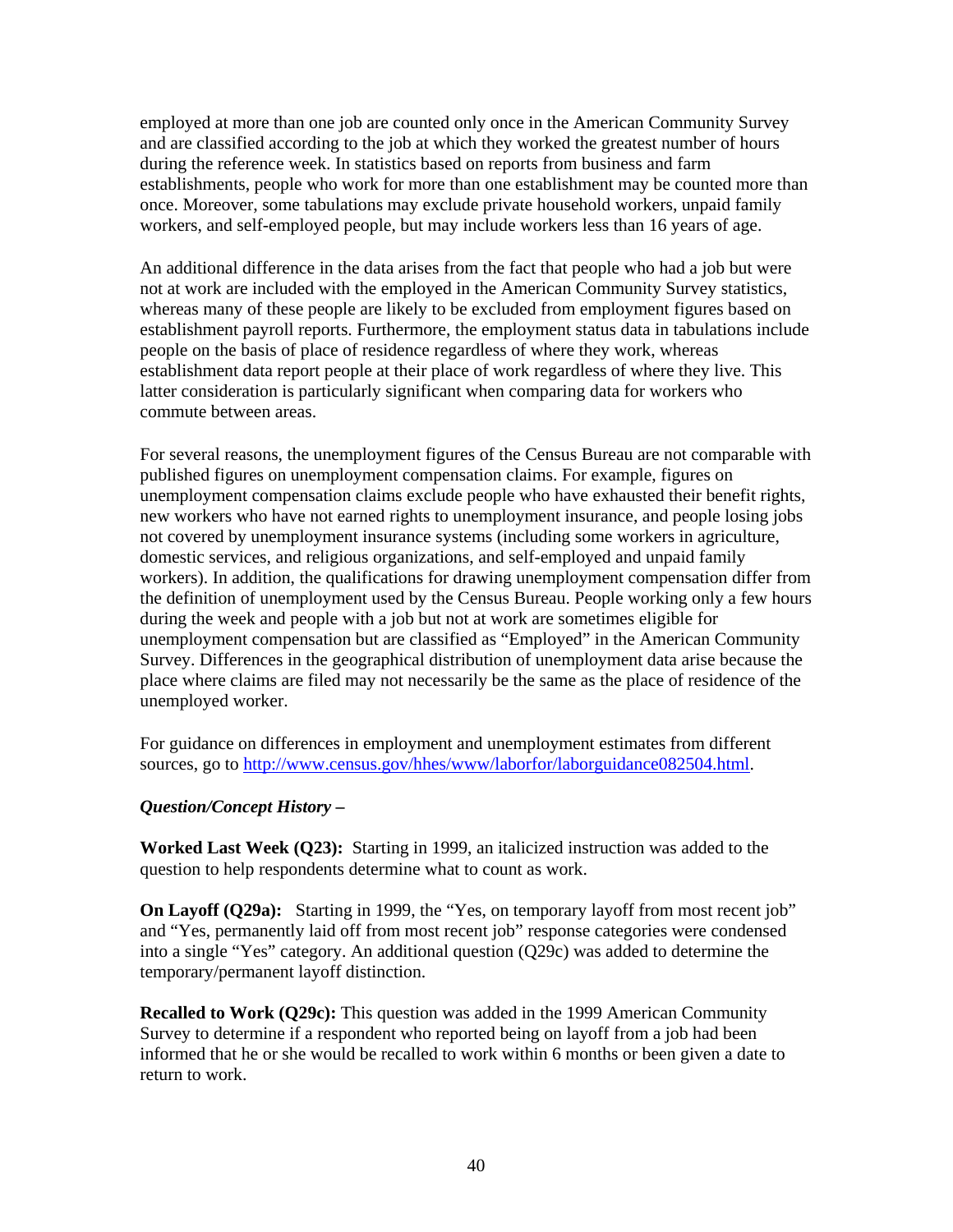employed at more than one job are counted only once in the American Community Survey and are classified according to the job at which they worked the greatest number of hours during the reference week. In statistics based on reports from business and farm establishments, people who work for more than one establishment may be counted more than once. Moreover, some tabulations may exclude private household workers, unpaid family workers, and self-employed people, but may include workers less than 16 years of age.

An additional difference in the data arises from the fact that people who had a job but were not at work are included with the employed in the American Community Survey statistics, whereas many of these people are likely to be excluded from employment figures based on establishment payroll reports. Furthermore, the employment status data in tabulations include people on the basis of place of residence regardless of where they work, whereas establishment data report people at their place of work regardless of where they live. This latter consideration is particularly significant when comparing data for workers who commute between areas.

For several reasons, the unemployment figures of the Census Bureau are not comparable with published figures on unemployment compensation claims. For example, figures on unemployment compensation claims exclude people who have exhausted their benefit rights, new workers who have not earned rights to unemployment insurance, and people losing jobs not covered by unemployment insurance systems (including some workers in agriculture, domestic services, and religious organizations, and self-employed and unpaid family workers). In addition, the qualifications for drawing unemployment compensation differ from the definition of unemployment used by the Census Bureau. People working only a few hours during the week and people with a job but not at work are sometimes eligible for unemployment compensation but are classified as "Employed" in the American Community Survey. Differences in the geographical distribution of unemployment data arise because the place where claims are filed may not necessarily be the same as the place of residence of the unemployed worker.

For guidance on differences in employment and unemployment estimates from different sources, go to http://www.census.gov/hhes/www/laborfor/laborguidance082504.html.

***Question/Concept History –***

**Worked Last Week (Q23):** Starting in 1999, an italicized instruction was added to the question to help respondents determine what to count as work.

**On Layoff (Q29a):** Starting in 1999, the "Yes, on temporary layoff from most recent job" and "Yes, permanently laid off from most recent job" response categories were condensed into a single "Yes" category. An additional question (Q29c) was added to determine the temporary/permanent layoff distinction.

**Recalled to Work (Q29c):** This question was added in the 1999 American Community Survey to determine if a respondent who reported being on layoff from a job had been informed that he or she would be recalled to work within 6 months or been given a date to return to work.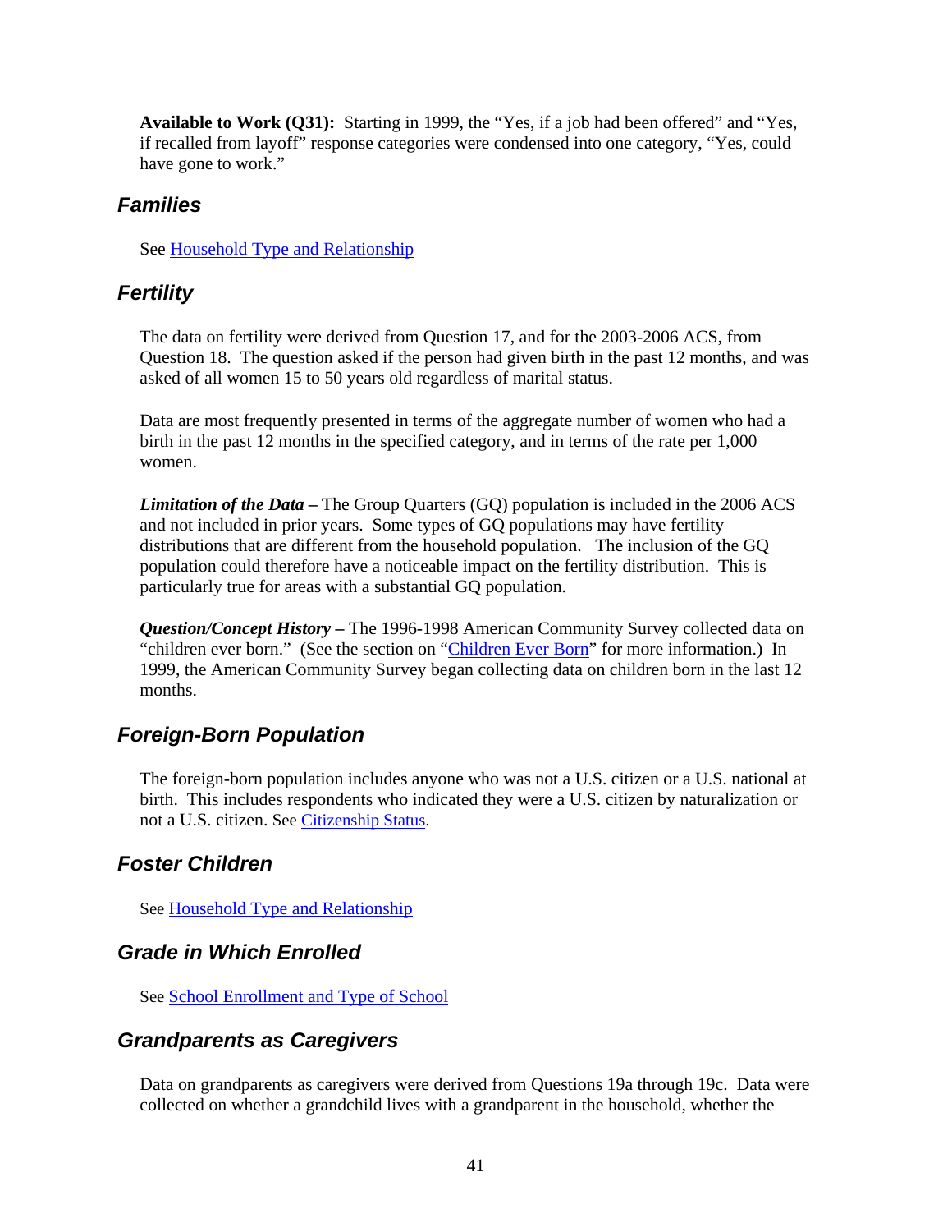**Available to Work (Q31):** Starting in 1999, the "Yes, if a job had been offered" and "Yes, if recalled from layoff" response categories were condensed into one category, "Yes, could have gone to work."

## Families

See Household Type and Relationship

## Fertility

The data on fertility were derived from Question 17, and for the 2003-2006 ACS, from Question 18. The question asked if the person had given birth in the past 12 months, and was asked of all women 15 to 50 years old regardless of marital status.

Data are most frequently presented in terms of the aggregate number of women who had a birth in the past 12 months in the specified category, and in terms of the rate per 1,000 women.

***Limitation of the Data –*** The Group Quarters (GQ) population is included in the 2006 ACS and not included in prior years. Some types of GQ populations may have fertility distributions that are different from the household population. The inclusion of the GQ population could therefore have a noticeable impact on the fertility distribution. This is particularly true for areas with a substantial GQ population.

***Question/Concept History –*** The 1996-1998 American Community Survey collected data on "children ever born." (See the section on "Children Ever Born" for more information.) In 1999, the American Community Survey began collecting data on children born in the last 12 months.

## Foreign-Born Population

The foreign-born population includes anyone who was not a U.S. citizen or a U.S. national at birth. This includes respondents who indicated they were a U.S. citizen by naturalization or not a U.S. citizen. See Citizenship Status.

## Foster Children

See Household Type and Relationship

## Grade in Which Enrolled

See School Enrollment and Type of School

## Grandparents as Caregivers

Data on grandparents as caregivers were derived from Questions 19a through 19c. Data were collected on whether a grandchild lives with a grandparent in the household, whether the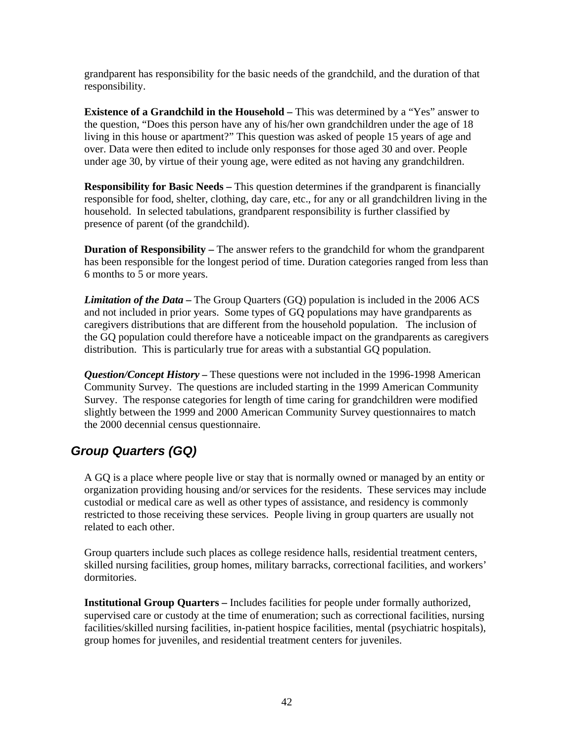grandparent has responsibility for the basic needs of the grandchild, and the duration of that responsibility.

**Existence of a Grandchild in the Household –** This was determined by a "Yes" answer to the question, "Does this person have any of his/her own grandchildren under the age of 18 living in this house or apartment?" This question was asked of people 15 years of age and over. Data were then edited to include only responses for those aged 30 and over. People under age 30, by virtue of their young age, were edited as not having any grandchildren.

**Responsibility for Basic Needs –** This question determines if the grandparent is financially responsible for food, shelter, clothing, day care, etc., for any or all grandchildren living in the household. In selected tabulations, grandparent responsibility is further classified by presence of parent (of the grandchild).

**Duration of Responsibility –** The answer refers to the grandchild for whom the grandparent has been responsible for the longest period of time. Duration categories ranged from less than 6 months to 5 or more years.

***Limitation of the Data* –** The Group Quarters (GQ) population is included in the 2006 ACS and not included in prior years. Some types of GQ populations may have grandparents as caregivers distributions that are different from the household population. The inclusion of the GQ population could therefore have a noticeable impact on the grandparents as caregivers distribution. This is particularly true for areas with a substantial GQ population.

***Question/Concept History* –** These questions were not included in the 1996-1998 American Community Survey. The questions are included starting in the 1999 American Community Survey. The response categories for length of time caring for grandchildren were modified slightly between the 1999 and 2000 American Community Survey questionnaires to match the 2000 decennial census questionnaire.

## *Group Quarters (GQ)*

A GQ is a place where people live or stay that is normally owned or managed by an entity or organization providing housing and/or services for the residents. These services may include custodial or medical care as well as other types of assistance, and residency is commonly restricted to those receiving these services. People living in group quarters are usually not related to each other.

Group quarters include such places as college residence halls, residential treatment centers, skilled nursing facilities, group homes, military barracks, correctional facilities, and workers' dormitories.

**Institutional Group Quarters –** Includes facilities for people under formally authorized, supervised care or custody at the time of enumeration; such as correctional facilities, nursing facilities/skilled nursing facilities, in-patient hospice facilities, mental (psychiatric hospitals), group homes for juveniles, and residential treatment centers for juveniles.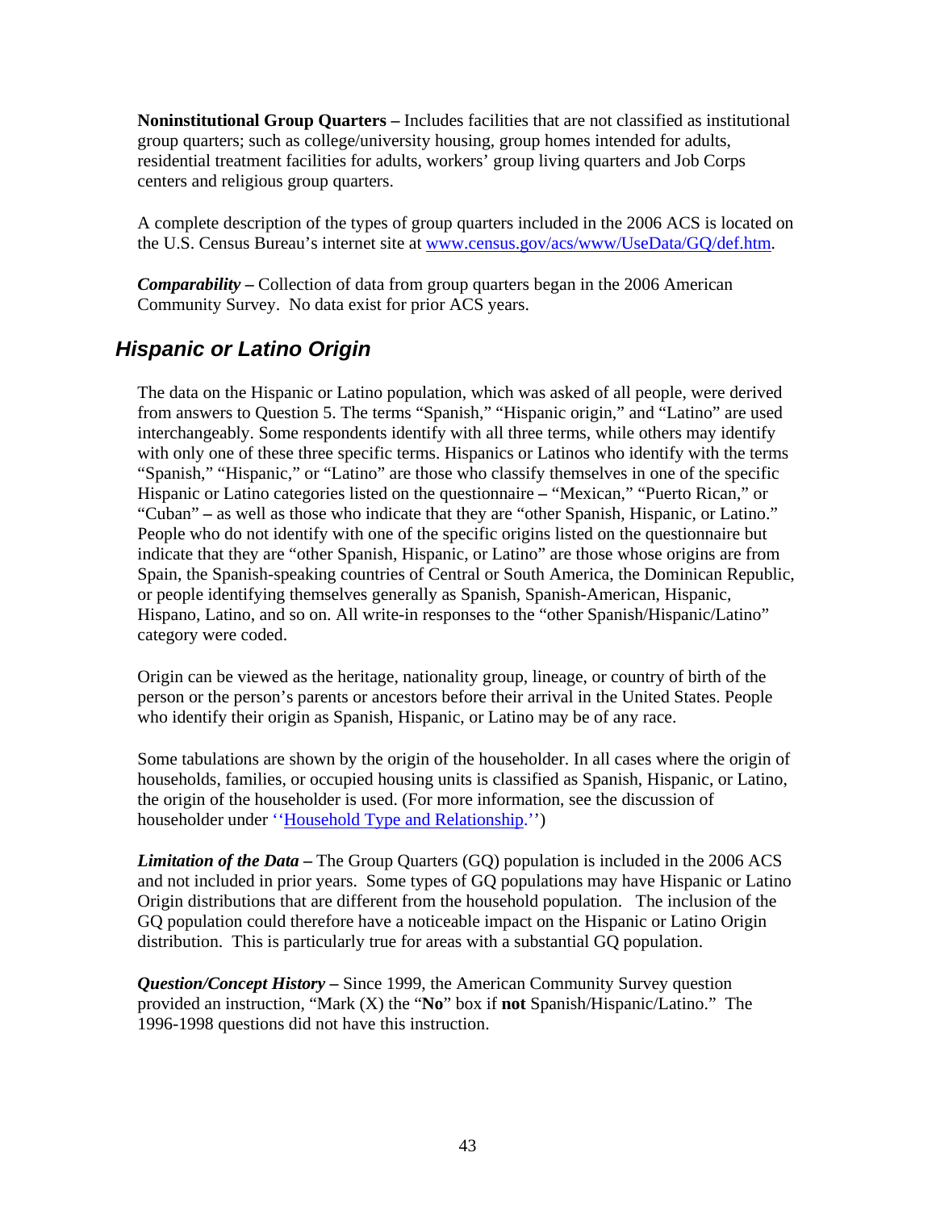**Noninstitutional Group Quarters –** Includes facilities that are not classified as institutional group quarters; such as college/university housing, group homes intended for adults, residential treatment facilities for adults, workers' group living quarters and Job Corps centers and religious group quarters.

A complete description of the types of group quarters included in the 2006 ACS is located on the U.S. Census Bureau's internet site at [www.census.gov/acs/www/UseData/GQ/def.htm](www.census.gov/acs/www/UseData/GQ/def.htm).

***Comparability* –** Collection of data from group quarters began in the 2006 American Community Survey. No data exist for prior ACS years.

## *Hispanic or Latino Origin*

The data on the Hispanic or Latino population, which was asked of all people, were derived from answers to Question 5. The terms "Spanish," "Hispanic origin," and "Latino" are used interchangeably. Some respondents identify with all three terms, while others may identify with only one of these three specific terms. Hispanics or Latinos who identify with the terms "Spanish," "Hispanic," or "Latino" are those who classify themselves in one of the specific Hispanic or Latino categories listed on the questionnaire **–** "Mexican," "Puerto Rican," or "Cuban" **–** as well as those who indicate that they are "other Spanish, Hispanic, or Latino." People who do not identify with one of the specific origins listed on the questionnaire but indicate that they are "other Spanish, Hispanic, or Latino" are those whose origins are from Spain, the Spanish-speaking countries of Central or South America, the Dominican Republic, or people identifying themselves generally as Spanish, Spanish-American, Hispanic, Hispano, Latino, and so on. All write-in responses to the "other Spanish/Hispanic/Latino" category were coded.

Origin can be viewed as the heritage, nationality group, lineage, or country of birth of the person or the person's parents or ancestors before their arrival in the United States. People who identify their origin as Spanish, Hispanic, or Latino may be of any race.

Some tabulations are shown by the origin of the householder. In all cases where the origin of households, families, or occupied housing units is classified as Spanish, Hispanic, or Latino, the origin of the householder is used. (For more information, see the discussion of householder under ''Household Type and Relationship.'')

***Limitation of the Data* –** The Group Quarters (GQ) population is included in the 2006 ACS and not included in prior years. Some types of GQ populations may have Hispanic or Latino Origin distributions that are different from the household population. The inclusion of the GQ population could therefore have a noticeable impact on the Hispanic or Latino Origin distribution. This is particularly true for areas with a substantial GQ population.

***Question/Concept History* –** Since 1999, the American Community Survey question provided an instruction, "Mark (X) the "**No**" box if **not** Spanish/Hispanic/Latino." The 1996-1998 questions did not have this instruction.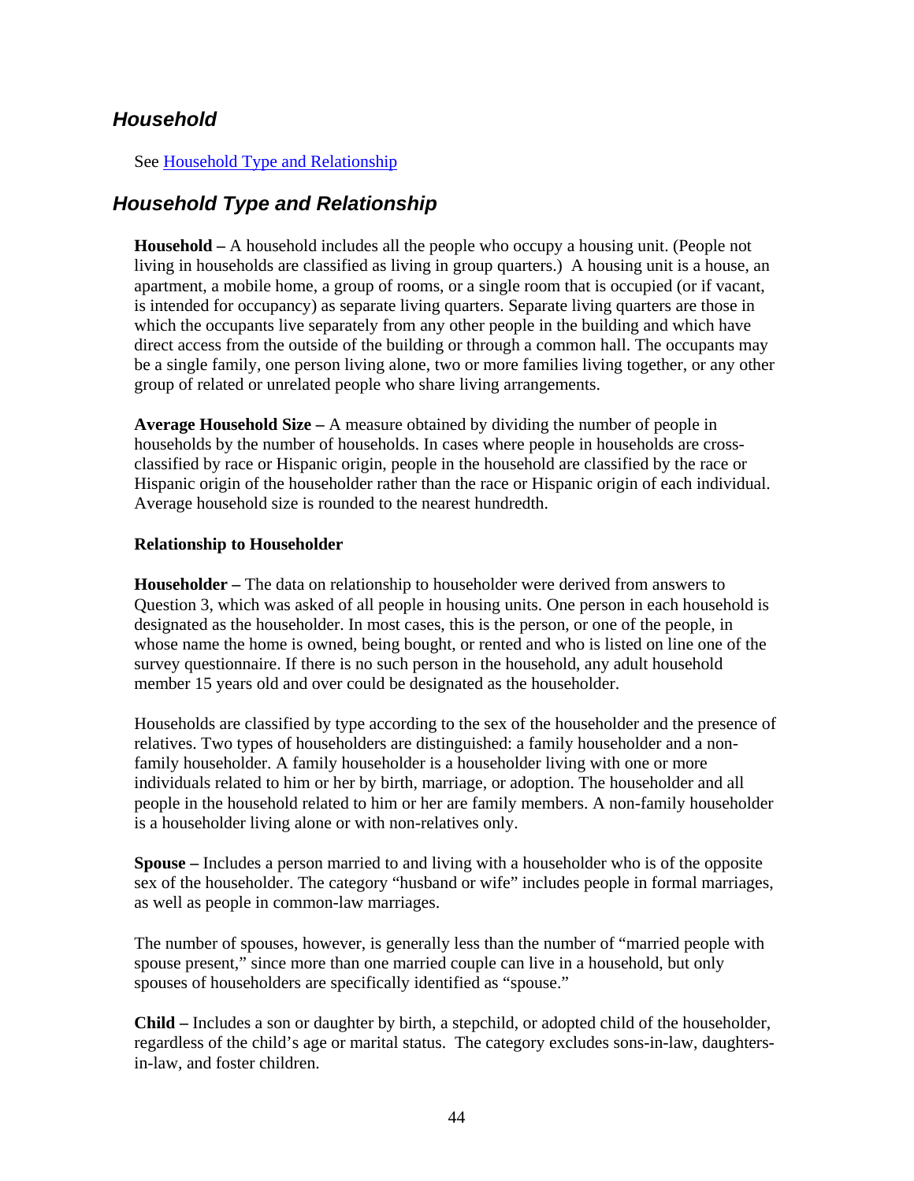## *Household*

See Household Type and Relationship

## *Household Type and Relationship*

**Household –** A household includes all the people who occupy a housing unit. (People not living in households are classified as living in group quarters.) A housing unit is a house, an apartment, a mobile home, a group of rooms, or a single room that is occupied (or if vacant, is intended for occupancy) as separate living quarters. Separate living quarters are those in which the occupants live separately from any other people in the building and which have direct access from the outside of the building or through a common hall. The occupants may be a single family, one person living alone, two or more families living together, or any other group of related or unrelated people who share living arrangements.

**Average Household Size –** A measure obtained by dividing the number of people in households by the number of households. In cases where people in households are cross-classified by race or Hispanic origin, people in the household are classified by the race or Hispanic origin of the householder rather than the race or Hispanic origin of each individual. Average household size is rounded to the nearest hundredth.

**Relationship to Householder**

**Householder –** The data on relationship to householder were derived from answers to Question 3, which was asked of all people in housing units. One person in each household is designated as the householder. In most cases, this is the person, or one of the people, in whose name the home is owned, being bought, or rented and who is listed on line one of the survey questionnaire. If there is no such person in the household, any adult household member 15 years old and over could be designated as the householder.

Households are classified by type according to the sex of the householder and the presence of relatives. Two types of householders are distinguished: a family householder and a non-family householder. A family householder is a householder living with one or more individuals related to him or her by birth, marriage, or adoption. The householder and all people in the household related to him or her are family members. A non-family householder is a householder living alone or with non-relatives only.

**Spouse –** Includes a person married to and living with a householder who is of the opposite sex of the householder. The category "husband or wife" includes people in formal marriages, as well as people in common-law marriages.

The number of spouses, however, is generally less than the number of "married people with spouse present," since more than one married couple can live in a household, but only spouses of householders are specifically identified as "spouse."

**Child –** Includes a son or daughter by birth, a stepchild, or adopted child of the householder, regardless of the child's age or marital status. The category excludes sons-in-law, daughters-in-law, and foster children.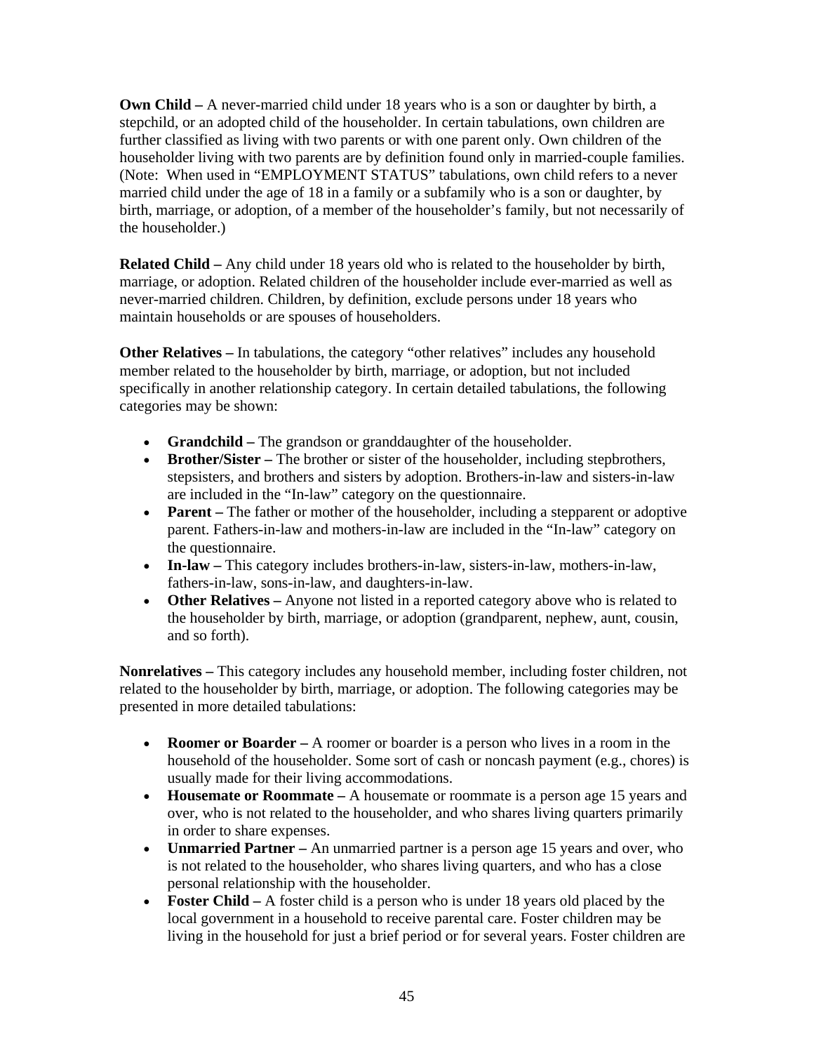**Own Child –** A never-married child under 18 years who is a son or daughter by birth, a stepchild, or an adopted child of the householder. In certain tabulations, own children are further classified as living with two parents or with one parent only. Own children of the householder living with two parents are by definition found only in married-couple families. (Note: When used in "EMPLOYMENT STATUS" tabulations, own child refers to a never married child under the age of 18 in a family or a subfamily who is a son or daughter, by birth, marriage, or adoption, of a member of the householder's family, but not necessarily of the householder.)

**Related Child –** Any child under 18 years old who is related to the householder by birth, marriage, or adoption. Related children of the householder include ever-married as well as never-married children. Children, by definition, exclude persons under 18 years who maintain households or are spouses of householders.

**Other Relatives –** In tabulations, the category "other relatives" includes any household member related to the householder by birth, marriage, or adoption, but not included specifically in another relationship category. In certain detailed tabulations, the following categories may be shown:

- **Grandchild –** The grandson or granddaughter of the householder.
- **Brother/Sister –** The brother or sister of the householder, including stepbrothers, stepsisters, and brothers and sisters by adoption. Brothers-in-law and sisters-in-law are included in the "In-law" category on the questionnaire.
- **Parent –** The father or mother of the householder, including a stepparent or adoptive parent. Fathers-in-law and mothers-in-law are included in the "In-law" category on the questionnaire.
- **In-law –** This category includes brothers-in-law, sisters-in-law, mothers-in-law, fathers-in-law, sons-in-law, and daughters-in-law.
- **Other Relatives –** Anyone not listed in a reported category above who is related to the householder by birth, marriage, or adoption (grandparent, nephew, aunt, cousin, and so forth).

**Nonrelatives –** This category includes any household member, including foster children, not related to the householder by birth, marriage, or adoption. The following categories may be presented in more detailed tabulations:

- **Roomer or Boarder –** A roomer or boarder is a person who lives in a room in the household of the householder. Some sort of cash or noncash payment (e.g., chores) is usually made for their living accommodations.
- **Housemate or Roommate –** A housemate or roommate is a person age 15 years and over, who is not related to the householder, and who shares living quarters primarily in order to share expenses.
- **Unmarried Partner –** An unmarried partner is a person age 15 years and over, who is not related to the householder, who shares living quarters, and who has a close personal relationship with the householder.
- **Foster Child –** A foster child is a person who is under 18 years old placed by the local government in a household to receive parental care. Foster children may be living in the household for just a brief period or for several years. Foster children are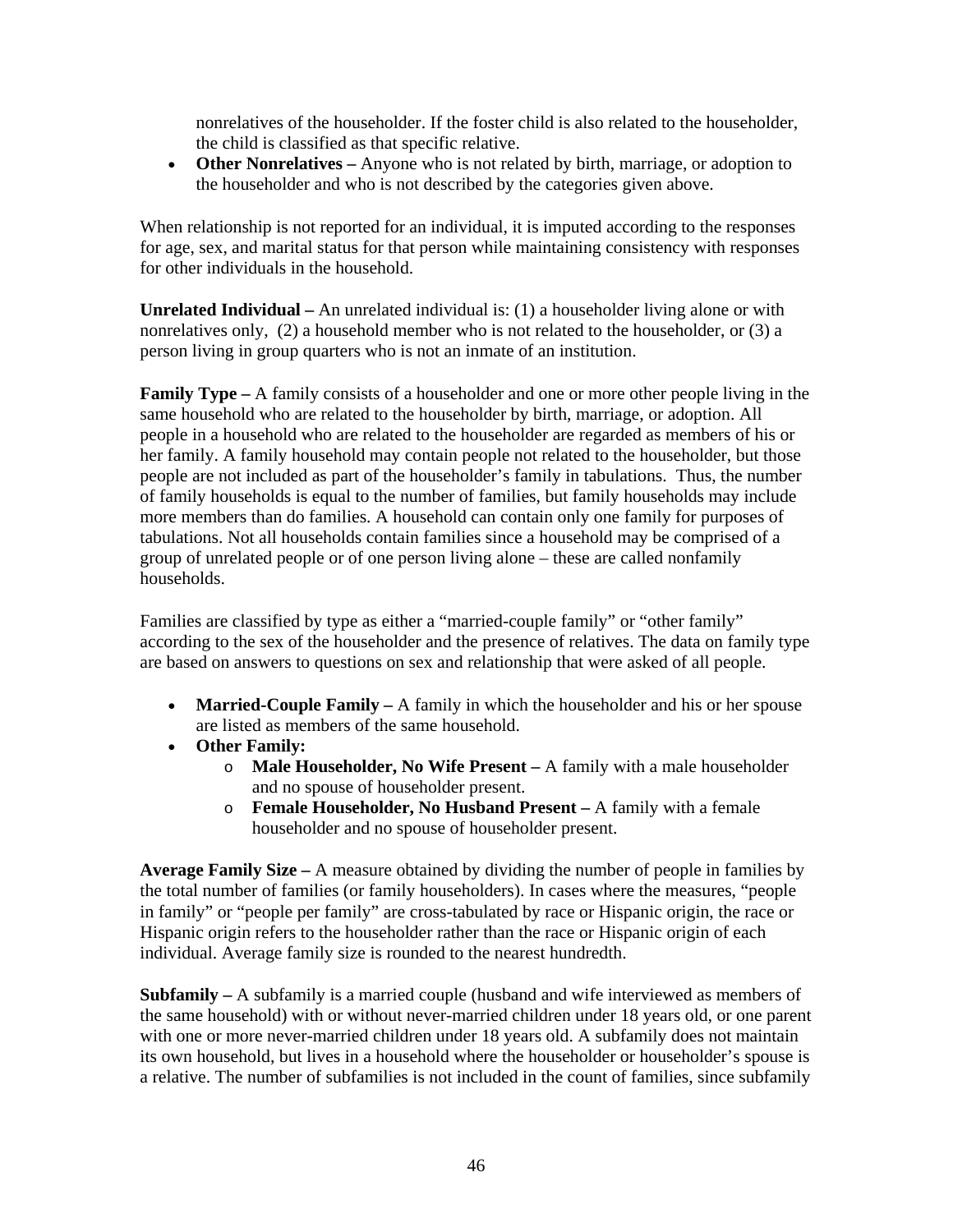nonrelatives of the householder. If the foster child is also related to the householder, the child is classified as that specific relative.

- **Other Nonrelatives –** Anyone who is not related by birth, marriage, or adoption to the householder and who is not described by the categories given above.

When relationship is not reported for an individual, it is imputed according to the responses for age, sex, and marital status for that person while maintaining consistency with responses for other individuals in the household.

**Unrelated Individual –** An unrelated individual is: (1) a householder living alone or with nonrelatives only, (2) a household member who is not related to the householder, or (3) a person living in group quarters who is not an inmate of an institution.

**Family Type –** A family consists of a householder and one or more other people living in the same household who are related to the householder by birth, marriage, or adoption. All people in a household who are related to the householder are regarded as members of his or her family. A family household may contain people not related to the householder, but those people are not included as part of the householder's family in tabulations. Thus, the number of family households is equal to the number of families, but family households may include more members than do families. A household can contain only one family for purposes of tabulations. Not all households contain families since a household may be comprised of a group of unrelated people or of one person living alone – these are called nonfamily households.

Families are classified by type as either a "married-couple family" or "other family" according to the sex of the householder and the presence of relatives. The data on family type are based on answers to questions on sex and relationship that were asked of all people.

- **Married-Couple Family –** A family in which the householder and his or her spouse are listed as members of the same household.
- **Other Family:**
  - **Male Householder, No Wife Present –** A family with a male householder and no spouse of householder present.
  - **Female Householder, No Husband Present –** A family with a female householder and no spouse of householder present.

**Average Family Size –** A measure obtained by dividing the number of people in families by the total number of families (or family householders). In cases where the measures, "people in family" or "people per family" are cross-tabulated by race or Hispanic origin, the race or Hispanic origin refers to the householder rather than the race or Hispanic origin of each individual. Average family size is rounded to the nearest hundredth.

**Subfamily –** A subfamily is a married couple (husband and wife interviewed as members of the same household) with or without never-married children under 18 years old, or one parent with one or more never-married children under 18 years old. A subfamily does not maintain its own household, but lives in a household where the householder or householder's spouse is a relative. The number of subfamilies is not included in the count of families, since subfamily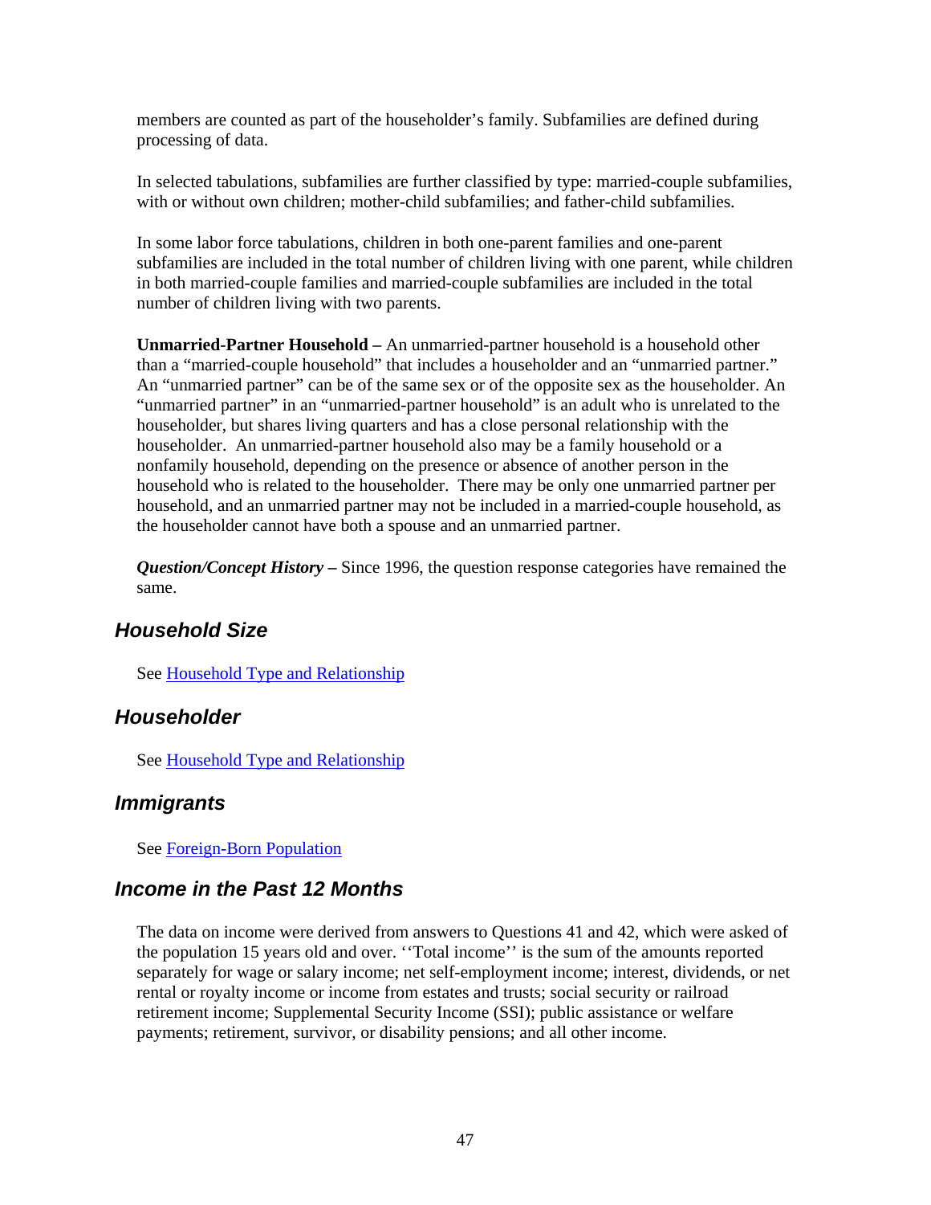members are counted as part of the householder's family. Subfamilies are defined during processing of data.

In selected tabulations, subfamilies are further classified by type: married-couple subfamilies, with or without own children; mother-child subfamilies; and father-child subfamilies.

In some labor force tabulations, children in both one-parent families and one-parent subfamilies are included in the total number of children living with one parent, while children in both married-couple families and married-couple subfamilies are included in the total number of children living with two parents.

**Unmarried-Partner Household –** An unmarried-partner household is a household other than a "married-couple household" that includes a householder and an "unmarried partner." An "unmarried partner" can be of the same sex or of the opposite sex as the householder. An "unmarried partner" in an "unmarried-partner household" is an adult who is unrelated to the householder, but shares living quarters and has a close personal relationship with the householder. An unmarried-partner household also may be a family household or a nonfamily household, depending on the presence or absence of another person in the household who is related to the householder. There may be only one unmarried partner per household, and an unmarried partner may not be included in a married-couple household, as the householder cannot have both a spouse and an unmarried partner.

***Question/Concept History –*** Since 1996, the question response categories have remained the same.

## Household Size

See Household Type and Relationship

## Householder

See Household Type and Relationship

## Immigrants

See Foreign-Born Population

## Income in the Past 12 Months

The data on income were derived from answers to Questions 41 and 42, which were asked of the population 15 years old and over. ''Total income'' is the sum of the amounts reported separately for wage or salary income; net self-employment income; interest, dividends, or net rental or royalty income or income from estates and trusts; social security or railroad retirement income; Supplemental Security Income (SSI); public assistance or welfare payments; retirement, survivor, or disability pensions; and all other income.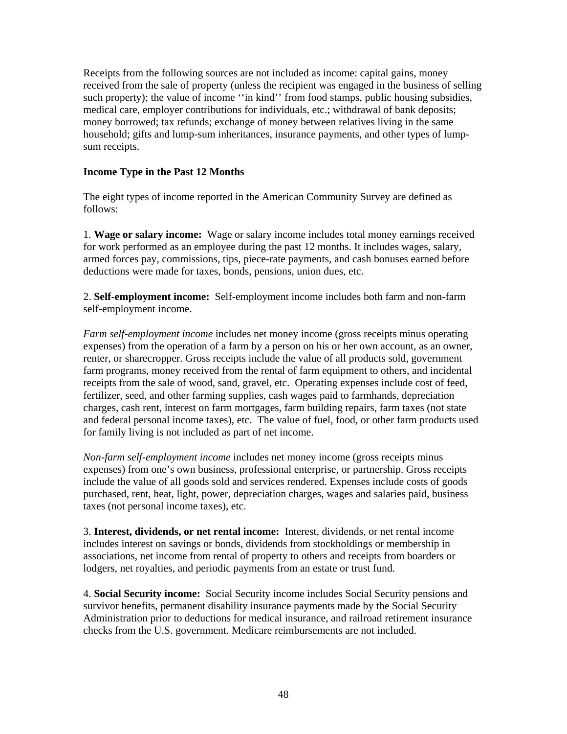Receipts from the following sources are not included as income: capital gains, money received from the sale of property (unless the recipient was engaged in the business of selling such property); the value of income ''in kind'' from food stamps, public housing subsidies, medical care, employer contributions for individuals, etc.; withdrawal of bank deposits; money borrowed; tax refunds; exchange of money between relatives living in the same household; gifts and lump-sum inheritances, insurance payments, and other types of lump-sum receipts.

**Income Type in the Past 12 Months**

The eight types of income reported in the American Community Survey are defined as follows:

1. **Wage or salary income:** Wage or salary income includes total money earnings received for work performed as an employee during the past 12 months. It includes wages, salary, armed forces pay, commissions, tips, piece-rate payments, and cash bonuses earned before deductions were made for taxes, bonds, pensions, union dues, etc.

2. **Self-employment income:** Self-employment income includes both farm and non-farm self-employment income.

*Farm self-employment income* includes net money income (gross receipts minus operating expenses) from the operation of a farm by a person on his or her own account, as an owner, renter, or sharecropper. Gross receipts include the value of all products sold, government farm programs, money received from the rental of farm equipment to others, and incidental receipts from the sale of wood, sand, gravel, etc. Operating expenses include cost of feed, fertilizer, seed, and other farming supplies, cash wages paid to farmhands, depreciation charges, cash rent, interest on farm mortgages, farm building repairs, farm taxes (not state and federal personal income taxes), etc. The value of fuel, food, or other farm products used for family living is not included as part of net income.

*Non-farm self-employment income* includes net money income (gross receipts minus expenses) from one's own business, professional enterprise, or partnership. Gross receipts include the value of all goods sold and services rendered. Expenses include costs of goods purchased, rent, heat, light, power, depreciation charges, wages and salaries paid, business taxes (not personal income taxes), etc.

3. **Interest, dividends, or net rental income:** Interest, dividends, or net rental income includes interest on savings or bonds, dividends from stockholdings or membership in associations, net income from rental of property to others and receipts from boarders or lodgers, net royalties, and periodic payments from an estate or trust fund.

4. **Social Security income:** Social Security income includes Social Security pensions and survivor benefits, permanent disability insurance payments made by the Social Security Administration prior to deductions for medical insurance, and railroad retirement insurance checks from the U.S. government. Medicare reimbursements are not included.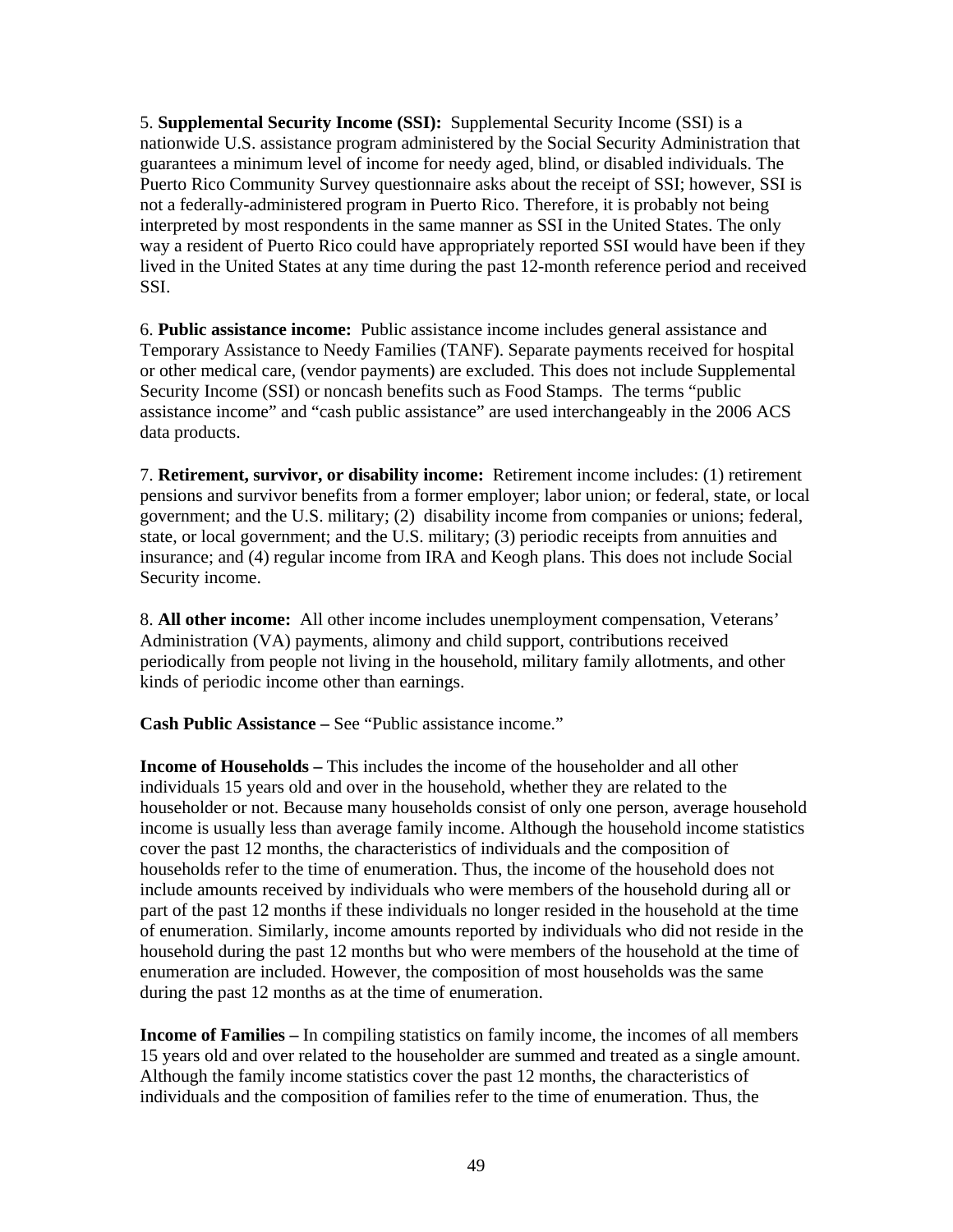5. **Supplemental Security Income (SSI):** Supplemental Security Income (SSI) is a nationwide U.S. assistance program administered by the Social Security Administration that guarantees a minimum level of income for needy aged, blind, or disabled individuals. The Puerto Rico Community Survey questionnaire asks about the receipt of SSI; however, SSI is not a federally-administered program in Puerto Rico. Therefore, it is probably not being interpreted by most respondents in the same manner as SSI in the United States. The only way a resident of Puerto Rico could have appropriately reported SSI would have been if they lived in the United States at any time during the past 12-month reference period and received SSI.

6. **Public assistance income:** Public assistance income includes general assistance and Temporary Assistance to Needy Families (TANF). Separate payments received for hospital or other medical care, (vendor payments) are excluded. This does not include Supplemental Security Income (SSI) or noncash benefits such as Food Stamps. The terms "public assistance income" and "cash public assistance" are used interchangeably in the 2006 ACS data products.

7. **Retirement, survivor, or disability income:** Retirement income includes: (1) retirement pensions and survivor benefits from a former employer; labor union; or federal, state, or local government; and the U.S. military; (2) disability income from companies or unions; federal, state, or local government; and the U.S. military; (3) periodic receipts from annuities and insurance; and (4) regular income from IRA and Keogh plans. This does not include Social Security income.

8. **All other income:** All other income includes unemployment compensation, Veterans' Administration (VA) payments, alimony and child support, contributions received periodically from people not living in the household, military family allotments, and other kinds of periodic income other than earnings.

**Cash Public Assistance –** See "Public assistance income."

**Income of Households –** This includes the income of the householder and all other individuals 15 years old and over in the household, whether they are related to the householder or not. Because many households consist of only one person, average household income is usually less than average family income. Although the household income statistics cover the past 12 months, the characteristics of individuals and the composition of households refer to the time of enumeration. Thus, the income of the household does not include amounts received by individuals who were members of the household during all or part of the past 12 months if these individuals no longer resided in the household at the time of enumeration. Similarly, income amounts reported by individuals who did not reside in the household during the past 12 months but who were members of the household at the time of enumeration are included. However, the composition of most households was the same during the past 12 months as at the time of enumeration.

**Income of Families –** In compiling statistics on family income, the incomes of all members 15 years old and over related to the householder are summed and treated as a single amount. Although the family income statistics cover the past 12 months, the characteristics of individuals and the composition of families refer to the time of enumeration. Thus, the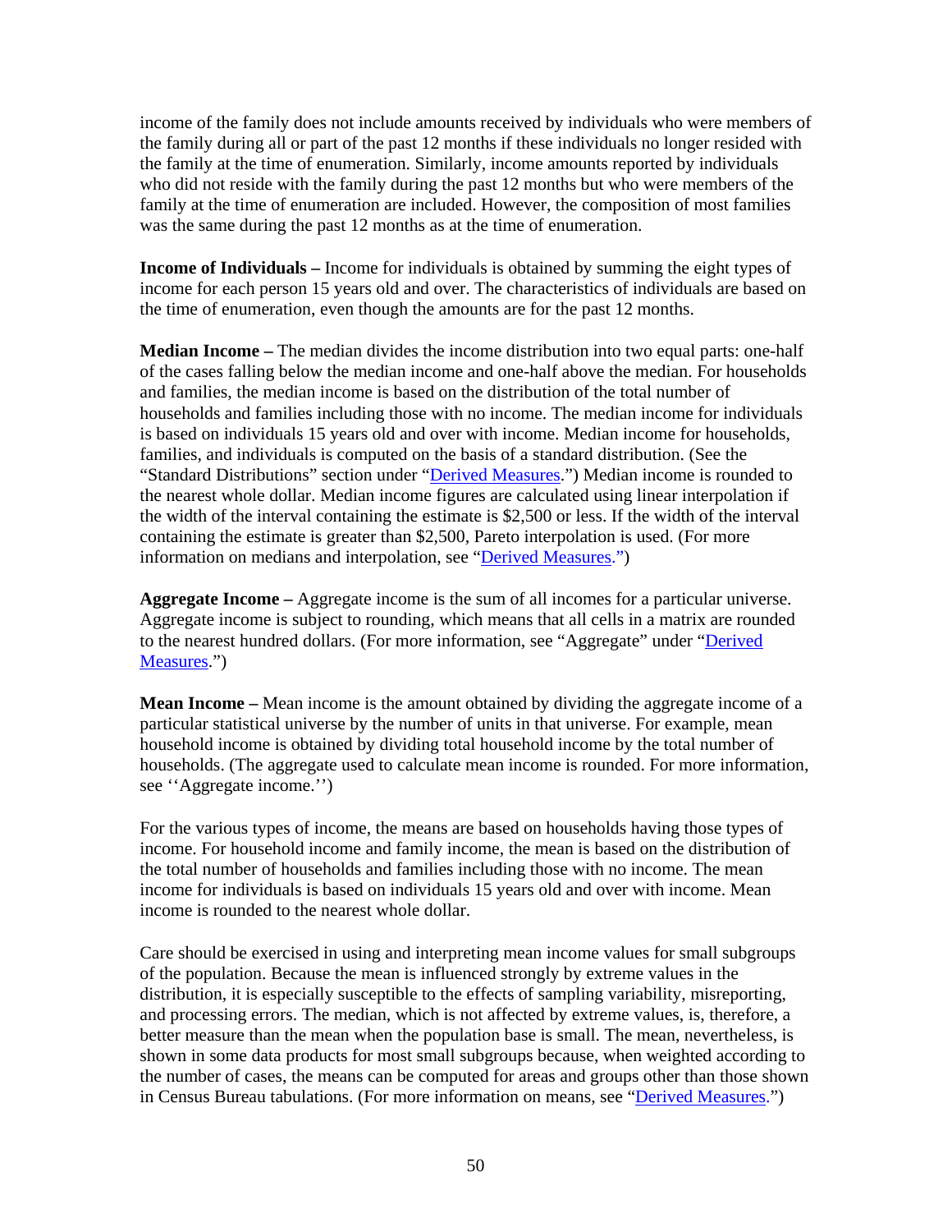income of the family does not include amounts received by individuals who were members of the family during all or part of the past 12 months if these individuals no longer resided with the family at the time of enumeration. Similarly, income amounts reported by individuals who did not reside with the family during the past 12 months but who were members of the family at the time of enumeration are included. However, the composition of most families was the same during the past 12 months as at the time of enumeration.

**Income of Individuals –** Income for individuals is obtained by summing the eight types of income for each person 15 years old and over. The characteristics of individuals are based on the time of enumeration, even though the amounts are for the past 12 months.

**Median Income –** The median divides the income distribution into two equal parts: one-half of the cases falling below the median income and one-half above the median. For households and families, the median income is based on the distribution of the total number of households and families including those with no income. The median income for individuals is based on individuals 15 years old and over with income. Median income for households, families, and individuals is computed on the basis of a standard distribution. (See the "Standard Distributions" section under "Derived Measures.") Median income is rounded to the nearest whole dollar. Median income figures are calculated using linear interpolation if the width of the interval containing the estimate is $2,500 or less. If the width of the interval containing the estimate is greater than $2,500, Pareto interpolation is used. (For more information on medians and interpolation, see "Derived Measures.")

**Aggregate Income –** Aggregate income is the sum of all incomes for a particular universe. Aggregate income is subject to rounding, which means that all cells in a matrix are rounded to the nearest hundred dollars. (For more information, see "Aggregate" under "Derived Measures.")

**Mean Income –** Mean income is the amount obtained by dividing the aggregate income of a particular statistical universe by the number of units in that universe. For example, mean household income is obtained by dividing total household income by the total number of households. (The aggregate used to calculate mean income is rounded. For more information, see ''Aggregate income.'')

For the various types of income, the means are based on households having those types of income. For household income and family income, the mean is based on the distribution of the total number of households and families including those with no income. The mean income for individuals is based on individuals 15 years old and over with income. Mean income is rounded to the nearest whole dollar.

Care should be exercised in using and interpreting mean income values for small subgroups of the population. Because the mean is influenced strongly by extreme values in the distribution, it is especially susceptible to the effects of sampling variability, misreporting, and processing errors. The median, which is not affected by extreme values, is, therefore, a better measure than the mean when the population base is small. The mean, nevertheless, is shown in some data products for most small subgroups because, when weighted according to the number of cases, the means can be computed for areas and groups other than those shown in Census Bureau tabulations. (For more information on means, see "Derived Measures.")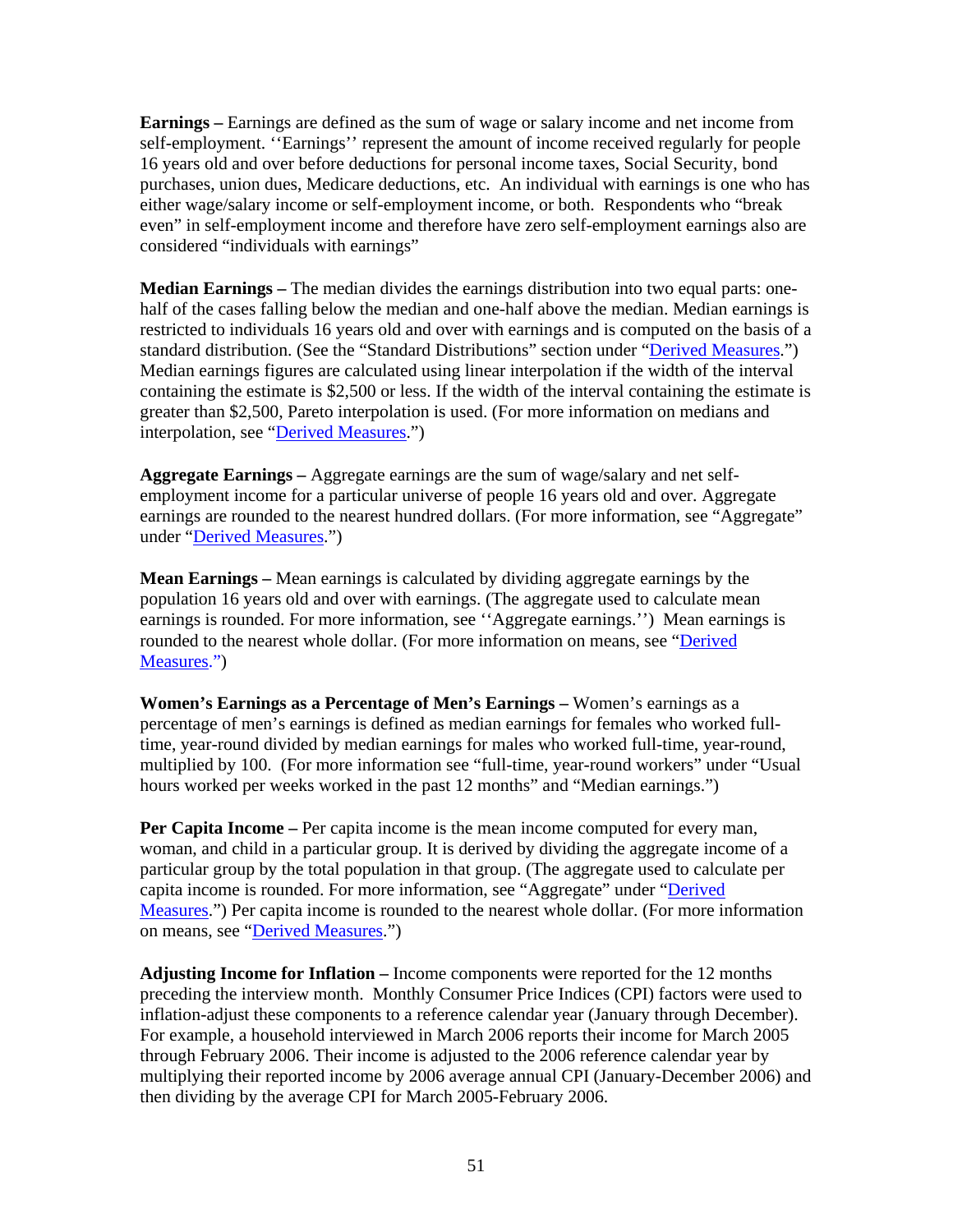**Earnings –** Earnings are defined as the sum of wage or salary income and net income from self-employment. ''Earnings'' represent the amount of income received regularly for people 16 years old and over before deductions for personal income taxes, Social Security, bond purchases, union dues, Medicare deductions, etc. An individual with earnings is one who has either wage/salary income or self-employment income, or both. Respondents who "break even" in self-employment income and therefore have zero self-employment earnings also are considered "individuals with earnings"

**Median Earnings –** The median divides the earnings distribution into two equal parts: one-half of the cases falling below the median and one-half above the median. Median earnings is restricted to individuals 16 years old and over with earnings and is computed on the basis of a standard distribution. (See the "Standard Distributions" section under "Derived Measures.") Median earnings figures are calculated using linear interpolation if the width of the interval containing the estimate is $2,500 or less. If the width of the interval containing the estimate is greater than $2,500, Pareto interpolation is used. (For more information on medians and interpolation, see "Derived Measures.")

**Aggregate Earnings –** Aggregate earnings are the sum of wage/salary and net self-employment income for a particular universe of people 16 years old and over. Aggregate earnings are rounded to the nearest hundred dollars. (For more information, see "Aggregate" under "Derived Measures.")

**Mean Earnings –** Mean earnings is calculated by dividing aggregate earnings by the population 16 years old and over with earnings. (The aggregate used to calculate mean earnings is rounded. For more information, see ''Aggregate earnings.'') Mean earnings is rounded to the nearest whole dollar. (For more information on means, see "Derived Measures.")

**Women's Earnings as a Percentage of Men's Earnings –** Women's earnings as a percentage of men's earnings is defined as median earnings for females who worked full-time, year-round divided by median earnings for males who worked full-time, year-round, multiplied by 100. (For more information see "full-time, year-round workers" under "Usual hours worked per weeks worked in the past 12 months" and "Median earnings.")

**Per Capita Income –** Per capita income is the mean income computed for every man, woman, and child in a particular group. It is derived by dividing the aggregate income of a particular group by the total population in that group. (The aggregate used to calculate per capita income is rounded. For more information, see "Aggregate" under "Derived Measures.") Per capita income is rounded to the nearest whole dollar. (For more information on means, see "Derived Measures.")

**Adjusting Income for Inflation –** Income components were reported for the 12 months preceding the interview month. Monthly Consumer Price Indices (CPI) factors were used to inflation-adjust these components to a reference calendar year (January through December). For example, a household interviewed in March 2006 reports their income for March 2005 through February 2006. Their income is adjusted to the 2006 reference calendar year by multiplying their reported income by 2006 average annual CPI (January-December 2006) and then dividing by the average CPI for March 2005-February 2006.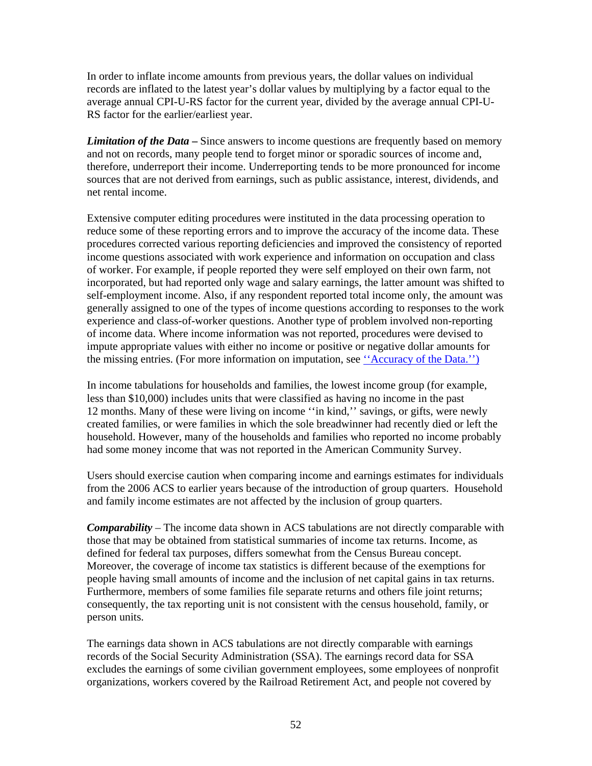In order to inflate income amounts from previous years, the dollar values on individual records are inflated to the latest year's dollar values by multiplying by a factor equal to the average annual CPI-U-RS factor for the current year, divided by the average annual CPI-U-RS factor for the earlier/earliest year.

***Limitation of the Data*** **–** Since answers to income questions are frequently based on memory and not on records, many people tend to forget minor or sporadic sources of income and, therefore, underreport their income. Underreporting tends to be more pronounced for income sources that are not derived from earnings, such as public assistance, interest, dividends, and net rental income.

Extensive computer editing procedures were instituted in the data processing operation to reduce some of these reporting errors and to improve the accuracy of the income data. These procedures corrected various reporting deficiencies and improved the consistency of reported income questions associated with work experience and information on occupation and class of worker. For example, if people reported they were self employed on their own farm, not incorporated, but had reported only wage and salary earnings, the latter amount was shifted to self-employment income. Also, if any respondent reported total income only, the amount was generally assigned to one of the types of income questions according to responses to the work experience and class-of-worker questions. Another type of problem involved non-reporting of income data. Where income information was not reported, procedures were devised to impute appropriate values with either no income or positive or negative dollar amounts for the missing entries. (For more information on imputation, see ''Accuracy of the Data.'')

In income tabulations for households and families, the lowest income group (for example, less than $10,000) includes units that were classified as having no income in the past 12 months. Many of these were living on income ''in kind,'' savings, or gifts, were newly created families, or were families in which the sole breadwinner had recently died or left the household. However, many of the households and families who reported no income probably had some money income that was not reported in the American Community Survey.

Users should exercise caution when comparing income and earnings estimates for individuals from the 2006 ACS to earlier years because of the introduction of group quarters. Household and family income estimates are not affected by the inclusion of group quarters.

***Comparability*** – The income data shown in ACS tabulations are not directly comparable with those that may be obtained from statistical summaries of income tax returns. Income, as defined for federal tax purposes, differs somewhat from the Census Bureau concept. Moreover, the coverage of income tax statistics is different because of the exemptions for people having small amounts of income and the inclusion of net capital gains in tax returns. Furthermore, members of some families file separate returns and others file joint returns; consequently, the tax reporting unit is not consistent with the census household, family, or person units.

The earnings data shown in ACS tabulations are not directly comparable with earnings records of the Social Security Administration (SSA). The earnings record data for SSA excludes the earnings of some civilian government employees, some employees of nonprofit organizations, workers covered by the Railroad Retirement Act, and people not covered by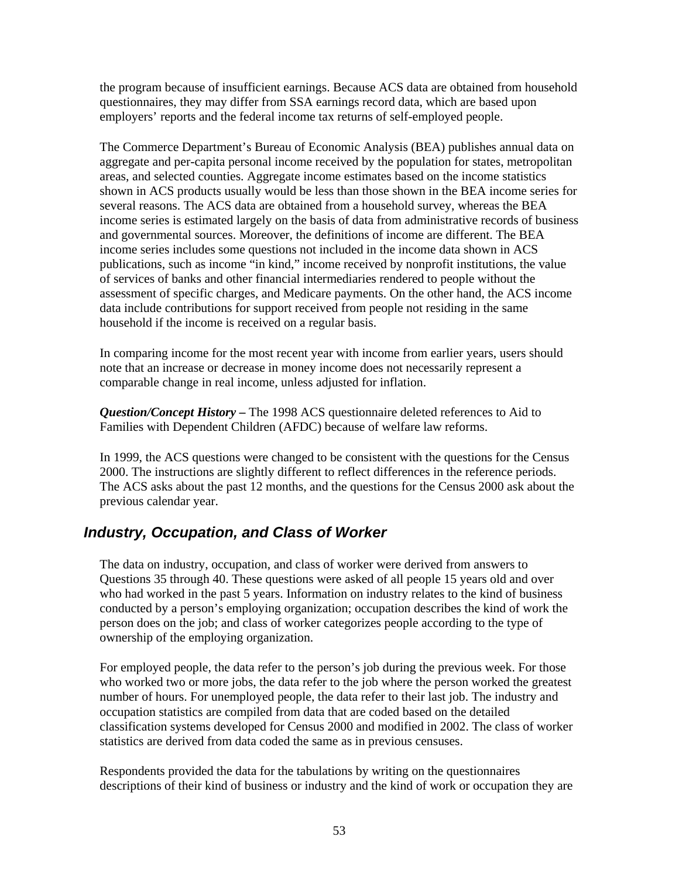the program because of insufficient earnings. Because ACS data are obtained from household questionnaires, they may differ from SSA earnings record data, which are based upon employers' reports and the federal income tax returns of self-employed people.

The Commerce Department's Bureau of Economic Analysis (BEA) publishes annual data on aggregate and per-capita personal income received by the population for states, metropolitan areas, and selected counties. Aggregate income estimates based on the income statistics shown in ACS products usually would be less than those shown in the BEA income series for several reasons. The ACS data are obtained from a household survey, whereas the BEA income series is estimated largely on the basis of data from administrative records of business and governmental sources. Moreover, the definitions of income are different. The BEA income series includes some questions not included in the income data shown in ACS publications, such as income "in kind," income received by nonprofit institutions, the value of services of banks and other financial intermediaries rendered to people without the assessment of specific charges, and Medicare payments. On the other hand, the ACS income data include contributions for support received from people not residing in the same household if the income is received on a regular basis.

In comparing income for the most recent year with income from earlier years, users should note that an increase or decrease in money income does not necessarily represent a comparable change in real income, unless adjusted for inflation.

***Question/Concept History –*** The 1998 ACS questionnaire deleted references to Aid to Families with Dependent Children (AFDC) because of welfare law reforms.

In 1999, the ACS questions were changed to be consistent with the questions for the Census 2000. The instructions are slightly different to reflect differences in the reference periods. The ACS asks about the past 12 months, and the questions for the Census 2000 ask about the previous calendar year.

## *Industry, Occupation, and Class of Worker*

The data on industry, occupation, and class of worker were derived from answers to Questions 35 through 40. These questions were asked of all people 15 years old and over who had worked in the past 5 years. Information on industry relates to the kind of business conducted by a person's employing organization; occupation describes the kind of work the person does on the job; and class of worker categorizes people according to the type of ownership of the employing organization.

For employed people, the data refer to the person's job during the previous week. For those who worked two or more jobs, the data refer to the job where the person worked the greatest number of hours. For unemployed people, the data refer to their last job. The industry and occupation statistics are compiled from data that are coded based on the detailed classification systems developed for Census 2000 and modified in 2002. The class of worker statistics are derived from data coded the same as in previous censuses.

Respondents provided the data for the tabulations by writing on the questionnaires descriptions of their kind of business or industry and the kind of work or occupation they are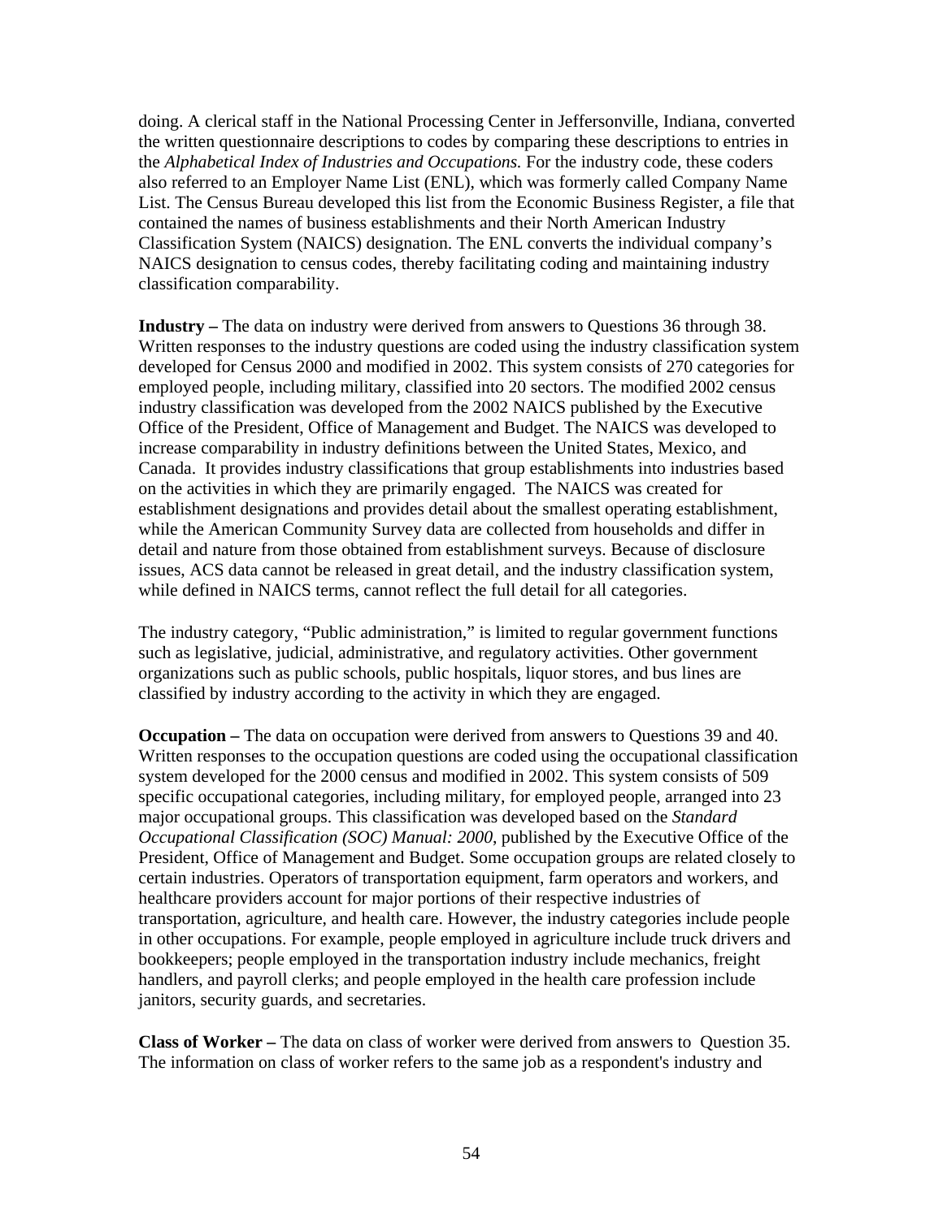doing. A clerical staff in the National Processing Center in Jeffersonville, Indiana, converted the written questionnaire descriptions to codes by comparing these descriptions to entries in the *Alphabetical Index of Industries and Occupations.* For the industry code, these coders also referred to an Employer Name List (ENL), which was formerly called Company Name List. The Census Bureau developed this list from the Economic Business Register, a file that contained the names of business establishments and their North American Industry Classification System (NAICS) designation. The ENL converts the individual company's NAICS designation to census codes, thereby facilitating coding and maintaining industry classification comparability.

**Industry –** The data on industry were derived from answers to Questions 36 through 38. Written responses to the industry questions are coded using the industry classification system developed for Census 2000 and modified in 2002. This system consists of 270 categories for employed people, including military, classified into 20 sectors. The modified 2002 census industry classification was developed from the 2002 NAICS published by the Executive Office of the President, Office of Management and Budget. The NAICS was developed to increase comparability in industry definitions between the United States, Mexico, and Canada. It provides industry classifications that group establishments into industries based on the activities in which they are primarily engaged. The NAICS was created for establishment designations and provides detail about the smallest operating establishment, while the American Community Survey data are collected from households and differ in detail and nature from those obtained from establishment surveys. Because of disclosure issues, ACS data cannot be released in great detail, and the industry classification system, while defined in NAICS terms, cannot reflect the full detail for all categories.

The industry category, "Public administration," is limited to regular government functions such as legislative, judicial, administrative, and regulatory activities. Other government organizations such as public schools, public hospitals, liquor stores, and bus lines are classified by industry according to the activity in which they are engaged.

**Occupation –** The data on occupation were derived from answers to Questions 39 and 40. Written responses to the occupation questions are coded using the occupational classification system developed for the 2000 census and modified in 2002. This system consists of 509 specific occupational categories, including military, for employed people, arranged into 23 major occupational groups. This classification was developed based on the *Standard Occupational Classification (SOC) Manual: 2000*, published by the Executive Office of the President, Office of Management and Budget. Some occupation groups are related closely to certain industries. Operators of transportation equipment, farm operators and workers, and healthcare providers account for major portions of their respective industries of transportation, agriculture, and health care. However, the industry categories include people in other occupations. For example, people employed in agriculture include truck drivers and bookkeepers; people employed in the transportation industry include mechanics, freight handlers, and payroll clerks; and people employed in the health care profession include janitors, security guards, and secretaries.

**Class of Worker –** The data on class of worker were derived from answers to Question 35. The information on class of worker refers to the same job as a respondent's industry and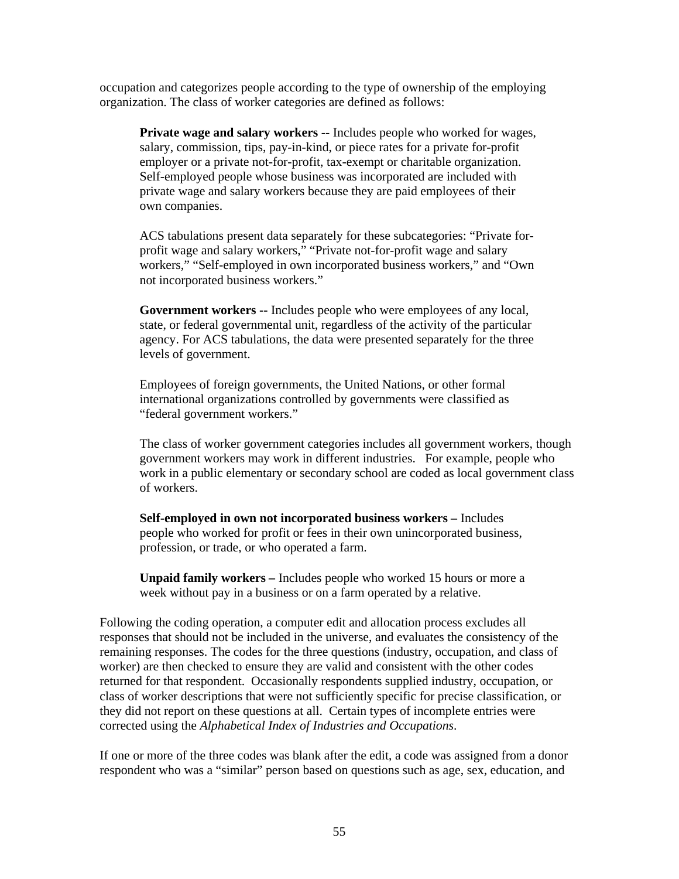occupation and categorizes people according to the type of ownership of the employing organization. The class of worker categories are defined as follows:

> **Private wage and salary workers --** Includes people who worked for wages, salary, commission, tips, pay-in-kind, or piece rates for a private for-profit employer or a private not-for-profit, tax-exempt or charitable organization. Self-employed people whose business was incorporated are included with private wage and salary workers because they are paid employees of their own companies.
>
> ACS tabulations present data separately for these subcategories: "Private for-profit wage and salary workers," "Private not-for-profit wage and salary workers," "Self-employed in own incorporated business workers," and "Own not incorporated business workers."
>
> **Government workers --** Includes people who were employees of any local, state, or federal governmental unit, regardless of the activity of the particular agency. For ACS tabulations, the data were presented separately for the three levels of government.
>
> Employees of foreign governments, the United Nations, or other formal international organizations controlled by governments were classified as "federal government workers."
>
> The class of worker government categories includes all government workers, though government workers may work in different industries. For example, people who work in a public elementary or secondary school are coded as local government class of workers.
>
> **Self-employed in own not incorporated business workers –** Includes people who worked for profit or fees in their own unincorporated business, profession, or trade, or who operated a farm.
>
> **Unpaid family workers –** Includes people who worked 15 hours or more a week without pay in a business or on a farm operated by a relative.

Following the coding operation, a computer edit and allocation process excludes all responses that should not be included in the universe, and evaluates the consistency of the remaining responses. The codes for the three questions (industry, occupation, and class of worker) are then checked to ensure they are valid and consistent with the other codes returned for that respondent. Occasionally respondents supplied industry, occupation, or class of worker descriptions that were not sufficiently specific for precise classification, or they did not report on these questions at all. Certain types of incomplete entries were corrected using the *Alphabetical Index of Industries and Occupations*.

If one or more of the three codes was blank after the edit, a code was assigned from a donor respondent who was a "similar" person based on questions such as age, sex, education, and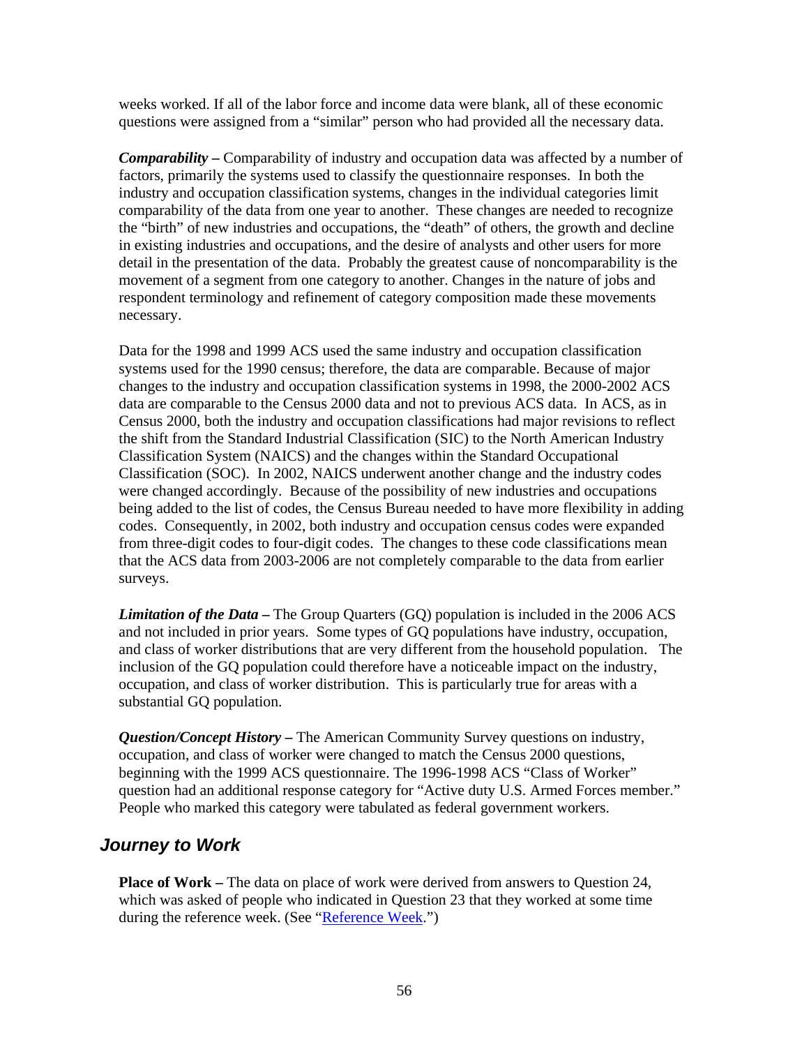weeks worked. If all of the labor force and income data were blank, all of these economic questions were assigned from a "similar" person who had provided all the necessary data.

***Comparability –*** Comparability of industry and occupation data was affected by a number of factors, primarily the systems used to classify the questionnaire responses. In both the industry and occupation classification systems, changes in the individual categories limit comparability of the data from one year to another. These changes are needed to recognize the "birth" of new industries and occupations, the "death" of others, the growth and decline in existing industries and occupations, and the desire of analysts and other users for more detail in the presentation of the data. Probably the greatest cause of noncomparability is the movement of a segment from one category to another. Changes in the nature of jobs and respondent terminology and refinement of category composition made these movements necessary.

Data for the 1998 and 1999 ACS used the same industry and occupation classification systems used for the 1990 census; therefore, the data are comparable. Because of major changes to the industry and occupation classification systems in 1998, the 2000-2002 ACS data are comparable to the Census 2000 data and not to previous ACS data. In ACS, as in Census 2000, both the industry and occupation classifications had major revisions to reflect the shift from the Standard Industrial Classification (SIC) to the North American Industry Classification System (NAICS) and the changes within the Standard Occupational Classification (SOC). In 2002, NAICS underwent another change and the industry codes were changed accordingly. Because of the possibility of new industries and occupations being added to the list of codes, the Census Bureau needed to have more flexibility in adding codes. Consequently, in 2002, both industry and occupation census codes were expanded from three-digit codes to four-digit codes. The changes to these code classifications mean that the ACS data from 2003-2006 are not completely comparable to the data from earlier surveys.

***Limitation of the Data –*** The Group Quarters (GQ) population is included in the 2006 ACS and not included in prior years. Some types of GQ populations have industry, occupation, and class of worker distributions that are very different from the household population. The inclusion of the GQ population could therefore have a noticeable impact on the industry, occupation, and class of worker distribution. This is particularly true for areas with a substantial GQ population.

***Question/Concept History –*** The American Community Survey questions on industry, occupation, and class of worker were changed to match the Census 2000 questions, beginning with the 1999 ACS questionnaire. The 1996-1998 ACS "Class of Worker" question had an additional response category for "Active duty U.S. Armed Forces member." People who marked this category were tabulated as federal government workers.

## *Journey to Work*

**Place of Work –** The data on place of work were derived from answers to Question 24, which was asked of people who indicated in Question 23 that they worked at some time during the reference week. (See "Reference Week.")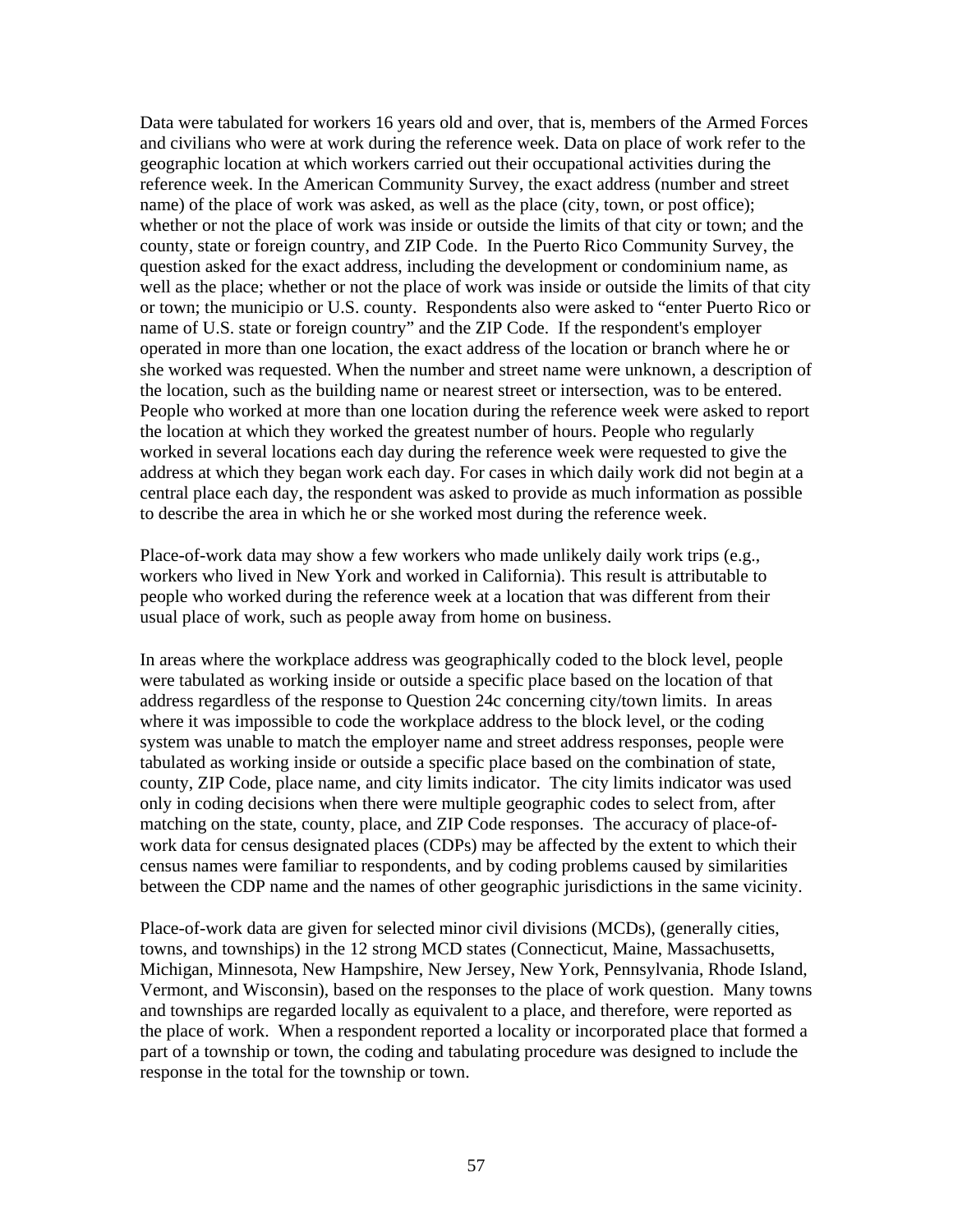Data were tabulated for workers 16 years old and over, that is, members of the Armed Forces and civilians who were at work during the reference week. Data on place of work refer to the geographic location at which workers carried out their occupational activities during the reference week. In the American Community Survey, the exact address (number and street name) of the place of work was asked, as well as the place (city, town, or post office); whether or not the place of work was inside or outside the limits of that city or town; and the county, state or foreign country, and ZIP Code. In the Puerto Rico Community Survey, the question asked for the exact address, including the development or condominium name, as well as the place; whether or not the place of work was inside or outside the limits of that city or town; the municipio or U.S. county. Respondents also were asked to "enter Puerto Rico or name of U.S. state or foreign country" and the ZIP Code. If the respondent's employer operated in more than one location, the exact address of the location or branch where he or she worked was requested. When the number and street name were unknown, a description of the location, such as the building name or nearest street or intersection, was to be entered. People who worked at more than one location during the reference week were asked to report the location at which they worked the greatest number of hours. People who regularly worked in several locations each day during the reference week were requested to give the address at which they began work each day. For cases in which daily work did not begin at a central place each day, the respondent was asked to provide as much information as possible to describe the area in which he or she worked most during the reference week.

Place-of-work data may show a few workers who made unlikely daily work trips (e.g., workers who lived in New York and worked in California). This result is attributable to people who worked during the reference week at a location that was different from their usual place of work, such as people away from home on business.

In areas where the workplace address was geographically coded to the block level, people were tabulated as working inside or outside a specific place based on the location of that address regardless of the response to Question 24c concerning city/town limits. In areas where it was impossible to code the workplace address to the block level, or the coding system was unable to match the employer name and street address responses, people were tabulated as working inside or outside a specific place based on the combination of state, county, ZIP Code, place name, and city limits indicator. The city limits indicator was used only in coding decisions when there were multiple geographic codes to select from, after matching on the state, county, place, and ZIP Code responses. The accuracy of place-of-work data for census designated places (CDPs) may be affected by the extent to which their census names were familiar to respondents, and by coding problems caused by similarities between the CDP name and the names of other geographic jurisdictions in the same vicinity.

Place-of-work data are given for selected minor civil divisions (MCDs), (generally cities, towns, and townships) in the 12 strong MCD states (Connecticut, Maine, Massachusetts, Michigan, Minnesota, New Hampshire, New Jersey, New York, Pennsylvania, Rhode Island, Vermont, and Wisconsin), based on the responses to the place of work question. Many towns and townships are regarded locally as equivalent to a place, and therefore, were reported as the place of work. When a respondent reported a locality or incorporated place that formed a part of a township or town, the coding and tabulating procedure was designed to include the response in the total for the township or town.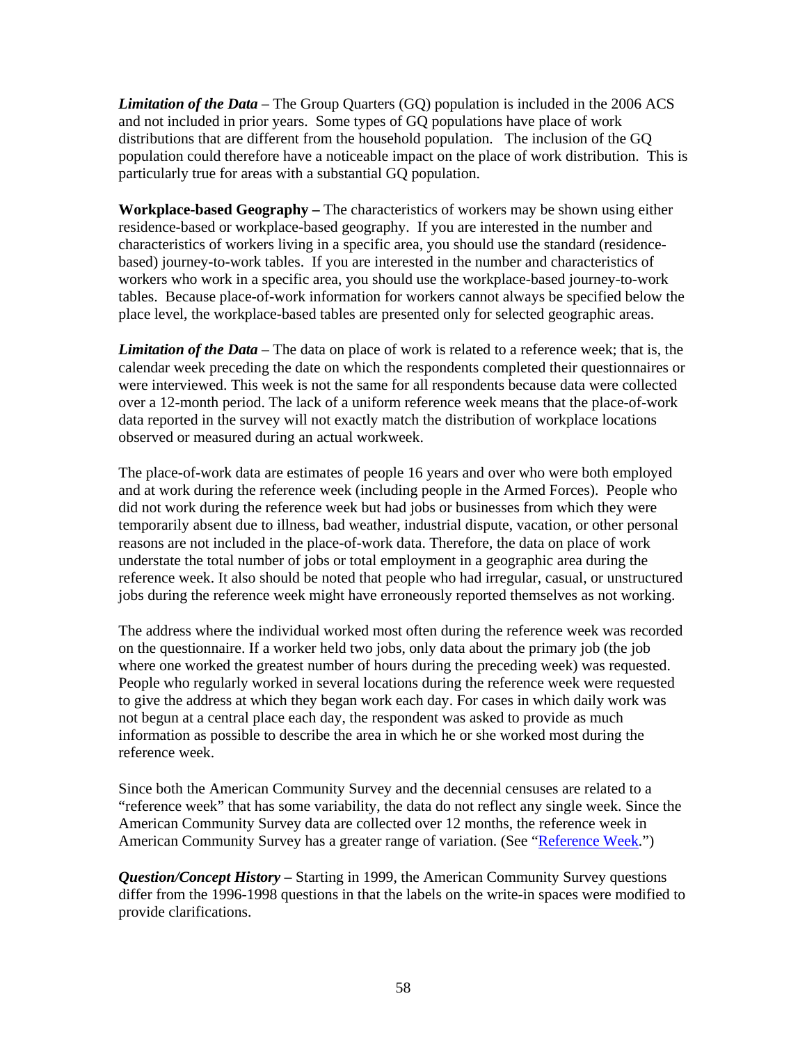***Limitation of the Data*** – The Group Quarters (GQ) population is included in the 2006 ACS and not included in prior years. Some types of GQ populations have place of work distributions that are different from the household population. The inclusion of the GQ population could therefore have a noticeable impact on the place of work distribution. This is particularly true for areas with a substantial GQ population.

**Workplace-based Geography –** The characteristics of workers may be shown using either residence-based or workplace-based geography. If you are interested in the number and characteristics of workers living in a specific area, you should use the standard (residence-based) journey-to-work tables. If you are interested in the number and characteristics of workers who work in a specific area, you should use the workplace-based journey-to-work tables. Because place-of-work information for workers cannot always be specified below the place level, the workplace-based tables are presented only for selected geographic areas.

***Limitation of the Data*** – The data on place of work is related to a reference week; that is, the calendar week preceding the date on which the respondents completed their questionnaires or were interviewed. This week is not the same for all respondents because data were collected over a 12-month period. The lack of a uniform reference week means that the place-of-work data reported in the survey will not exactly match the distribution of workplace locations observed or measured during an actual workweek.

The place-of-work data are estimates of people 16 years and over who were both employed and at work during the reference week (including people in the Armed Forces). People who did not work during the reference week but had jobs or businesses from which they were temporarily absent due to illness, bad weather, industrial dispute, vacation, or other personal reasons are not included in the place-of-work data. Therefore, the data on place of work understate the total number of jobs or total employment in a geographic area during the reference week. It also should be noted that people who had irregular, casual, or unstructured jobs during the reference week might have erroneously reported themselves as not working.

The address where the individual worked most often during the reference week was recorded on the questionnaire. If a worker held two jobs, only data about the primary job (the job where one worked the greatest number of hours during the preceding week) was requested. People who regularly worked in several locations during the reference week were requested to give the address at which they began work each day. For cases in which daily work was not begun at a central place each day, the respondent was asked to provide as much information as possible to describe the area in which he or she worked most during the reference week.

Since both the American Community Survey and the decennial censuses are related to a "reference week" that has some variability, the data do not reflect any single week. Since the American Community Survey data are collected over 12 months, the reference week in American Community Survey has a greater range of variation. (See "Reference Week.")

***Question/Concept History –*** Starting in 1999, the American Community Survey questions differ from the 1996-1998 questions in that the labels on the write-in spaces were modified to provide clarifications.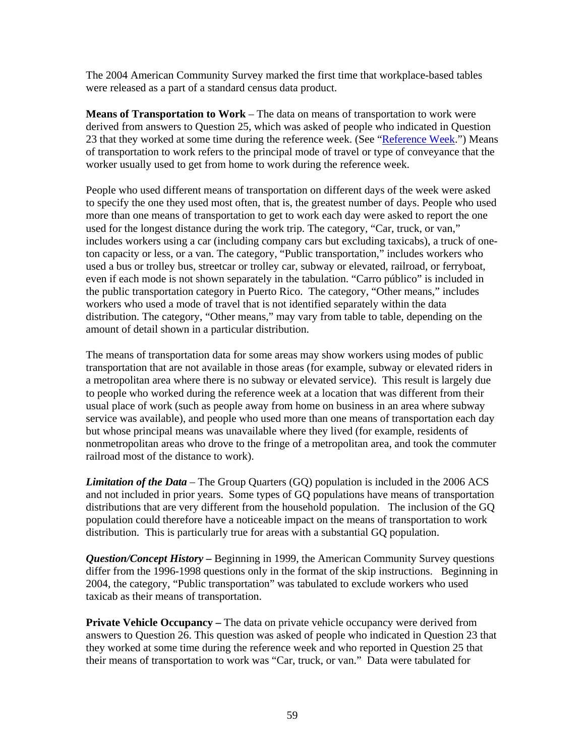The 2004 American Community Survey marked the first time that workplace-based tables were released as a part of a standard census data product.

**Means of Transportation to Work** – The data on means of transportation to work were derived from answers to Question 25, which was asked of people who indicated in Question 23 that they worked at some time during the reference week. (See "Reference Week.") Means of transportation to work refers to the principal mode of travel or type of conveyance that the worker usually used to get from home to work during the reference week.

People who used different means of transportation on different days of the week were asked to specify the one they used most often, that is, the greatest number of days. People who used more than one means of transportation to get to work each day were asked to report the one used for the longest distance during the work trip. The category, "Car, truck, or van," includes workers using a car (including company cars but excluding taxicabs), a truck of one-ton capacity or less, or a van. The category, "Public transportation," includes workers who used a bus or trolley bus, streetcar or trolley car, subway or elevated, railroad, or ferryboat, even if each mode is not shown separately in the tabulation. "Carro público" is included in the public transportation category in Puerto Rico. The category, "Other means," includes workers who used a mode of travel that is not identified separately within the data distribution. The category, "Other means," may vary from table to table, depending on the amount of detail shown in a particular distribution.

The means of transportation data for some areas may show workers using modes of public transportation that are not available in those areas (for example, subway or elevated riders in a metropolitan area where there is no subway or elevated service). This result is largely due to people who worked during the reference week at a location that was different from their usual place of work (such as people away from home on business in an area where subway service was available), and people who used more than one means of transportation each day but whose principal means was unavailable where they lived (for example, residents of nonmetropolitan areas who drove to the fringe of a metropolitan area, and took the commuter railroad most of the distance to work).

***Limitation of the Data*** – The Group Quarters (GQ) population is included in the 2006 ACS and not included in prior years. Some types of GQ populations have means of transportation distributions that are very different from the household population. The inclusion of the GQ population could therefore have a noticeable impact on the means of transportation to work distribution. This is particularly true for areas with a substantial GQ population.

***Question/Concept History*** **–** Beginning in 1999, the American Community Survey questions differ from the 1996-1998 questions only in the format of the skip instructions. Beginning in 2004, the category, "Public transportation" was tabulated to exclude workers who used taxicab as their means of transportation.

**Private Vehicle Occupancy –** The data on private vehicle occupancy were derived from answers to Question 26. This question was asked of people who indicated in Question 23 that they worked at some time during the reference week and who reported in Question 25 that their means of transportation to work was "Car, truck, or van." Data were tabulated for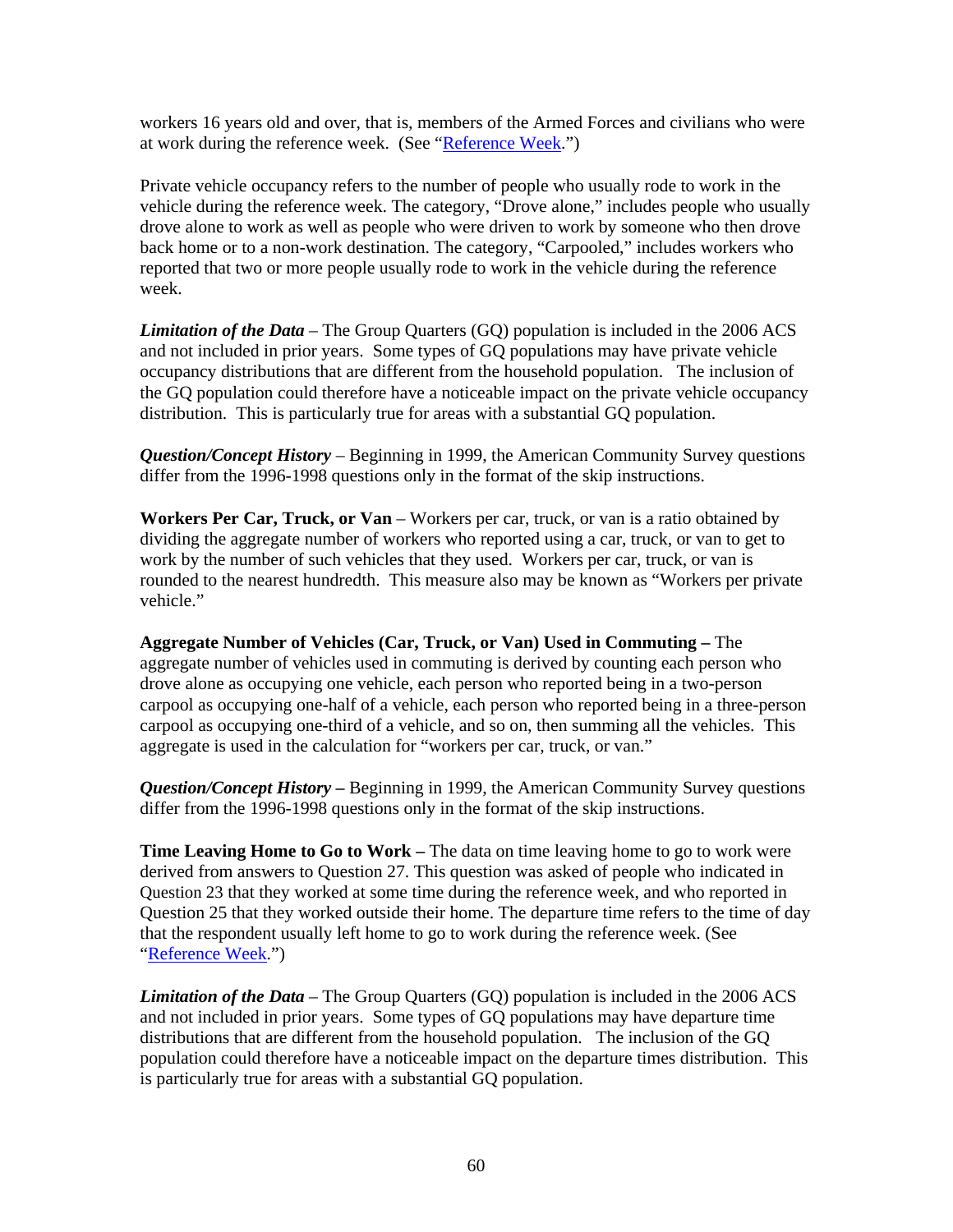workers 16 years old and over, that is, members of the Armed Forces and civilians who were at work during the reference week. (See "Reference Week.")

Private vehicle occupancy refers to the number of people who usually rode to work in the vehicle during the reference week. The category, "Drove alone," includes people who usually drove alone to work as well as people who were driven to work by someone who then drove back home or to a non-work destination. The category, "Carpooled," includes workers who reported that two or more people usually rode to work in the vehicle during the reference week.

***Limitation of the Data*** – The Group Quarters (GQ) population is included in the 2006 ACS and not included in prior years. Some types of GQ populations may have private vehicle occupancy distributions that are different from the household population. The inclusion of the GQ population could therefore have a noticeable impact on the private vehicle occupancy distribution. This is particularly true for areas with a substantial GQ population.

***Question/Concept History*** – Beginning in 1999, the American Community Survey questions differ from the 1996-1998 questions only in the format of the skip instructions.

**Workers Per Car, Truck, or Van** – Workers per car, truck, or van is a ratio obtained by dividing the aggregate number of workers who reported using a car, truck, or van to get to work by the number of such vehicles that they used. Workers per car, truck, or van is rounded to the nearest hundredth. This measure also may be known as "Workers per private vehicle."

**Aggregate Number of Vehicles (Car, Truck, or Van) Used in Commuting –** The aggregate number of vehicles used in commuting is derived by counting each person who drove alone as occupying one vehicle, each person who reported being in a two-person carpool as occupying one-half of a vehicle, each person who reported being in a three-person carpool as occupying one-third of a vehicle, and so on, then summing all the vehicles. This aggregate is used in the calculation for "workers per car, truck, or van."

***Question/Concept History –*** Beginning in 1999, the American Community Survey questions differ from the 1996-1998 questions only in the format of the skip instructions.

**Time Leaving Home to Go to Work –** The data on time leaving home to go to work were derived from answers to Question 27. This question was asked of people who indicated in Question 23 that they worked at some time during the reference week, and who reported in Question 25 that they worked outside their home. The departure time refers to the time of day that the respondent usually left home to go to work during the reference week. (See "Reference Week.")

***Limitation of the Data*** – The Group Quarters (GQ) population is included in the 2006 ACS and not included in prior years. Some types of GQ populations may have departure time distributions that are different from the household population. The inclusion of the GQ population could therefore have a noticeable impact on the departure times distribution. This is particularly true for areas with a substantial GQ population.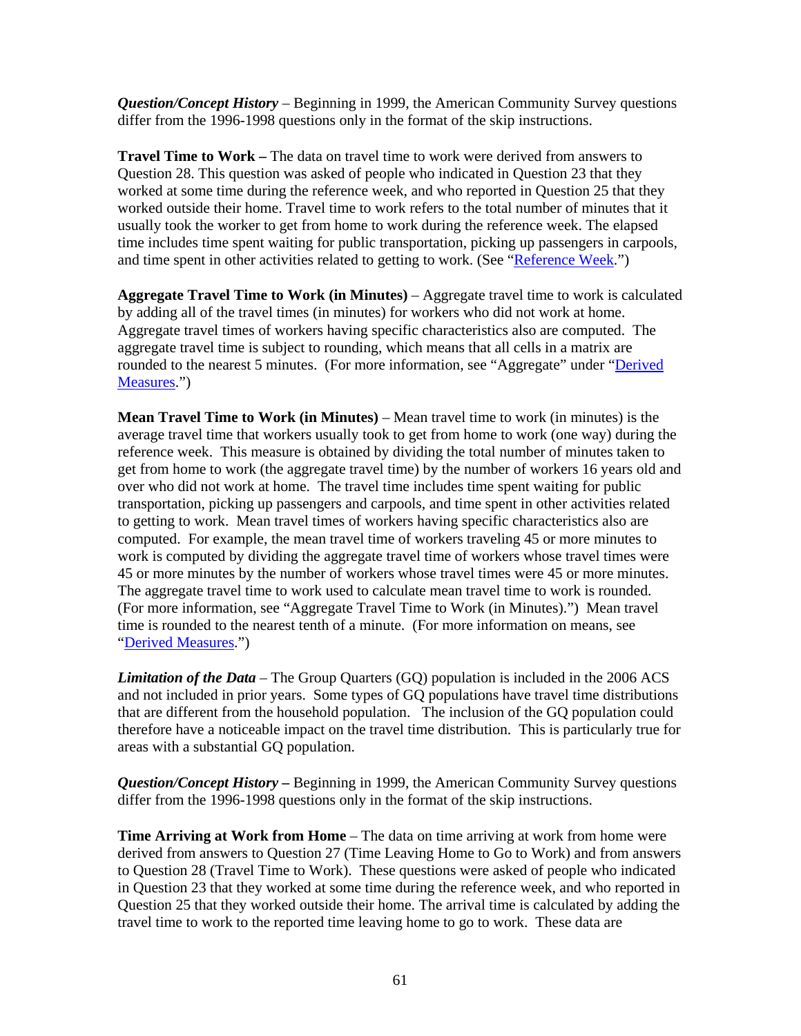*Question/Concept History* – Beginning in 1999, the American Community Survey questions differ from the 1996-1998 questions only in the format of the skip instructions.

**Travel Time to Work –** The data on travel time to work were derived from answers to Question 28. This question was asked of people who indicated in Question 23 that they worked at some time during the reference week, and who reported in Question 25 that they worked outside their home. Travel time to work refers to the total number of minutes that it usually took the worker to get from home to work during the reference week. The elapsed time includes time spent waiting for public transportation, picking up passengers in carpools, and time spent in other activities related to getting to work. (See "Reference Week.")

**Aggregate Travel Time to Work (in Minutes)** – Aggregate travel time to work is calculated by adding all of the travel times (in minutes) for workers who did not work at home. Aggregate travel times of workers having specific characteristics also are computed. The aggregate travel time is subject to rounding, which means that all cells in a matrix are rounded to the nearest 5 minutes. (For more information, see "Aggregate" under "Derived Measures.")

**Mean Travel Time to Work (in Minutes)** – Mean travel time to work (in minutes) is the average travel time that workers usually took to get from home to work (one way) during the reference week. This measure is obtained by dividing the total number of minutes taken to get from home to work (the aggregate travel time) by the number of workers 16 years old and over who did not work at home. The travel time includes time spent waiting for public transportation, picking up passengers and carpools, and time spent in other activities related to getting to work. Mean travel times of workers having specific characteristics also are computed. For example, the mean travel time of workers traveling 45 or more minutes to work is computed by dividing the aggregate travel time of workers whose travel times were 45 or more minutes by the number of workers whose travel times were 45 or more minutes. The aggregate travel time to work used to calculate mean travel time to work is rounded. (For more information, see "Aggregate Travel Time to Work (in Minutes).") Mean travel time is rounded to the nearest tenth of a minute. (For more information on means, see "Derived Measures.")

*Limitation of the Data* – The Group Quarters (GQ) population is included in the 2006 ACS and not included in prior years. Some types of GQ populations have travel time distributions that are different from the household population. The inclusion of the GQ population could therefore have a noticeable impact on the travel time distribution. This is particularly true for areas with a substantial GQ population.

***Question/Concept History –*** Beginning in 1999, the American Community Survey questions differ from the 1996-1998 questions only in the format of the skip instructions.

**Time Arriving at Work from Home** – The data on time arriving at work from home were derived from answers to Question 27 (Time Leaving Home to Go to Work) and from answers to Question 28 (Travel Time to Work). These questions were asked of people who indicated in Question 23 that they worked at some time during the reference week, and who reported in Question 25 that they worked outside their home. The arrival time is calculated by adding the travel time to work to the reported time leaving home to go to work. These data are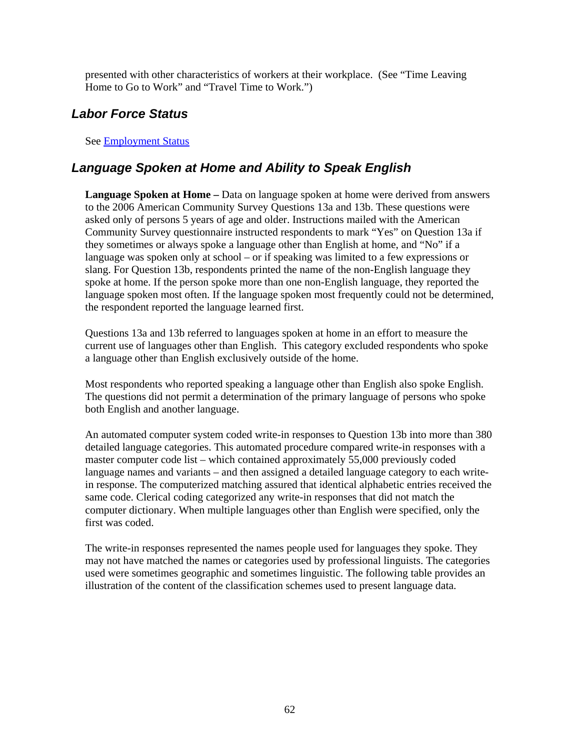presented with other characteristics of workers at their workplace. (See "Time Leaving Home to Go to Work" and "Travel Time to Work.")

## Labor Force Status

See Employment Status

## Language Spoken at Home and Ability to Speak English

**Language Spoken at Home –** Data on language spoken at home were derived from answers to the 2006 American Community Survey Questions 13a and 13b. These questions were asked only of persons 5 years of age and older. Instructions mailed with the American Community Survey questionnaire instructed respondents to mark "Yes" on Question 13a if they sometimes or always spoke a language other than English at home, and "No" if a language was spoken only at school – or if speaking was limited to a few expressions or slang. For Question 13b, respondents printed the name of the non-English language they spoke at home. If the person spoke more than one non-English language, they reported the language spoken most often. If the language spoken most frequently could not be determined, the respondent reported the language learned first.

Questions 13a and 13b referred to languages spoken at home in an effort to measure the current use of languages other than English. This category excluded respondents who spoke a language other than English exclusively outside of the home.

Most respondents who reported speaking a language other than English also spoke English. The questions did not permit a determination of the primary language of persons who spoke both English and another language.

An automated computer system coded write-in responses to Question 13b into more than 380 detailed language categories. This automated procedure compared write-in responses with a master computer code list – which contained approximately 55,000 previously coded language names and variants – and then assigned a detailed language category to each write-in response. The computerized matching assured that identical alphabetic entries received the same code. Clerical coding categorized any write-in responses that did not match the computer dictionary. When multiple languages other than English were specified, only the first was coded.

The write-in responses represented the names people used for languages they spoke. They may not have matched the names or categories used by professional linguists. The categories used were sometimes geographic and sometimes linguistic. The following table provides an illustration of the content of the classification schemes used to present language data.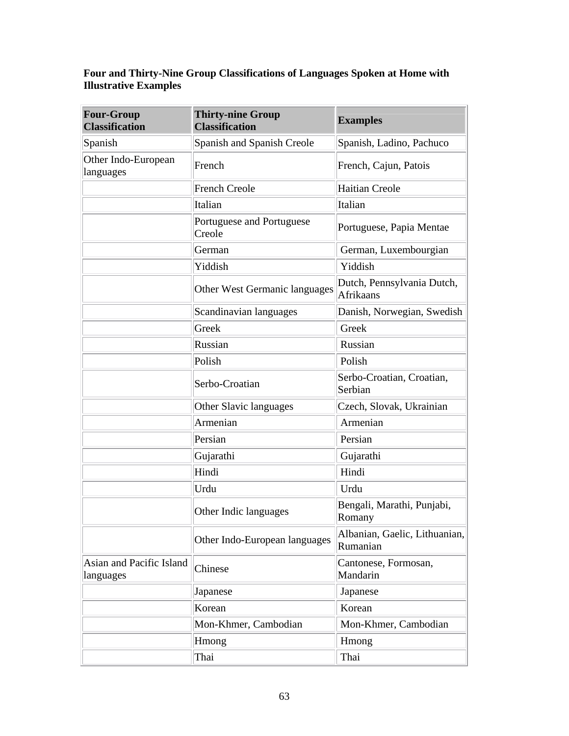**Four and Thirty-Nine Group Classifications of Languages Spoken at Home with Illustrative Examples**

| Four-Group Classification | Thirty-nine Group Classification | Examples |
|---|---|---|
| Spanish | Spanish and Spanish Creole | Spanish, Ladino, Pachuco |
| Other Indo-European languages | French | French, Cajun, Patois |
| | French Creole | Haitian Creole |
| | Italian | Italian |
| | Portuguese and Portuguese Creole | Portuguese, Papia Mentae |
| | German | German, Luxembourgian |
| | Yiddish | Yiddish |
| | Other West Germanic languages | Dutch, Pennsylvania Dutch, Afrikaans |
| | Scandinavian languages | Danish, Norwegian, Swedish |
| | Greek | Greek |
| | Russian | Russian |
| | Polish | Polish |
| | Serbo-Croatian | Serbo-Croatian, Croatian, Serbian |
| | Other Slavic languages | Czech, Slovak, Ukrainian |
| | Armenian | Armenian |
| | Persian | Persian |
| | Gujarathi | Gujarathi |
| | Hindi | Hindi |
| | Urdu | Urdu |
| | Other Indic languages | Bengali, Marathi, Punjabi, Romany |
| | Other Indo-European languages | Albanian, Gaelic, Lithuanian, Rumanian |
| Asian and Pacific Island languages | Chinese | Cantonese, Formosan, Mandarin |
| | Japanese | Japanese |
| | Korean | Korean |
| | Mon-Khmer, Cambodian | Mon-Khmer, Cambodian |
| | Hmong | Hmong |
| | Thai | Thai |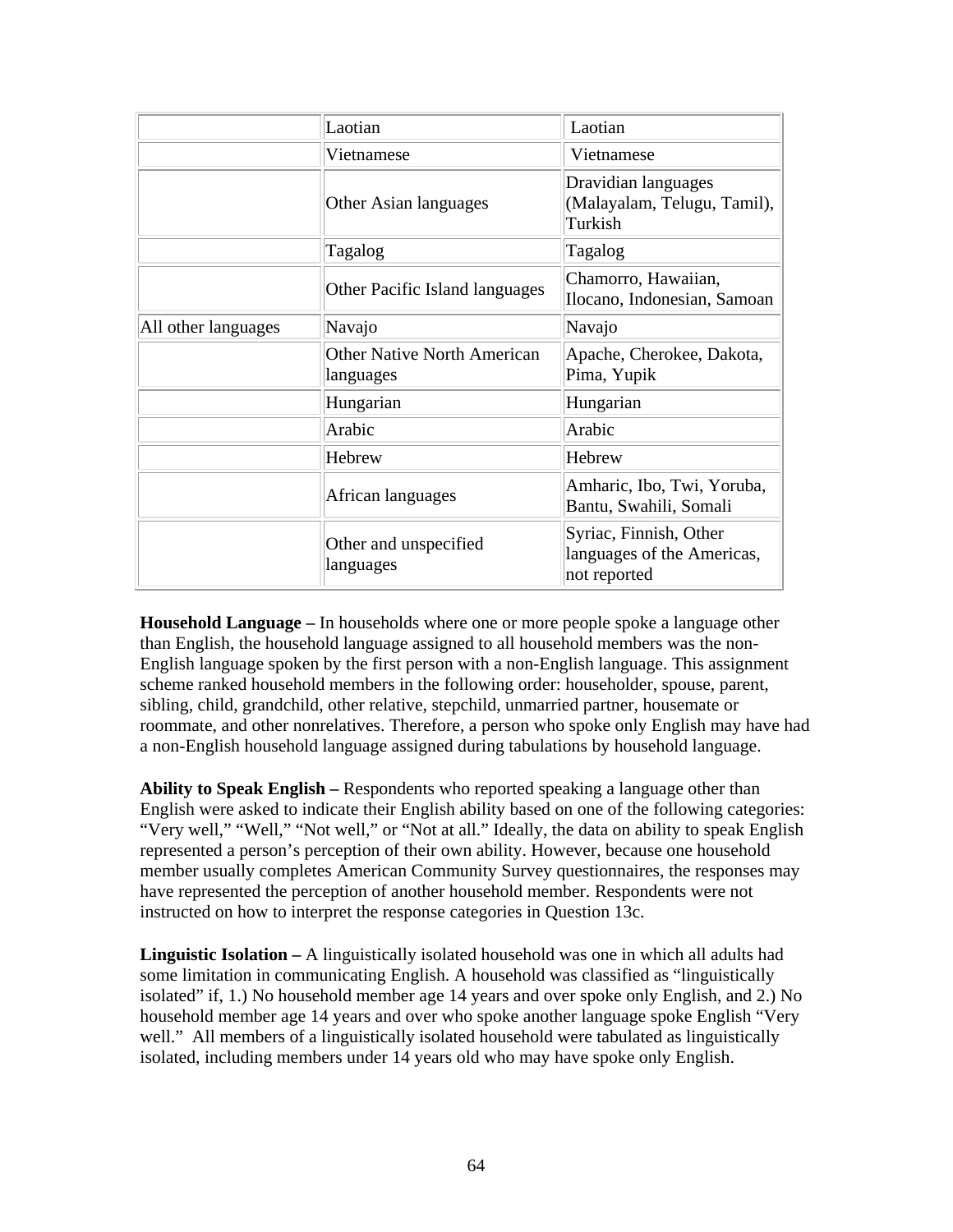| | | |
|---|---|---|
| | Laotian | Laotian |
| | Vietnamese | Vietnamese |
| | Other Asian languages | Dravidian languages (Malayalam, Telugu, Tamil), Turkish |
| | Tagalog | Tagalog |
| | Other Pacific Island languages | Chamorro, Hawaiian, Ilocano, Indonesian, Samoan |
| All other languages | Navajo | Navajo |
| | Other Native North American languages | Apache, Cherokee, Dakota, Pima, Yupik |
| | Hungarian | Hungarian |
| | Arabic | Arabic |
| | Hebrew | Hebrew |
| | African languages | Amharic, Ibo, Twi, Yoruba, Bantu, Swahili, Somali |
| | Other and unspecified languages | Syriac, Finnish, Other languages of the Americas, not reported |

**Household Language –** In households where one or more people spoke a language other than English, the household language assigned to all household members was the non-English language spoken by the first person with a non-English language. This assignment scheme ranked household members in the following order: householder, spouse, parent, sibling, child, grandchild, other relative, stepchild, unmarried partner, housemate or roommate, and other nonrelatives. Therefore, a person who spoke only English may have had a non-English household language assigned during tabulations by household language.

**Ability to Speak English –** Respondents who reported speaking a language other than English were asked to indicate their English ability based on one of the following categories: "Very well," "Well," "Not well," or "Not at all." Ideally, the data on ability to speak English represented a person's perception of their own ability. However, because one household member usually completes American Community Survey questionnaires, the responses may have represented the perception of another household member. Respondents were not instructed on how to interpret the response categories in Question 13c.

**Linguistic Isolation –** A linguistically isolated household was one in which all adults had some limitation in communicating English. A household was classified as "linguistically isolated" if, 1.) No household member age 14 years and over spoke only English, and 2.) No household member age 14 years and over who spoke another language spoke English "Very well." All members of a linguistically isolated household were tabulated as linguistically isolated, including members under 14 years old who may have spoke only English.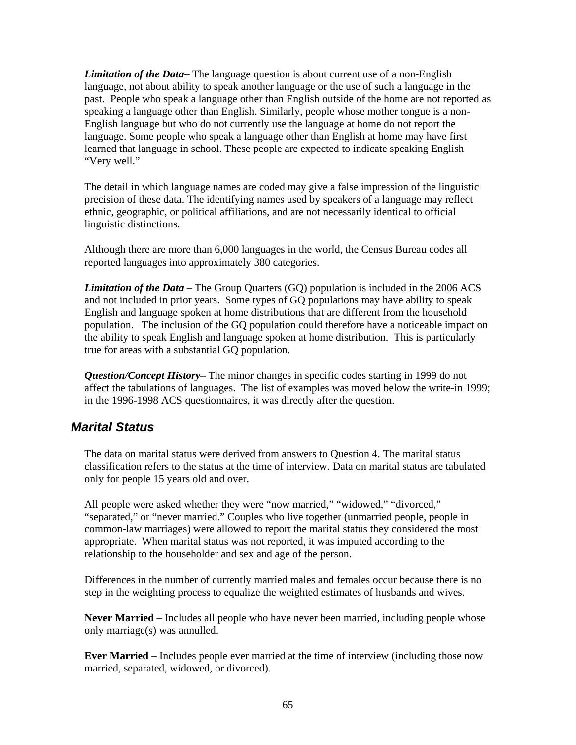***Limitation of the Data–*** The language question is about current use of a non-English language, not about ability to speak another language or the use of such a language in the past. People who speak a language other than English outside of the home are not reported as speaking a language other than English. Similarly, people whose mother tongue is a non-English language but who do not currently use the language at home do not report the language. Some people who speak a language other than English at home may have first learned that language in school. These people are expected to indicate speaking English "Very well."

The detail in which language names are coded may give a false impression of the linguistic precision of these data. The identifying names used by speakers of a language may reflect ethnic, geographic, or political affiliations, and are not necessarily identical to official linguistic distinctions.

Although there are more than 6,000 languages in the world, the Census Bureau codes all reported languages into approximately 380 categories.

***Limitation of the Data –*** The Group Quarters (GQ) population is included in the 2006 ACS and not included in prior years. Some types of GQ populations may have ability to speak English and language spoken at home distributions that are different from the household population. The inclusion of the GQ population could therefore have a noticeable impact on the ability to speak English and language spoken at home distribution. This is particularly true for areas with a substantial GQ population.

***Question/Concept History–*** The minor changes in specific codes starting in 1999 do not affect the tabulations of languages. The list of examples was moved below the write-in 1999; in the 1996-1998 ACS questionnaires, it was directly after the question.

## *Marital Status*

The data on marital status were derived from answers to Question 4. The marital status classification refers to the status at the time of interview. Data on marital status are tabulated only for people 15 years old and over.

All people were asked whether they were "now married," "widowed," "divorced," "separated," or "never married." Couples who live together (unmarried people, people in common-law marriages) were allowed to report the marital status they considered the most appropriate. When marital status was not reported, it was imputed according to the relationship to the householder and sex and age of the person.

Differences in the number of currently married males and females occur because there is no step in the weighting process to equalize the weighted estimates of husbands and wives.

**Never Married –** Includes all people who have never been married, including people whose only marriage(s) was annulled.

**Ever Married –** Includes people ever married at the time of interview (including those now married, separated, widowed, or divorced).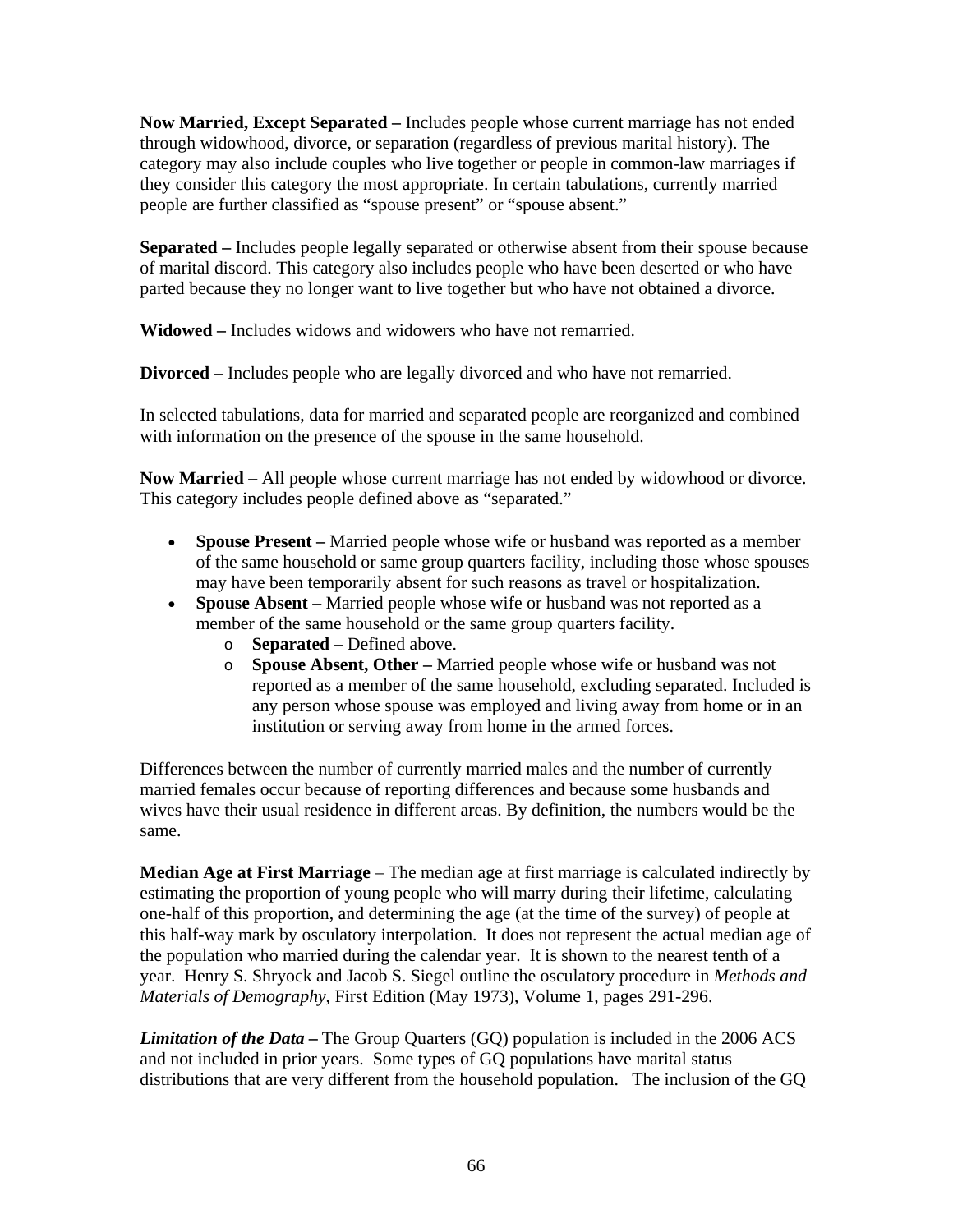**Now Married, Except Separated –** Includes people whose current marriage has not ended through widowhood, divorce, or separation (regardless of previous marital history). The category may also include couples who live together or people in common-law marriages if they consider this category the most appropriate. In certain tabulations, currently married people are further classified as "spouse present" or "spouse absent."

**Separated –** Includes people legally separated or otherwise absent from their spouse because of marital discord. This category also includes people who have been deserted or who have parted because they no longer want to live together but who have not obtained a divorce.

**Widowed –** Includes widows and widowers who have not remarried.

**Divorced –** Includes people who are legally divorced and who have not remarried.

In selected tabulations, data for married and separated people are reorganized and combined with information on the presence of the spouse in the same household.

**Now Married –** All people whose current marriage has not ended by widowhood or divorce. This category includes people defined above as "separated."

- **Spouse Present –** Married people whose wife or husband was reported as a member of the same household or same group quarters facility, including those whose spouses may have been temporarily absent for such reasons as travel or hospitalization.
- **Spouse Absent –** Married people whose wife or husband was not reported as a member of the same household or the same group quarters facility.
  - **Separated –** Defined above.
  - **Spouse Absent, Other –** Married people whose wife or husband was not reported as a member of the same household, excluding separated. Included is any person whose spouse was employed and living away from home or in an institution or serving away from home in the armed forces.

Differences between the number of currently married males and the number of currently married females occur because of reporting differences and because some husbands and wives have their usual residence in different areas. By definition, the numbers would be the same.

**Median Age at First Marriage** – The median age at first marriage is calculated indirectly by estimating the proportion of young people who will marry during their lifetime, calculating one-half of this proportion, and determining the age (at the time of the survey) of people at this half-way mark by osculatory interpolation. It does not represent the actual median age of the population who married during the calendar year. It is shown to the nearest tenth of a year. Henry S. Shryock and Jacob S. Siegel outline the osculatory procedure in *Methods and Materials of Demography*, First Edition (May 1973), Volume 1, pages 291-296.

***Limitation of the Data –*** The Group Quarters (GQ) population is included in the 2006 ACS and not included in prior years. Some types of GQ populations have marital status distributions that are very different from the household population. The inclusion of the GQ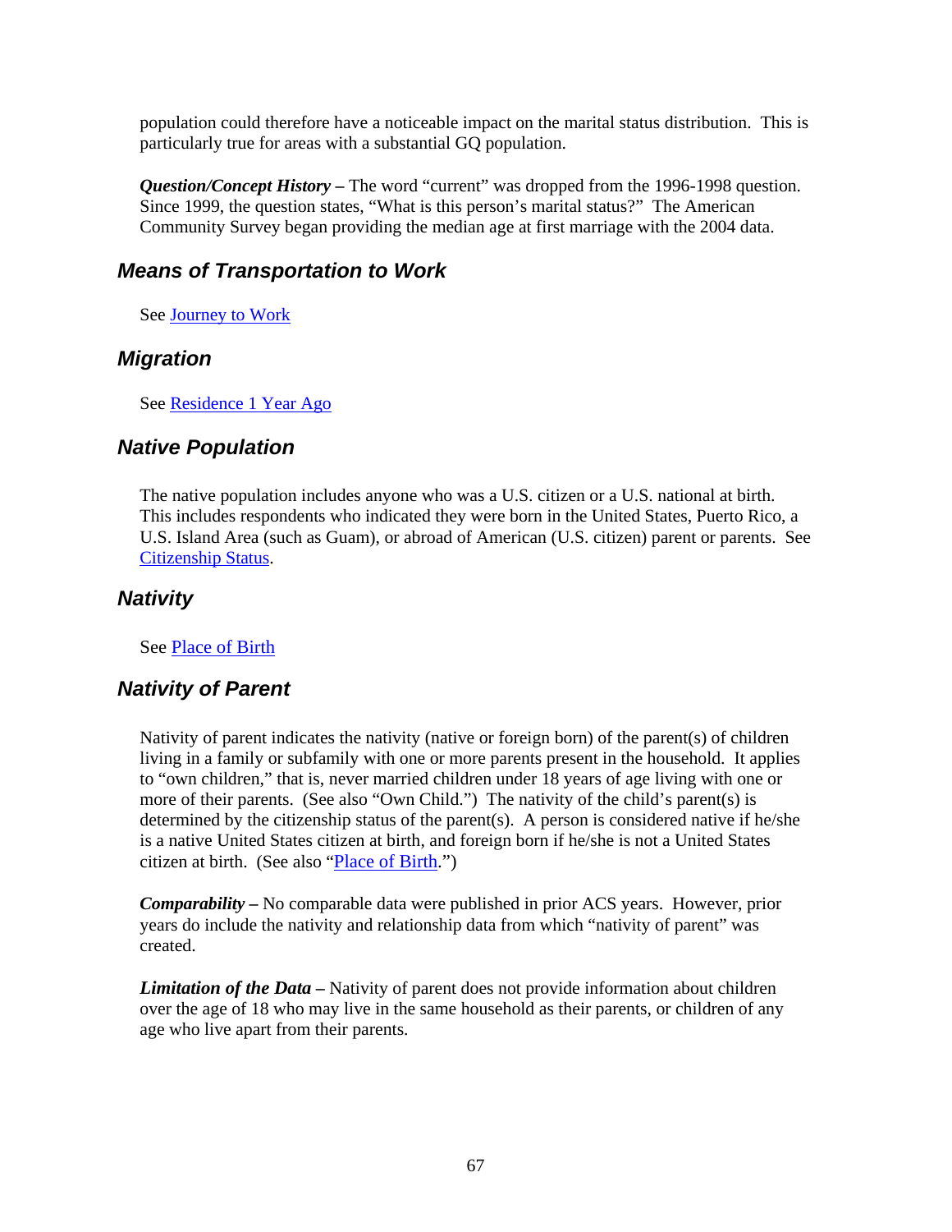population could therefore have a noticeable impact on the marital status distribution. This is particularly true for areas with a substantial GQ population.

***Question/Concept History –*** The word "current" was dropped from the 1996-1998 question. Since 1999, the question states, "What is this person's marital status?" The American Community Survey began providing the median age at first marriage with the 2004 data.

## Means of Transportation to Work

See Journey to Work

## Migration

See Residence 1 Year Ago

## Native Population

The native population includes anyone who was a U.S. citizen or a U.S. national at birth. This includes respondents who indicated they were born in the United States, Puerto Rico, a U.S. Island Area (such as Guam), or abroad of American (U.S. citizen) parent or parents. See Citizenship Status.

## Nativity

See Place of Birth

## Nativity of Parent

Nativity of parent indicates the nativity (native or foreign born) of the parent(s) of children living in a family or subfamily with one or more parents present in the household. It applies to "own children," that is, never married children under 18 years of age living with one or more of their parents. (See also "Own Child.") The nativity of the child's parent(s) is determined by the citizenship status of the parent(s). A person is considered native if he/she is a native United States citizen at birth, and foreign born if he/she is not a United States citizen at birth. (See also "Place of Birth.")

***Comparability –*** No comparable data were published in prior ACS years. However, prior years do include the nativity and relationship data from which "nativity of parent" was created.

***Limitation of the Data –*** Nativity of parent does not provide information about children over the age of 18 who may live in the same household as their parents, or children of any age who live apart from their parents.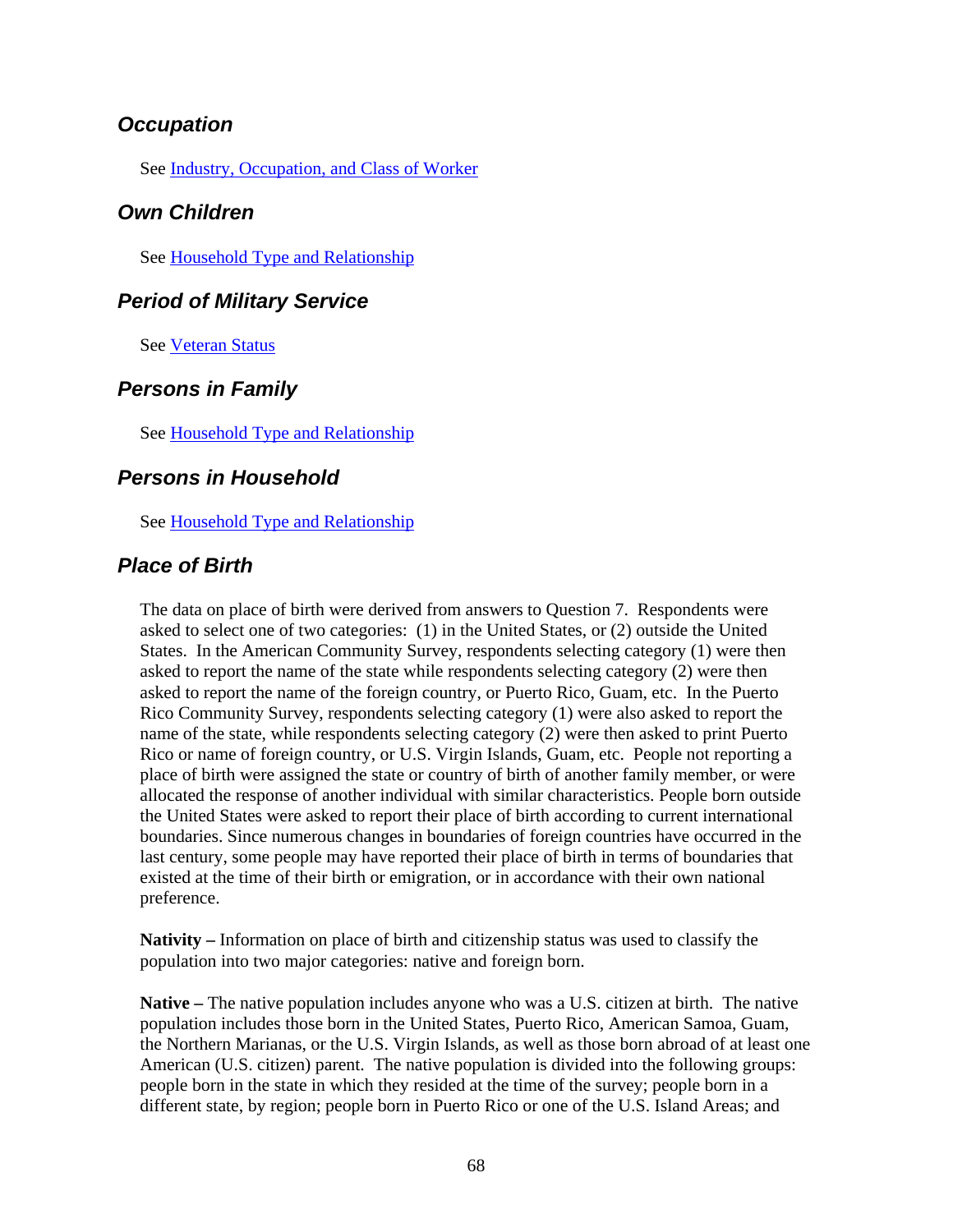## *Occupation*

See Industry, Occupation, and Class of Worker

## *Own Children*

See Household Type and Relationship

## *Period of Military Service*

See Veteran Status

## *Persons in Family*

See Household Type and Relationship

## *Persons in Household*

See Household Type and Relationship

## *Place of Birth*

The data on place of birth were derived from answers to Question 7. Respondents were asked to select one of two categories: (1) in the United States, or (2) outside the United States. In the American Community Survey, respondents selecting category (1) were then asked to report the name of the state while respondents selecting category (2) were then asked to report the name of the foreign country, or Puerto Rico, Guam, etc. In the Puerto Rico Community Survey, respondents selecting category (1) were also asked to report the name of the state, while respondents selecting category (2) were then asked to print Puerto Rico or name of foreign country, or U.S. Virgin Islands, Guam, etc. People not reporting a place of birth were assigned the state or country of birth of another family member, or were allocated the response of another individual with similar characteristics. People born outside the United States were asked to report their place of birth according to current international boundaries. Since numerous changes in boundaries of foreign countries have occurred in the last century, some people may have reported their place of birth in terms of boundaries that existed at the time of their birth or emigration, or in accordance with their own national preference.

**Nativity –** Information on place of birth and citizenship status was used to classify the population into two major categories: native and foreign born.

**Native –** The native population includes anyone who was a U.S. citizen at birth. The native population includes those born in the United States, Puerto Rico, American Samoa, Guam, the Northern Marianas, or the U.S. Virgin Islands, as well as those born abroad of at least one American (U.S. citizen) parent. The native population is divided into the following groups: people born in the state in which they resided at the time of the survey; people born in a different state, by region; people born in Puerto Rico or one of the U.S. Island Areas; and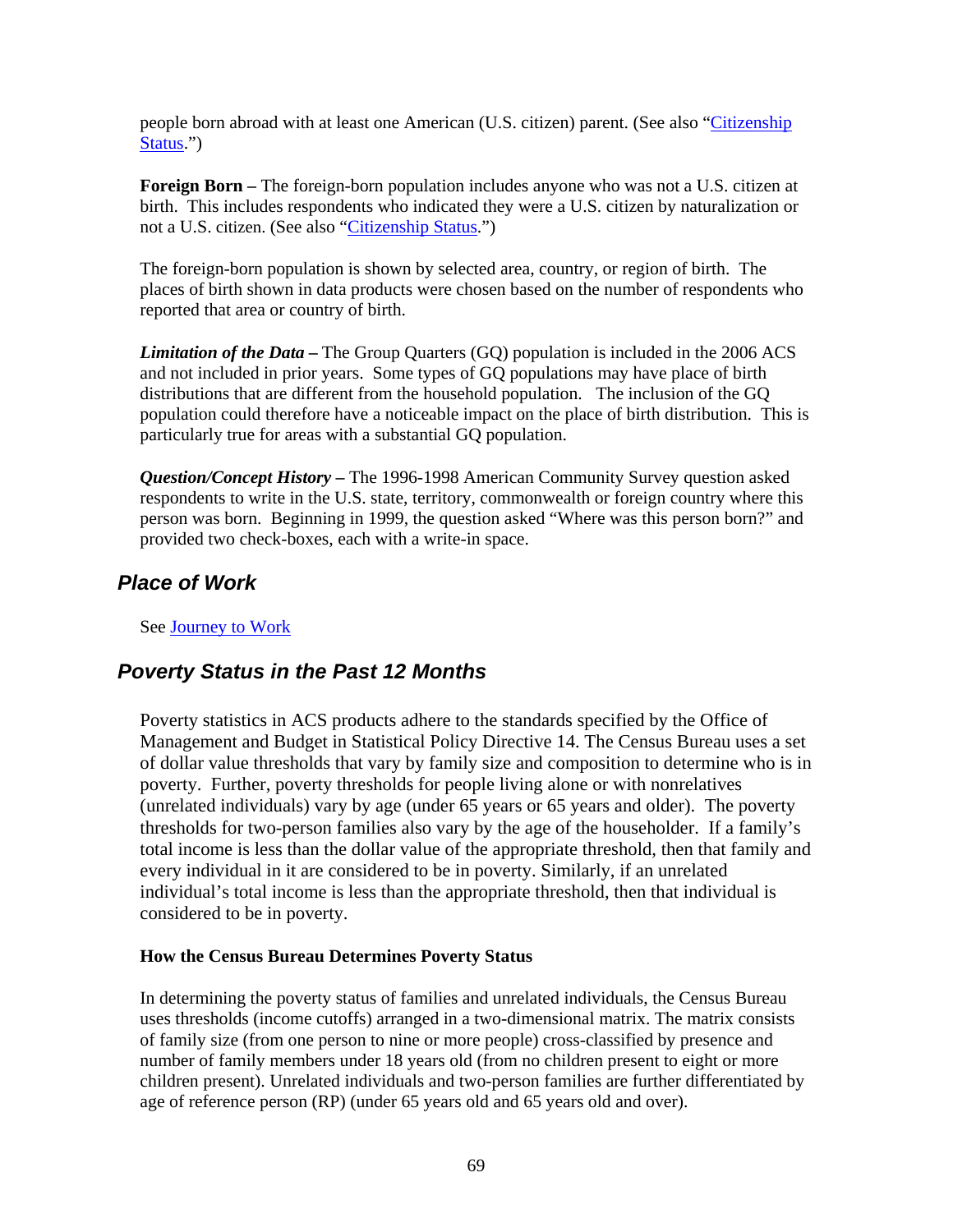people born abroad with at least one American (U.S. citizen) parent. (See also "Citizenship Status.")

**Foreign Born –** The foreign-born population includes anyone who was not a U.S. citizen at birth. This includes respondents who indicated they were a U.S. citizen by naturalization or not a U.S. citizen. (See also "Citizenship Status.")

The foreign-born population is shown by selected area, country, or region of birth. The places of birth shown in data products were chosen based on the number of respondents who reported that area or country of birth.

***Limitation of the Data* –** The Group Quarters (GQ) population is included in the 2006 ACS and not included in prior years. Some types of GQ populations may have place of birth distributions that are different from the household population. The inclusion of the GQ population could therefore have a noticeable impact on the place of birth distribution. This is particularly true for areas with a substantial GQ population.

***Question/Concept History* –** The 1996-1998 American Community Survey question asked respondents to write in the U.S. state, territory, commonwealth or foreign country where this person was born. Beginning in 1999, the question asked "Where was this person born?" and provided two check-boxes, each with a write-in space.

## *Place of Work*

See Journey to Work

## *Poverty Status in the Past 12 Months*

Poverty statistics in ACS products adhere to the standards specified by the Office of Management and Budget in Statistical Policy Directive 14. The Census Bureau uses a set of dollar value thresholds that vary by family size and composition to determine who is in poverty. Further, poverty thresholds for people living alone or with nonrelatives (unrelated individuals) vary by age (under 65 years or 65 years and older). The poverty thresholds for two-person families also vary by the age of the householder. If a family's total income is less than the dollar value of the appropriate threshold, then that family and every individual in it are considered to be in poverty. Similarly, if an unrelated individual's total income is less than the appropriate threshold, then that individual is considered to be in poverty.

**How the Census Bureau Determines Poverty Status**

In determining the poverty status of families and unrelated individuals, the Census Bureau uses thresholds (income cutoffs) arranged in a two-dimensional matrix. The matrix consists of family size (from one person to nine or more people) cross-classified by presence and number of family members under 18 years old (from no children present to eight or more children present). Unrelated individuals and two-person families are further differentiated by age of reference person (RP) (under 65 years old and 65 years old and over).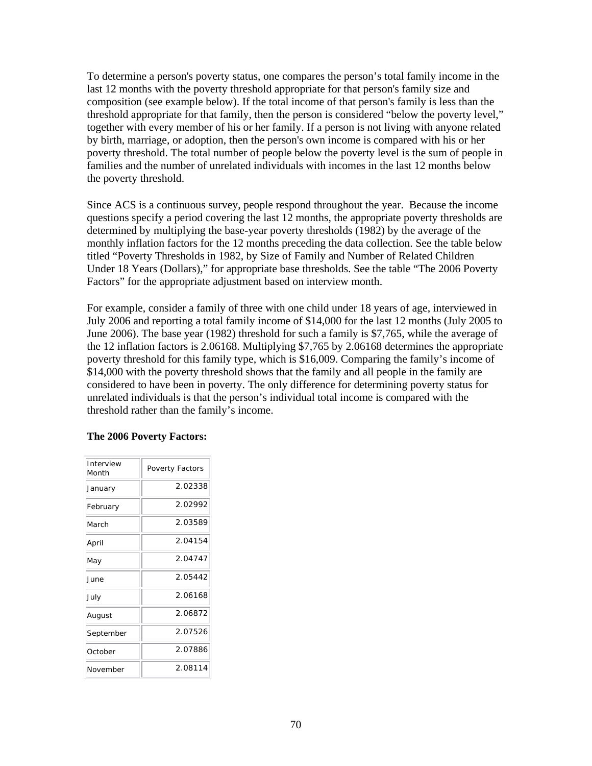To determine a person's poverty status, one compares the person's total family income in the last 12 months with the poverty threshold appropriate for that person's family size and composition (see example below). If the total income of that person's family is less than the threshold appropriate for that family, then the person is considered "below the poverty level," together with every member of his or her family. If a person is not living with anyone related by birth, marriage, or adoption, then the person's own income is compared with his or her poverty threshold. The total number of people below the poverty level is the sum of people in families and the number of unrelated individuals with incomes in the last 12 months below the poverty threshold.

Since ACS is a continuous survey, people respond throughout the year. Because the income questions specify a period covering the last 12 months, the appropriate poverty thresholds are determined by multiplying the base-year poverty thresholds (1982) by the average of the monthly inflation factors for the 12 months preceding the data collection. See the table below titled "Poverty Thresholds in 1982, by Size of Family and Number of Related Children Under 18 Years (Dollars)," for appropriate base thresholds. See the table "The 2006 Poverty Factors" for the appropriate adjustment based on interview month.

For example, consider a family of three with one child under 18 years of age, interviewed in July 2006 and reporting a total family income of $14,000 for the last 12 months (July 2005 to June 2006). The base year (1982) threshold for such a family is $7,765, while the average of the 12 inflation factors is 2.06168. Multiplying $7,765 by 2.06168 determines the appropriate poverty threshold for this family type, which is $16,009. Comparing the family's income of $14,000 with the poverty threshold shows that the family and all people in the family are considered to have been in poverty. The only difference for determining poverty status for unrelated individuals is that the person's individual total income is compared with the threshold rather than the family's income.

**The 2006 Poverty Factors:**

| Interview Month | Poverty Factors |
|---|---|
| January | 2.02338 |
| February | 2.02992 |
| March | 2.03589 |
| April | 2.04154 |
| May | 2.04747 |
| June | 2.05442 |
| July | 2.06168 |
| August | 2.06872 |
| September | 2.07526 |
| October | 2.07886 |
| November | 2.08114 |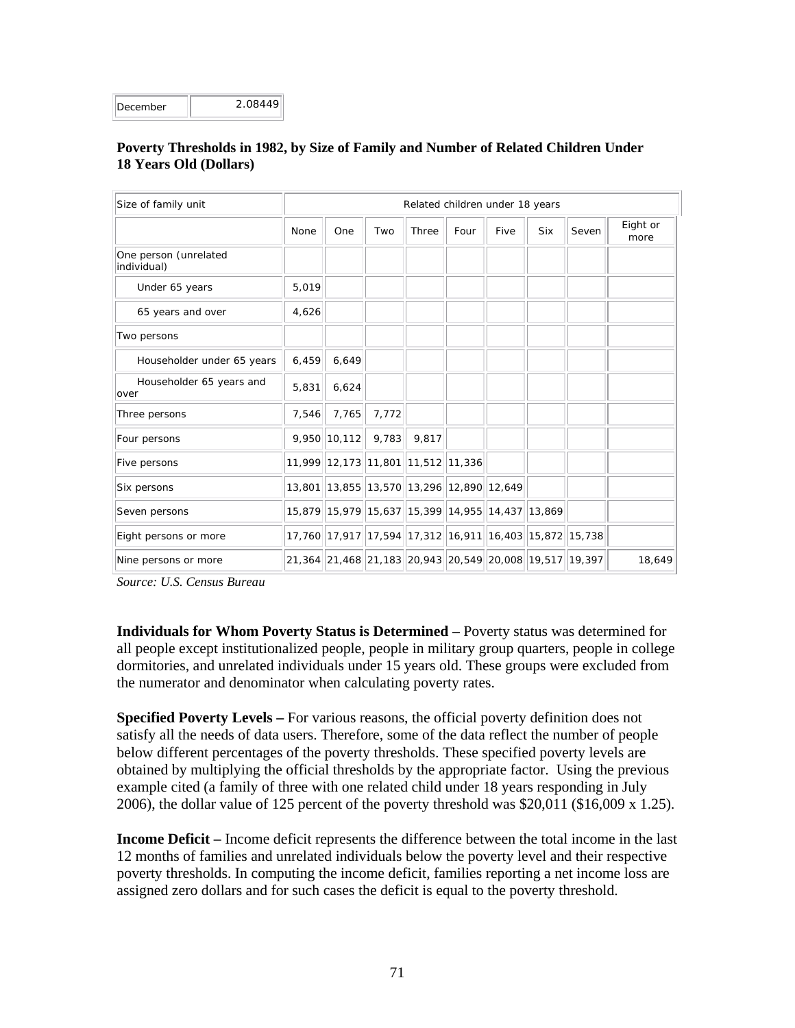| December | 2.08449 |
|---|---|

**Poverty Thresholds in 1982, by Size of Family and Number of Related Children Under 18 Years Old (Dollars)**

| Size of family unit | Related children under 18 years | | | | | | | | |
|---|---|---|---|---|---|---|---|---|---|
| | None | One | Two | Three | Four | Five | Six | Seven | Eight or more |
| One person (unrelated individual) | | | | | | | | | |
| Under 65 years | 5,019 | | | | | | | | |
| 65 years and over | 4,626 | | | | | | | | |
| Two persons | | | | | | | | | |
| Householder under 65 years | 6,459 | 6,649 | | | | | | | |
| Householder 65 years and over | 5,831 | 6,624 | | | | | | | |
| Three persons | 7,546 | 7,765 | 7,772 | | | | | | |
| Four persons | 9,950 | 10,112 | 9,783 | 9,817 | | | | | |
| Five persons | 11,999 | 12,173 | 11,801 | 11,512 | 11,336 | | | | |
| Six persons | 13,801 | 13,855 | 13,570 | 13,296 | 12,890 | 12,649 | | | |
| Seven persons | 15,879 | 15,979 | 15,637 | 15,399 | 14,955 | 14,437 | 13,869 | | |
| Eight persons or more | 17,760 | 17,917 | 17,594 | 17,312 | 16,911 | 16,403 | 15,872 | 15,738 | |
| Nine persons or more | 21,364 | 21,468 | 21,183 | 20,943 | 20,549 | 20,008 | 19,517 | 19,397 | 18,649 |

*Source: U.S. Census Bureau*

**Individuals for Whom Poverty Status is Determined –** Poverty status was determined for all people except institutionalized people, people in military group quarters, people in college dormitories, and unrelated individuals under 15 years old. These groups were excluded from the numerator and denominator when calculating poverty rates.

**Specified Poverty Levels –** For various reasons, the official poverty definition does not satisfy all the needs of data users. Therefore, some of the data reflect the number of people below different percentages of the poverty thresholds. These specified poverty levels are obtained by multiplying the official thresholds by the appropriate factor. Using the previous example cited (a family of three with one related child under 18 years responding in July 2006), the dollar value of 125 percent of the poverty threshold was $20,011 ($16,009 x 1.25).

**Income Deficit –** Income deficit represents the difference between the total income in the last 12 months of families and unrelated individuals below the poverty level and their respective poverty thresholds. In computing the income deficit, families reporting a net income loss are assigned zero dollars and for such cases the deficit is equal to the poverty threshold.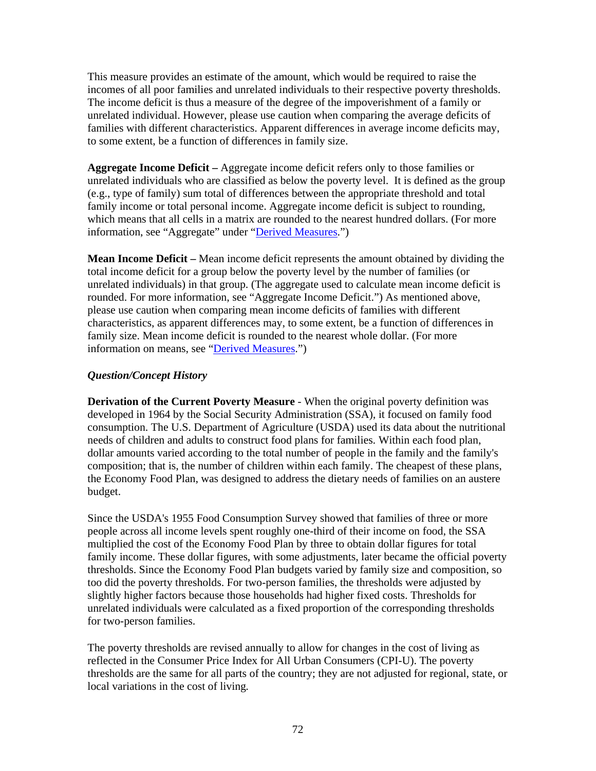This measure provides an estimate of the amount, which would be required to raise the incomes of all poor families and unrelated individuals to their respective poverty thresholds. The income deficit is thus a measure of the degree of the impoverishment of a family or unrelated individual. However, please use caution when comparing the average deficits of families with different characteristics. Apparent differences in average income deficits may, to some extent, be a function of differences in family size.

**Aggregate Income Deficit –** Aggregate income deficit refers only to those families or unrelated individuals who are classified as below the poverty level. It is defined as the group (e.g., type of family) sum total of differences between the appropriate threshold and total family income or total personal income. Aggregate income deficit is subject to rounding, which means that all cells in a matrix are rounded to the nearest hundred dollars. (For more information, see "Aggregate" under "Derived Measures.")

**Mean Income Deficit –** Mean income deficit represents the amount obtained by dividing the total income deficit for a group below the poverty level by the number of families (or unrelated individuals) in that group. (The aggregate used to calculate mean income deficit is rounded. For more information, see "Aggregate Income Deficit.") As mentioned above, please use caution when comparing mean income deficits of families with different characteristics, as apparent differences may, to some extent, be a function of differences in family size. Mean income deficit is rounded to the nearest whole dollar. (For more information on means, see "Derived Measures.")

***Question/Concept History***

**Derivation of the Current Poverty Measure** - When the original poverty definition was developed in 1964 by the Social Security Administration (SSA), it focused on family food consumption. The U.S. Department of Agriculture (USDA) used its data about the nutritional needs of children and adults to construct food plans for families. Within each food plan, dollar amounts varied according to the total number of people in the family and the family's composition; that is, the number of children within each family. The cheapest of these plans, the Economy Food Plan, was designed to address the dietary needs of families on an austere budget.

Since the USDA's 1955 Food Consumption Survey showed that families of three or more people across all income levels spent roughly one-third of their income on food, the SSA multiplied the cost of the Economy Food Plan by three to obtain dollar figures for total family income. These dollar figures, with some adjustments, later became the official poverty thresholds. Since the Economy Food Plan budgets varied by family size and composition, so too did the poverty thresholds. For two-person families, the thresholds were adjusted by slightly higher factors because those households had higher fixed costs. Thresholds for unrelated individuals were calculated as a fixed proportion of the corresponding thresholds for two-person families.

The poverty thresholds are revised annually to allow for changes in the cost of living as reflected in the Consumer Price Index for All Urban Consumers (CPI-U). The poverty thresholds are the same for all parts of the country; they are not adjusted for regional, state, or local variations in the cost of living.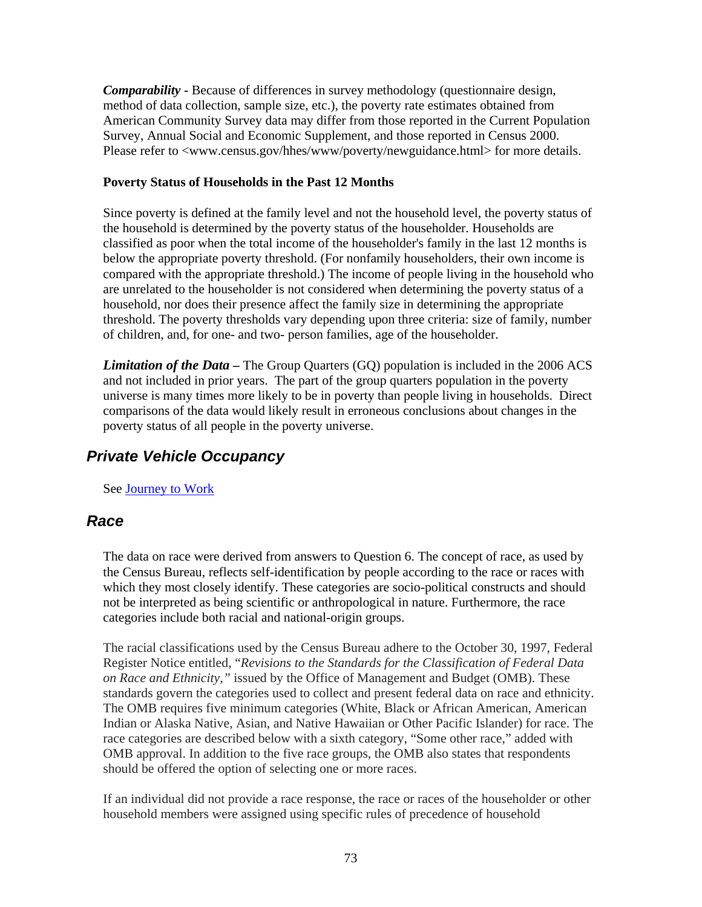***Comparability*** **-** Because of differences in survey methodology (questionnaire design, method of data collection, sample size, etc.), the poverty rate estimates obtained from American Community Survey data may differ from those reported in the Current Population Survey, Annual Social and Economic Supplement, and those reported in Census 2000. Please refer to <www.census.gov/hhes/www/poverty/newguidance.html> for more details.

**Poverty Status of Households in the Past 12 Months**

Since poverty is defined at the family level and not the household level, the poverty status of the household is determined by the poverty status of the householder. Households are classified as poor when the total income of the householder's family in the last 12 months is below the appropriate poverty threshold. (For nonfamily householders, their own income is compared with the appropriate threshold.) The income of people living in the household who are unrelated to the householder is not considered when determining the poverty status of a household, nor does their presence affect the family size in determining the appropriate threshold. The poverty thresholds vary depending upon three criteria: size of family, number of children, and, for one- and two- person families, age of the householder.

***Limitation of the Data*** **–** The Group Quarters (GQ) population is included in the 2006 ACS and not included in prior years. The part of the group quarters population in the poverty universe is many times more likely to be in poverty than people living in households. Direct comparisons of the data would likely result in erroneous conclusions about changes in the poverty status of all people in the poverty universe.

## *Private Vehicle Occupancy*

See Journey to Work

## *Race*

The data on race were derived from answers to Question 6. The concept of race, as used by the Census Bureau, reflects self-identification by people according to the race or races with which they most closely identify. These categories are socio-political constructs and should not be interpreted as being scientific or anthropological in nature. Furthermore, the race categories include both racial and national-origin groups.

The racial classifications used by the Census Bureau adhere to the October 30, 1997, Federal Register Notice entitled, "*Revisions to the Standards for the Classification of Federal Data on Race and Ethnicity,"* issued by the Office of Management and Budget (OMB). These standards govern the categories used to collect and present federal data on race and ethnicity. The OMB requires five minimum categories (White, Black or African American, American Indian or Alaska Native, Asian, and Native Hawaiian or Other Pacific Islander) for race. The race categories are described below with a sixth category, "Some other race," added with OMB approval. In addition to the five race groups, the OMB also states that respondents should be offered the option of selecting one or more races.

If an individual did not provide a race response, the race or races of the householder or other household members were assigned using specific rules of precedence of household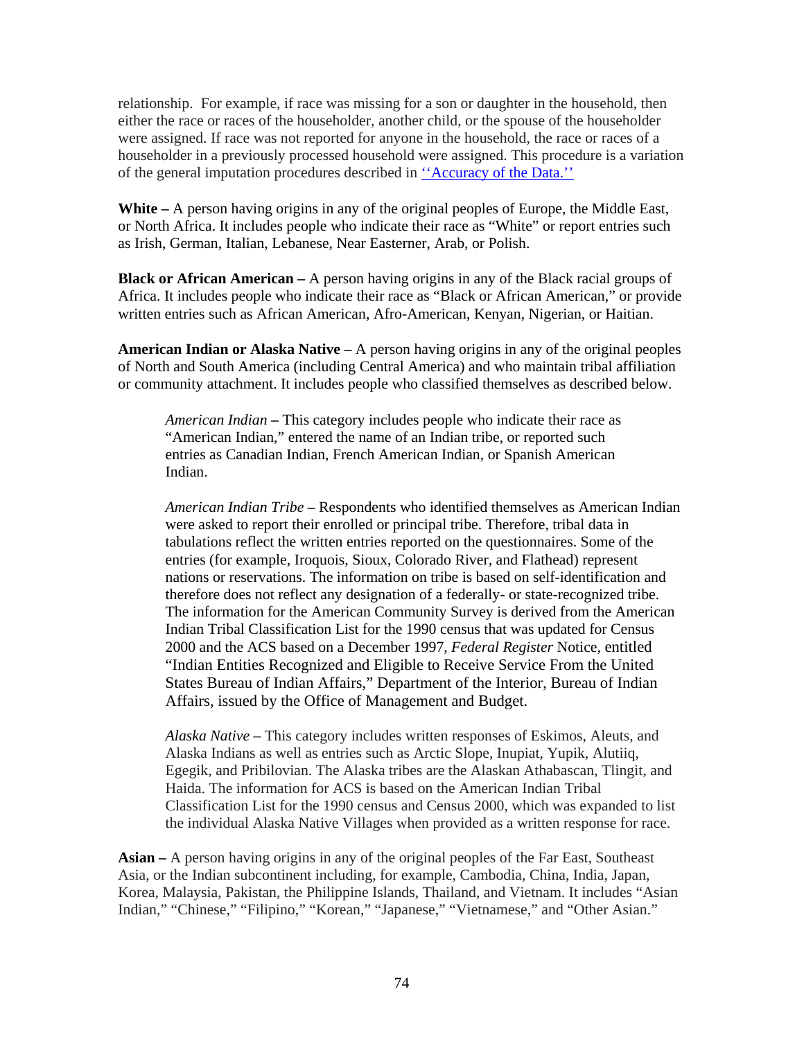relationship. For example, if race was missing for a son or daughter in the household, then either the race or races of the householder, another child, or the spouse of the householder were assigned. If race was not reported for anyone in the household, the race or races of a householder in a previously processed household were assigned. This procedure is a variation of the general imputation procedures described in ''Accuracy of the Data.''

**White –** A person having origins in any of the original peoples of Europe, the Middle East, or North Africa. It includes people who indicate their race as "White" or report entries such as Irish, German, Italian, Lebanese, Near Easterner, Arab, or Polish.

**Black or African American –** A person having origins in any of the Black racial groups of Africa. It includes people who indicate their race as "Black or African American," or provide written entries such as African American, Afro-American, Kenyan, Nigerian, or Haitian.

**American Indian or Alaska Native –** A person having origins in any of the original peoples of North and South America (including Central America) and who maintain tribal affiliation or community attachment. It includes people who classified themselves as described below.

> *American Indian* **–** This category includes people who indicate their race as "American Indian," entered the name of an Indian tribe, or reported such entries as Canadian Indian, French American Indian, or Spanish American Indian.
>
> *American Indian Tribe* **–** Respondents who identified themselves as American Indian were asked to report their enrolled or principal tribe. Therefore, tribal data in tabulations reflect the written entries reported on the questionnaires. Some of the entries (for example, Iroquois, Sioux, Colorado River, and Flathead) represent nations or reservations. The information on tribe is based on self-identification and therefore does not reflect any designation of a federally- or state-recognized tribe. The information for the American Community Survey is derived from the American Indian Tribal Classification List for the 1990 census that was updated for Census 2000 and the ACS based on a December 1997, *Federal Register* Notice, entitled "Indian Entities Recognized and Eligible to Receive Service From the United States Bureau of Indian Affairs," Department of the Interior, Bureau of Indian Affairs, issued by the Office of Management and Budget.
>
> *Alaska Native* – This category includes written responses of Eskimos, Aleuts, and Alaska Indians as well as entries such as Arctic Slope, Inupiat, Yupik, Alutiiq, Egegik, and Pribilovian. The Alaska tribes are the Alaskan Athabascan, Tlingit, and Haida. The information for ACS is based on the American Indian Tribal Classification List for the 1990 census and Census 2000, which was expanded to list the individual Alaska Native Villages when provided as a written response for race.

**Asian –** A person having origins in any of the original peoples of the Far East, Southeast Asia, or the Indian subcontinent including, for example, Cambodia, China, India, Japan, Korea, Malaysia, Pakistan, the Philippine Islands, Thailand, and Vietnam. It includes "Asian Indian," "Chinese," "Filipino," "Korean," "Japanese," "Vietnamese," and "Other Asian."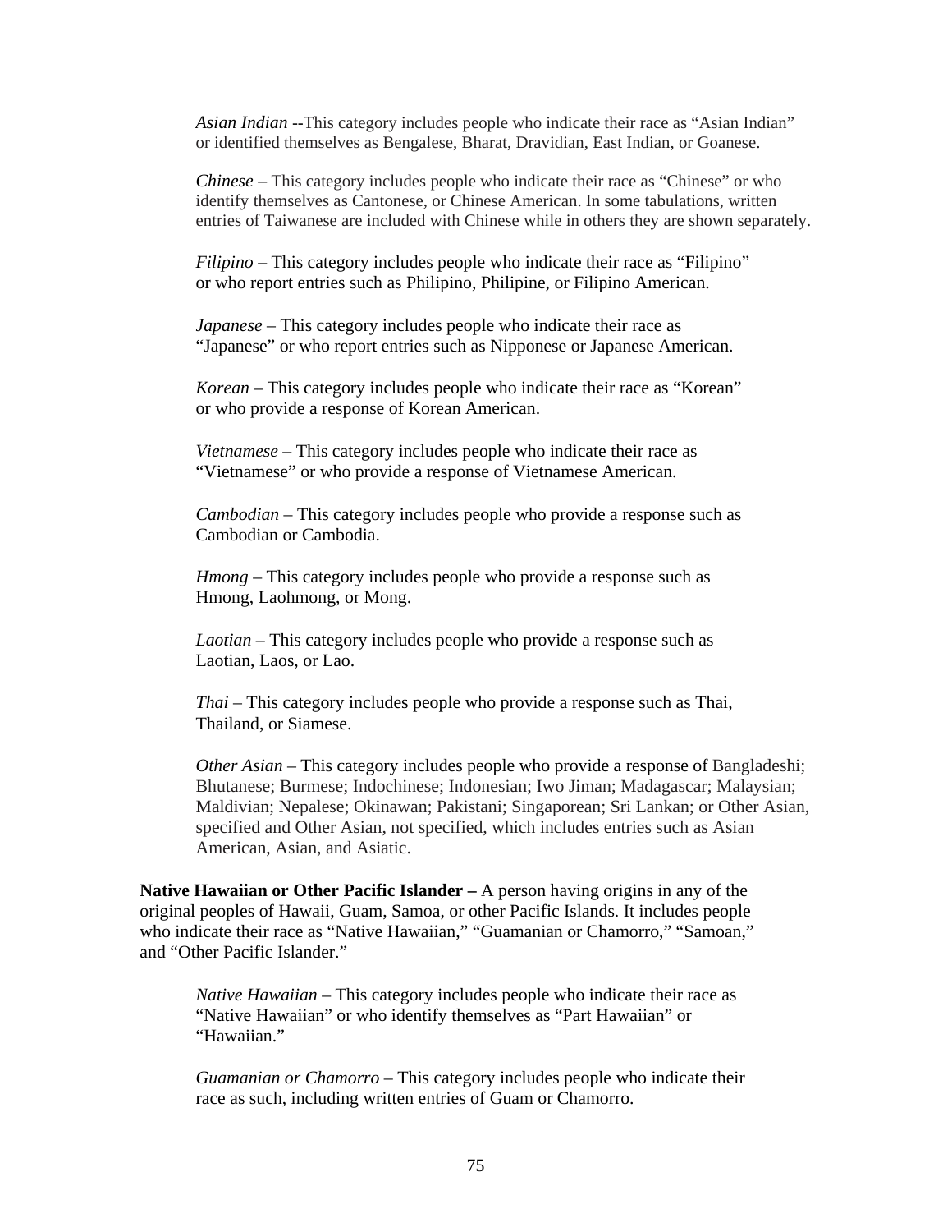*Asian Indian* --This category includes people who indicate their race as "Asian Indian" or identified themselves as Bengalese, Bharat, Dravidian, East Indian, or Goanese.

*Chinese* – This category includes people who indicate their race as "Chinese" or who identify themselves as Cantonese, or Chinese American. In some tabulations, written entries of Taiwanese are included with Chinese while in others they are shown separately.

*Filipino* – This category includes people who indicate their race as "Filipino" or who report entries such as Philipino, Philipine, or Filipino American.

*Japanese* – This category includes people who indicate their race as "Japanese" or who report entries such as Nipponese or Japanese American.

*Korean* – This category includes people who indicate their race as "Korean" or who provide a response of Korean American.

*Vietnamese* – This category includes people who indicate their race as "Vietnamese" or who provide a response of Vietnamese American.

*Cambodian* – This category includes people who provide a response such as Cambodian or Cambodia.

*Hmong* – This category includes people who provide a response such as Hmong, Laohmong, or Mong.

*Laotian* – This category includes people who provide a response such as Laotian, Laos, or Lao.

*Thai* – This category includes people who provide a response such as Thai, Thailand, or Siamese.

*Other Asian* – This category includes people who provide a response of Bangladeshi; Bhutanese; Burmese; Indochinese; Indonesian; Iwo Jiman; Madagascar; Malaysian; Maldivian; Nepalese; Okinawan; Pakistani; Singaporean; Sri Lankan; or Other Asian, specified and Other Asian, not specified, which includes entries such as Asian American, Asian, and Asiatic.

**Native Hawaiian or Other Pacific Islander –** A person having origins in any of the original peoples of Hawaii, Guam, Samoa, or other Pacific Islands. It includes people who indicate their race as "Native Hawaiian," "Guamanian or Chamorro," "Samoan," and "Other Pacific Islander."

*Native Hawaiian* – This category includes people who indicate their race as "Native Hawaiian" or who identify themselves as "Part Hawaiian" or "Hawaiian."

*Guamanian or Chamorro* – This category includes people who indicate their race as such, including written entries of Guam or Chamorro.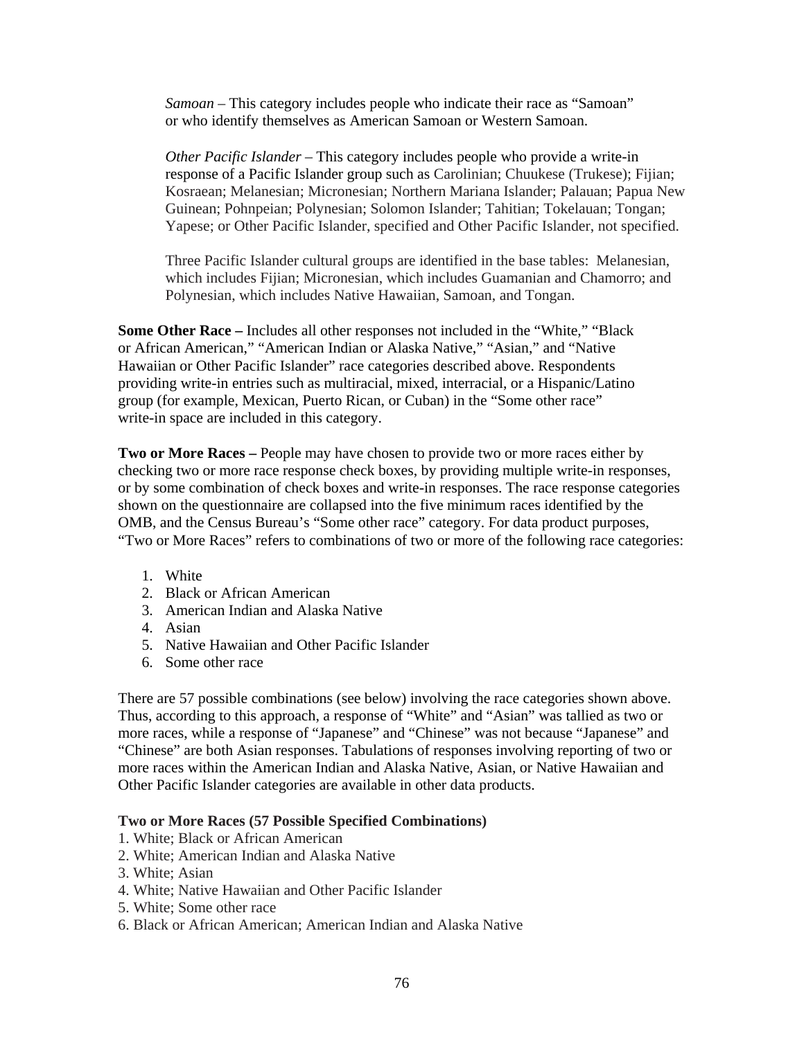*Samoan* – This category includes people who indicate their race as "Samoan" or who identify themselves as American Samoan or Western Samoan.

*Other Pacific Islander* – This category includes people who provide a write-in response of a Pacific Islander group such as Carolinian; Chuukese (Trukese); Fijian; Kosraean; Melanesian; Micronesian; Northern Mariana Islander; Palauan; Papua New Guinean; Pohnpeian; Polynesian; Solomon Islander; Tahitian; Tokelauan; Tongan; Yapese; or Other Pacific Islander, specified and Other Pacific Islander, not specified.

Three Pacific Islander cultural groups are identified in the base tables: Melanesian, which includes Fijian; Micronesian, which includes Guamanian and Chamorro; and Polynesian, which includes Native Hawaiian, Samoan, and Tongan.

**Some Other Race –** Includes all other responses not included in the "White," "Black or African American," "American Indian or Alaska Native," "Asian," and "Native Hawaiian or Other Pacific Islander" race categories described above. Respondents providing write-in entries such as multiracial, mixed, interracial, or a Hispanic/Latino group (for example, Mexican, Puerto Rican, or Cuban) in the "Some other race" write-in space are included in this category.

**Two or More Races –** People may have chosen to provide two or more races either by checking two or more race response check boxes, by providing multiple write-in responses, or by some combination of check boxes and write-in responses. The race response categories shown on the questionnaire are collapsed into the five minimum races identified by the OMB, and the Census Bureau's "Some other race" category. For data product purposes, "Two or More Races" refers to combinations of two or more of the following race categories:

1. White
2. Black or African American
3. American Indian and Alaska Native
4. Asian
5. Native Hawaiian and Other Pacific Islander
6. Some other race

There are 57 possible combinations (see below) involving the race categories shown above. Thus, according to this approach, a response of "White" and "Asian" was tallied as two or more races, while a response of "Japanese" and "Chinese" was not because "Japanese" and "Chinese" are both Asian responses. Tabulations of responses involving reporting of two or more races within the American Indian and Alaska Native, Asian, or Native Hawaiian and Other Pacific Islander categories are available in other data products.

**Two or More Races (57 Possible Specified Combinations)**

1. White; Black or African American
2. White; American Indian and Alaska Native
3. White; Asian
4. White; Native Hawaiian and Other Pacific Islander
5. White; Some other race
6. Black or African American; American Indian and Alaska Native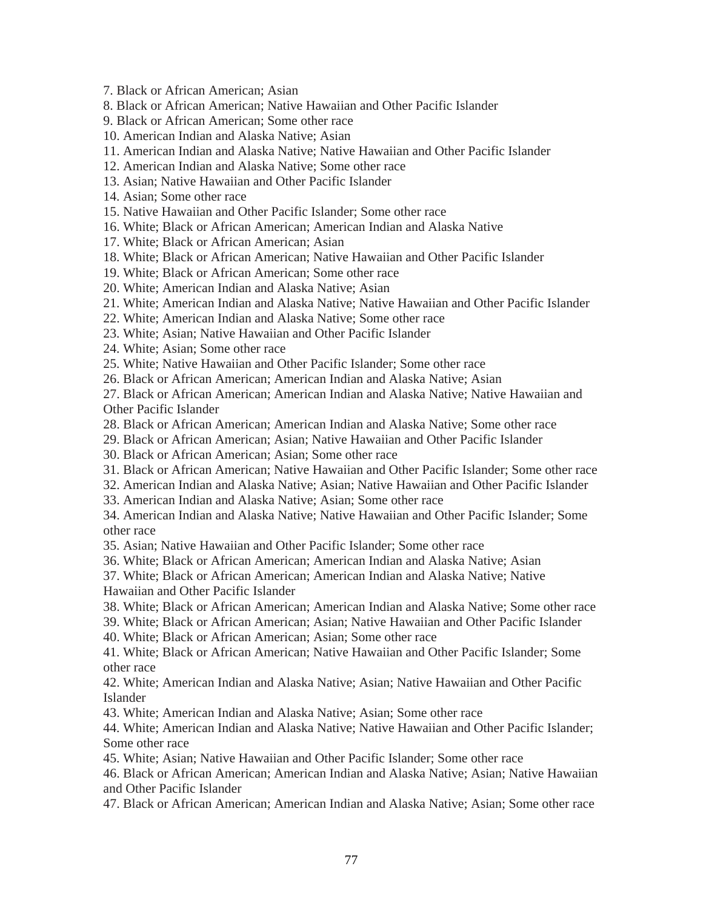7. Black or African American; Asian
8. Black or African American; Native Hawaiian and Other Pacific Islander
9. Black or African American; Some other race
10. American Indian and Alaska Native; Asian
11. American Indian and Alaska Native; Native Hawaiian and Other Pacific Islander
12. American Indian and Alaska Native; Some other race
13. Asian; Native Hawaiian and Other Pacific Islander
14. Asian; Some other race
15. Native Hawaiian and Other Pacific Islander; Some other race
16. White; Black or African American; American Indian and Alaska Native
17. White; Black or African American; Asian
18. White; Black or African American; Native Hawaiian and Other Pacific Islander
19. White; Black or African American; Some other race
20. White; American Indian and Alaska Native; Asian
21. White; American Indian and Alaska Native; Native Hawaiian and Other Pacific Islander
22. White; American Indian and Alaska Native; Some other race
23. White; Asian; Native Hawaiian and Other Pacific Islander
24. White; Asian; Some other race
25. White; Native Hawaiian and Other Pacific Islander; Some other race
26. Black or African American; American Indian and Alaska Native; Asian
27. Black or African American; American Indian and Alaska Native; Native Hawaiian and Other Pacific Islander
28. Black or African American; American Indian and Alaska Native; Some other race
29. Black or African American; Asian; Native Hawaiian and Other Pacific Islander
30. Black or African American; Asian; Some other race
31. Black or African American; Native Hawaiian and Other Pacific Islander; Some other race
32. American Indian and Alaska Native; Asian; Native Hawaiian and Other Pacific Islander
33. American Indian and Alaska Native; Asian; Some other race
34. American Indian and Alaska Native; Native Hawaiian and Other Pacific Islander; Some other race
35. Asian; Native Hawaiian and Other Pacific Islander; Some other race
36. White; Black or African American; American Indian and Alaska Native; Asian
37. White; Black or African American; American Indian and Alaska Native; Native Hawaiian and Other Pacific Islander
38. White; Black or African American; American Indian and Alaska Native; Some other race
39. White; Black or African American; Asian; Native Hawaiian and Other Pacific Islander
40. White; Black or African American; Asian; Some other race
41. White; Black or African American; Native Hawaiian and Other Pacific Islander; Some other race
42. White; American Indian and Alaska Native; Asian; Native Hawaiian and Other Pacific Islander
43. White; American Indian and Alaska Native; Asian; Some other race
44. White; American Indian and Alaska Native; Native Hawaiian and Other Pacific Islander; Some other race
45. White; Asian; Native Hawaiian and Other Pacific Islander; Some other race
46. Black or African American; American Indian and Alaska Native; Asian; Native Hawaiian and Other Pacific Islander
47. Black or African American; American Indian and Alaska Native; Asian; Some other race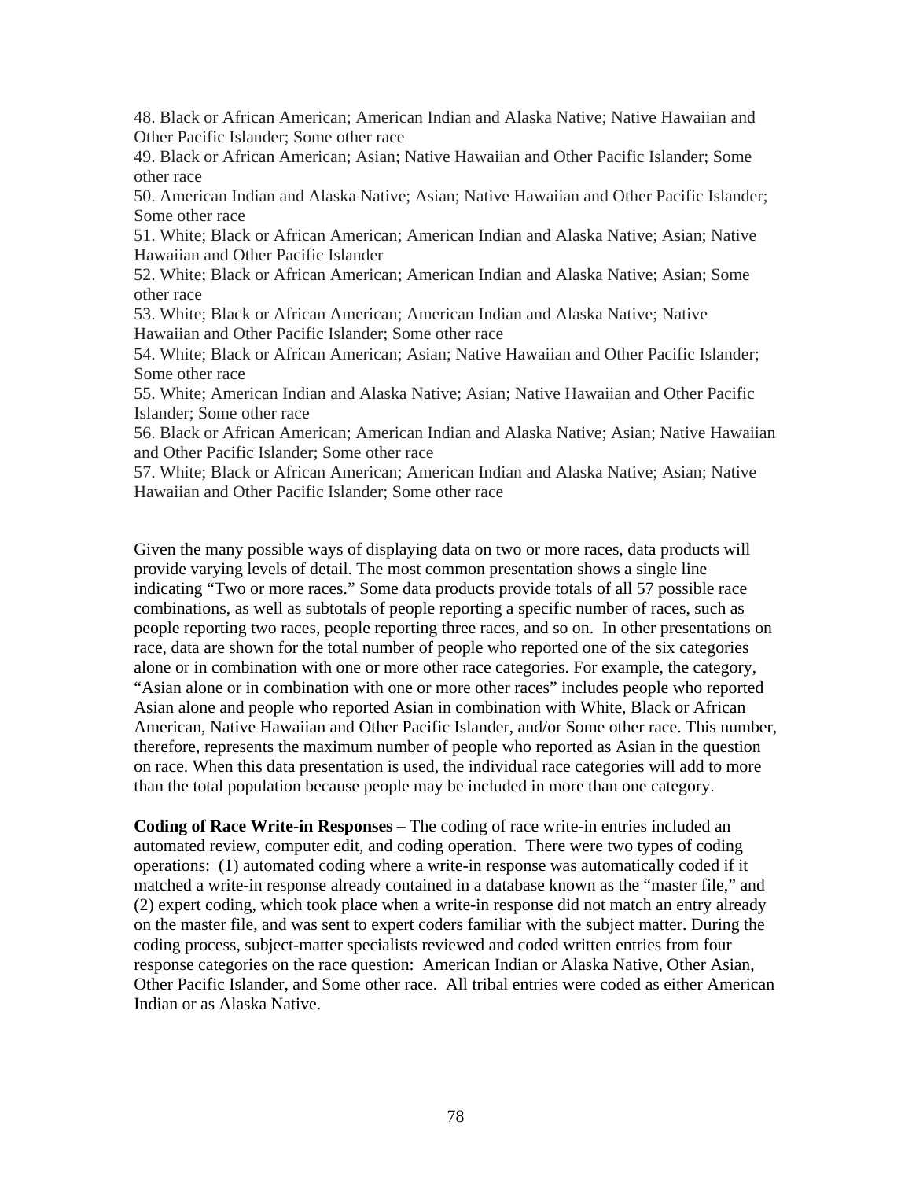48. Black or African American; American Indian and Alaska Native; Native Hawaiian and Other Pacific Islander; Some other race
49. Black or African American; Asian; Native Hawaiian and Other Pacific Islander; Some other race
50. American Indian and Alaska Native; Asian; Native Hawaiian and Other Pacific Islander; Some other race
51. White; Black or African American; American Indian and Alaska Native; Asian; Native Hawaiian and Other Pacific Islander
52. White; Black or African American; American Indian and Alaska Native; Asian; Some other race
53. White; Black or African American; American Indian and Alaska Native; Native Hawaiian and Other Pacific Islander; Some other race
54. White; Black or African American; Asian; Native Hawaiian and Other Pacific Islander; Some other race
55. White; American Indian and Alaska Native; Asian; Native Hawaiian and Other Pacific Islander; Some other race
56. Black or African American; American Indian and Alaska Native; Asian; Native Hawaiian and Other Pacific Islander; Some other race
57. White; Black or African American; American Indian and Alaska Native; Asian; Native Hawaiian and Other Pacific Islander; Some other race

Given the many possible ways of displaying data on two or more races, data products will provide varying levels of detail. The most common presentation shows a single line indicating "Two or more races." Some data products provide totals of all 57 possible race combinations, as well as subtotals of people reporting a specific number of races, such as people reporting two races, people reporting three races, and so on. In other presentations on race, data are shown for the total number of people who reported one of the six categories alone or in combination with one or more other race categories. For example, the category, "Asian alone or in combination with one or more other races" includes people who reported Asian alone and people who reported Asian in combination with White, Black or African American, Native Hawaiian and Other Pacific Islander, and/or Some other race. This number, therefore, represents the maximum number of people who reported as Asian in the question on race. When this data presentation is used, the individual race categories will add to more than the total population because people may be included in more than one category.

**Coding of Race Write-in Responses –** The coding of race write-in entries included an automated review, computer edit, and coding operation. There were two types of coding operations: (1) automated coding where a write-in response was automatically coded if it matched a write-in response already contained in a database known as the "master file," and (2) expert coding, which took place when a write-in response did not match an entry already on the master file, and was sent to expert coders familiar with the subject matter. During the coding process, subject-matter specialists reviewed and coded written entries from four response categories on the race question: American Indian or Alaska Native, Other Asian, Other Pacific Islander, and Some other race. All tribal entries were coded as either American Indian or as Alaska Native.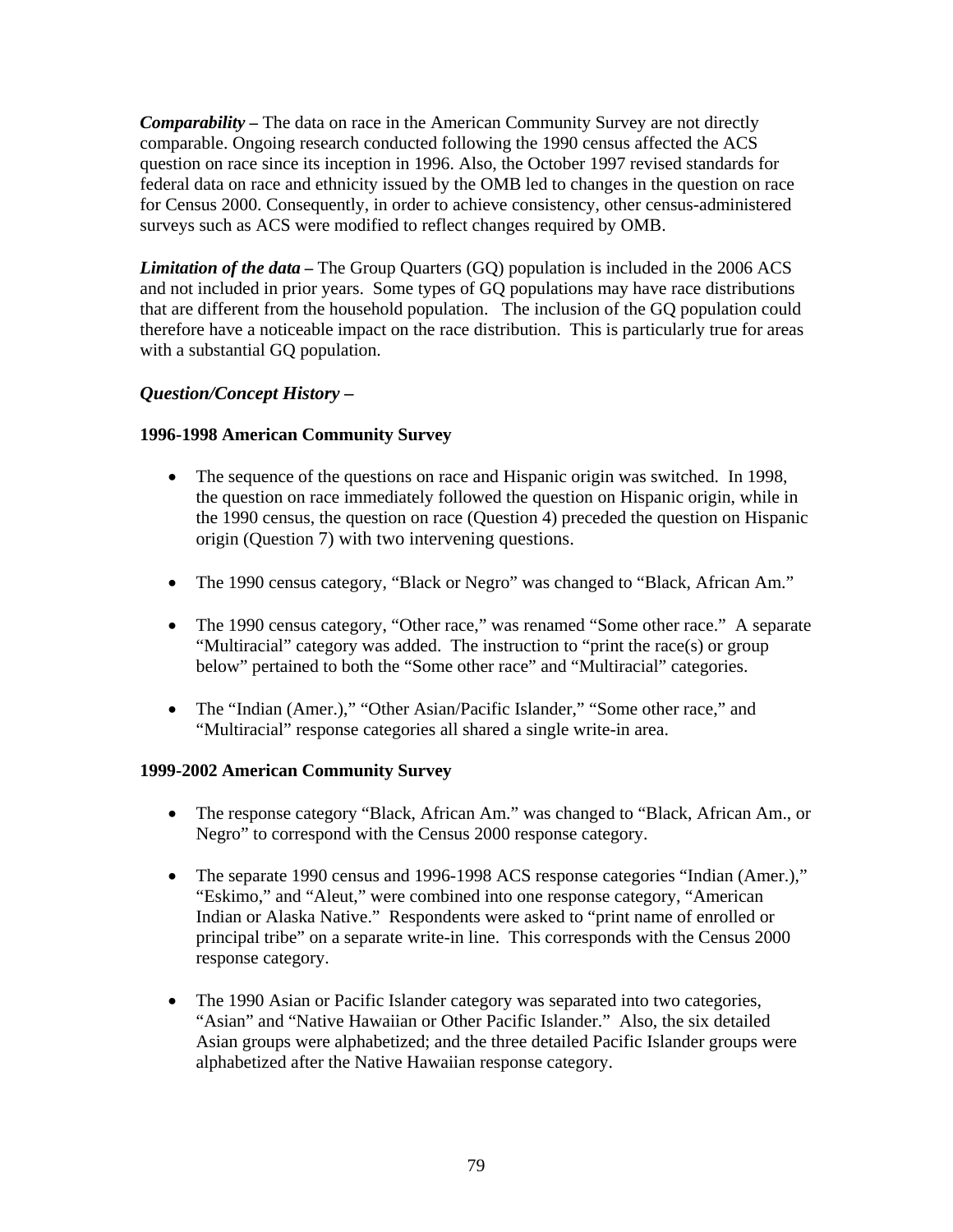***Comparability –*** The data on race in the American Community Survey are not directly comparable. Ongoing research conducted following the 1990 census affected the ACS question on race since its inception in 1996. Also, the October 1997 revised standards for federal data on race and ethnicity issued by the OMB led to changes in the question on race for Census 2000. Consequently, in order to achieve consistency, other census-administered surveys such as ACS were modified to reflect changes required by OMB.

***Limitation of the data –*** The Group Quarters (GQ) population is included in the 2006 ACS and not included in prior years. Some types of GQ populations may have race distributions that are different from the household population. The inclusion of the GQ population could therefore have a noticeable impact on the race distribution. This is particularly true for areas with a substantial GQ population.

***Question/Concept History –***

**1996-1998 American Community Survey**

- The sequence of the questions on race and Hispanic origin was switched. In 1998, the question on race immediately followed the question on Hispanic origin, while in the 1990 census, the question on race (Question 4) preceded the question on Hispanic origin (Question 7) with two intervening questions.

- The 1990 census category, "Black or Negro" was changed to "Black, African Am."

- The 1990 census category, "Other race," was renamed "Some other race." A separate "Multiracial" category was added. The instruction to "print the race(s) or group below" pertained to both the "Some other race" and "Multiracial" categories.

- The "Indian (Amer.)," "Other Asian/Pacific Islander," "Some other race," and "Multiracial" response categories all shared a single write-in area.

**1999-2002 American Community Survey**

- The response category "Black, African Am." was changed to "Black, African Am., or Negro" to correspond with the Census 2000 response category.

- The separate 1990 census and 1996-1998 ACS response categories "Indian (Amer.)," "Eskimo," and "Aleut," were combined into one response category, "American Indian or Alaska Native." Respondents were asked to "print name of enrolled or principal tribe" on a separate write-in line. This corresponds with the Census 2000 response category.

- The 1990 Asian or Pacific Islander category was separated into two categories, "Asian" and "Native Hawaiian or Other Pacific Islander." Also, the six detailed Asian groups were alphabetized; and the three detailed Pacific Islander groups were alphabetized after the Native Hawaiian response category.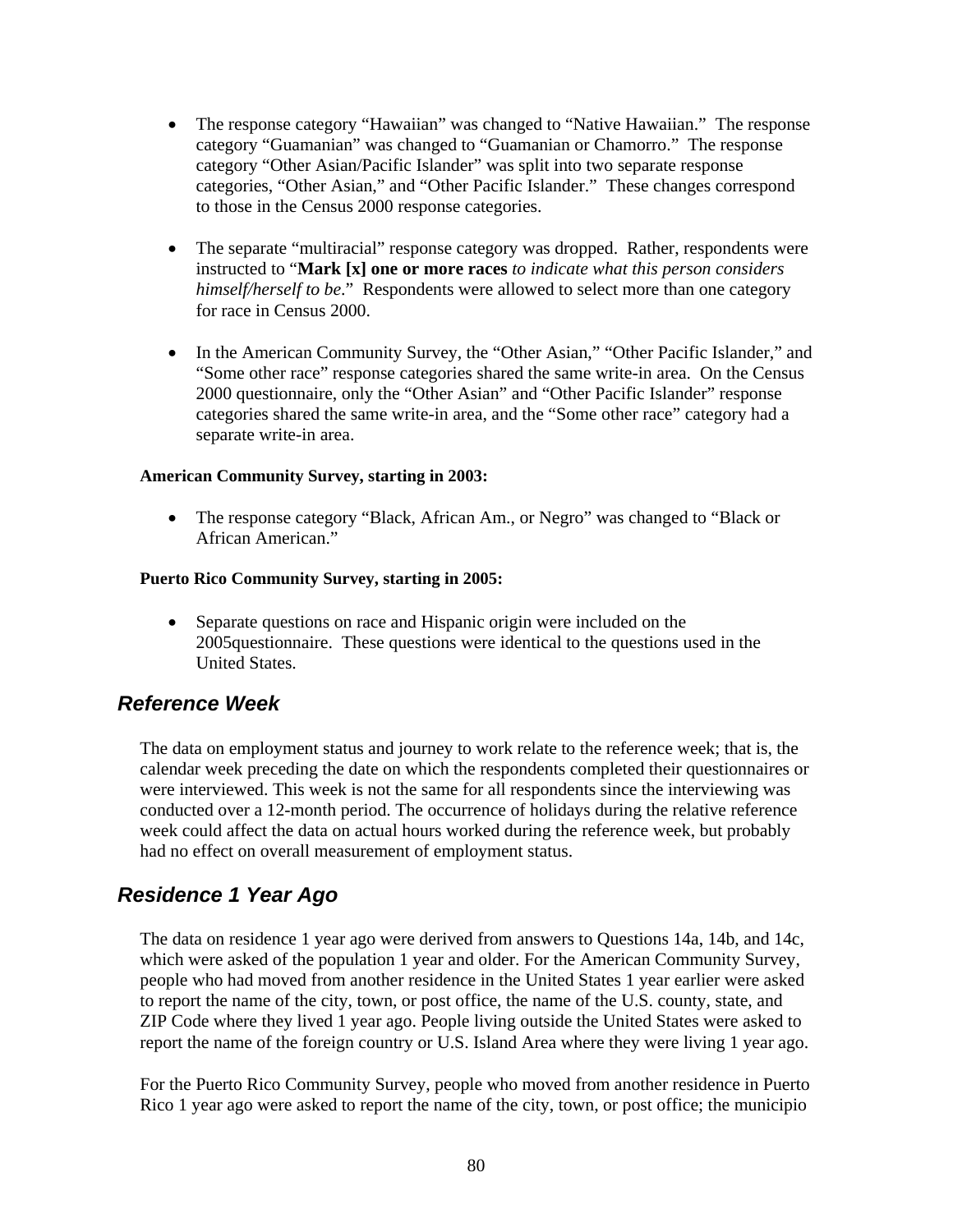- The response category “Hawaiian” was changed to “Native Hawaiian.” The response category “Guamanian” was changed to “Guamanian or Chamorro.” The response category “Other Asian/Pacific Islander” was split into two separate response categories, “Other Asian,” and “Other Pacific Islander.” These changes correspond to those in the Census 2000 response categories.

- The separate “multiracial” response category was dropped. Rather, respondents were instructed to “**Mark [x] one or more races** *to indicate what this person considers himself/herself to be*.” Respondents were allowed to select more than one category for race in Census 2000.

- In the American Community Survey, the “Other Asian,” “Other Pacific Islander,” and “Some other race” response categories shared the same write-in area. On the Census 2000 questionnaire, only the “Other Asian” and “Other Pacific Islander” response categories shared the same write-in area, and the “Some other race” category had a separate write-in area.

**American Community Survey, starting in 2003:**

- The response category “Black, African Am., or Negro” was changed to “Black or African American.”

**Puerto Rico Community Survey, starting in 2005:**

- Separate questions on race and Hispanic origin were included on the 2005questionnaire. These questions were identical to the questions used in the United States.

## *Reference Week*

The data on employment status and journey to work relate to the reference week; that is, the calendar week preceding the date on which the respondents completed their questionnaires or were interviewed. This week is not the same for all respondents since the interviewing was conducted over a 12-month period. The occurrence of holidays during the relative reference week could affect the data on actual hours worked during the reference week, but probably had no effect on overall measurement of employment status.

## *Residence 1 Year Ago*

The data on residence 1 year ago were derived from answers to Questions 14a, 14b, and 14c, which were asked of the population 1 year and older. For the American Community Survey, people who had moved from another residence in the United States 1 year earlier were asked to report the name of the city, town, or post office, the name of the U.S. county, state, and ZIP Code where they lived 1 year ago. People living outside the United States were asked to report the name of the foreign country or U.S. Island Area where they were living 1 year ago.

For the Puerto Rico Community Survey, people who moved from another residence in Puerto Rico 1 year ago were asked to report the name of the city, town, or post office; the municipio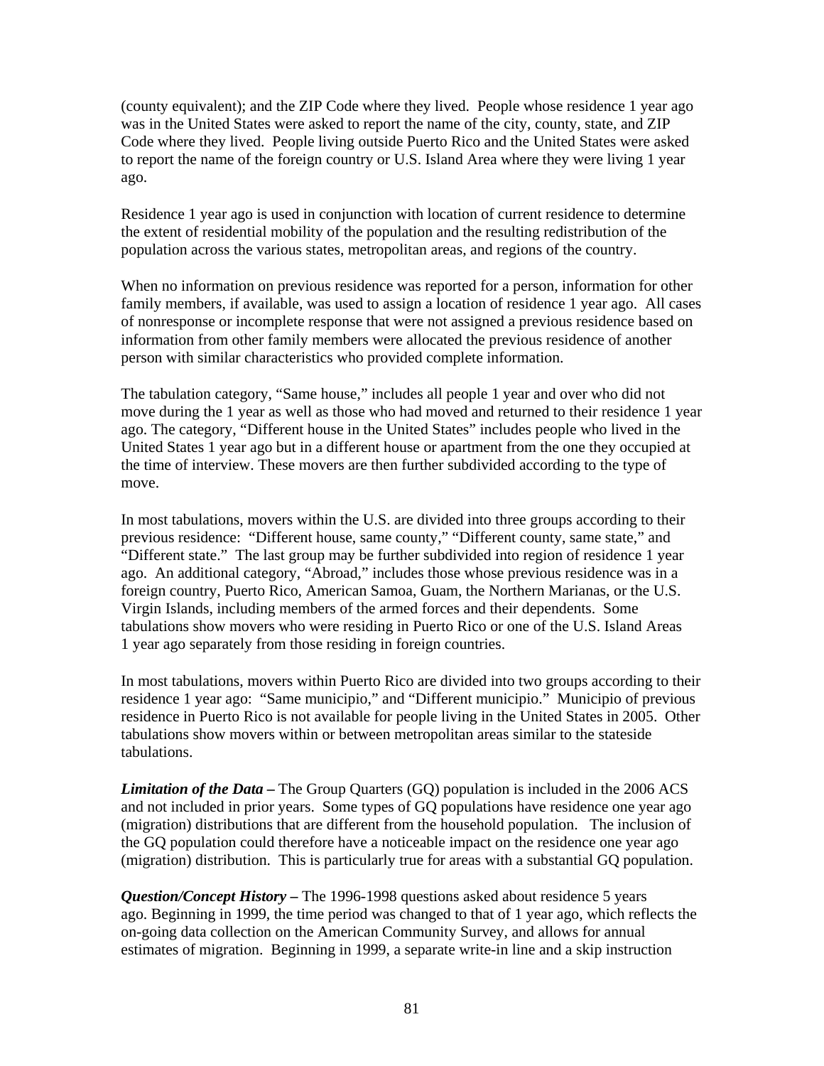(county equivalent); and the ZIP Code where they lived. People whose residence 1 year ago was in the United States were asked to report the name of the city, county, state, and ZIP Code where they lived. People living outside Puerto Rico and the United States were asked to report the name of the foreign country or U.S. Island Area where they were living 1 year ago.

Residence 1 year ago is used in conjunction with location of current residence to determine the extent of residential mobility of the population and the resulting redistribution of the population across the various states, metropolitan areas, and regions of the country.

When no information on previous residence was reported for a person, information for other family members, if available, was used to assign a location of residence 1 year ago. All cases of nonresponse or incomplete response that were not assigned a previous residence based on information from other family members were allocated the previous residence of another person with similar characteristics who provided complete information.

The tabulation category, "Same house," includes all people 1 year and over who did not move during the 1 year as well as those who had moved and returned to their residence 1 year ago. The category, "Different house in the United States" includes people who lived in the United States 1 year ago but in a different house or apartment from the one they occupied at the time of interview. These movers are then further subdivided according to the type of move.

In most tabulations, movers within the U.S. are divided into three groups according to their previous residence: "Different house, same county," "Different county, same state," and "Different state." The last group may be further subdivided into region of residence 1 year ago. An additional category, "Abroad," includes those whose previous residence was in a foreign country, Puerto Rico, American Samoa, Guam, the Northern Marianas, or the U.S. Virgin Islands, including members of the armed forces and their dependents. Some tabulations show movers who were residing in Puerto Rico or one of the U.S. Island Areas 1 year ago separately from those residing in foreign countries.

In most tabulations, movers within Puerto Rico are divided into two groups according to their residence 1 year ago: "Same municipio," and "Different municipio." Municipio of previous residence in Puerto Rico is not available for people living in the United States in 2005. Other tabulations show movers within or between metropolitan areas similar to the stateside tabulations.

***Limitation of the Data –*** The Group Quarters (GQ) population is included in the 2006 ACS and not included in prior years. Some types of GQ populations have residence one year ago (migration) distributions that are different from the household population. The inclusion of the GQ population could therefore have a noticeable impact on the residence one year ago (migration) distribution. This is particularly true for areas with a substantial GQ population.

***Question/Concept History –*** The 1996-1998 questions asked about residence 5 years ago. Beginning in 1999, the time period was changed to that of 1 year ago, which reflects the on-going data collection on the American Community Survey, and allows for annual estimates of migration. Beginning in 1999, a separate write-in line and a skip instruction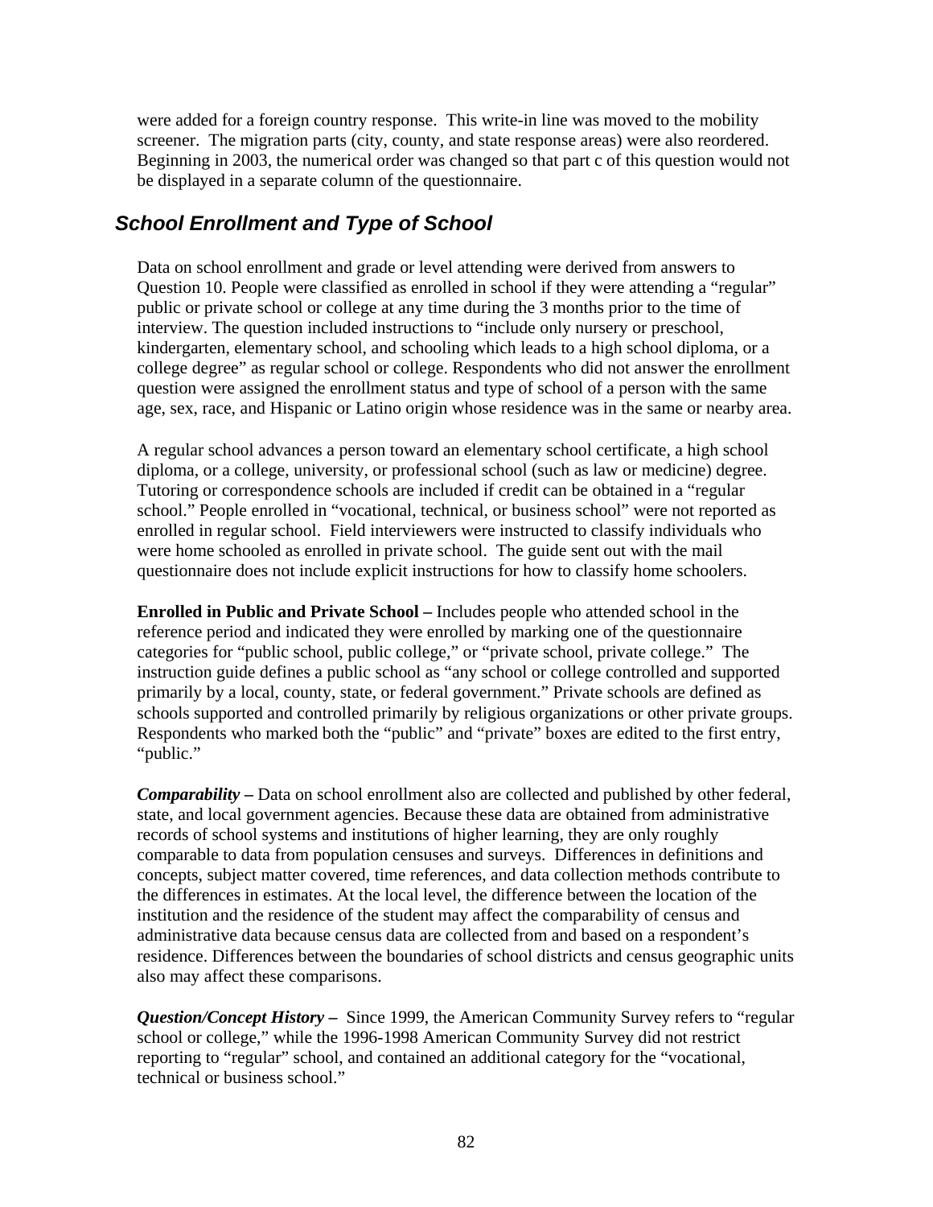were added for a foreign country response.  This write-in line was moved to the mobility screener.  The migration parts (city, county, and state response areas) were also reordered.  Beginning in 2003, the numerical order was changed so that part c of this question would not be displayed in a separate column of the questionnaire.

## *School Enrollment and Type of School*

Data on school enrollment and grade or level attending were derived from answers to Question 10. People were classified as enrolled in school if they were attending a "regular" public or private school or college at any time during the 3 months prior to the time of interview. The question included instructions to "include only nursery or preschool, kindergarten, elementary school, and schooling which leads to a high school diploma, or a college degree" as regular school or college. Respondents who did not answer the enrollment question were assigned the enrollment status and type of school of a person with the same age, sex, race, and Hispanic or Latino origin whose residence was in the same or nearby area.

A regular school advances a person toward an elementary school certificate, a high school diploma, or a college, university, or professional school (such as law or medicine) degree. Tutoring or correspondence schools are included if credit can be obtained in a "regular school." People enrolled in "vocational, technical, or business school" were not reported as enrolled in regular school.  Field interviewers were instructed to classify individuals who were home schooled as enrolled in private school.  The guide sent out with the mail questionnaire does not include explicit instructions for how to classify home schoolers.

**Enrolled in Public and Private School –** Includes people who attended school in the reference period and indicated they were enrolled by marking one of the questionnaire categories for "public school, public college," or "private school, private college."  The instruction guide defines a public school as "any school or college controlled and supported primarily by a local, county, state, or federal government." Private schools are defined as schools supported and controlled primarily by religious organizations or other private groups. Respondents who marked both the "public" and "private" boxes are edited to the first entry, "public."

***Comparability –*** Data on school enrollment also are collected and published by other federal, state, and local government agencies. Because these data are obtained from administrative records of school systems and institutions of higher learning, they are only roughly comparable to data from population censuses and surveys.  Differences in definitions and concepts, subject matter covered, time references, and data collection methods contribute to the differences in estimates. At the local level, the difference between the location of the institution and the residence of the student may affect the comparability of census and administrative data because census data are collected from and based on a respondent's residence. Differences between the boundaries of school districts and census geographic units also may affect these comparisons.

***Question/Concept History –*** Since 1999, the American Community Survey refers to "regular school or college," while the 1996-1998 American Community Survey did not restrict reporting to "regular" school, and contained an additional category for the "vocational, technical or business school."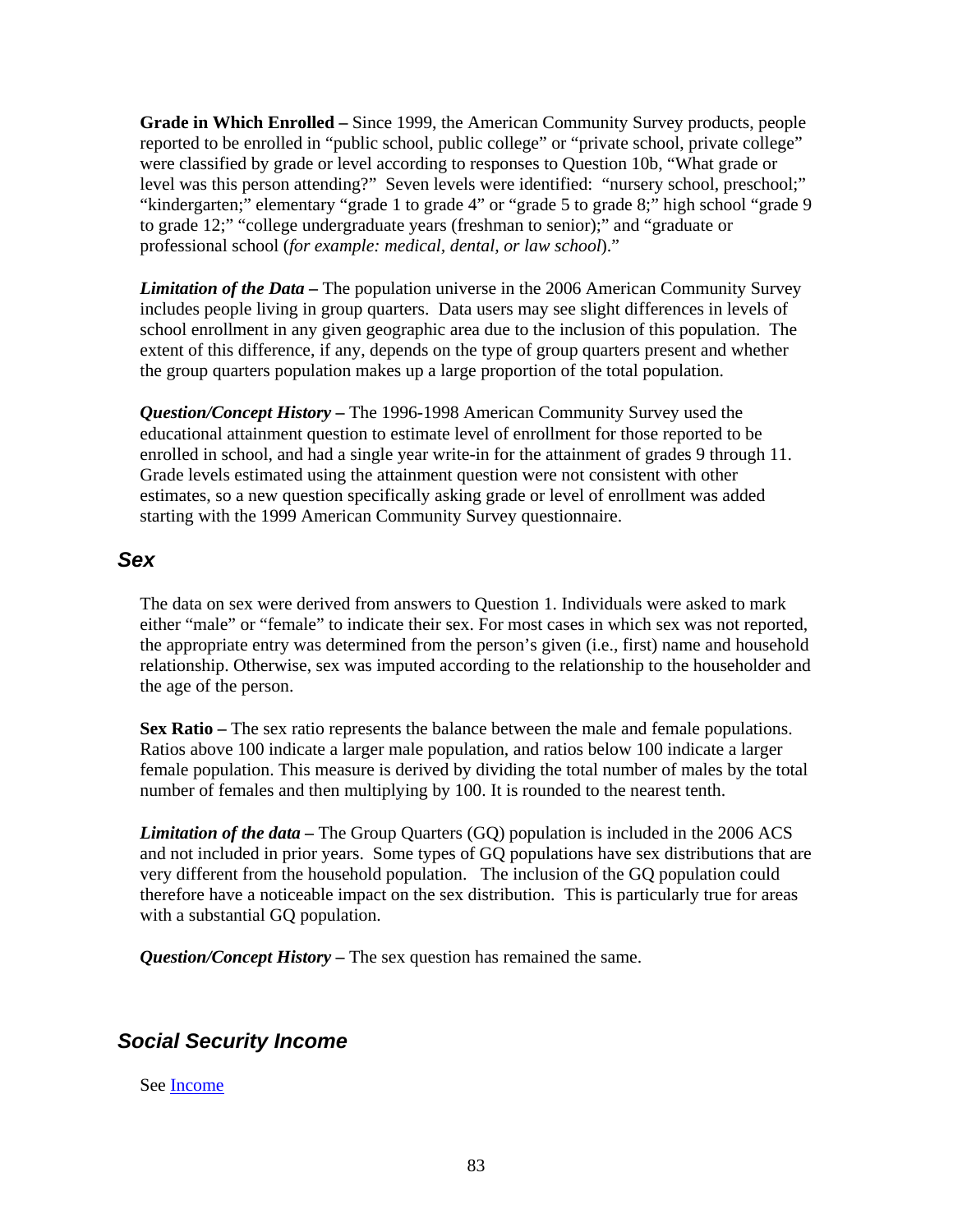**Grade in Which Enrolled –** Since 1999, the American Community Survey products, people reported to be enrolled in "public school, public college" or "private school, private college" were classified by grade or level according to responses to Question 10b, "What grade or level was this person attending?" Seven levels were identified: "nursery school, preschool;" "kindergarten;" elementary "grade 1 to grade 4" or "grade 5 to grade 8;" high school "grade 9 to grade 12;" "college undergraduate years (freshman to senior);" and "graduate or professional school (*for example: medical, dental, or law school*)."

***Limitation of the Data –*** The population universe in the 2006 American Community Survey includes people living in group quarters. Data users may see slight differences in levels of school enrollment in any given geographic area due to the inclusion of this population. The extent of this difference, if any, depends on the type of group quarters present and whether the group quarters population makes up a large proportion of the total population.

***Question/Concept History –*** The 1996-1998 American Community Survey used the educational attainment question to estimate level of enrollment for those reported to be enrolled in school, and had a single year write-in for the attainment of grades 9 through 11. Grade levels estimated using the attainment question were not consistent with other estimates, so a new question specifically asking grade or level of enrollment was added starting with the 1999 American Community Survey questionnaire.

## *Sex*

The data on sex were derived from answers to Question 1. Individuals were asked to mark either "male" or "female" to indicate their sex. For most cases in which sex was not reported, the appropriate entry was determined from the person's given (i.e., first) name and household relationship. Otherwise, sex was imputed according to the relationship to the householder and the age of the person.

**Sex Ratio –** The sex ratio represents the balance between the male and female populations. Ratios above 100 indicate a larger male population, and ratios below 100 indicate a larger female population. This measure is derived by dividing the total number of males by the total number of females and then multiplying by 100. It is rounded to the nearest tenth.

***Limitation of the data –*** The Group Quarters (GQ) population is included in the 2006 ACS and not included in prior years. Some types of GQ populations have sex distributions that are very different from the household population. The inclusion of the GQ population could therefore have a noticeable impact on the sex distribution. This is particularly true for areas with a substantial GQ population.

***Question/Concept History –*** The sex question has remained the same.

## *Social Security Income*

See Income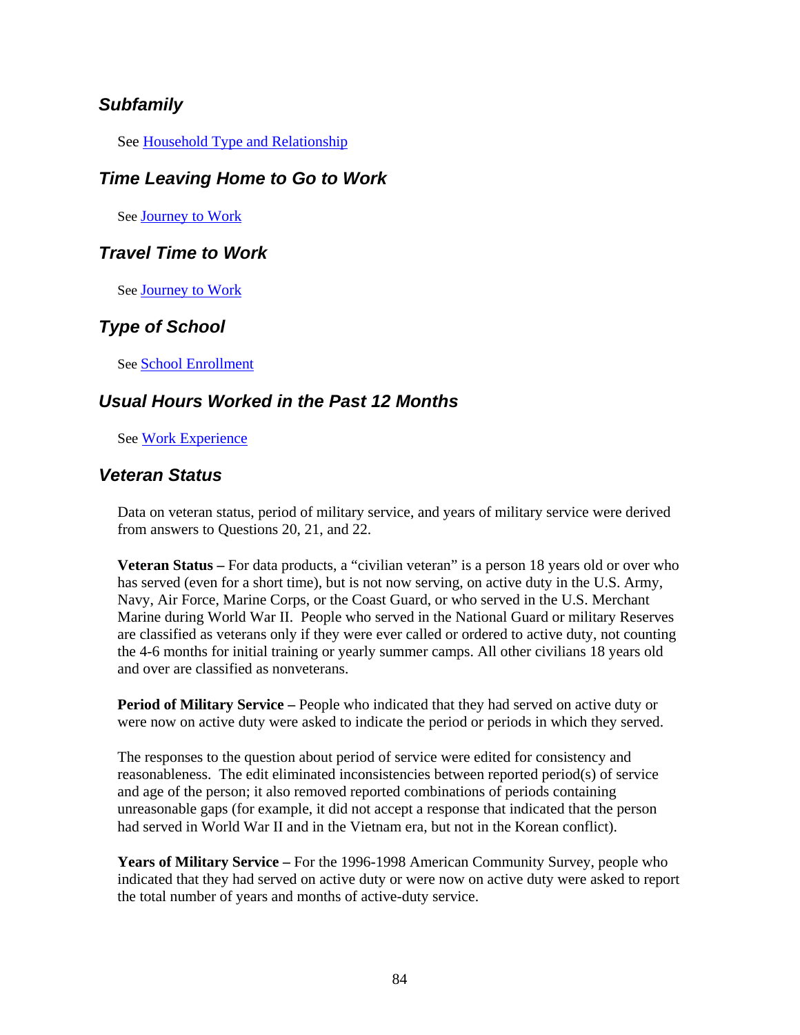### *Subfamily*

See Household Type and Relationship

### *Time Leaving Home to Go to Work*

See Journey to Work

### *Travel Time to Work*

See Journey to Work

### *Type of School*

See School Enrollment

### *Usual Hours Worked in the Past 12 Months*

See Work Experience

### *Veteran Status*

Data on veteran status, period of military service, and years of military service were derived from answers to Questions 20, 21, and 22.

**Veteran Status –** For data products, a "civilian veteran" is a person 18 years old or over who has served (even for a short time), but is not now serving, on active duty in the U.S. Army, Navy, Air Force, Marine Corps, or the Coast Guard, or who served in the U.S. Merchant Marine during World War II. People who served in the National Guard or military Reserves are classified as veterans only if they were ever called or ordered to active duty, not counting the 4-6 months for initial training or yearly summer camps. All other civilians 18 years old and over are classified as nonveterans.

**Period of Military Service –** People who indicated that they had served on active duty or were now on active duty were asked to indicate the period or periods in which they served.

The responses to the question about period of service were edited for consistency and reasonableness. The edit eliminated inconsistencies between reported period(s) of service and age of the person; it also removed reported combinations of periods containing unreasonable gaps (for example, it did not accept a response that indicated that the person had served in World War II and in the Vietnam era, but not in the Korean conflict).

**Years of Military Service –** For the 1996-1998 American Community Survey, people who indicated that they had served on active duty or were now on active duty were asked to report the total number of years and months of active-duty service.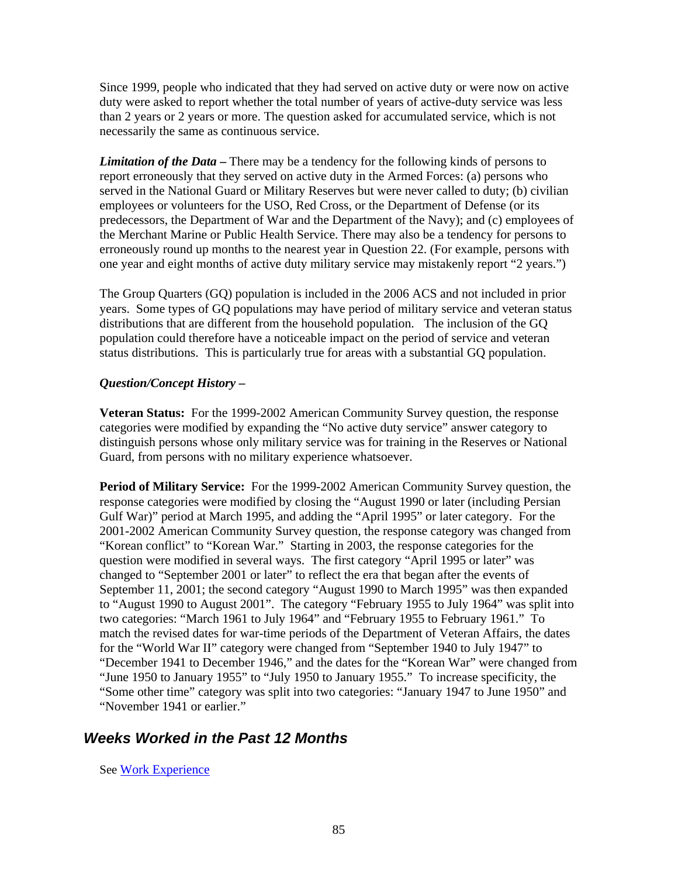Since 1999, people who indicated that they had served on active duty or were now on active duty were asked to report whether the total number of years of active-duty service was less than 2 years or 2 years or more. The question asked for accumulated service, which is not necessarily the same as continuous service.

***Limitation of the Data* –** There may be a tendency for the following kinds of persons to report erroneously that they served on active duty in the Armed Forces: (a) persons who served in the National Guard or Military Reserves but were never called to duty; (b) civilian employees or volunteers for the USO, Red Cross, or the Department of Defense (or its predecessors, the Department of War and the Department of the Navy); and (c) employees of the Merchant Marine or Public Health Service. There may also be a tendency for persons to erroneously round up months to the nearest year in Question 22. (For example, persons with one year and eight months of active duty military service may mistakenly report "2 years.")

The Group Quarters (GQ) population is included in the 2006 ACS and not included in prior years. Some types of GQ populations may have period of military service and veteran status distributions that are different from the household population. The inclusion of the GQ population could therefore have a noticeable impact on the period of service and veteran status distributions. This is particularly true for areas with a substantial GQ population.

***Question/Concept History –***

**Veteran Status:** For the 1999-2002 American Community Survey question, the response categories were modified by expanding the "No active duty service" answer category to distinguish persons whose only military service was for training in the Reserves or National Guard, from persons with no military experience whatsoever.

**Period of Military Service:** For the 1999-2002 American Community Survey question, the response categories were modified by closing the "August 1990 or later (including Persian Gulf War)" period at March 1995, and adding the "April 1995" or later category. For the 2001-2002 American Community Survey question, the response category was changed from "Korean conflict" to "Korean War." Starting in 2003, the response categories for the question were modified in several ways. The first category "April 1995 or later" was changed to "September 2001 or later" to reflect the era that began after the events of September 11, 2001; the second category "August 1990 to March 1995" was then expanded to "August 1990 to August 2001". The category "February 1955 to July 1964" was split into two categories: "March 1961 to July 1964" and "February 1955 to February 1961." To match the revised dates for war-time periods of the Department of Veteran Affairs, the dates for the "World War II" category were changed from "September 1940 to July 1947" to "December 1941 to December 1946," and the dates for the "Korean War" were changed from "June 1950 to January 1955" to "July 1950 to January 1955." To increase specificity, the "Some other time" category was split into two categories: "January 1947 to June 1950" and "November 1941 or earlier."

## *Weeks Worked in the Past 12 Months*

See Work Experience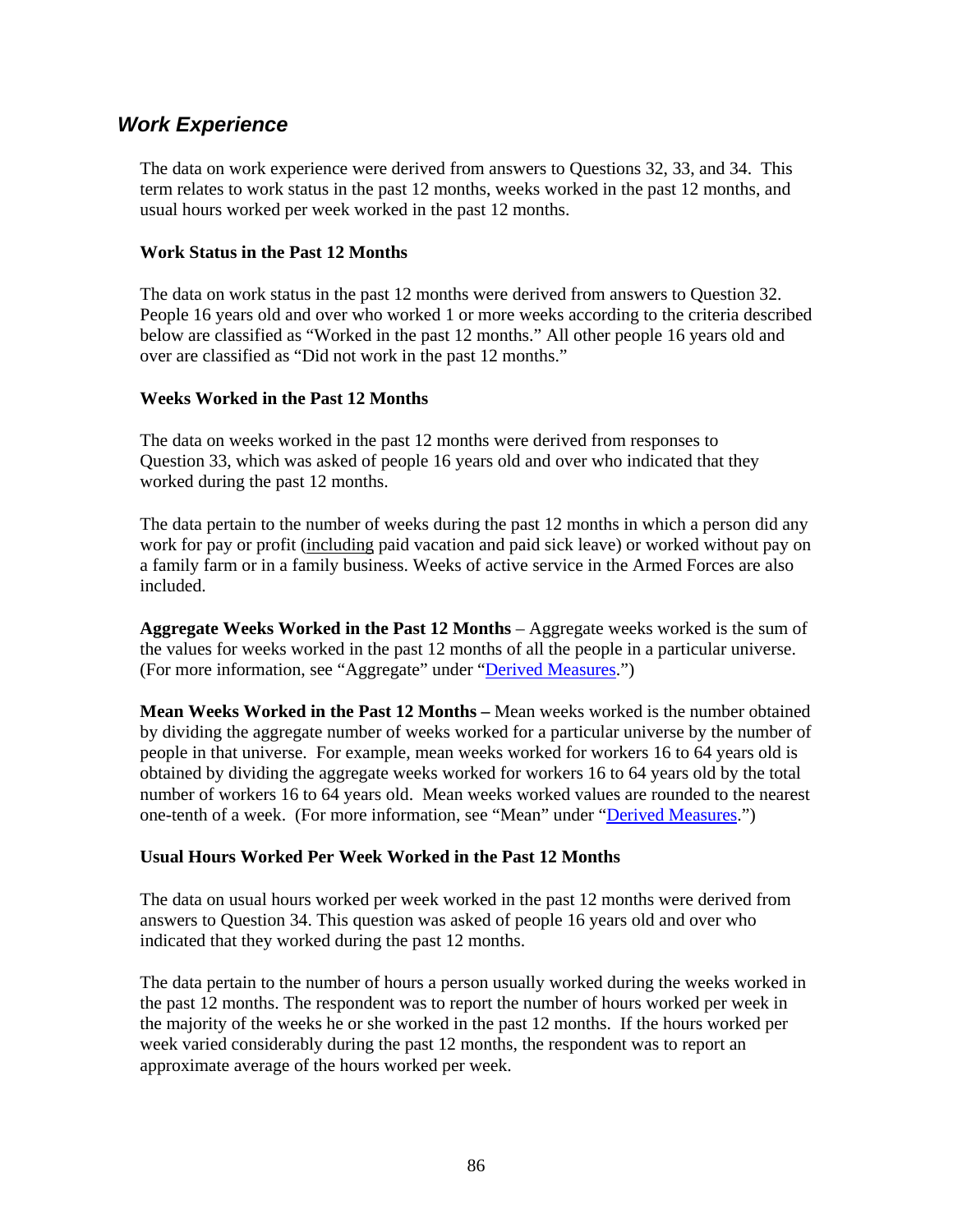## *Work Experience*

The data on work experience were derived from answers to Questions 32, 33, and 34. This term relates to work status in the past 12 months, weeks worked in the past 12 months, and usual hours worked per week worked in the past 12 months.

### Work Status in the Past 12 Months

The data on work status in the past 12 months were derived from answers to Question 32. People 16 years old and over who worked 1 or more weeks according to the criteria described below are classified as "Worked in the past 12 months." All other people 16 years old and over are classified as "Did not work in the past 12 months."

### Weeks Worked in the Past 12 Months

The data on weeks worked in the past 12 months were derived from responses to Question 33, which was asked of people 16 years old and over who indicated that they worked during the past 12 months.

The data pertain to the number of weeks during the past 12 months in which a person did any work for pay or profit (including paid vacation and paid sick leave) or worked without pay on a family farm or in a family business. Weeks of active service in the Armed Forces are also included.

**Aggregate Weeks Worked in the Past 12 Months** – Aggregate weeks worked is the sum of the values for weeks worked in the past 12 months of all the people in a particular universe. (For more information, see "Aggregate" under "Derived Measures.")

**Mean Weeks Worked in the Past 12 Months –** Mean weeks worked is the number obtained by dividing the aggregate number of weeks worked for a particular universe by the number of people in that universe. For example, mean weeks worked for workers 16 to 64 years old is obtained by dividing the aggregate weeks worked for workers 16 to 64 years old by the total number of workers 16 to 64 years old. Mean weeks worked values are rounded to the nearest one-tenth of a week. (For more information, see "Mean" under "Derived Measures.")

### Usual Hours Worked Per Week Worked in the Past 12 Months

The data on usual hours worked per week worked in the past 12 months were derived from answers to Question 34. This question was asked of people 16 years old and over who indicated that they worked during the past 12 months.

The data pertain to the number of hours a person usually worked during the weeks worked in the past 12 months. The respondent was to report the number of hours worked per week in the majority of the weeks he or she worked in the past 12 months. If the hours worked per week varied considerably during the past 12 months, the respondent was to report an approximate average of the hours worked per week.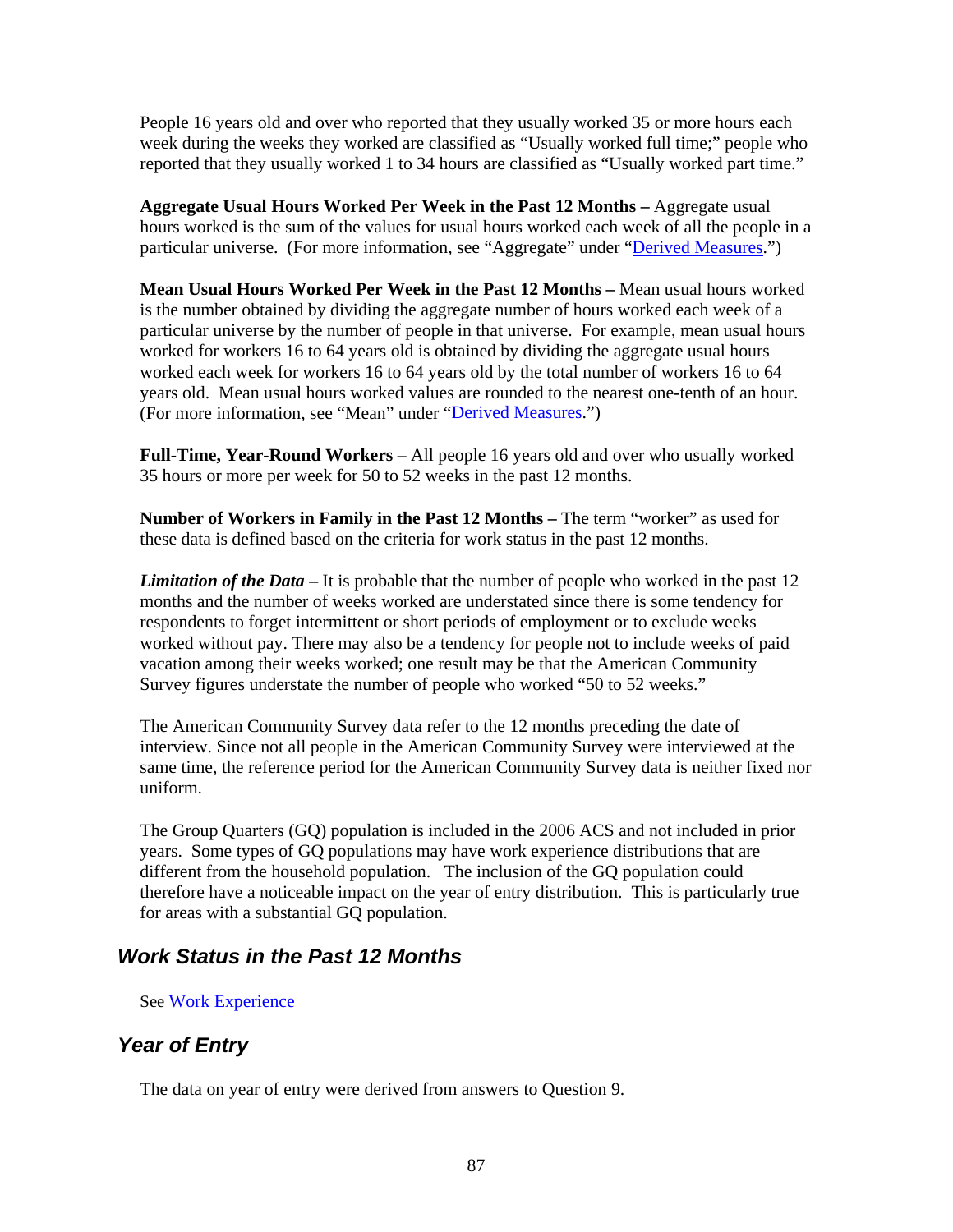People 16 years old and over who reported that they usually worked 35 or more hours each week during the weeks they worked are classified as "Usually worked full time;" people who reported that they usually worked 1 to 34 hours are classified as "Usually worked part time."

**Aggregate Usual Hours Worked Per Week in the Past 12 Months –** Aggregate usual hours worked is the sum of the values for usual hours worked each week of all the people in a particular universe. (For more information, see "Aggregate" under "Derived Measures.")

**Mean Usual Hours Worked Per Week in the Past 12 Months –** Mean usual hours worked is the number obtained by dividing the aggregate number of hours worked each week of a particular universe by the number of people in that universe. For example, mean usual hours worked for workers 16 to 64 years old is obtained by dividing the aggregate usual hours worked each week for workers 16 to 64 years old by the total number of workers 16 to 64 years old. Mean usual hours worked values are rounded to the nearest one-tenth of an hour. (For more information, see "Mean" under "Derived Measures.")

**Full-Time, Year-Round Workers** – All people 16 years old and over who usually worked 35 hours or more per week for 50 to 52 weeks in the past 12 months.

**Number of Workers in Family in the Past 12 Months –** The term "worker" as used for these data is defined based on the criteria for work status in the past 12 months.

***Limitation of the Data* –** It is probable that the number of people who worked in the past 12 months and the number of weeks worked are understated since there is some tendency for respondents to forget intermittent or short periods of employment or to exclude weeks worked without pay. There may also be a tendency for people not to include weeks of paid vacation among their weeks worked; one result may be that the American Community Survey figures understate the number of people who worked "50 to 52 weeks."

The American Community Survey data refer to the 12 months preceding the date of interview. Since not all people in the American Community Survey were interviewed at the same time, the reference period for the American Community Survey data is neither fixed nor uniform.

The Group Quarters (GQ) population is included in the 2006 ACS and not included in prior years. Some types of GQ populations may have work experience distributions that are different from the household population. The inclusion of the GQ population could therefore have a noticeable impact on the year of entry distribution. This is particularly true for areas with a substantial GQ population.

## *Work Status in the Past 12 Months*

See Work Experience

## *Year of Entry*

The data on year of entry were derived from answers to Question 9.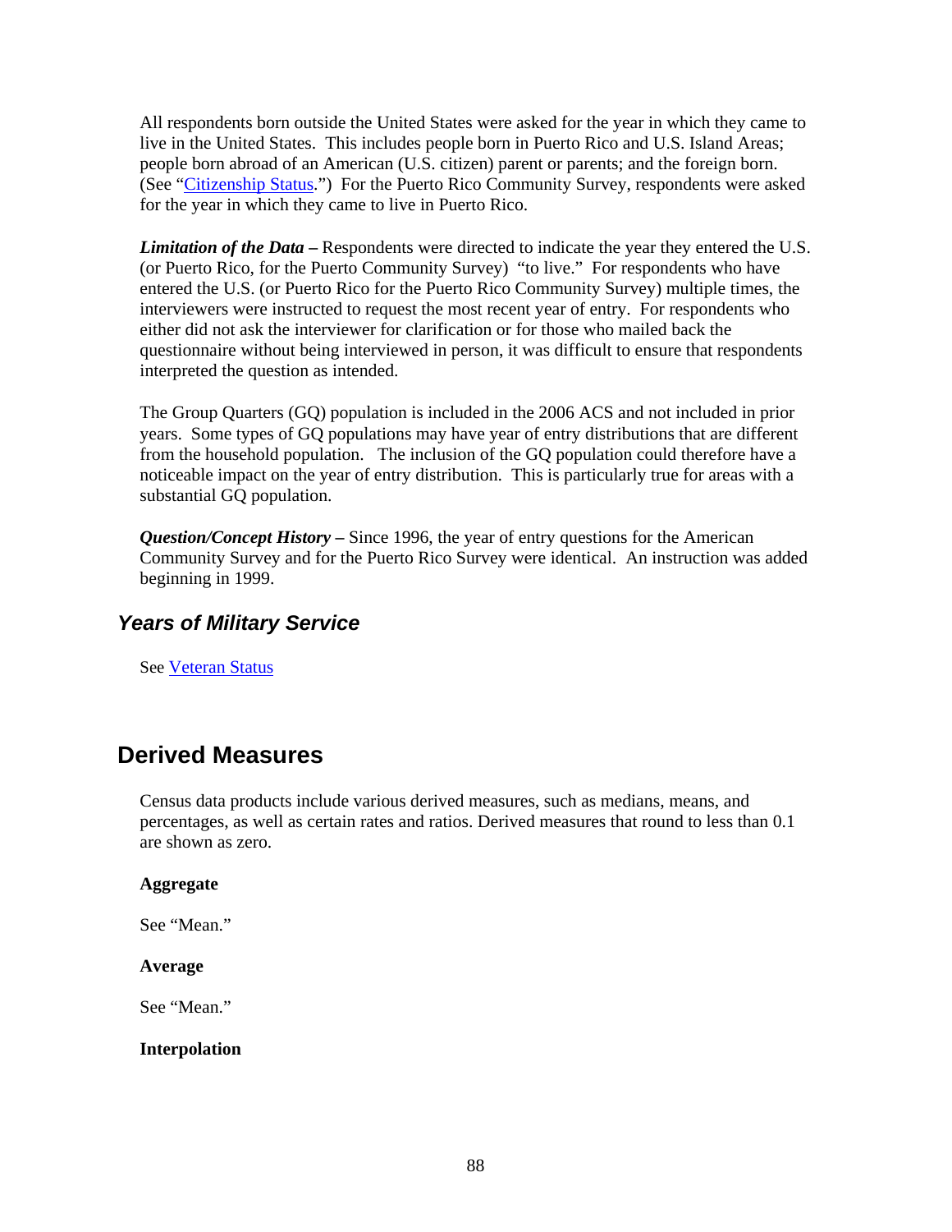All respondents born outside the United States were asked for the year in which they came to live in the United States. This includes people born in Puerto Rico and U.S. Island Areas; people born abroad of an American (U.S. citizen) parent or parents; and the foreign born. (See "Citizenship Status.") For the Puerto Rico Community Survey, respondents were asked for the year in which they came to live in Puerto Rico.

***Limitation of the Data –*** Respondents were directed to indicate the year they entered the U.S. (or Puerto Rico, for the Puerto Community Survey) "to live." For respondents who have entered the U.S. (or Puerto Rico for the Puerto Rico Community Survey) multiple times, the interviewers were instructed to request the most recent year of entry. For respondents who either did not ask the interviewer for clarification or for those who mailed back the questionnaire without being interviewed in person, it was difficult to ensure that respondents interpreted the question as intended.

The Group Quarters (GQ) population is included in the 2006 ACS and not included in prior years. Some types of GQ populations may have year of entry distributions that are different from the household population. The inclusion of the GQ population could therefore have a noticeable impact on the year of entry distribution. This is particularly true for areas with a substantial GQ population.

***Question/Concept History –*** Since 1996, the year of entry questions for the American Community Survey and for the Puerto Rico Survey were identical. An instruction was added beginning in 1999.

### *Years of Military Service*

See Veteran Status

## Derived Measures

Census data products include various derived measures, such as medians, means, and percentages, as well as certain rates and ratios. Derived measures that round to less than 0.1 are shown as zero.

**Aggregate**

See "Mean."

**Average**

See "Mean."

**Interpolation**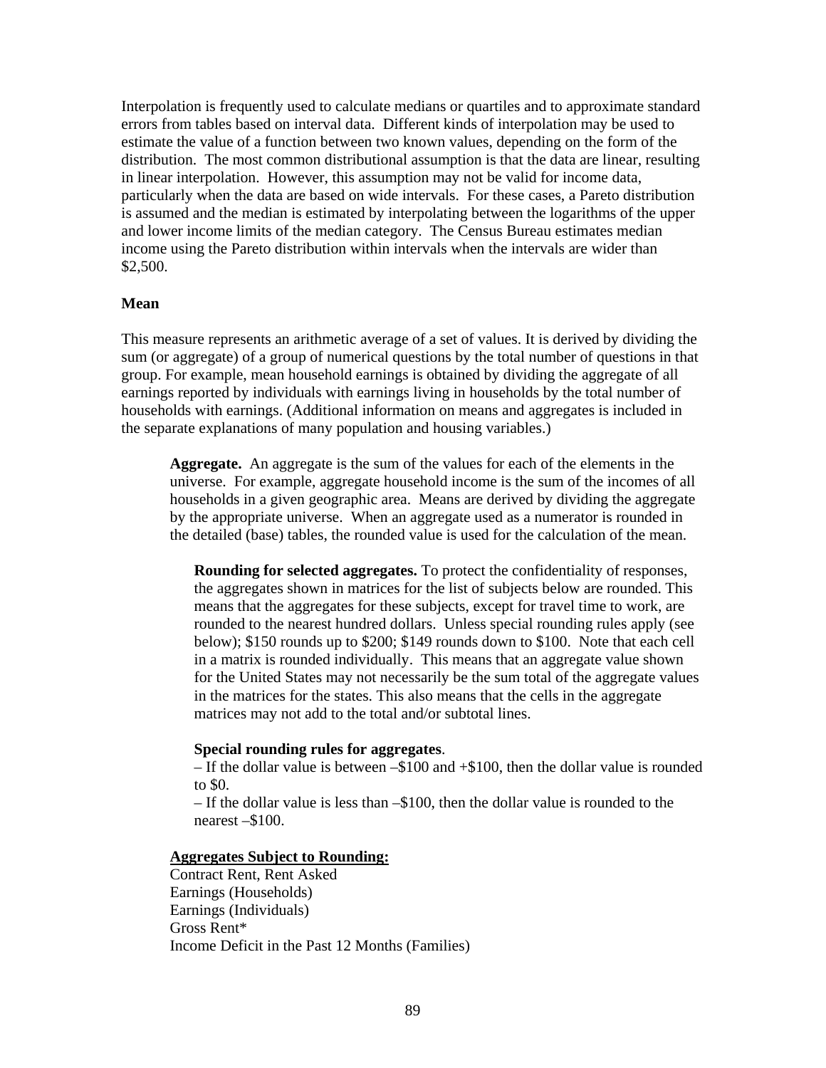Interpolation is frequently used to calculate medians or quartiles and to approximate standard errors from tables based on interval data. Different kinds of interpolation may be used to estimate the value of a function between two known values, depending on the form of the distribution. The most common distributional assumption is that the data are linear, resulting in linear interpolation. However, this assumption may not be valid for income data, particularly when the data are based on wide intervals. For these cases, a Pareto distribution is assumed and the median is estimated by interpolating between the logarithms of the upper and lower income limits of the median category. The Census Bureau estimates median income using the Pareto distribution within intervals when the intervals are wider than $2,500.

**Mean**

This measure represents an arithmetic average of a set of values. It is derived by dividing the sum (or aggregate) of a group of numerical questions by the total number of questions in that group. For example, mean household earnings is obtained by dividing the aggregate of all earnings reported by individuals with earnings living in households by the total number of households with earnings. (Additional information on means and aggregates is included in the separate explanations of many population and housing variables.)

**Aggregate.** An aggregate is the sum of the values for each of the elements in the universe. For example, aggregate household income is the sum of the incomes of all households in a given geographic area. Means are derived by dividing the aggregate by the appropriate universe. When an aggregate used as a numerator is rounded in the detailed (base) tables, the rounded value is used for the calculation of the mean.

**Rounding for selected aggregates.** To protect the confidentiality of responses, the aggregates shown in matrices for the list of subjects below are rounded. This means that the aggregates for these subjects, except for travel time to work, are rounded to the nearest hundred dollars. Unless special rounding rules apply (see below); $150 rounds up to $200; $149 rounds down to $100. Note that each cell in a matrix is rounded individually. This means that an aggregate value shown for the United States may not necessarily be the sum total of the aggregate values in the matrices for the states. This also means that the cells in the aggregate matrices may not add to the total and/or subtotal lines.

**Special rounding rules for aggregates**.
– If the dollar value is between –$100 and +$100, then the dollar value is rounded to $0.
– If the dollar value is less than –$100, then the dollar value is rounded to the nearest –$100.

**Aggregates Subject to Rounding:**
Contract Rent, Rent Asked
Earnings (Households)
Earnings (Individuals)
Gross Rent*
Income Deficit in the Past 12 Months (Families)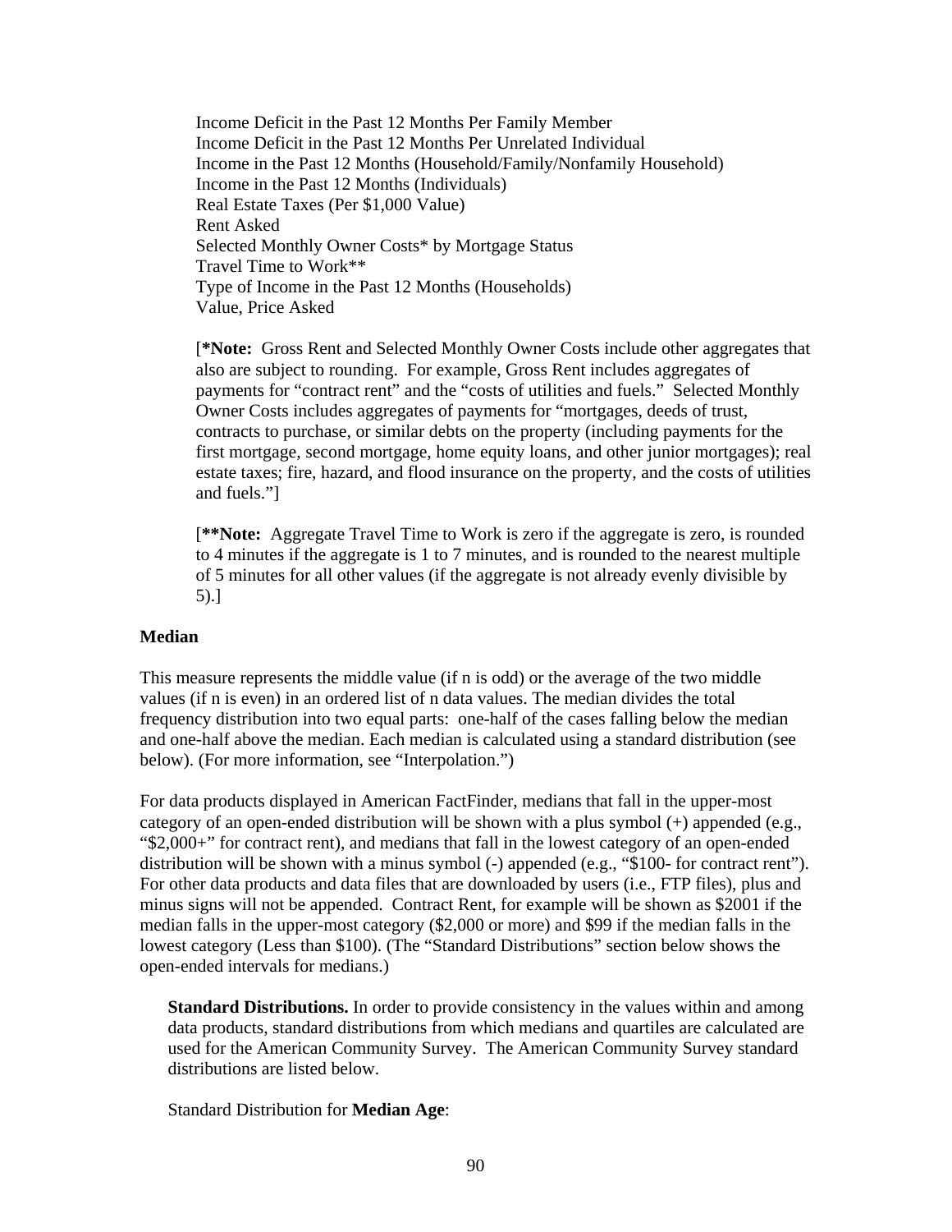Income Deficit in the Past 12 Months Per Family Member
Income Deficit in the Past 12 Months Per Unrelated Individual
Income in the Past 12 Months (Household/Family/Nonfamily Household)
Income in the Past 12 Months (Individuals)
Real Estate Taxes (Per $1,000 Value)
Rent Asked
Selected Monthly Owner Costs* by Mortgage Status
Travel Time to Work**
Type of Income in the Past 12 Months (Households)
Value, Price Asked

[**\*Note:** Gross Rent and Selected Monthly Owner Costs include other aggregates that also are subject to rounding. For example, Gross Rent includes aggregates of payments for "contract rent" and the "costs of utilities and fuels." Selected Monthly Owner Costs includes aggregates of payments for "mortgages, deeds of trust, contracts to purchase, or similar debts on the property (including payments for the first mortgage, second mortgage, home equity loans, and other junior mortgages); real estate taxes; fire, hazard, and flood insurance on the property, and the costs of utilities and fuels."]

[**\*\*Note:** Aggregate Travel Time to Work is zero if the aggregate is zero, is rounded to 4 minutes if the aggregate is 1 to 7 minutes, and is rounded to the nearest multiple of 5 minutes for all other values (if the aggregate is not already evenly divisible by 5).]

**Median**

This measure represents the middle value (if n is odd) or the average of the two middle values (if n is even) in an ordered list of n data values. The median divides the total frequency distribution into two equal parts: one-half of the cases falling below the median and one-half above the median. Each median is calculated using a standard distribution (see below). (For more information, see "Interpolation.")

For data products displayed in American FactFinder, medians that fall in the upper-most category of an open-ended distribution will be shown with a plus symbol (+) appended (e.g., "$2,000+" for contract rent), and medians that fall in the lowest category of an open-ended distribution will be shown with a minus symbol (-) appended (e.g., "$100- for contract rent"). For other data products and data files that are downloaded by users (i.e., FTP files), plus and minus signs will not be appended. Contract Rent, for example will be shown as $2001 if the median falls in the upper-most category ($2,000 or more) and $99 if the median falls in the lowest category (Less than $100). (The "Standard Distributions" section below shows the open-ended intervals for medians.)

**Standard Distributions.** In order to provide consistency in the values within and among data products, standard distributions from which medians and quartiles are calculated are used for the American Community Survey. The American Community Survey standard distributions are listed below.

Standard Distribution for **Median Age**: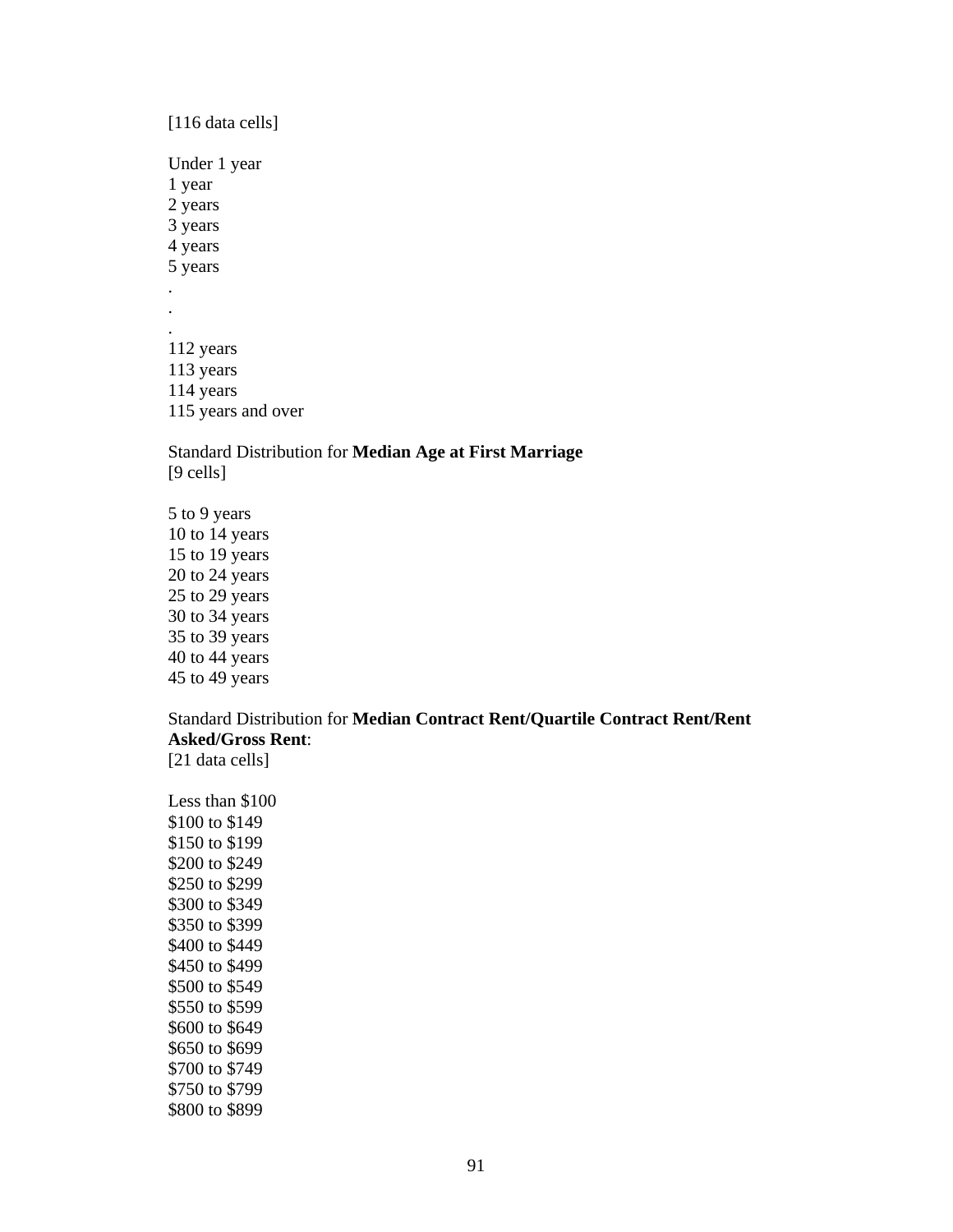[116 data cells]

Under 1 year
1 year
2 years
3 years
4 years
5 years
.
.
.
112 years
113 years
114 years
115 years and over

Standard Distribution for **Median Age at First Marriage**
[9 cells]

5 to 9 years
10 to 14 years
15 to 19 years
20 to 24 years
25 to 29 years
30 to 34 years
35 to 39 years
40 to 44 years
45 to 49 years

Standard Distribution for **Median Contract Rent/Quartile Contract Rent/Rent Asked/Gross Rent**:
[21 data cells]

Less than $100
$100 to $149
$150 to $199
$200 to $249
$250 to $299
$300 to $349
$350 to $399
$400 to $449
$450 to $499
$500 to $549
$550 to $599
$600 to $649
$650 to $699
$700 to $749
$750 to $799
$800 to $899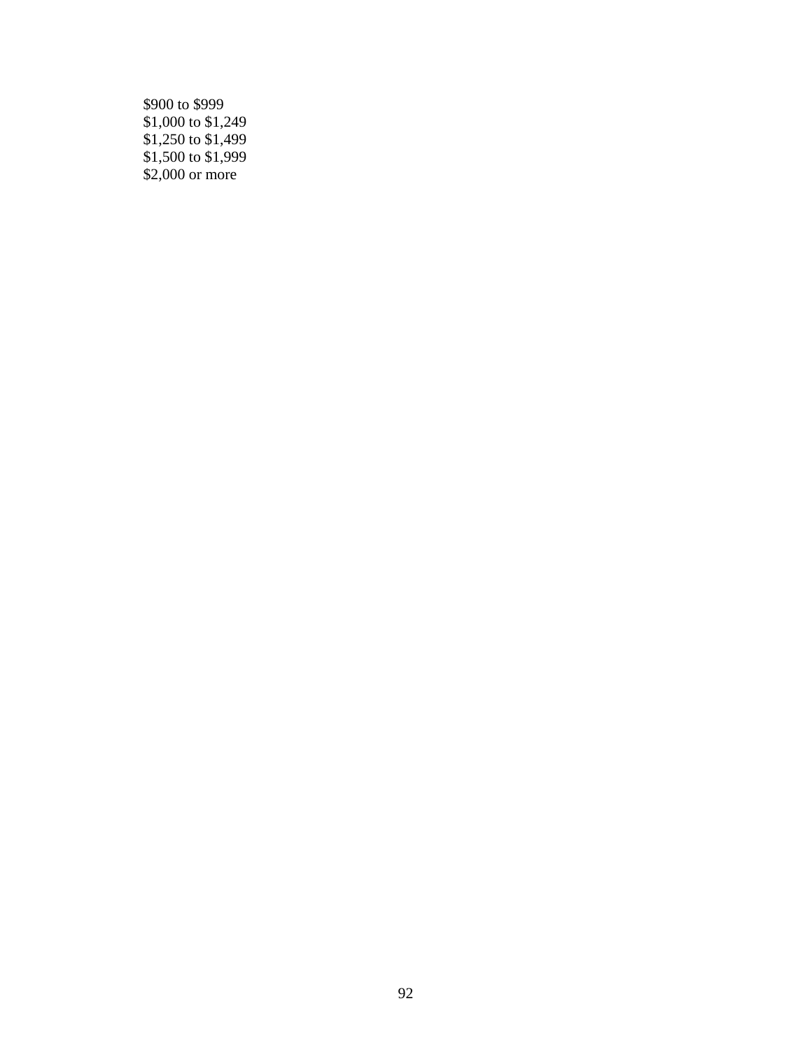$900 to $999
$1,000 to $1,249
$1,250 to $1,499
$1,500 to $1,999
$2,000 or more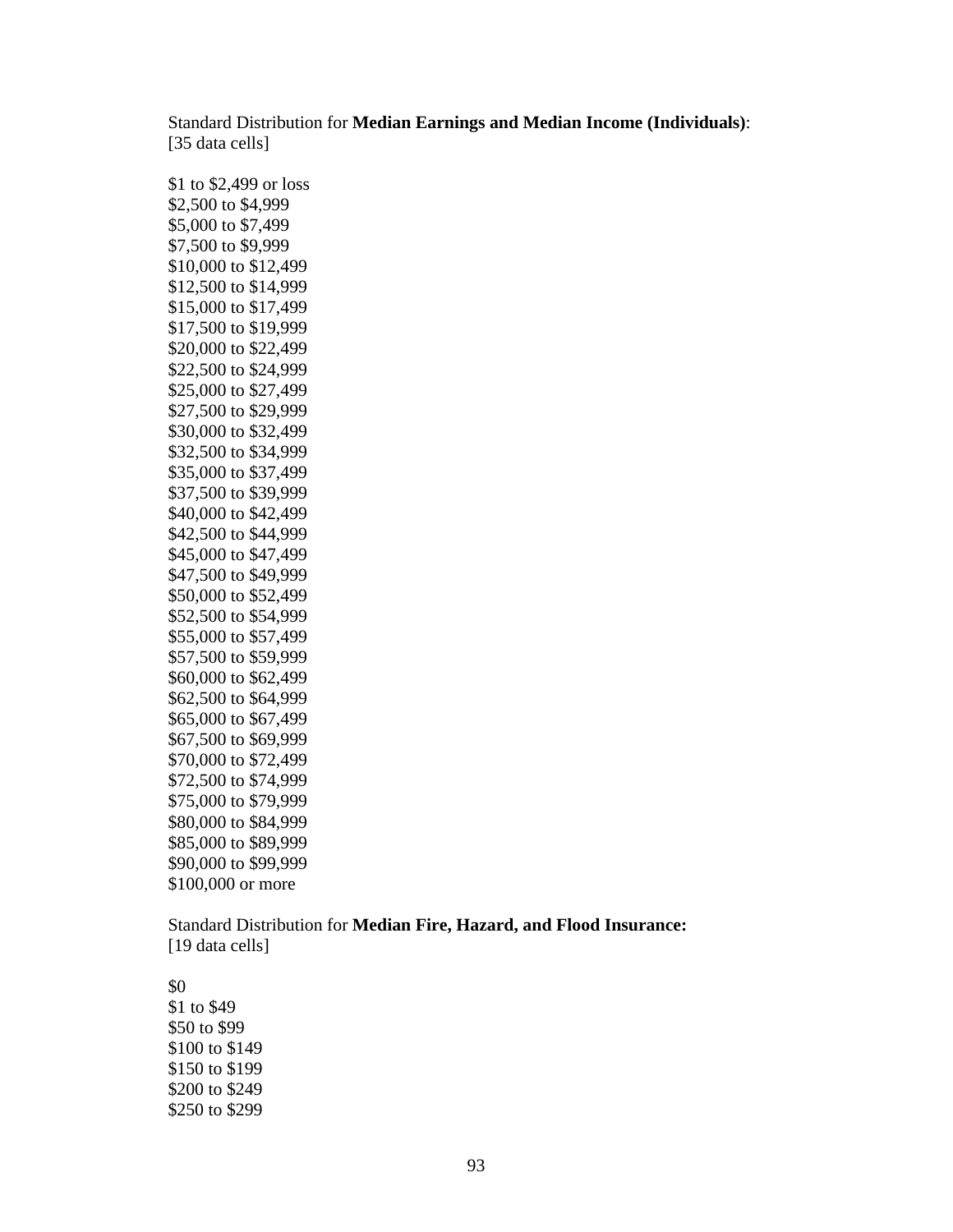Standard Distribution for **Median Earnings and Median Income (Individuals)**:
[35 data cells]

$1 to $2,499 or loss
$2,500 to $4,999
$5,000 to $7,499
$7,500 to $9,999
$10,000 to $12,499
$12,500 to $14,999
$15,000 to $17,499
$17,500 to $19,999
$20,000 to $22,499
$22,500 to $24,999
$25,000 to $27,499
$27,500 to $29,999
$30,000 to $32,499
$32,500 to $34,999
$35,000 to $37,499
$37,500 to $39,999
$40,000 to $42,499
$42,500 to $44,999
$45,000 to $47,499
$47,500 to $49,999
$50,000 to $52,499
$52,500 to $54,999
$55,000 to $57,499
$57,500 to $59,999
$60,000 to $62,499
$62,500 to $64,999
$65,000 to $67,499
$67,500 to $69,999
$70,000 to $72,499
$72,500 to $74,999
$75,000 to $79,999
$80,000 to $84,999
$85,000 to $89,999
$90,000 to $99,999
$100,000 or more

Standard Distribution for **Median Fire, Hazard, and Flood Insurance:**
[19 data cells]

$0
$1 to $49
$50 to $99
$100 to $149
$150 to $199
$200 to $249
$250 to $299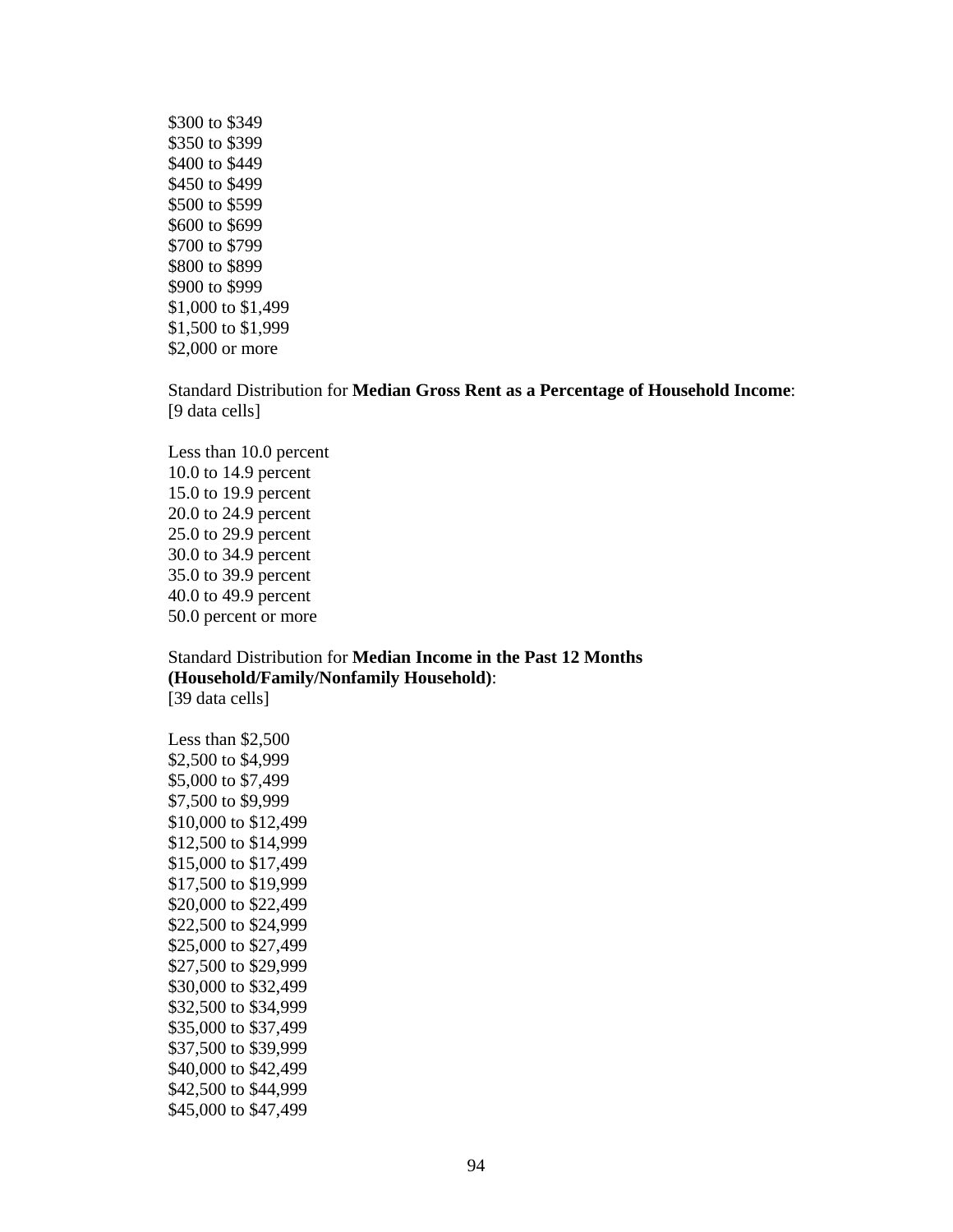$300 to $349
$350 to $399
$400 to $449
$450 to $499
$500 to $599
$600 to $699
$700 to $799
$800 to $899
$900 to $999
$1,000 to $1,499
$1,500 to $1,999
$2,000 or more

Standard Distribution for **Median Gross Rent as a Percentage of Household Income**:
[9 data cells]

Less than 10.0 percent
10.0 to 14.9 percent
15.0 to 19.9 percent
20.0 to 24.9 percent
25.0 to 29.9 percent
30.0 to 34.9 percent
35.0 to 39.9 percent
40.0 to 49.9 percent
50.0 percent or more

Standard Distribution for **Median Income in the Past 12 Months (Household/Family/Nonfamily Household)**:
[39 data cells]

Less than $2,500
$2,500 to $4,999
$5,000 to $7,499
$7,500 to $9,999
$10,000 to $12,499
$12,500 to $14,999
$15,000 to $17,499
$17,500 to $19,999
$20,000 to $22,499
$22,500 to $24,999
$25,000 to $27,499
$27,500 to $29,999
$30,000 to $32,499
$32,500 to $34,999
$35,000 to $37,499
$37,500 to $39,999
$40,000 to $42,499
$42,500 to $44,999
$45,000 to $47,499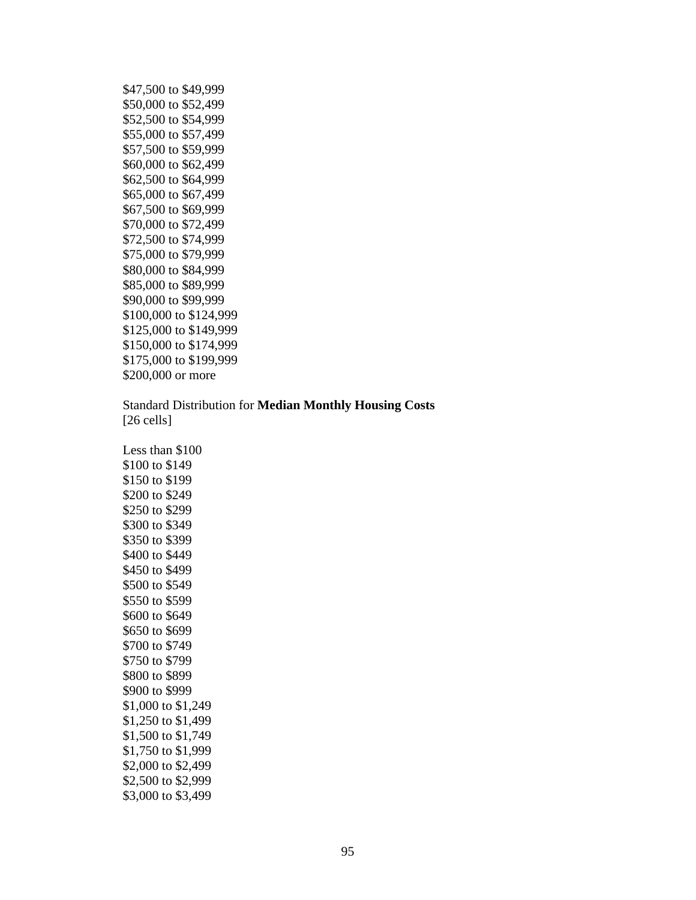$47,500 to $49,999
$50,000 to $52,499
$52,500 to $54,999
$55,000 to $57,499
$57,500 to $59,999
$60,000 to $62,499
$62,500 to $64,999
$65,000 to $67,499
$67,500 to $69,999
$70,000 to $72,499
$72,500 to $74,999
$75,000 to $79,999
$80,000 to $84,999
$85,000 to $89,999
$90,000 to $99,999
$100,000 to $124,999
$125,000 to $149,999
$150,000 to $174,999
$175,000 to $199,999
$200,000 or more

Standard Distribution for **Median Monthly Housing Costs**
[26 cells]

Less than $100
$100 to $149
$150 to $199
$200 to $249
$250 to $299
$300 to $349
$350 to $399
$400 to $449
$450 to $499
$500 to $549
$550 to $599
$600 to $649
$650 to $699
$700 to $749
$750 to $799
$800 to $899
$900 to $999
$1,000 to $1,249
$1,250 to $1,499
$1,500 to $1,749
$1,750 to $1,999
$2,000 to $2,499
$2,500 to $2,999
$3,000 to $3,499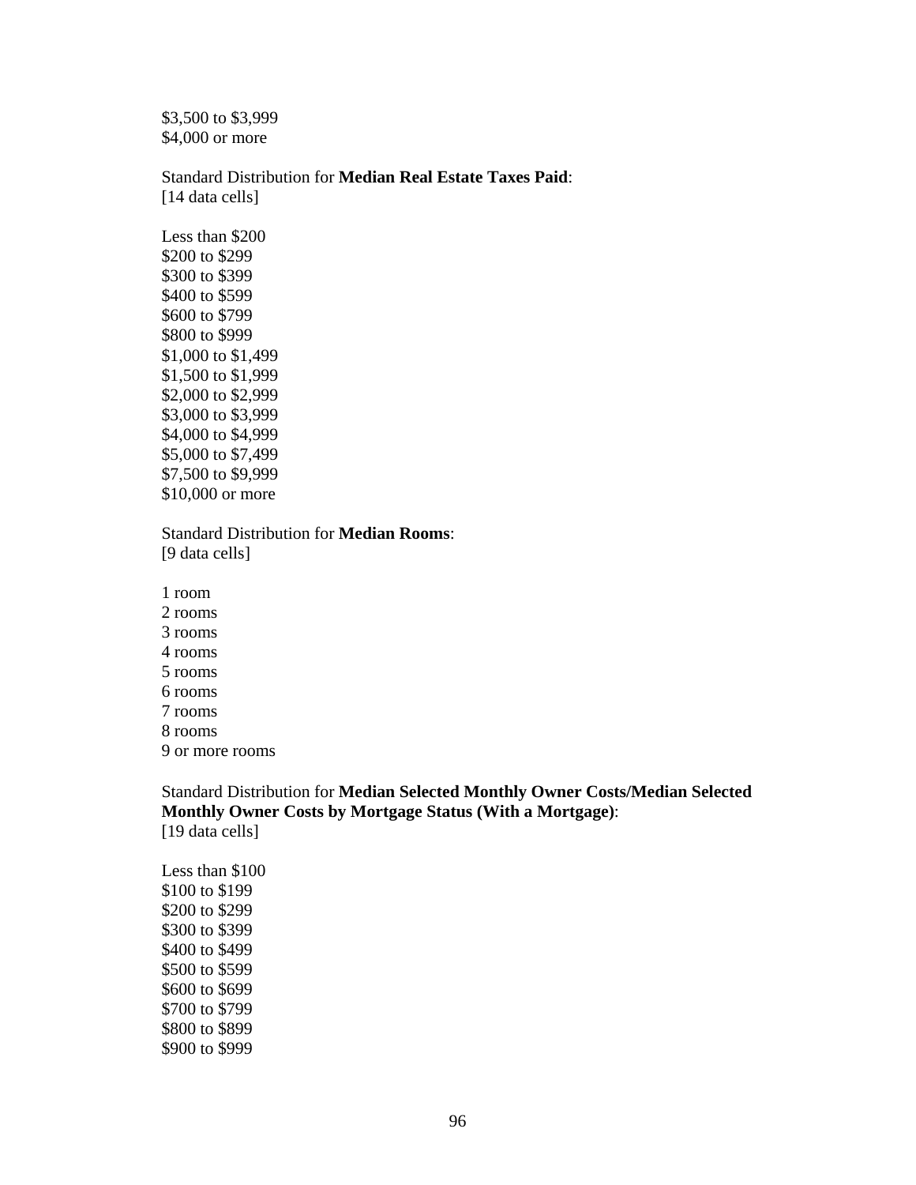$3,500 to $3,999
$4,000 or more

Standard Distribution for **Median Real Estate Taxes Paid**:
[14 data cells]

Less than $200
$200 to $299
$300 to $399
$400 to $599
$600 to $799
$800 to $999
$1,000 to $1,499
$1,500 to $1,999
$2,000 to $2,999
$3,000 to $3,999
$4,000 to $4,999
$5,000 to $7,499
$7,500 to $9,999
$10,000 or more

Standard Distribution for **Median Rooms**:
[9 data cells]

1 room
2 rooms
3 rooms
4 rooms
5 rooms
6 rooms
7 rooms
8 rooms
9 or more rooms

Standard Distribution for **Median Selected Monthly Owner Costs/Median Selected Monthly Owner Costs by Mortgage Status (With a Mortgage)**:
[19 data cells]

Less than $100
$100 to $199
$200 to $299
$300 to $399
$400 to $499
$500 to $599
$600 to $699
$700 to $799
$800 to $899
$900 to $999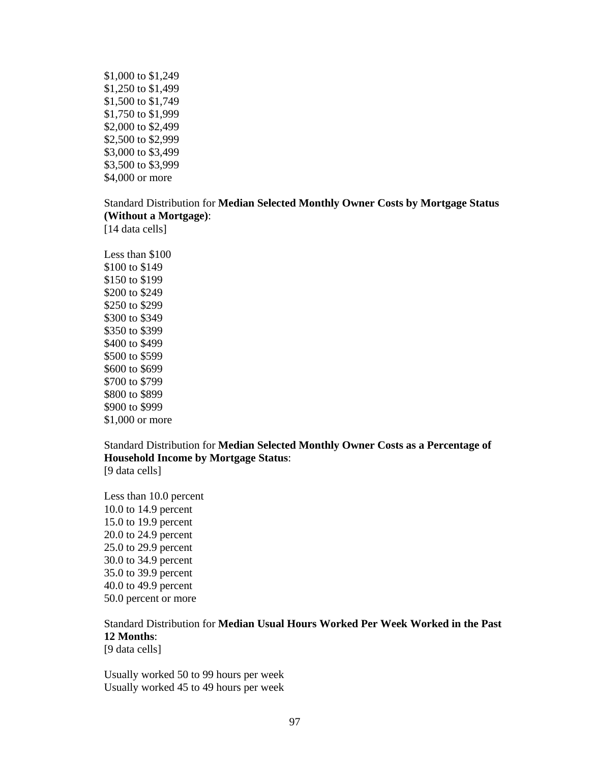$1,000 to $1,249
$1,250 to $1,499
$1,500 to $1,749
$1,750 to $1,999
$2,000 to $2,499
$2,500 to $2,999
$3,000 to $3,499
$3,500 to $3,999
$4,000 or more

Standard Distribution for **Median Selected Monthly Owner Costs by Mortgage Status (Without a Mortgage)**:
[14 data cells]

Less than $100
$100 to $149
$150 to $199
$200 to $249
$250 to $299
$300 to $349
$350 to $399
$400 to $499
$500 to $599
$600 to $699
$700 to $799
$800 to $899
$900 to $999
$1,000 or more

Standard Distribution for **Median Selected Monthly Owner Costs as a Percentage of Household Income by Mortgage Status**:
[9 data cells]

Less than 10.0 percent
10.0 to 14.9 percent
15.0 to 19.9 percent
20.0 to 24.9 percent
25.0 to 29.9 percent
30.0 to 34.9 percent
35.0 to 39.9 percent
40.0 to 49.9 percent
50.0 percent or more

Standard Distribution for **Median Usual Hours Worked Per Week Worked in the Past 12 Months**:
[9 data cells]

Usually worked 50 to 99 hours per week
Usually worked 45 to 49 hours per week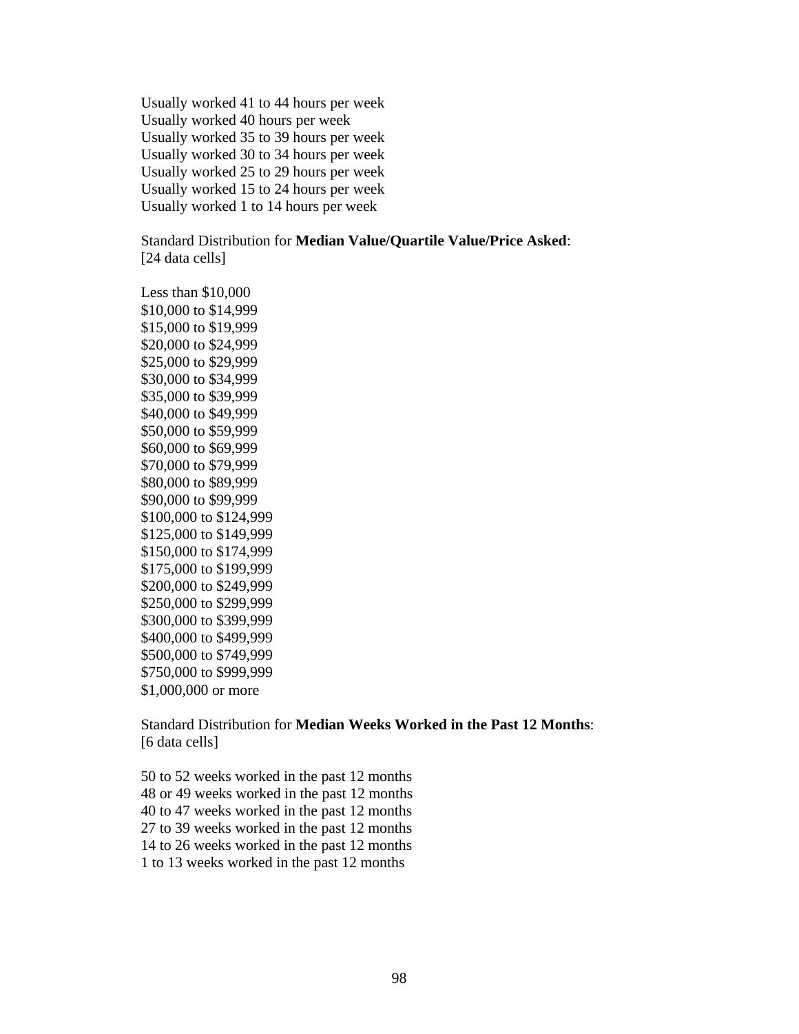Usually worked 41 to 44 hours per week
Usually worked 40 hours per week
Usually worked 35 to 39 hours per week
Usually worked 30 to 34 hours per week
Usually worked 25 to 29 hours per week
Usually worked 15 to 24 hours per week
Usually worked 1 to 14 hours per week

Standard Distribution for **Median Value/Quartile Value/Price Asked**:
[24 data cells]

Less than $10,000
$10,000 to $14,999
$15,000 to $19,999
$20,000 to $24,999
$25,000 to $29,999
$30,000 to $34,999
$35,000 to $39,999
$40,000 to $49,999
$50,000 to $59,999
$60,000 to $69,999
$70,000 to $79,999
$80,000 to $89,999
$90,000 to $99,999
$100,000 to $124,999
$125,000 to $149,999
$150,000 to $174,999
$175,000 to $199,999
$200,000 to $249,999
$250,000 to $299,999
$300,000 to $399,999
$400,000 to $499,999
$500,000 to $749,999
$750,000 to $999,999
$1,000,000 or more

Standard Distribution for **Median Weeks Worked in the Past 12 Months**:
[6 data cells]

50 to 52 weeks worked in the past 12 months
48 or 49 weeks worked in the past 12 months
40 to 47 weeks worked in the past 12 months
27 to 39 weeks worked in the past 12 months
14 to 26 weeks worked in the past 12 months
1 to 13 weeks worked in the past 12 months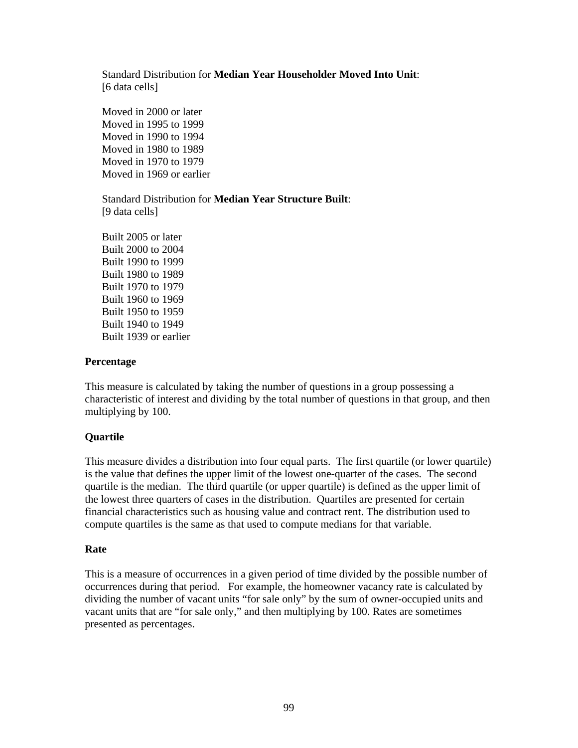Standard Distribution for **Median Year Householder Moved Into Unit**:
[6 data cells]

Moved in 2000 or later
Moved in 1995 to 1999
Moved in 1990 to 1994
Moved in 1980 to 1989
Moved in 1970 to 1979
Moved in 1969 or earlier

Standard Distribution for **Median Year Structure Built**:
[9 data cells]

Built 2005 or later
Built 2000 to 2004
Built 1990 to 1999
Built 1980 to 1989
Built 1970 to 1979
Built 1960 to 1969
Built 1950 to 1959
Built 1940 to 1949
Built 1939 or earlier

**Percentage**

This measure is calculated by taking the number of questions in a group possessing a characteristic of interest and dividing by the total number of questions in that group, and then multiplying by 100.

**Quartile**

This measure divides a distribution into four equal parts. The first quartile (or lower quartile) is the value that defines the upper limit of the lowest one-quarter of the cases. The second quartile is the median. The third quartile (or upper quartile) is defined as the upper limit of the lowest three quarters of cases in the distribution. Quartiles are presented for certain financial characteristics such as housing value and contract rent. The distribution used to compute quartiles is the same as that used to compute medians for that variable.

**Rate**

This is a measure of occurrences in a given period of time divided by the possible number of occurrences during that period. For example, the homeowner vacancy rate is calculated by dividing the number of vacant units "for sale only" by the sum of owner-occupied units and vacant units that are "for sale only," and then multiplying by 100. Rates are sometimes presented as percentages.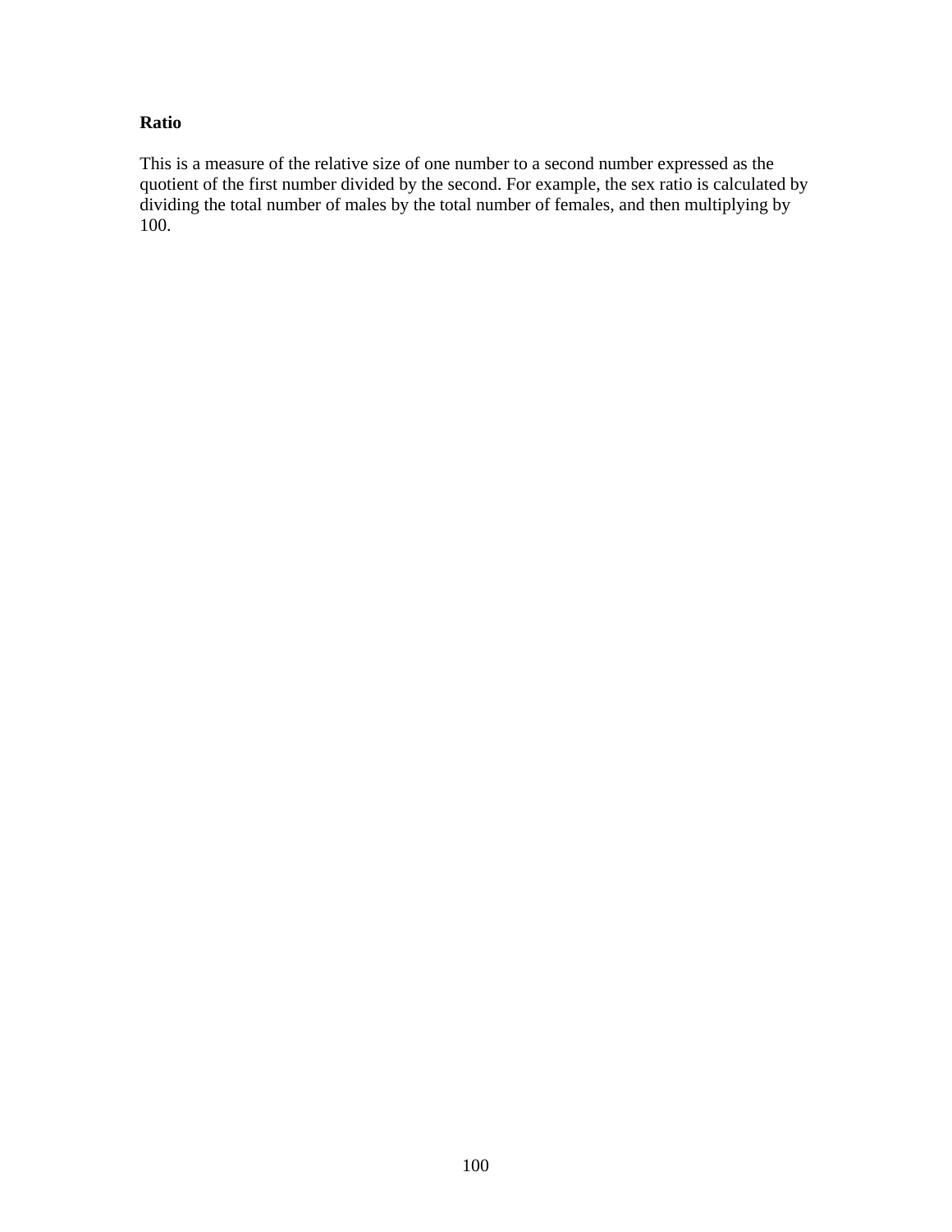**Ratio**

This is a measure of the relative size of one number to a second number expressed as the quotient of the first number divided by the second. For example, the sex ratio is calculated by dividing the total number of males by the total number of females, and then multiplying by 100.